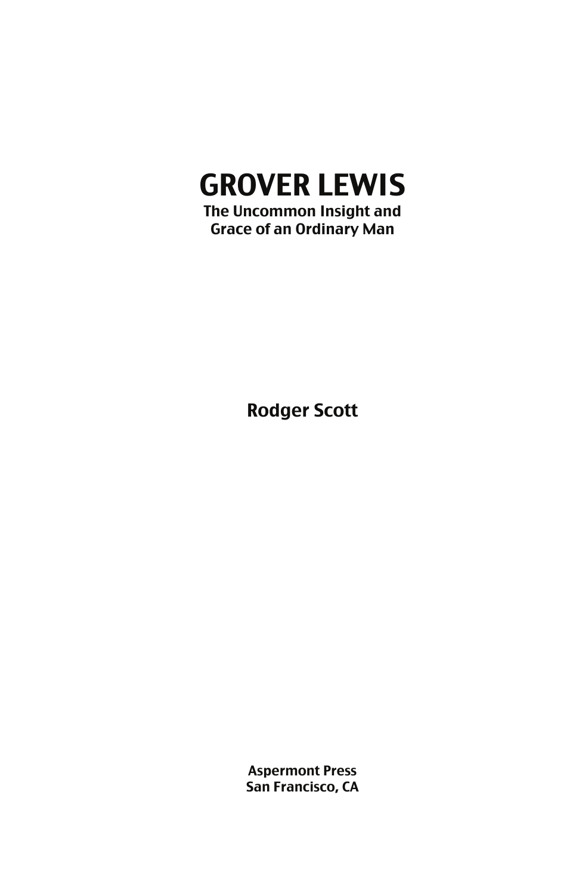# GROVER LEWIS

**The Uncommon Insight and Grace of an Ordinary Man**

**Rodger Scott**

**Aspermont Press**
**San Francisco, CA**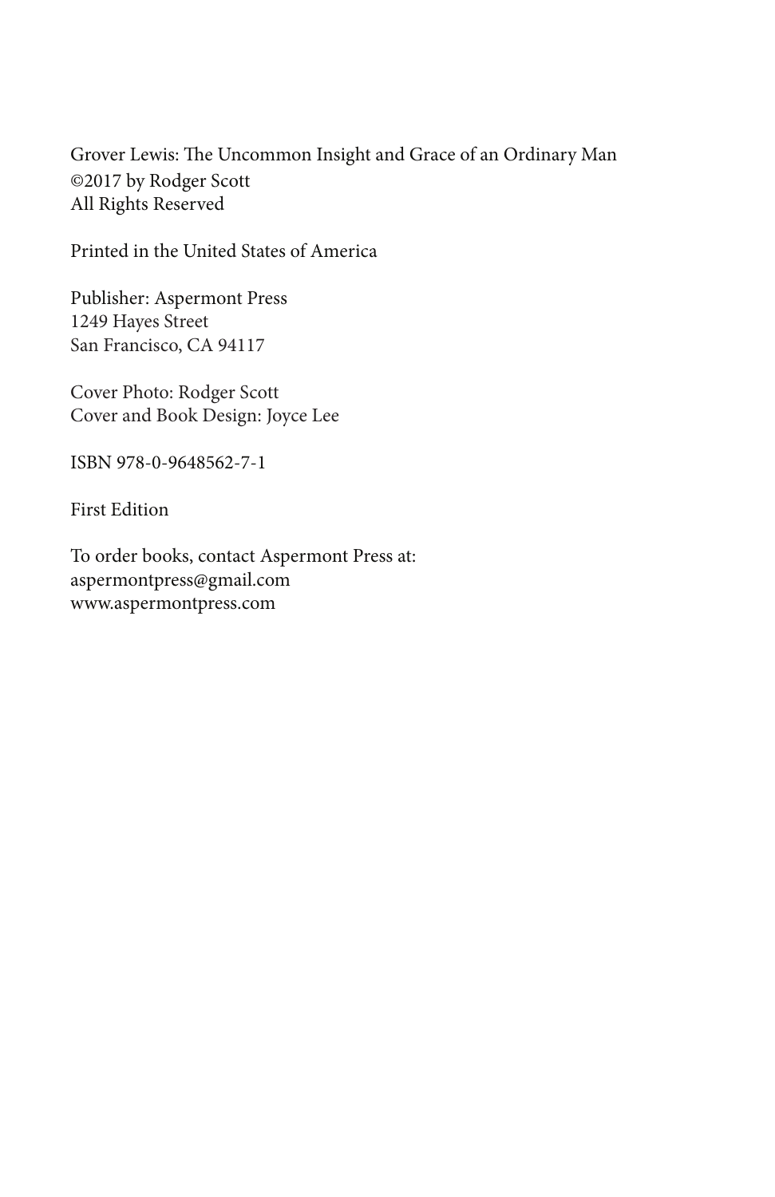Grover Lewis: The Uncommon Insight and Grace of an Ordinary Man
©2017 by Rodger Scott
All Rights Reserved

Printed in the United States of America

Publisher: Aspermont Press
1249 Hayes Street
San Francisco, CA 94117

Cover Photo: Rodger Scott
Cover and Book Design: Joyce Lee

ISBN 978-0-9648562-7-1

First Edition

To order books, contact Aspermont Press at:
aspermontpress@gmail.com
www.aspermontpress.com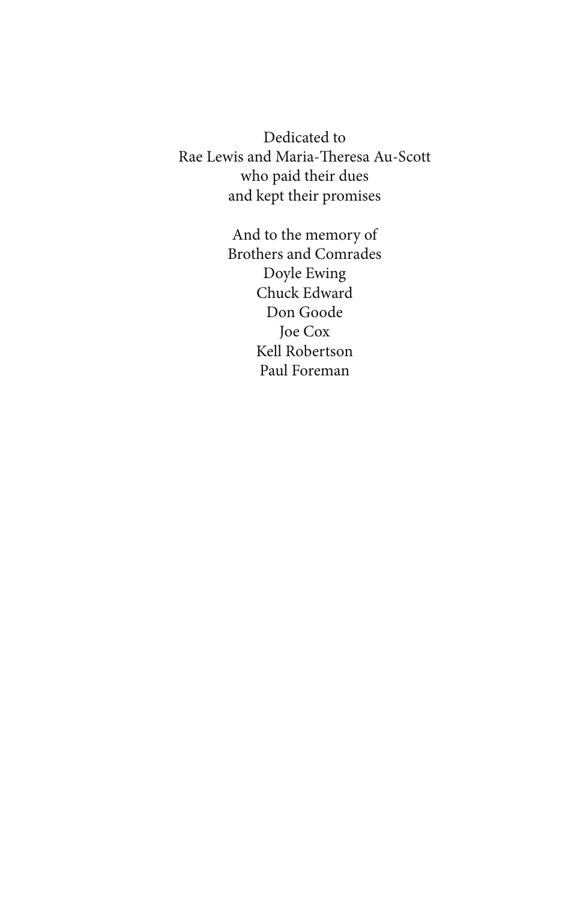Dedicated to
Rae Lewis and Maria-Theresa Au-Scott
who paid their dues
and kept their promises

And to the memory of
Brothers and Comrades
Doyle Ewing
Chuck Edward
Don Goode
Joe Cox
Kell Robertson
Paul Foreman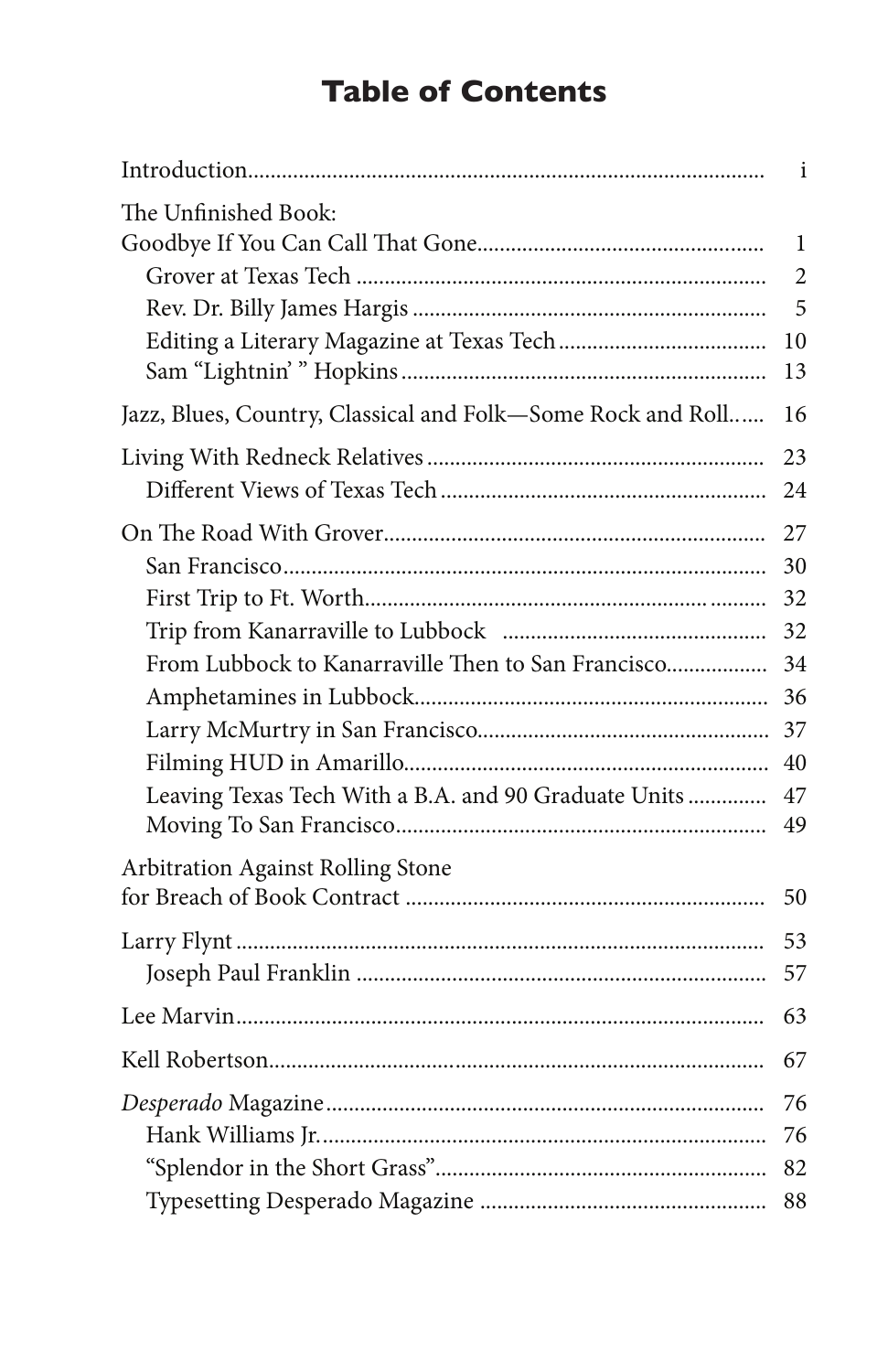# Table of Contents

| | |
|---|---|
| Introduction | i |
| The Unfinished Book: Goodbye If You Can Call That Gone | 1 |
| Grover at Texas Tech | 2 |
| Rev. Dr. Billy James Hargis | 5 |
| Editing a Literary Magazine at Texas Tech | 10 |
| Sam "Lightnin' " Hopkins | 13 |
| Jazz, Blues, Country, Classical and Folk—Some Rock and Roll | 16 |
| Living With Redneck Relatives | 23 |
| Different Views of Texas Tech | 24 |
| On The Road With Grover | 27 |
| San Francisco | 30 |
| First Trip to Ft. Worth | 32 |
| Trip from Kanarraville to Lubbock | 32 |
| From Lubbock to Kanarraville Then to San Francisco | 34 |
| Amphetamines in Lubbock | 36 |
| Larry McMurtry in San Francisco | 37 |
| Filming HUD in Amarillo | 40 |
| Leaving Texas Tech With a B.A. and 90 Graduate Units | 47 |
| Moving To San Francisco | 49 |
| Arbitration Against Rolling Stone for Breach of Book Contract | 50 |
| Larry Flynt | 53 |
| Joseph Paul Franklin | 57 |
| Lee Marvin | 63 |
| Kell Robertson | 67 |
| *Desperado* Magazine | 76 |
| Hank Williams Jr. | 76 |
| "Splendor in the Short Grass" | 82 |
| Typesetting Desperado Magazine | 88 |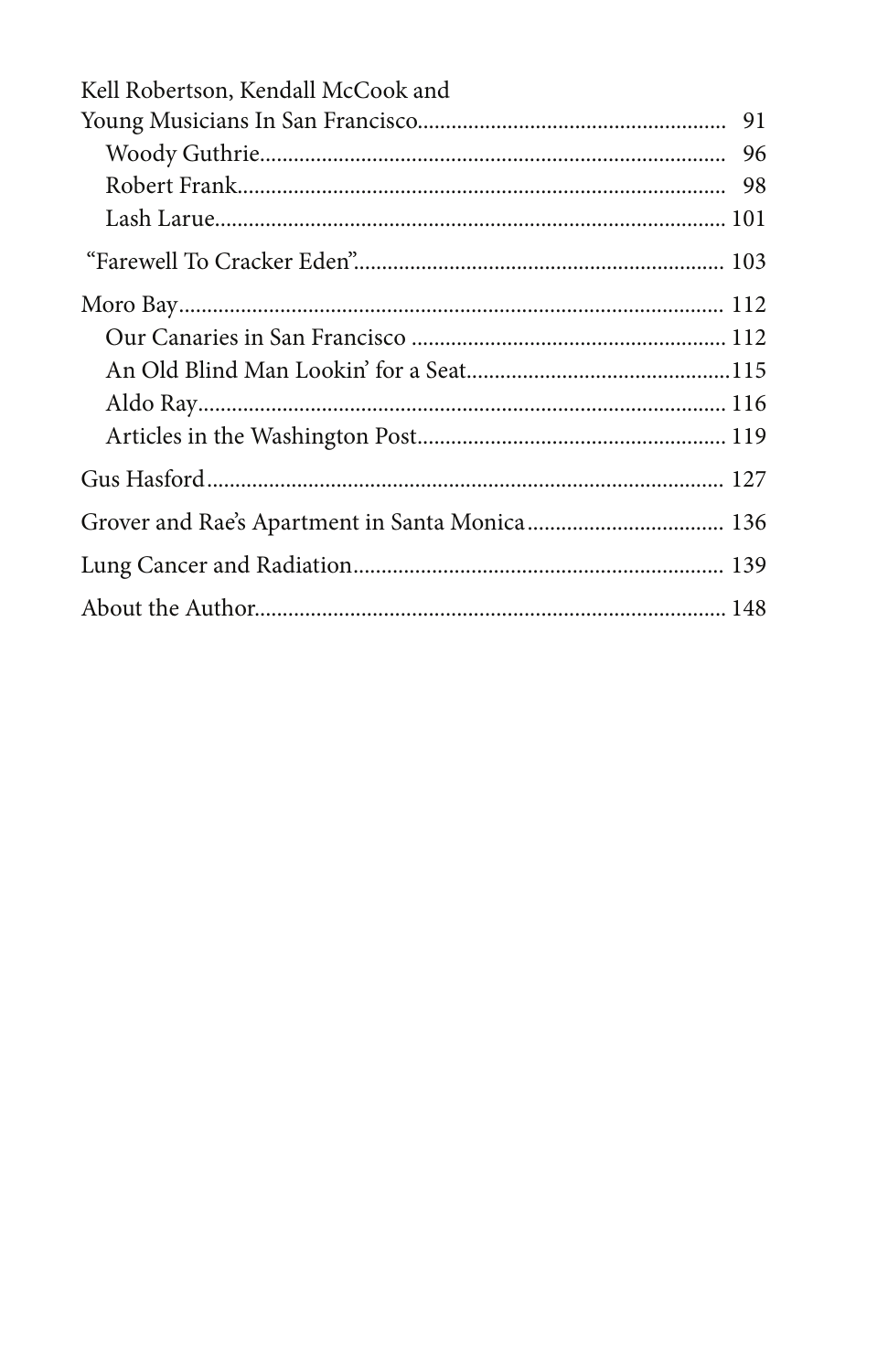Kell Robertson, Kendall McCook and Young Musicians In San Francisco ..... 91

- Woody Guthrie ..... 96
- Robert Frank ..... 98
- Lash Larue ..... 101

"Farewell To Cracker Eden" ..... 103

Moro Bay ..... 112

- Our Canaries in San Francisco ..... 112
- An Old Blind Man Lookin' for a Seat ..... 115
- Aldo Ray ..... 116
- Articles in the Washington Post ..... 119

Gus Hasford ..... 127

Grover and Rae's Apartment in Santa Monica ..... 136

Lung Cancer and Radiation ..... 139

About the Author ..... 148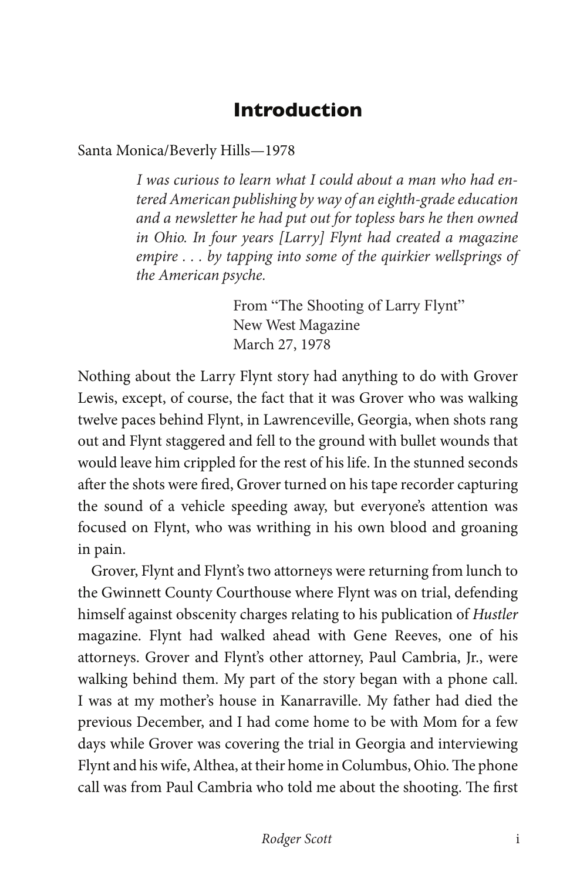# Introduction

Santa Monica/Beverly Hills—1978

> *I was curious to learn what I could about a man who had entered American publishing by way of an eighth-grade education and a newsletter he had put out for topless bars he then owned in Ohio. In four years [Larry] Flynt had created a magazine empire . . . by tapping into some of the quirkier wellsprings of the American psyche.*
>
> From "The Shooting of Larry Flynt"
> New West Magazine
> March 27, 1978

Nothing about the Larry Flynt story had anything to do with Grover Lewis, except, of course, the fact that it was Grover who was walking twelve paces behind Flynt, in Lawrenceville, Georgia, when shots rang out and Flynt staggered and fell to the ground with bullet wounds that would leave him crippled for the rest of his life. In the stunned seconds after the shots were fired, Grover turned on his tape recorder capturing the sound of a vehicle speeding away, but everyone's attention was focused on Flynt, who was writhing in his own blood and groaning in pain.

Grover, Flynt and Flynt's two attorneys were returning from lunch to the Gwinnett County Courthouse where Flynt was on trial, defending himself against obscenity charges relating to his publication of *Hustler* magazine. Flynt had walked ahead with Gene Reeves, one of his attorneys. Grover and Flynt's other attorney, Paul Cambria, Jr., were walking behind them. My part of the story began with a phone call. I was at my mother's house in Kanarraville. My father had died the previous December, and I had come home to be with Mom for a few days while Grover was covering the trial in Georgia and interviewing Flynt and his wife, Althea, at their home in Columbus, Ohio. The phone call was from Paul Cambria who told me about the shooting. The first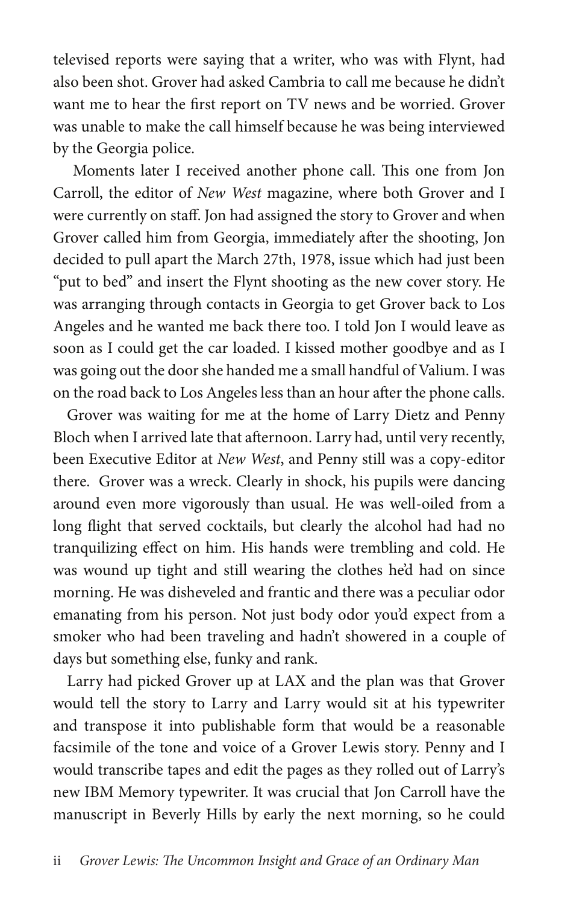televised reports were saying that a writer, who was with Flynt, had also been shot. Grover had asked Cambria to call me because he didn't want me to hear the first report on TV news and be worried. Grover was unable to make the call himself because he was being interviewed by the Georgia police.

Moments later I received another phone call. This one from Jon Carroll, the editor of *New West* magazine, where both Grover and I were currently on staff. Jon had assigned the story to Grover and when Grover called him from Georgia, immediately after the shooting, Jon decided to pull apart the March 27th, 1978, issue which had just been "put to bed" and insert the Flynt shooting as the new cover story. He was arranging through contacts in Georgia to get Grover back to Los Angeles and he wanted me back there too. I told Jon I would leave as soon as I could get the car loaded. I kissed mother goodbye and as I was going out the door she handed me a small handful of Valium. I was on the road back to Los Angeles less than an hour after the phone calls.

Grover was waiting for me at the home of Larry Dietz and Penny Bloch when I arrived late that afternoon. Larry had, until very recently, been Executive Editor at *New West*, and Penny still was a copy-editor there. Grover was a wreck. Clearly in shock, his pupils were dancing around even more vigorously than usual. He was well-oiled from a long flight that served cocktails, but clearly the alcohol had had no tranquilizing effect on him. His hands were trembling and cold. He was wound up tight and still wearing the clothes he'd had on since morning. He was disheveled and frantic and there was a peculiar odor emanating from his person. Not just body odor you'd expect from a smoker who had been traveling and hadn't showered in a couple of days but something else, funky and rank.

Larry had picked Grover up at LAX and the plan was that Grover would tell the story to Larry and Larry would sit at his typewriter and transpose it into publishable form that would be a reasonable facsimile of the tone and voice of a Grover Lewis story. Penny and I would transcribe tapes and edit the pages as they rolled out of Larry's new IBM Memory typewriter. It was crucial that Jon Carroll have the manuscript in Beverly Hills by early the next morning, so he could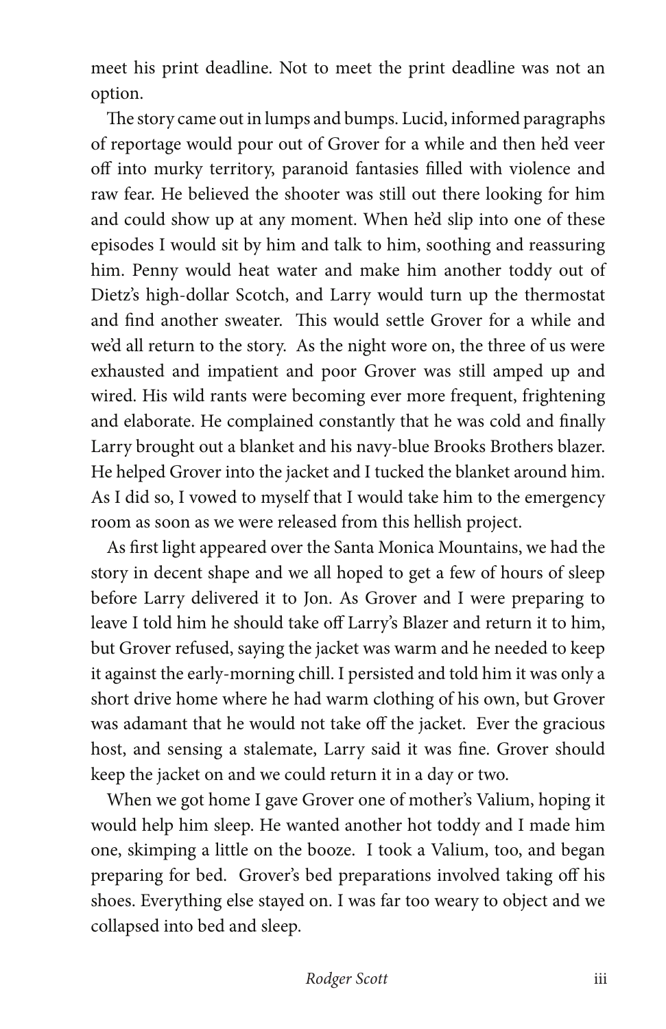meet his print deadline. Not to meet the print deadline was not an option.

The story came out in lumps and bumps. Lucid, informed paragraphs of reportage would pour out of Grover for a while and then he'd veer off into murky territory, paranoid fantasies filled with violence and raw fear. He believed the shooter was still out there looking for him and could show up at any moment. When he'd slip into one of these episodes I would sit by him and talk to him, soothing and reassuring him. Penny would heat water and make him another toddy out of Dietz's high-dollar Scotch, and Larry would turn up the thermostat and find another sweater. This would settle Grover for a while and we'd all return to the story. As the night wore on, the three of us were exhausted and impatient and poor Grover was still amped up and wired. His wild rants were becoming ever more frequent, frightening and elaborate. He complained constantly that he was cold and finally Larry brought out a blanket and his navy-blue Brooks Brothers blazer. He helped Grover into the jacket and I tucked the blanket around him. As I did so, I vowed to myself that I would take him to the emergency room as soon as we were released from this hellish project.

As first light appeared over the Santa Monica Mountains, we had the story in decent shape and we all hoped to get a few of hours of sleep before Larry delivered it to Jon. As Grover and I were preparing to leave I told him he should take off Larry's Blazer and return it to him, but Grover refused, saying the jacket was warm and he needed to keep it against the early-morning chill. I persisted and told him it was only a short drive home where he had warm clothing of his own, but Grover was adamant that he would not take off the jacket. Ever the gracious host, and sensing a stalemate, Larry said it was fine. Grover should keep the jacket on and we could return it in a day or two.

When we got home I gave Grover one of mother's Valium, hoping it would help him sleep. He wanted another hot toddy and I made him one, skimping a little on the booze. I took a Valium, too, and began preparing for bed. Grover's bed preparations involved taking off his shoes. Everything else stayed on. I was far too weary to object and we collapsed into bed and sleep.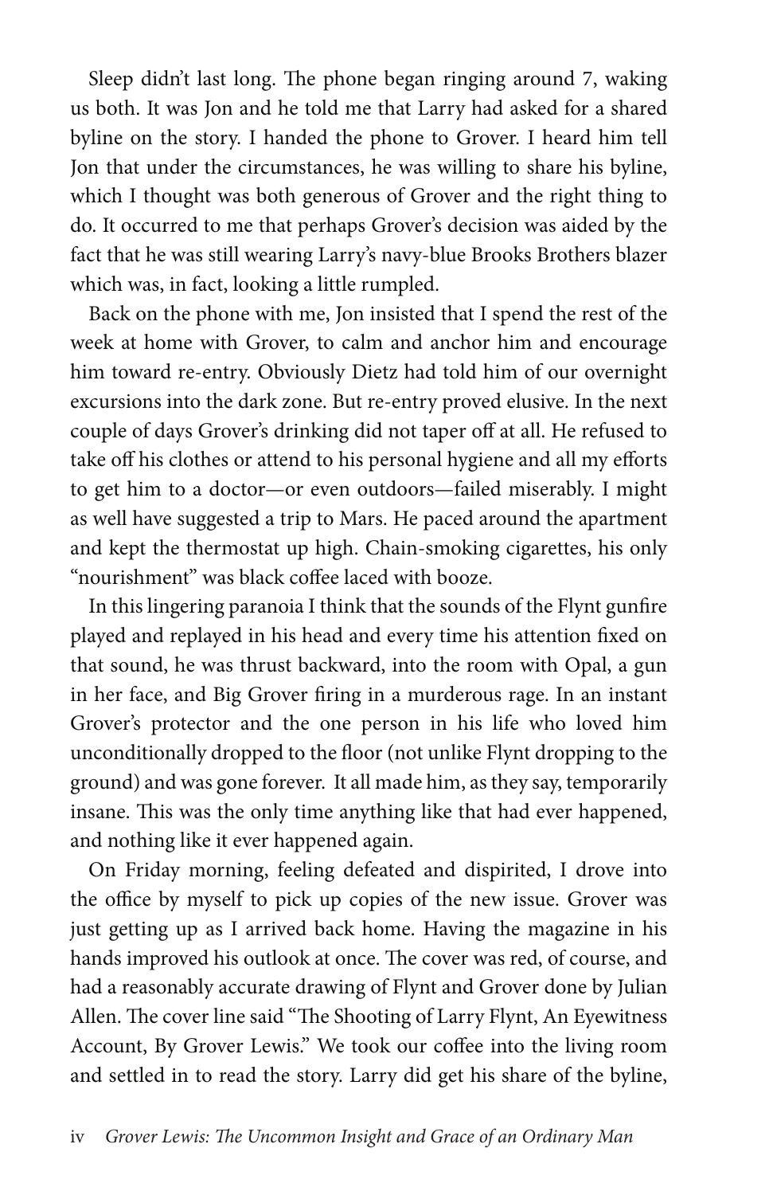Sleep didn't last long. The phone began ringing around 7, waking us both. It was Jon and he told me that Larry had asked for a shared byline on the story. I handed the phone to Grover. I heard him tell Jon that under the circumstances, he was willing to share his byline, which I thought was both generous of Grover and the right thing to do. It occurred to me that perhaps Grover's decision was aided by the fact that he was still wearing Larry's navy-blue Brooks Brothers blazer which was, in fact, looking a little rumpled.

Back on the phone with me, Jon insisted that I spend the rest of the week at home with Grover, to calm and anchor him and encourage him toward re-entry. Obviously Dietz had told him of our overnight excursions into the dark zone. But re-entry proved elusive. In the next couple of days Grover's drinking did not taper off at all. He refused to take off his clothes or attend to his personal hygiene and all my efforts to get him to a doctor—or even outdoors—failed miserably. I might as well have suggested a trip to Mars. He paced around the apartment and kept the thermostat up high. Chain-smoking cigarettes, his only "nourishment" was black coffee laced with booze.

In this lingering paranoia I think that the sounds of the Flynt gunfire played and replayed in his head and every time his attention fixed on that sound, he was thrust backward, into the room with Opal, a gun in her face, and Big Grover firing in a murderous rage. In an instant Grover's protector and the one person in his life who loved him unconditionally dropped to the floor (not unlike Flynt dropping to the ground) and was gone forever. It all made him, as they say, temporarily insane. This was the only time anything like that had ever happened, and nothing like it ever happened again.

On Friday morning, feeling defeated and dispirited, I drove into the office by myself to pick up copies of the new issue. Grover was just getting up as I arrived back home. Having the magazine in his hands improved his outlook at once. The cover was red, of course, and had a reasonably accurate drawing of Flynt and Grover done by Julian Allen. The cover line said "The Shooting of Larry Flynt, An Eyewitness Account, By Grover Lewis." We took our coffee into the living room and settled in to read the story. Larry did get his share of the byline,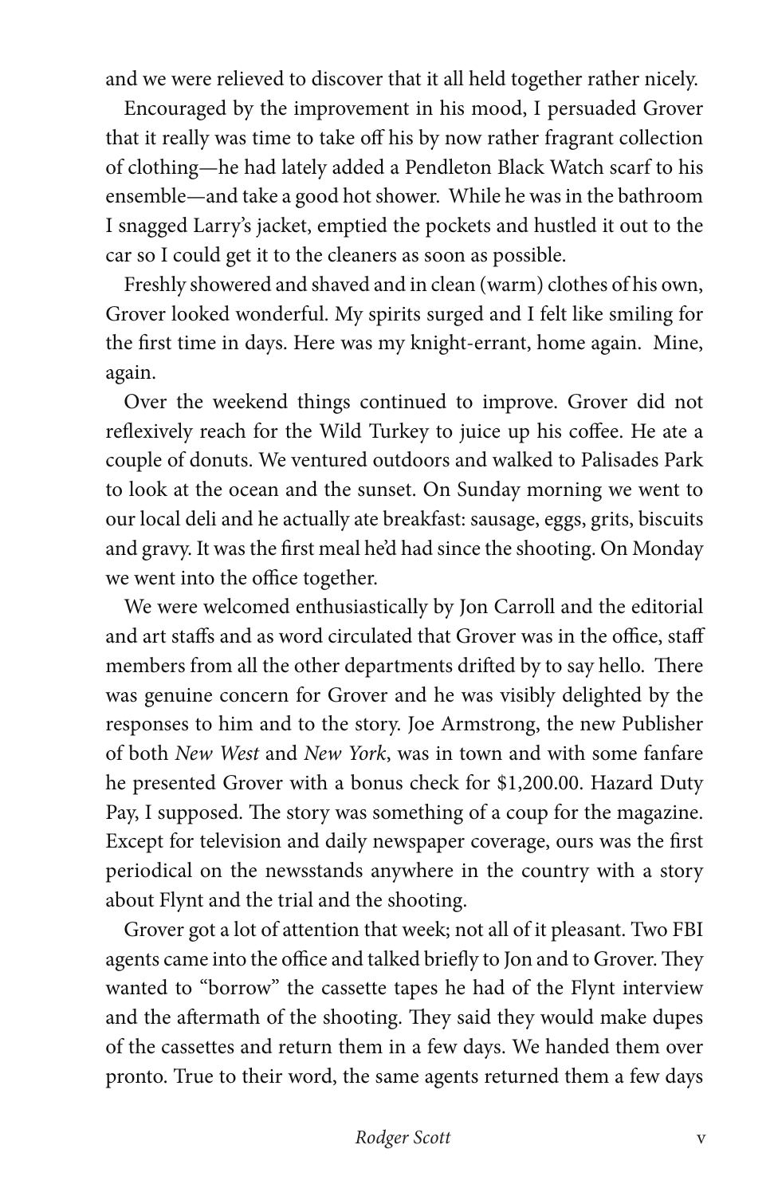and we were relieved to discover that it all held together rather nicely.

Encouraged by the improvement in his mood, I persuaded Grover that it really was time to take off his by now rather fragrant collection of clothing—he had lately added a Pendleton Black Watch scarf to his ensemble—and take a good hot shower. While he was in the bathroom I snagged Larry's jacket, emptied the pockets and hustled it out to the car so I could get it to the cleaners as soon as possible.

Freshly showered and shaved and in clean (warm) clothes of his own, Grover looked wonderful. My spirits surged and I felt like smiling for the first time in days. Here was my knight-errant, home again. Mine, again.

Over the weekend things continued to improve. Grover did not reflexively reach for the Wild Turkey to juice up his coffee. He ate a couple of donuts. We ventured outdoors and walked to Palisades Park to look at the ocean and the sunset. On Sunday morning we went to our local deli and he actually ate breakfast: sausage, eggs, grits, biscuits and gravy. It was the first meal he'd had since the shooting. On Monday we went into the office together.

We were welcomed enthusiastically by Jon Carroll and the editorial and art staffs and as word circulated that Grover was in the office, staff members from all the other departments drifted by to say hello. There was genuine concern for Grover and he was visibly delighted by the responses to him and to the story. Joe Armstrong, the new Publisher of both *New West* and *New York*, was in town and with some fanfare he presented Grover with a bonus check for $1,200.00. Hazard Duty Pay, I supposed. The story was something of a coup for the magazine. Except for television and daily newspaper coverage, ours was the first periodical on the newsstands anywhere in the country with a story about Flynt and the trial and the shooting.

Grover got a lot of attention that week; not all of it pleasant. Two FBI agents came into the office and talked briefly to Jon and to Grover. They wanted to "borrow" the cassette tapes he had of the Flynt interview and the aftermath of the shooting. They said they would make dupes of the cassettes and return them in a few days. We handed them over pronto. True to their word, the same agents returned them a few days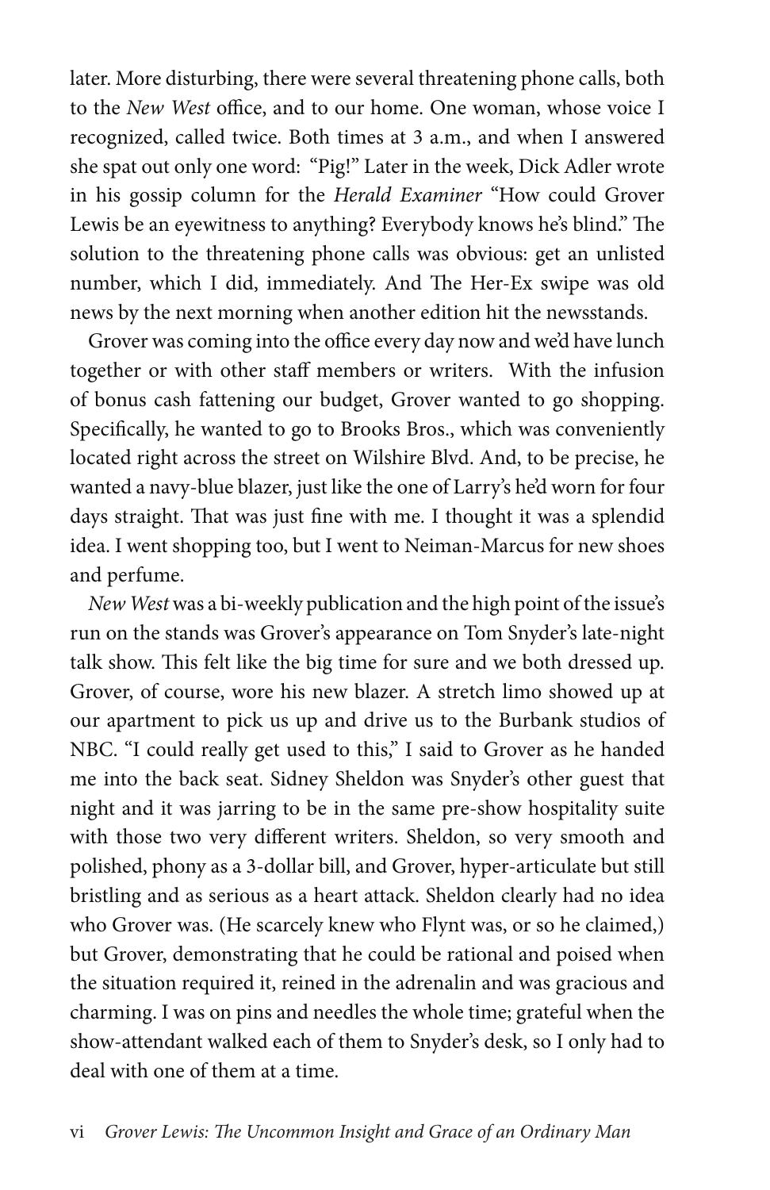later. More disturbing, there were several threatening phone calls, both to the *New West* office, and to our home. One woman, whose voice I recognized, called twice. Both times at 3 a.m., and when I answered she spat out only one word: "Pig!" Later in the week, Dick Adler wrote in his gossip column for the *Herald Examiner* "How could Grover Lewis be an eyewitness to anything? Everybody knows he's blind." The solution to the threatening phone calls was obvious: get an unlisted number, which I did, immediately. And The Her-Ex swipe was old news by the next morning when another edition hit the newsstands.

Grover was coming into the office every day now and we'd have lunch together or with other staff members or writers. With the infusion of bonus cash fattening our budget, Grover wanted to go shopping. Specifically, he wanted to go to Brooks Bros., which was conveniently located right across the street on Wilshire Blvd. And, to be precise, he wanted a navy-blue blazer, just like the one of Larry's he'd worn for four days straight. That was just fine with me. I thought it was a splendid idea. I went shopping too, but I went to Neiman-Marcus for new shoes and perfume.

*New West* was a bi-weekly publication and the high point of the issue's run on the stands was Grover's appearance on Tom Snyder's late-night talk show. This felt like the big time for sure and we both dressed up. Grover, of course, wore his new blazer. A stretch limo showed up at our apartment to pick us up and drive us to the Burbank studios of NBC. "I could really get used to this," I said to Grover as he handed me into the back seat. Sidney Sheldon was Snyder's other guest that night and it was jarring to be in the same pre-show hospitality suite with those two very different writers. Sheldon, so very smooth and polished, phony as a 3-dollar bill, and Grover, hyper-articulate but still bristling and as serious as a heart attack. Sheldon clearly had no idea who Grover was. (He scarcely knew who Flynt was, or so he claimed,) but Grover, demonstrating that he could be rational and poised when the situation required it, reined in the adrenalin and was gracious and charming. I was on pins and needles the whole time; grateful when the show-attendant walked each of them to Snyder's desk, so I only had to deal with one of them at a time.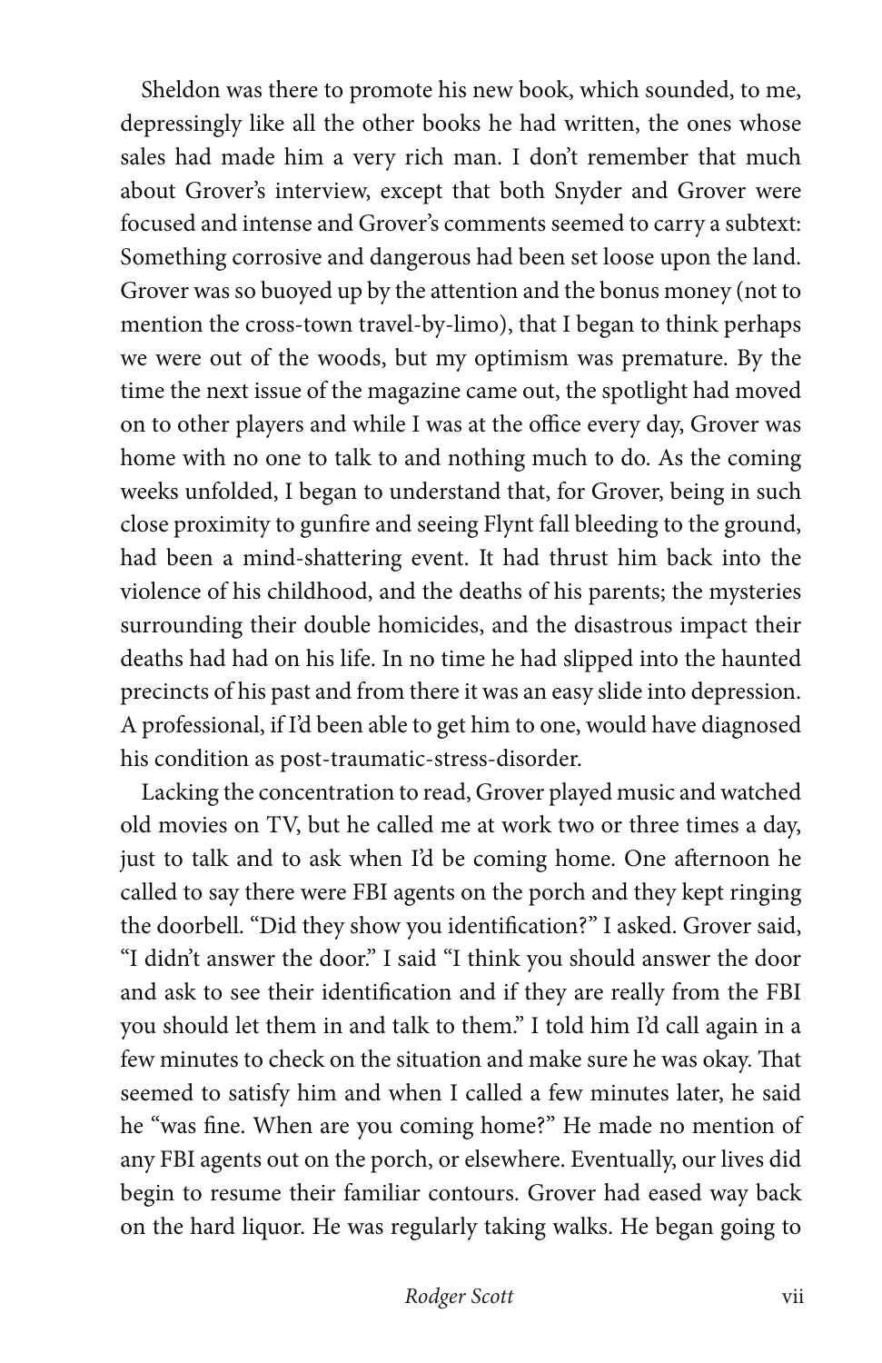Sheldon was there to promote his new book, which sounded, to me, depressingly like all the other books he had written, the ones whose sales had made him a very rich man. I don't remember that much about Grover's interview, except that both Snyder and Grover were focused and intense and Grover's comments seemed to carry a subtext: Something corrosive and dangerous had been set loose upon the land. Grover was so buoyed up by the attention and the bonus money (not to mention the cross-town travel-by-limo), that I began to think perhaps we were out of the woods, but my optimism was premature. By the time the next issue of the magazine came out, the spotlight had moved on to other players and while I was at the office every day, Grover was home with no one to talk to and nothing much to do. As the coming weeks unfolded, I began to understand that, for Grover, being in such close proximity to gunfire and seeing Flynt fall bleeding to the ground, had been a mind-shattering event. It had thrust him back into the violence of his childhood, and the deaths of his parents; the mysteries surrounding their double homicides, and the disastrous impact their deaths had had on his life. In no time he had slipped into the haunted precincts of his past and from there it was an easy slide into depression. A professional, if I'd been able to get him to one, would have diagnosed his condition as post-traumatic-stress-disorder.

Lacking the concentration to read, Grover played music and watched old movies on TV, but he called me at work two or three times a day, just to talk and to ask when I'd be coming home. One afternoon he called to say there were FBI agents on the porch and they kept ringing the doorbell. "Did they show you identification?" I asked. Grover said, "I didn't answer the door." I said "I think you should answer the door and ask to see their identification and if they are really from the FBI you should let them in and talk to them." I told him I'd call again in a few minutes to check on the situation and make sure he was okay. That seemed to satisfy him and when I called a few minutes later, he said he "was fine. When are you coming home?" He made no mention of any FBI agents out on the porch, or elsewhere. Eventually, our lives did begin to resume their familiar contours. Grover had eased way back on the hard liquor. He was regularly taking walks. He began going to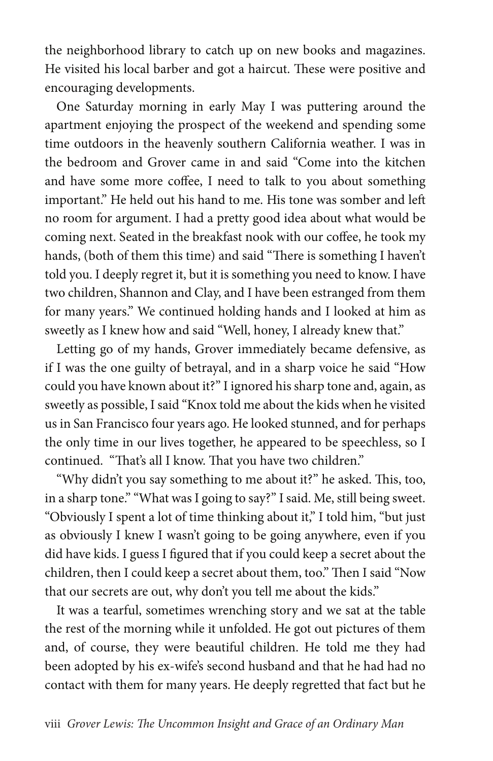the neighborhood library to catch up on new books and magazines. He visited his local barber and got a haircut. These were positive and encouraging developments.

One Saturday morning in early May I was puttering around the apartment enjoying the prospect of the weekend and spending some time outdoors in the heavenly southern California weather. I was in the bedroom and Grover came in and said "Come into the kitchen and have some more coffee, I need to talk to you about something important." He held out his hand to me. His tone was somber and left no room for argument. I had a pretty good idea about what would be coming next. Seated in the breakfast nook with our coffee, he took my hands, (both of them this time) and said "There is something I haven't told you. I deeply regret it, but it is something you need to know. I have two children, Shannon and Clay, and I have been estranged from them for many years." We continued holding hands and I looked at him as sweetly as I knew how and said "Well, honey, I already knew that."

Letting go of my hands, Grover immediately became defensive, as if I was the one guilty of betrayal, and in a sharp voice he said "How could you have known about it?" I ignored his sharp tone and, again, as sweetly as possible, I said "Knox told me about the kids when he visited us in San Francisco four years ago. He looked stunned, and for perhaps the only time in our lives together, he appeared to be speechless, so I continued. "That's all I know. That you have two children."

"Why didn't you say something to me about it?" he asked. This, too, in a sharp tone." "What was I going to say?" I said. Me, still being sweet. "Obviously I spent a lot of time thinking about it," I told him, "but just as obviously I knew I wasn't going to be going anywhere, even if you did have kids. I guess I figured that if you could keep a secret about the children, then I could keep a secret about them, too." Then I said "Now that our secrets are out, why don't you tell me about the kids."

It was a tearful, sometimes wrenching story and we sat at the table the rest of the morning while it unfolded. He got out pictures of them and, of course, they were beautiful children. He told me they had been adopted by his ex-wife's second husband and that he had had no contact with them for many years. He deeply regretted that fact but he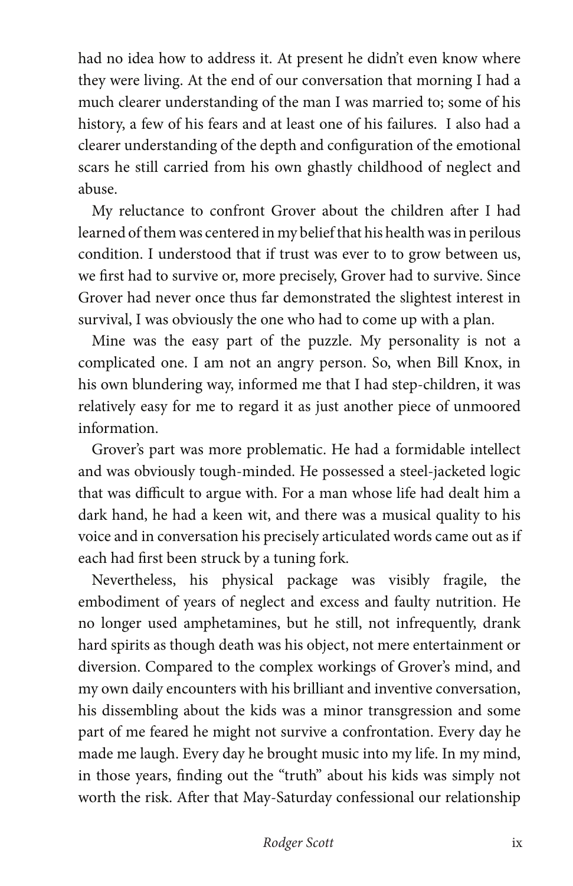had no idea how to address it. At present he didn't even know where they were living. At the end of our conversation that morning I had a much clearer understanding of the man I was married to; some of his history, a few of his fears and at least one of his failures. I also had a clearer understanding of the depth and configuration of the emotional scars he still carried from his own ghastly childhood of neglect and abuse.

My reluctance to confront Grover about the children after I had learned of them was centered in my belief that his health was in perilous condition. I understood that if trust was ever to to grow between us, we first had to survive or, more precisely, Grover had to survive. Since Grover had never once thus far demonstrated the slightest interest in survival, I was obviously the one who had to come up with a plan.

Mine was the easy part of the puzzle. My personality is not a complicated one. I am not an angry person. So, when Bill Knox, in his own blundering way, informed me that I had step-children, it was relatively easy for me to regard it as just another piece of unmoored information.

Grover's part was more problematic. He had a formidable intellect and was obviously tough-minded. He possessed a steel-jacketed logic that was difficult to argue with. For a man whose life had dealt him a dark hand, he had a keen wit, and there was a musical quality to his voice and in conversation his precisely articulated words came out as if each had first been struck by a tuning fork.

Nevertheless, his physical package was visibly fragile, the embodiment of years of neglect and excess and faulty nutrition. He no longer used amphetamines, but he still, not infrequently, drank hard spirits as though death was his object, not mere entertainment or diversion. Compared to the complex workings of Grover's mind, and my own daily encounters with his brilliant and inventive conversation, his dissembling about the kids was a minor transgression and some part of me feared he might not survive a confrontation. Every day he made me laugh. Every day he brought music into my life. In my mind, in those years, finding out the "truth" about his kids was simply not worth the risk. After that May-Saturday confessional our relationship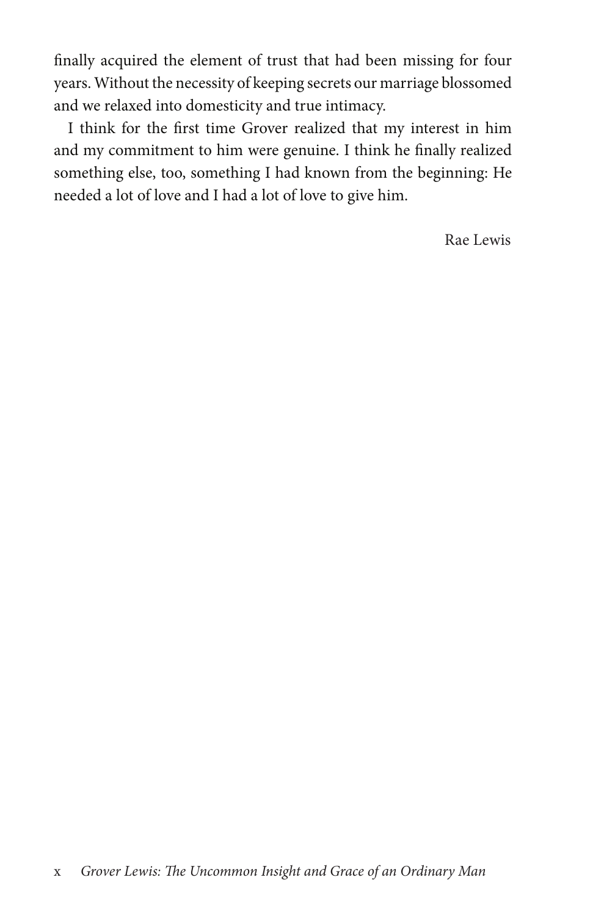finally acquired the element of trust that had been missing for four years. Without the necessity of keeping secrets our marriage blossomed and we relaxed into domesticity and true intimacy.

I think for the first time Grover realized that my interest in him and my commitment to him were genuine. I think he finally realized something else, too, something I had known from the beginning: He needed a lot of love and I had a lot of love to give him.

Rae Lewis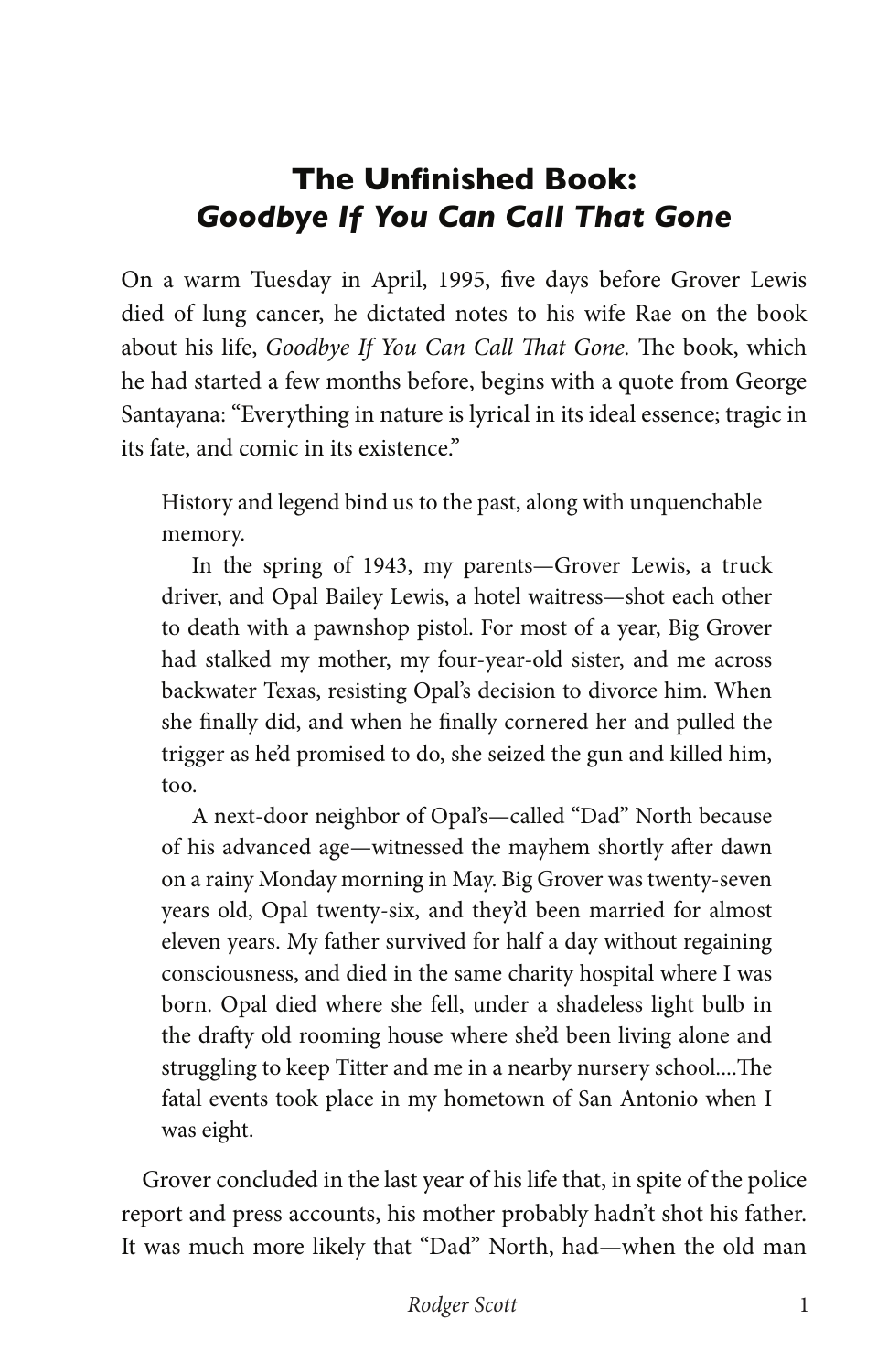## The Unfinished Book: *Goodbye If You Can Call That Gone*

On a warm Tuesday in April, 1995, five days before Grover Lewis died of lung cancer, he dictated notes to his wife Rae on the book about his life, *Goodbye If You Can Call That Gone.* The book, which he had started a few months before, begins with a quote from George Santayana: "Everything in nature is lyrical in its ideal essence; tragic in its fate, and comic in its existence."

> History and legend bind us to the past, along with unquenchable memory.
>
> In the spring of 1943, my parents—Grover Lewis, a truck driver, and Opal Bailey Lewis, a hotel waitress—shot each other to death with a pawnshop pistol. For most of a year, Big Grover had stalked my mother, my four-year-old sister, and me across backwater Texas, resisting Opal's decision to divorce him. When she finally did, and when he finally cornered her and pulled the trigger as he'd promised to do, she seized the gun and killed him, too.
>
> A next-door neighbor of Opal's—called "Dad" North because of his advanced age—witnessed the mayhem shortly after dawn on a rainy Monday morning in May. Big Grover was twenty-seven years old, Opal twenty-six, and they'd been married for almost eleven years. My father survived for half a day without regaining consciousness, and died in the same charity hospital where I was born. Opal died where she fell, under a shadeless light bulb in the drafty old rooming house where she'd been living alone and struggling to keep Titter and me in a nearby nursery school....The fatal events took place in my hometown of San Antonio when I was eight.

Grover concluded in the last year of his life that, in spite of the police report and press accounts, his mother probably hadn't shot his father. It was much more likely that "Dad" North, had—when the old man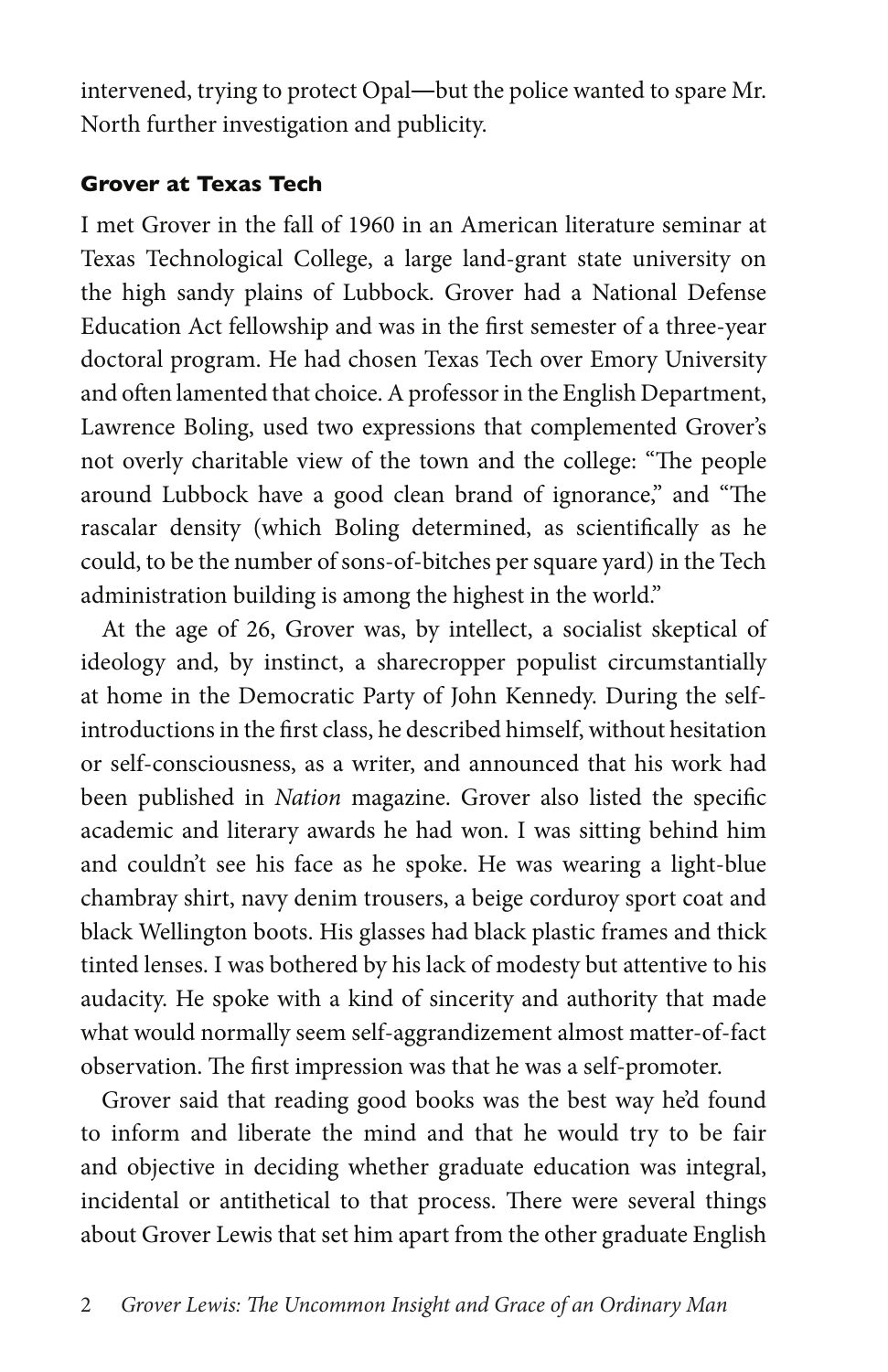intervened, trying to protect Opal—but the police wanted to spare Mr. North further investigation and publicity.

### Grover at Texas Tech

I met Grover in the fall of 1960 in an American literature seminar at Texas Technological College, a large land-grant state university on the high sandy plains of Lubbock. Grover had a National Defense Education Act fellowship and was in the first semester of a three-year doctoral program. He had chosen Texas Tech over Emory University and often lamented that choice. A professor in the English Department, Lawrence Boling, used two expressions that complemented Grover's not overly charitable view of the town and the college: "The people around Lubbock have a good clean brand of ignorance," and "The rascalar density (which Boling determined, as scientifically as he could, to be the number of sons-of-bitches per square yard) in the Tech administration building is among the highest in the world."

At the age of 26, Grover was, by intellect, a socialist skeptical of ideology and, by instinct, a sharecropper populist circumstantially at home in the Democratic Party of John Kennedy. During the self-introductions in the first class, he described himself, without hesitation or self-consciousness, as a writer, and announced that his work had been published in *Nation* magazine. Grover also listed the specific academic and literary awards he had won. I was sitting behind him and couldn't see his face as he spoke. He was wearing a light-blue chambray shirt, navy denim trousers, a beige corduroy sport coat and black Wellington boots. His glasses had black plastic frames and thick tinted lenses. I was bothered by his lack of modesty but attentive to his audacity. He spoke with a kind of sincerity and authority that made what would normally seem self-aggrandizement almost matter-of-fact observation. The first impression was that he was a self-promoter.

Grover said that reading good books was the best way he'd found to inform and liberate the mind and that he would try to be fair and objective in deciding whether graduate education was integral, incidental or antithetical to that process. There were several things about Grover Lewis that set him apart from the other graduate English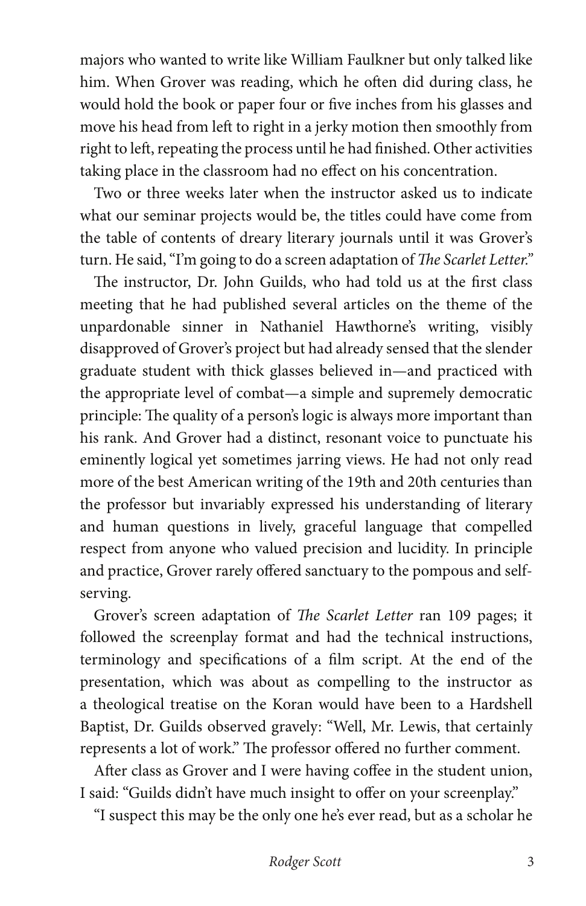majors who wanted to write like William Faulkner but only talked like him. When Grover was reading, which he often did during class, he would hold the book or paper four or five inches from his glasses and move his head from left to right in a jerky motion then smoothly from right to left, repeating the process until he had finished. Other activities taking place in the classroom had no effect on his concentration.

Two or three weeks later when the instructor asked us to indicate what our seminar projects would be, the titles could have come from the table of contents of dreary literary journals until it was Grover's turn. He said, "I'm going to do a screen adaptation of *The Scarlet Letter*."

The instructor, Dr. John Guilds, who had told us at the first class meeting that he had published several articles on the theme of the unpardonable sinner in Nathaniel Hawthorne's writing, visibly disapproved of Grover's project but had already sensed that the slender graduate student with thick glasses believed in—and practiced with the appropriate level of combat—a simple and supremely democratic principle: The quality of a person's logic is always more important than his rank. And Grover had a distinct, resonant voice to punctuate his eminently logical yet sometimes jarring views. He had not only read more of the best American writing of the 19th and 20th centuries than the professor but invariably expressed his understanding of literary and human questions in lively, graceful language that compelled respect from anyone who valued precision and lucidity. In principle and practice, Grover rarely offered sanctuary to the pompous and self-serving.

Grover's screen adaptation of *The Scarlet Letter* ran 109 pages; it followed the screenplay format and had the technical instructions, terminology and specifications of a film script. At the end of the presentation, which was about as compelling to the instructor as a theological treatise on the Koran would have been to a Hardshell Baptist, Dr. Guilds observed gravely: "Well, Mr. Lewis, that certainly represents a lot of work." The professor offered no further comment.

After class as Grover and I were having coffee in the student union, I said: "Guilds didn't have much insight to offer on your screenplay."

"I suspect this may be the only one he's ever read, but as a scholar he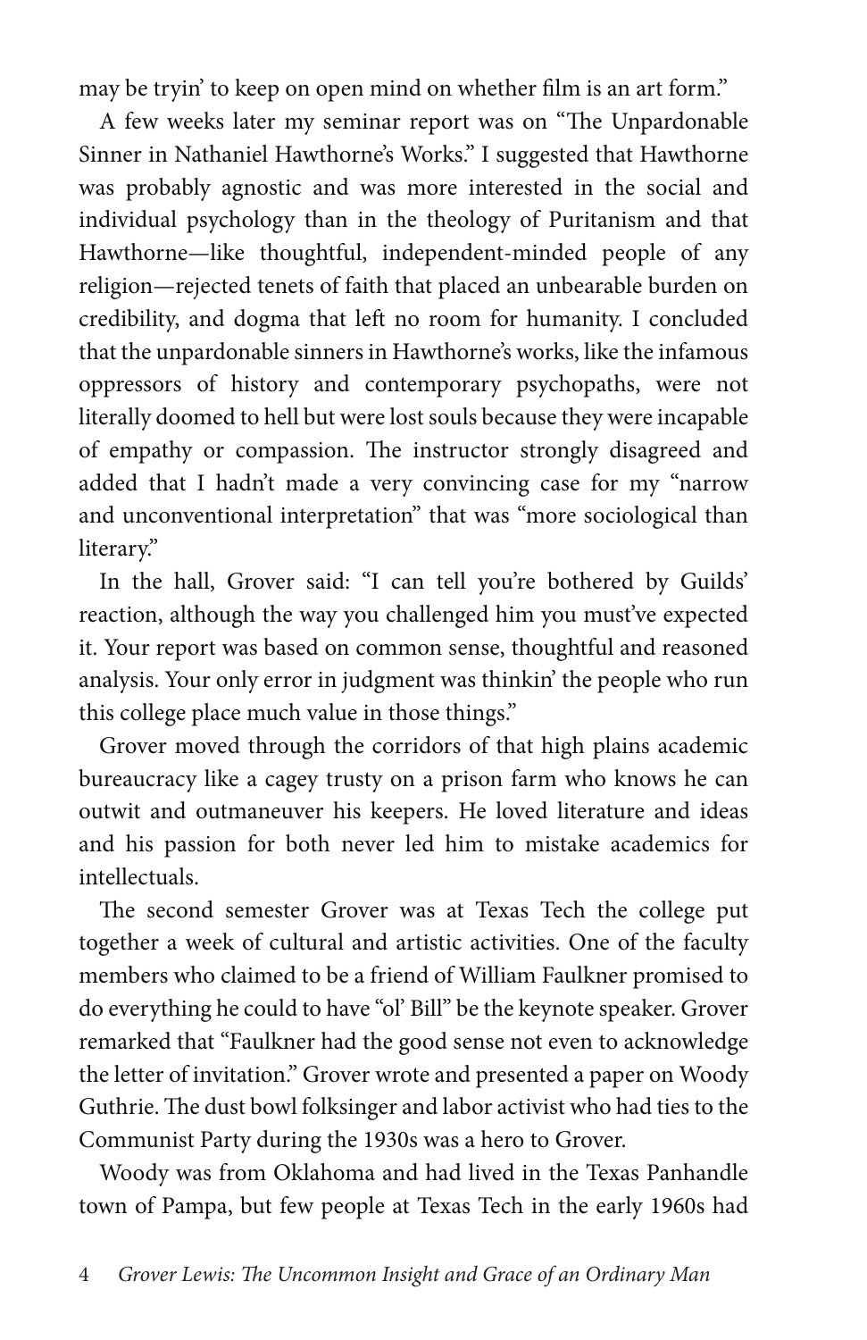may be tryin' to keep on open mind on whether film is an art form."

A few weeks later my seminar report was on "The Unpardonable Sinner in Nathaniel Hawthorne's Works." I suggested that Hawthorne was probably agnostic and was more interested in the social and individual psychology than in the theology of Puritanism and that Hawthorne—like thoughtful, independent-minded people of any religion—rejected tenets of faith that placed an unbearable burden on credibility, and dogma that left no room for humanity. I concluded that the unpardonable sinners in Hawthorne's works, like the infamous oppressors of history and contemporary psychopaths, were not literally doomed to hell but were lost souls because they were incapable of empathy or compassion. The instructor strongly disagreed and added that I hadn't made a very convincing case for my "narrow and unconventional interpretation" that was "more sociological than literary."

In the hall, Grover said: "I can tell you're bothered by Guilds' reaction, although the way you challenged him you must've expected it. Your report was based on common sense, thoughtful and reasoned analysis. Your only error in judgment was thinkin' the people who run this college place much value in those things."

Grover moved through the corridors of that high plains academic bureaucracy like a cagey trusty on a prison farm who knows he can outwit and outmaneuver his keepers. He loved literature and ideas and his passion for both never led him to mistake academics for intellectuals.

The second semester Grover was at Texas Tech the college put together a week of cultural and artistic activities. One of the faculty members who claimed to be a friend of William Faulkner promised to do everything he could to have "ol' Bill" be the keynote speaker. Grover remarked that "Faulkner had the good sense not even to acknowledge the letter of invitation." Grover wrote and presented a paper on Woody Guthrie. The dust bowl folksinger and labor activist who had ties to the Communist Party during the 1930s was a hero to Grover.

Woody was from Oklahoma and had lived in the Texas Panhandle town of Pampa, but few people at Texas Tech in the early 1960s had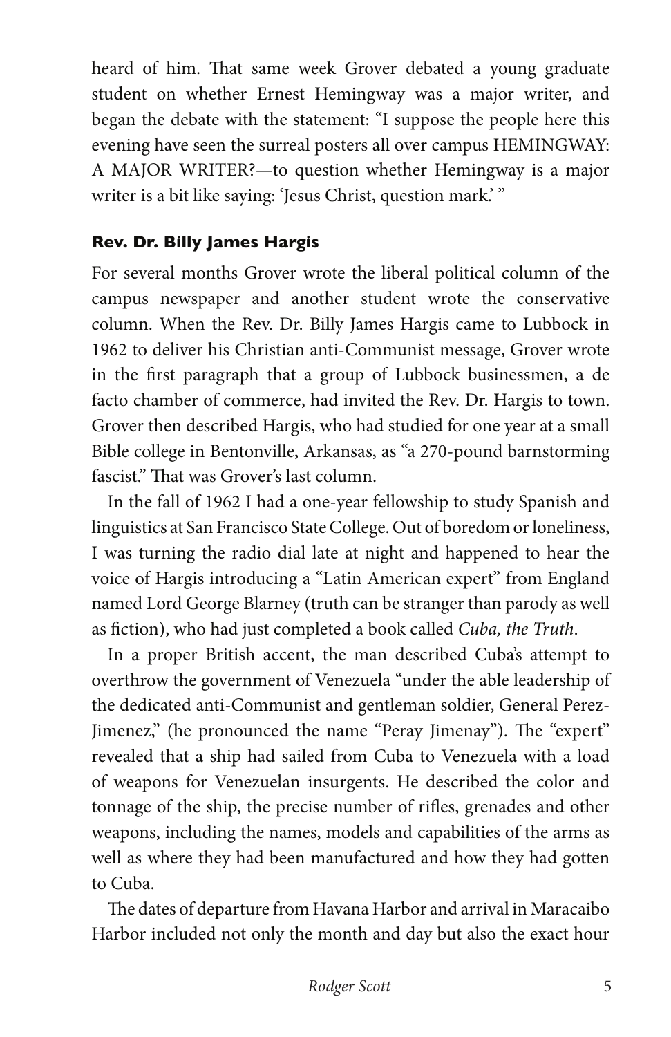heard of him. That same week Grover debated a young graduate student on whether Ernest Hemingway was a major writer, and began the debate with the statement: "I suppose the people here this evening have seen the surreal posters all over campus HEMINGWAY: A MAJOR WRITER?—to question whether Hemingway is a major writer is a bit like saying: 'Jesus Christ, question mark.' "

### Rev. Dr. Billy James Hargis

For several months Grover wrote the liberal political column of the campus newspaper and another student wrote the conservative column. When the Rev. Dr. Billy James Hargis came to Lubbock in 1962 to deliver his Christian anti-Communist message, Grover wrote in the first paragraph that a group of Lubbock businessmen, a de facto chamber of commerce, had invited the Rev. Dr. Hargis to town. Grover then described Hargis, who had studied for one year at a small Bible college in Bentonville, Arkansas, as "a 270-pound barnstorming fascist." That was Grover's last column.

In the fall of 1962 I had a one-year fellowship to study Spanish and linguistics at San Francisco State College. Out of boredom or loneliness, I was turning the radio dial late at night and happened to hear the voice of Hargis introducing a "Latin American expert" from England named Lord George Blarney (truth can be stranger than parody as well as fiction), who had just completed a book called *Cuba, the Truth*.

In a proper British accent, the man described Cuba's attempt to overthrow the government of Venezuela "under the able leadership of the dedicated anti-Communist and gentleman soldier, General Perez-Jimenez," (he pronounced the name "Peray Jimenay"). The "expert" revealed that a ship had sailed from Cuba to Venezuela with a load of weapons for Venezuelan insurgents. He described the color and tonnage of the ship, the precise number of rifles, grenades and other weapons, including the names, models and capabilities of the arms as well as where they had been manufactured and how they had gotten to Cuba.

The dates of departure from Havana Harbor and arrival in Maracaibo Harbor included not only the month and day but also the exact hour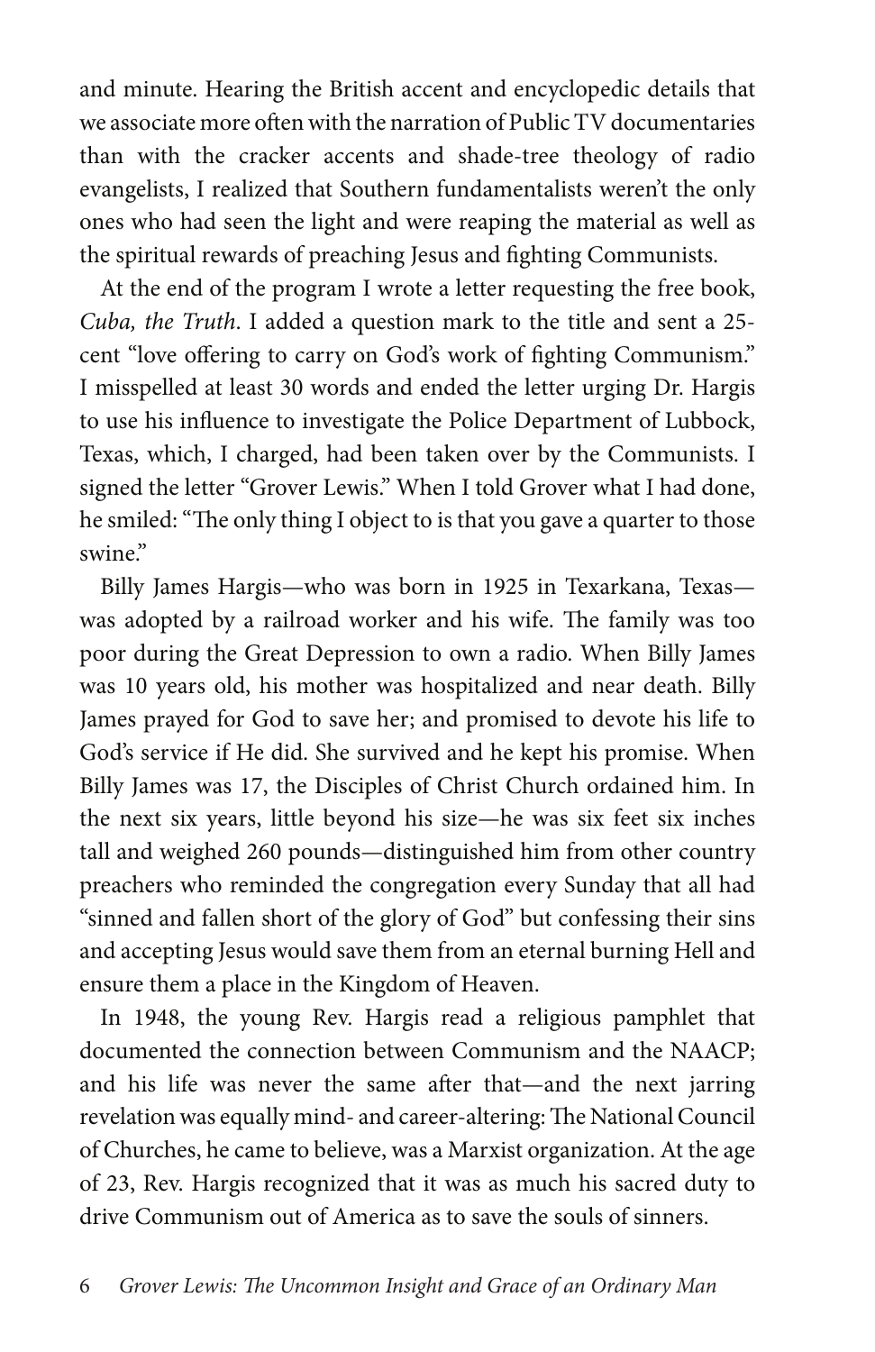and minute. Hearing the British accent and encyclopedic details that we associate more often with the narration of Public TV documentaries than with the cracker accents and shade-tree theology of radio evangelists, I realized that Southern fundamentalists weren't the only ones who had seen the light and were reaping the material as well as the spiritual rewards of preaching Jesus and fighting Communists.

At the end of the program I wrote a letter requesting the free book, *Cuba, the Truth*. I added a question mark to the title and sent a 25-cent "love offering to carry on God's work of fighting Communism." I misspelled at least 30 words and ended the letter urging Dr. Hargis to use his influence to investigate the Police Department of Lubbock, Texas, which, I charged, had been taken over by the Communists. I signed the letter "Grover Lewis." When I told Grover what I had done, he smiled: "The only thing I object to is that you gave a quarter to those swine."

Billy James Hargis—who was born in 1925 in Texarkana, Texas—was adopted by a railroad worker and his wife. The family was too poor during the Great Depression to own a radio. When Billy James was 10 years old, his mother was hospitalized and near death. Billy James prayed for God to save her; and promised to devote his life to God's service if He did. She survived and he kept his promise. When Billy James was 17, the Disciples of Christ Church ordained him. In the next six years, little beyond his size—he was six feet six inches tall and weighed 260 pounds—distinguished him from other country preachers who reminded the congregation every Sunday that all had "sinned and fallen short of the glory of God" but confessing their sins and accepting Jesus would save them from an eternal burning Hell and ensure them a place in the Kingdom of Heaven.

In 1948, the young Rev. Hargis read a religious pamphlet that documented the connection between Communism and the NAACP; and his life was never the same after that—and the next jarring revelation was equally mind- and career-altering: The National Council of Churches, he came to believe, was a Marxist organization. At the age of 23, Rev. Hargis recognized that it was as much his sacred duty to drive Communism out of America as to save the souls of sinners.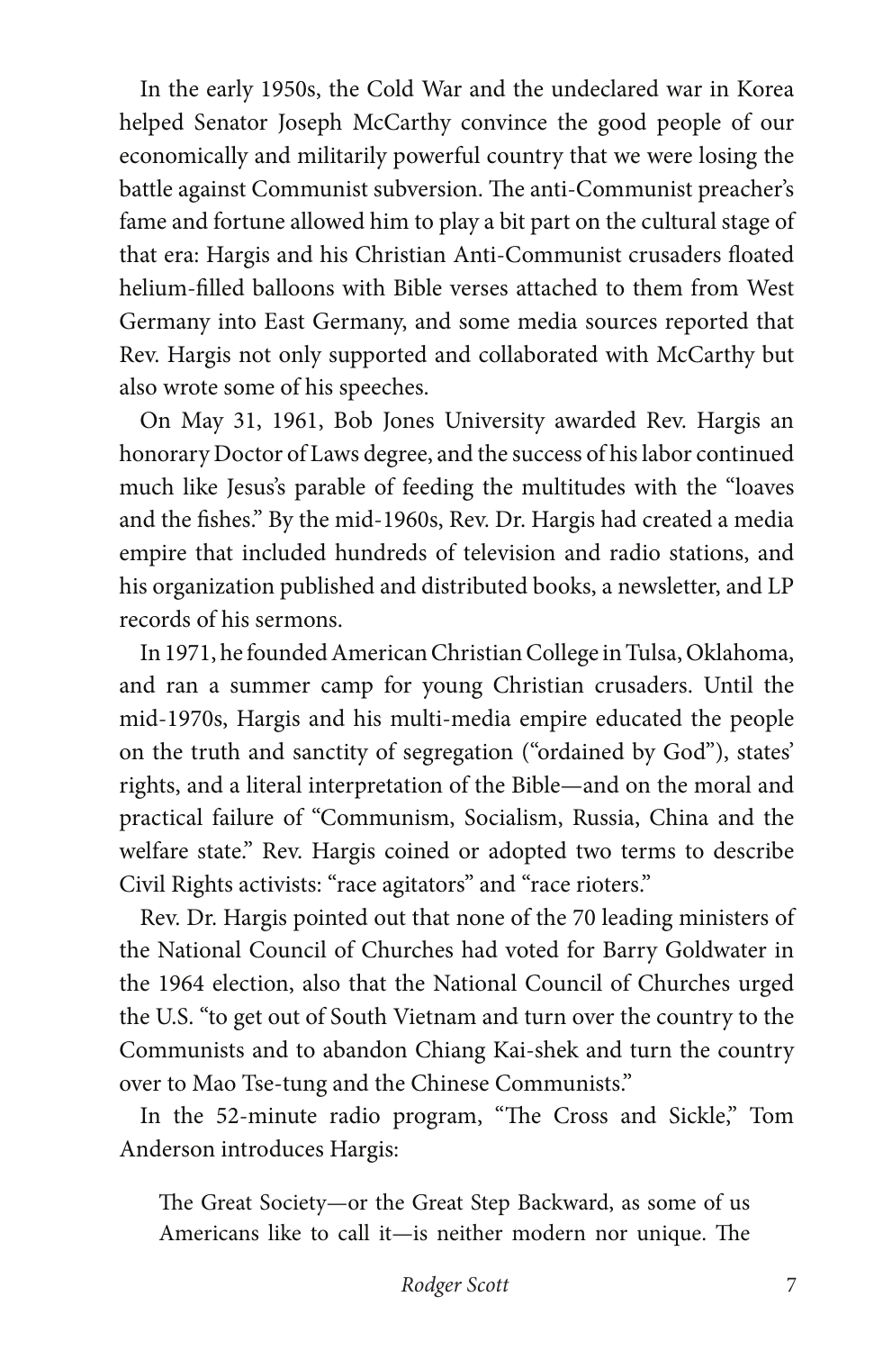In the early 1950s, the Cold War and the undeclared war in Korea helped Senator Joseph McCarthy convince the good people of our economically and militarily powerful country that we were losing the battle against Communist subversion. The anti-Communist preacher's fame and fortune allowed him to play a bit part on the cultural stage of that era: Hargis and his Christian Anti-Communist crusaders floated helium-filled balloons with Bible verses attached to them from West Germany into East Germany, and some media sources reported that Rev. Hargis not only supported and collaborated with McCarthy but also wrote some of his speeches.

On May 31, 1961, Bob Jones University awarded Rev. Hargis an honorary Doctor of Laws degree, and the success of his labor continued much like Jesus's parable of feeding the multitudes with the "loaves and the fishes." By the mid-1960s, Rev. Dr. Hargis had created a media empire that included hundreds of television and radio stations, and his organization published and distributed books, a newsletter, and LP records of his sermons.

In 1971, he founded American Christian College in Tulsa, Oklahoma, and ran a summer camp for young Christian crusaders. Until the mid-1970s, Hargis and his multi-media empire educated the people on the truth and sanctity of segregation ("ordained by God"), states' rights, and a literal interpretation of the Bible—and on the moral and practical failure of "Communism, Socialism, Russia, China and the welfare state." Rev. Hargis coined or adopted two terms to describe Civil Rights activists: "race agitators" and "race rioters."

Rev. Dr. Hargis pointed out that none of the 70 leading ministers of the National Council of Churches had voted for Barry Goldwater in the 1964 election, also that the National Council of Churches urged the U.S. "to get out of South Vietnam and turn over the country to the Communists and to abandon Chiang Kai-shek and turn the country over to Mao Tse-tung and the Chinese Communists."

In the 52-minute radio program, "The Cross and Sickle," Tom Anderson introduces Hargis:

> The Great Society—or the Great Step Backward, as some of us Americans like to call it—is neither modern nor unique. The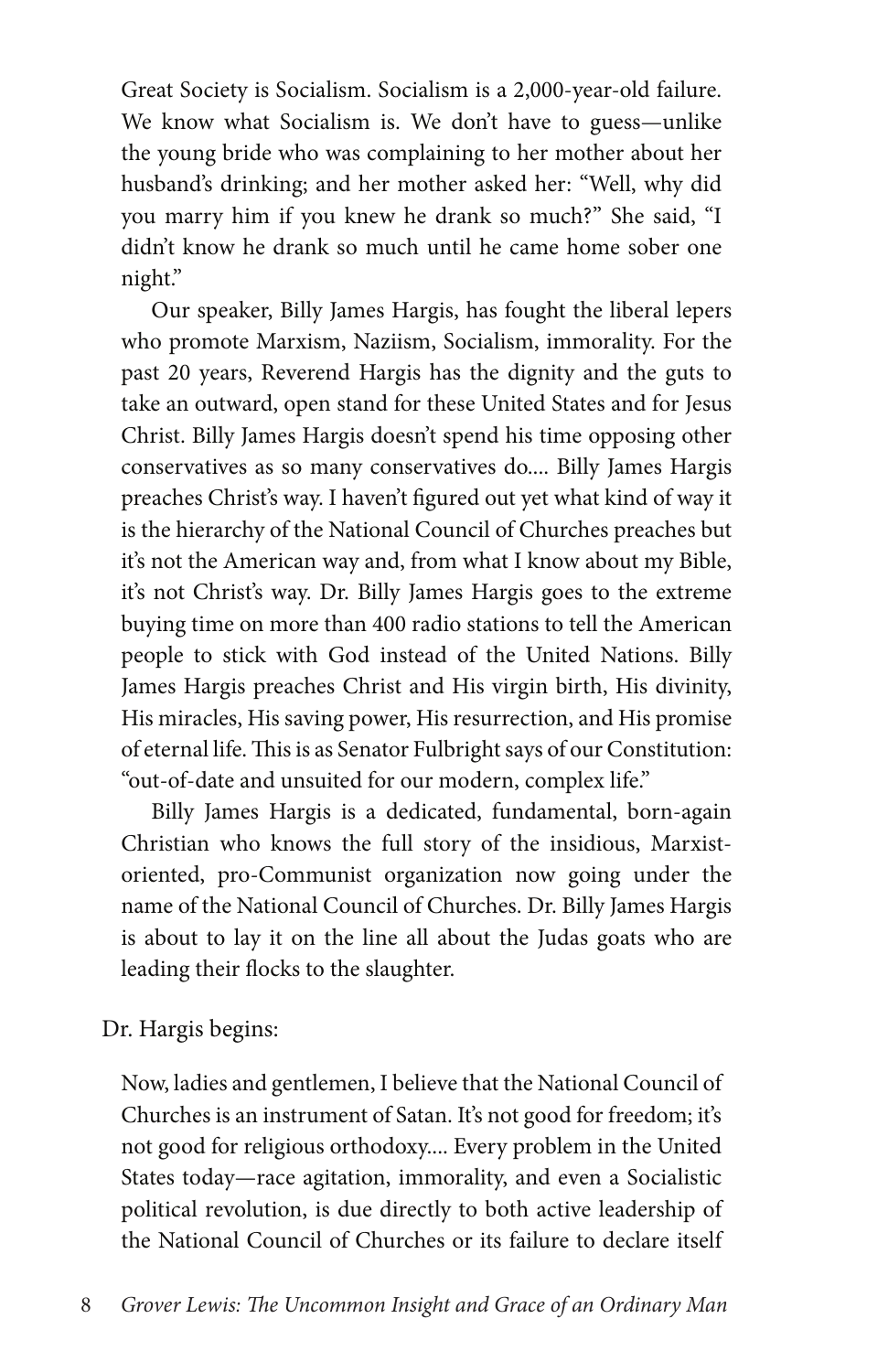Great Society is Socialism. Socialism is a 2,000-year-old failure. We know what Socialism is. We don't have to guess—unlike the young bride who was complaining to her mother about her husband's drinking; and her mother asked her: "Well, why did you marry him if you knew he drank so much?" She said, "I didn't know he drank so much until he came home sober one night."

Our speaker, Billy James Hargis, has fought the liberal lepers who promote Marxism, Naziism, Socialism, immorality. For the past 20 years, Reverend Hargis has the dignity and the guts to take an outward, open stand for these United States and for Jesus Christ. Billy James Hargis doesn't spend his time opposing other conservatives as so many conservatives do.... Billy James Hargis preaches Christ's way. I haven't figured out yet what kind of way it is the hierarchy of the National Council of Churches preaches but it's not the American way and, from what I know about my Bible, it's not Christ's way. Dr. Billy James Hargis goes to the extreme buying time on more than 400 radio stations to tell the American people to stick with God instead of the United Nations. Billy James Hargis preaches Christ and His virgin birth, His divinity, His miracles, His saving power, His resurrection, and His promise of eternal life. This is as Senator Fulbright says of our Constitution: "out-of-date and unsuited for our modern, complex life."

Billy James Hargis is a dedicated, fundamental, born-again Christian who knows the full story of the insidious, Marxist-oriented, pro-Communist organization now going under the name of the National Council of Churches. Dr. Billy James Hargis is about to lay it on the line all about the Judas goats who are leading their flocks to the slaughter.

Dr. Hargis begins:

Now, ladies and gentlemen, I believe that the National Council of Churches is an instrument of Satan. It's not good for freedom; it's not good for religious orthodoxy.... Every problem in the United States today—race agitation, immorality, and even a Socialistic political revolution, is due directly to both active leadership of the National Council of Churches or its failure to declare itself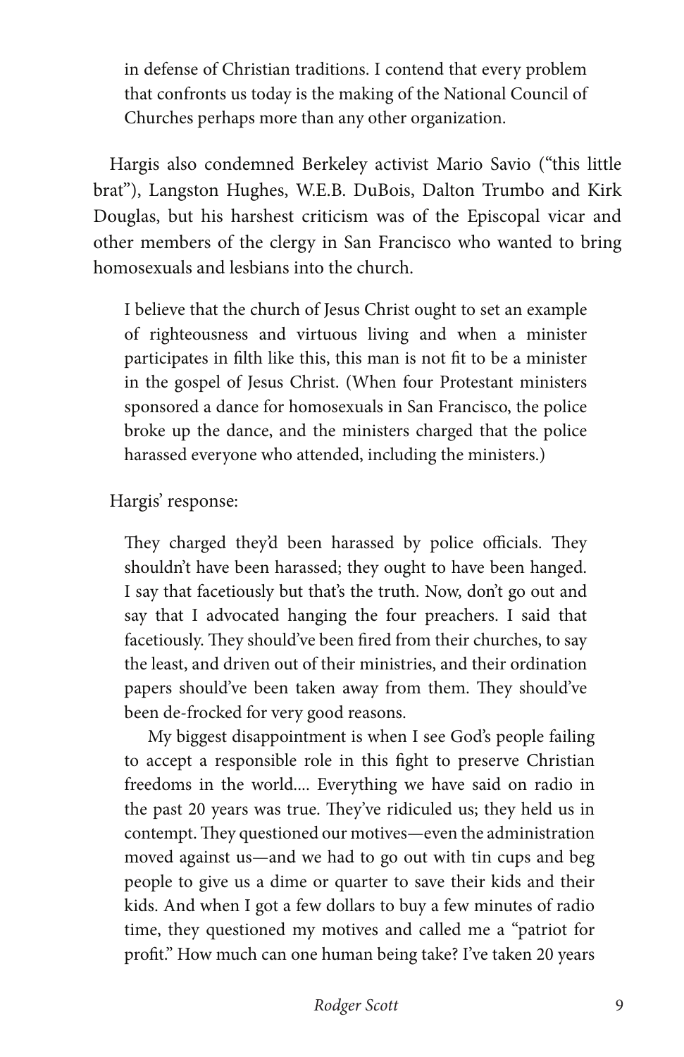> in defense of Christian traditions. I contend that every problem that confronts us today is the making of the National Council of Churches perhaps more than any other organization.

Hargis also condemned Berkeley activist Mario Savio ("this little brat"), Langston Hughes, W.E.B. DuBois, Dalton Trumbo and Kirk Douglas, but his harshest criticism was of the Episcopal vicar and other members of the clergy in San Francisco who wanted to bring homosexuals and lesbians into the church.

> I believe that the church of Jesus Christ ought to set an example of righteousness and virtuous living and when a minister participates in filth like this, this man is not fit to be a minister in the gospel of Jesus Christ. (When four Protestant ministers sponsored a dance for homosexuals in San Francisco, the police broke up the dance, and the ministers charged that the police harassed everyone who attended, including the ministers.)

Hargis' response:

> They charged they'd been harassed by police officials. They shouldn't have been harassed; they ought to have been hanged. I say that facetiously but that's the truth. Now, don't go out and say that I advocated hanging the four preachers. I said that facetiously. They should've been fired from their churches, to say the least, and driven out of their ministries, and their ordination papers should've been taken away from them. They should've been de-frocked for very good reasons.
>
> My biggest disappointment is when I see God's people failing to accept a responsible role in this fight to preserve Christian freedoms in the world.... Everything we have said on radio in the past 20 years was true. They've ridiculed us; they held us in contempt. They questioned our motives—even the administration moved against us—and we had to go out with tin cups and beg people to give us a dime or quarter to save their kids and their kids. And when I got a few dollars to buy a few minutes of radio time, they questioned my motives and called me a "patriot for profit." How much can one human being take? I've taken 20 years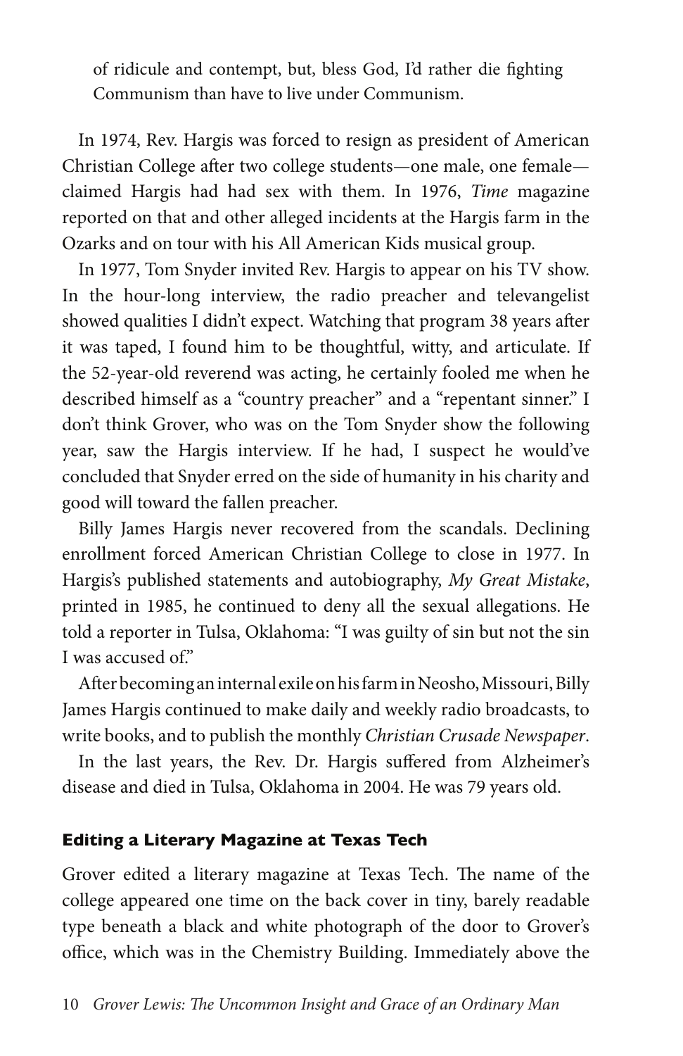of ridicule and contempt, but, bless God, I'd rather die fighting Communism than have to live under Communism.

In 1974, Rev. Hargis was forced to resign as president of American Christian College after two college students—one male, one female—claimed Hargis had had sex with them. In 1976, *Time* magazine reported on that and other alleged incidents at the Hargis farm in the Ozarks and on tour with his All American Kids musical group.

In 1977, Tom Snyder invited Rev. Hargis to appear on his TV show. In the hour-long interview, the radio preacher and televangelist showed qualities I didn't expect. Watching that program 38 years after it was taped, I found him to be thoughtful, witty, and articulate. If the 52-year-old reverend was acting, he certainly fooled me when he described himself as a "country preacher" and a "repentant sinner." I don't think Grover, who was on the Tom Snyder show the following year, saw the Hargis interview. If he had, I suspect he would've concluded that Snyder erred on the side of humanity in his charity and good will toward the fallen preacher.

Billy James Hargis never recovered from the scandals. Declining enrollment forced American Christian College to close in 1977. In Hargis's published statements and autobiography, *My Great Mistake*, printed in 1985, he continued to deny all the sexual allegations. He told a reporter in Tulsa, Oklahoma: "I was guilty of sin but not the sin I was accused of."

After becoming an internal exile on his farm in Neosho, Missouri, Billy James Hargis continued to make daily and weekly radio broadcasts, to write books, and to publish the monthly *Christian Crusade Newspaper*.

In the last years, the Rev. Dr. Hargis suffered from Alzheimer's disease and died in Tulsa, Oklahoma in 2004. He was 79 years old.

### Editing a Literary Magazine at Texas Tech

Grover edited a literary magazine at Texas Tech. The name of the college appeared one time on the back cover in tiny, barely readable type beneath a black and white photograph of the door to Grover's office, which was in the Chemistry Building. Immediately above the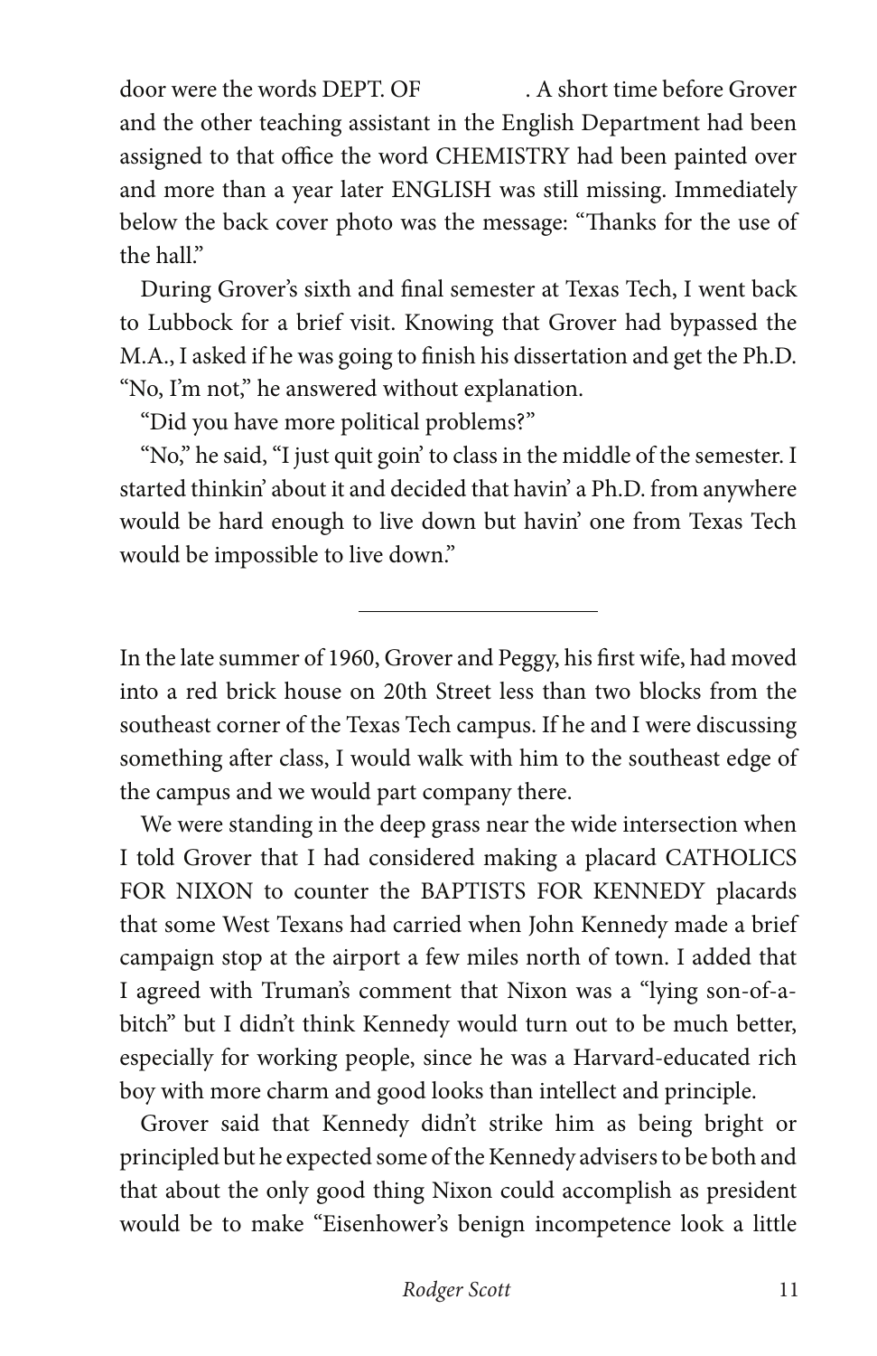door were the words DEPT. OF . A short time before Grover and the other teaching assistant in the English Department had been assigned to that office the word CHEMISTRY had been painted over and more than a year later ENGLISH was still missing. Immediately below the back cover photo was the message: "Thanks for the use of the hall."

During Grover's sixth and final semester at Texas Tech, I went back to Lubbock for a brief visit. Knowing that Grover had bypassed the M.A., I asked if he was going to finish his dissertation and get the Ph.D. "No, I'm not," he answered without explanation.

"Did you have more political problems?"

"No," he said, "I just quit goin' to class in the middle of the semester. I started thinkin' about it and decided that havin' a Ph.D. from anywhere would be hard enough to live down but havin' one from Texas Tech would be impossible to live down."

---

In the late summer of 1960, Grover and Peggy, his first wife, had moved into a red brick house on 20th Street less than two blocks from the southeast corner of the Texas Tech campus. If he and I were discussing something after class, I would walk with him to the southeast edge of the campus and we would part company there.

We were standing in the deep grass near the wide intersection when I told Grover that I had considered making a placard CATHOLICS FOR NIXON to counter the BAPTISTS FOR KENNEDY placards that some West Texans had carried when John Kennedy made a brief campaign stop at the airport a few miles north of town. I added that I agreed with Truman's comment that Nixon was a "lying son-of-a-bitch" but I didn't think Kennedy would turn out to be much better, especially for working people, since he was a Harvard-educated rich boy with more charm and good looks than intellect and principle.

Grover said that Kennedy didn't strike him as being bright or principled but he expected some of the Kennedy advisers to be both and that about the only good thing Nixon could accomplish as president would be to make "Eisenhower's benign incompetence look a little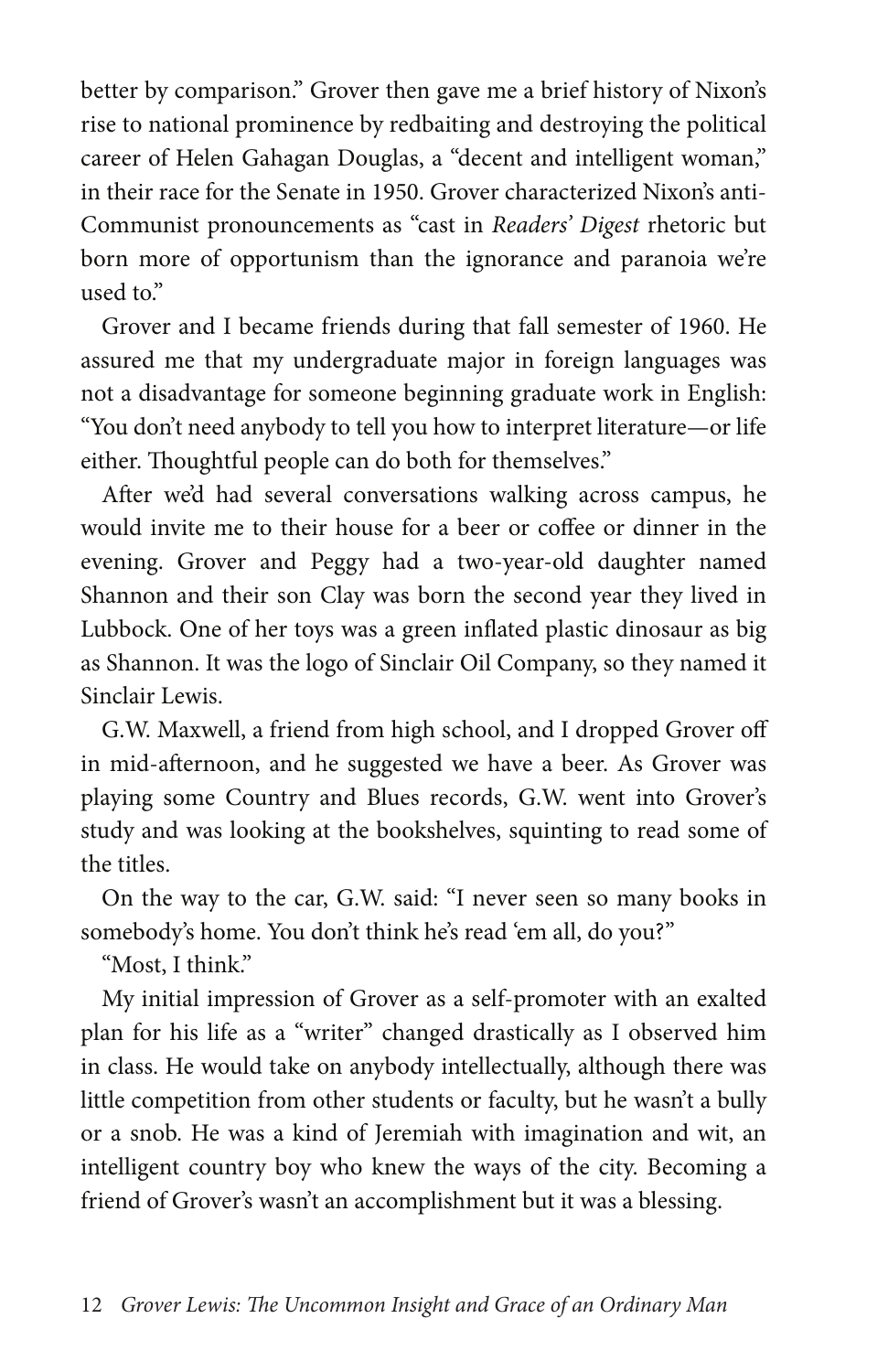better by comparison." Grover then gave me a brief history of Nixon's rise to national prominence by redbaiting and destroying the political career of Helen Gahagan Douglas, a "decent and intelligent woman," in their race for the Senate in 1950. Grover characterized Nixon's anti-Communist pronouncements as "cast in *Readers' Digest* rhetoric but born more of opportunism than the ignorance and paranoia we're used to."

Grover and I became friends during that fall semester of 1960. He assured me that my undergraduate major in foreign languages was not a disadvantage for someone beginning graduate work in English: "You don't need anybody to tell you how to interpret literature—or life either. Thoughtful people can do both for themselves."

After we'd had several conversations walking across campus, he would invite me to their house for a beer or coffee or dinner in the evening. Grover and Peggy had a two-year-old daughter named Shannon and their son Clay was born the second year they lived in Lubbock. One of her toys was a green inflated plastic dinosaur as big as Shannon. It was the logo of Sinclair Oil Company, so they named it Sinclair Lewis.

G.W. Maxwell, a friend from high school, and I dropped Grover off in mid-afternoon, and he suggested we have a beer. As Grover was playing some Country and Blues records, G.W. went into Grover's study and was looking at the bookshelves, squinting to read some of the titles.

On the way to the car, G.W. said: "I never seen so many books in somebody's home. You don't think he's read 'em all, do you?"

"Most, I think."

My initial impression of Grover as a self-promoter with an exalted plan for his life as a "writer" changed drastically as I observed him in class. He would take on anybody intellectually, although there was little competition from other students or faculty, but he wasn't a bully or a snob. He was a kind of Jeremiah with imagination and wit, an intelligent country boy who knew the ways of the city. Becoming a friend of Grover's wasn't an accomplishment but it was a blessing.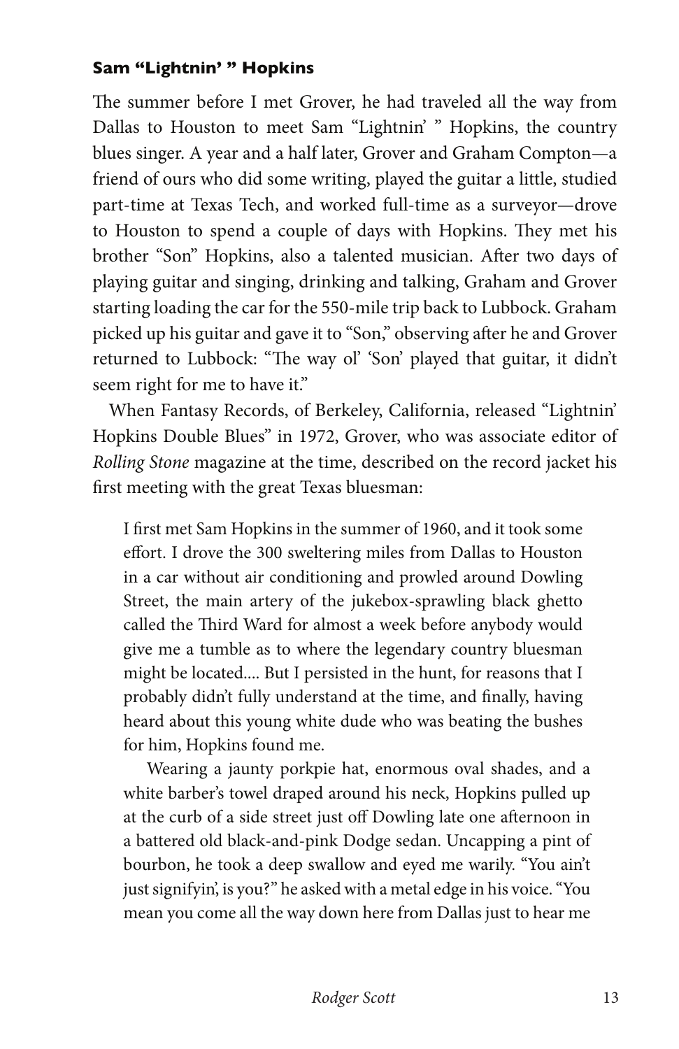### Sam "Lightnin' " Hopkins

The summer before I met Grover, he had traveled all the way from Dallas to Houston to meet Sam "Lightnin' " Hopkins, the country blues singer. A year and a half later, Grover and Graham Compton—a friend of ours who did some writing, played the guitar a little, studied part-time at Texas Tech, and worked full-time as a surveyor—drove to Houston to spend a couple of days with Hopkins. They met his brother "Son" Hopkins, also a talented musician. After two days of playing guitar and singing, drinking and talking, Graham and Grover starting loading the car for the 550-mile trip back to Lubbock. Graham picked up his guitar and gave it to "Son," observing after he and Grover returned to Lubbock: "The way ol' 'Son' played that guitar, it didn't seem right for me to have it."

When Fantasy Records, of Berkeley, California, released "Lightnin' Hopkins Double Blues" in 1972, Grover, who was associate editor of *Rolling Stone* magazine at the time, described on the record jacket his first meeting with the great Texas bluesman:

> I first met Sam Hopkins in the summer of 1960, and it took some effort. I drove the 300 sweltering miles from Dallas to Houston in a car without air conditioning and prowled around Dowling Street, the main artery of the jukebox-sprawling black ghetto called the Third Ward for almost a week before anybody would give me a tumble as to where the legendary country bluesman might be located.... But I persisted in the hunt, for reasons that I probably didn't fully understand at the time, and finally, having heard about this young white dude who was beating the bushes for him, Hopkins found me.
>
> Wearing a jaunty porkpie hat, enormous oval shades, and a white barber's towel draped around his neck, Hopkins pulled up at the curb of a side street just off Dowling late one afternoon in a battered old black-and-pink Dodge sedan. Uncapping a pint of bourbon, he took a deep swallow and eyed me warily. "You ain't just signifyin', is you?" he asked with a metal edge in his voice. "You mean you come all the way down here from Dallas just to hear me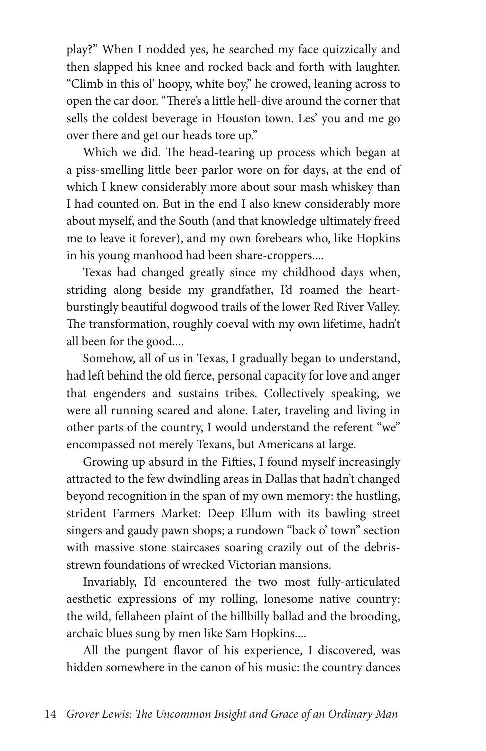play?" When I nodded yes, he searched my face quizzically and then slapped his knee and rocked back and forth with laughter. "Climb in this ol' hoopy, white boy," he crowed, leaning across to open the car door. "There's a little hell-dive around the corner that sells the coldest beverage in Houston town. Les' you and me go over there and get our heads tore up."

Which we did. The head-tearing up process which began at a piss-smelling little beer parlor wore on for days, at the end of which I knew considerably more about sour mash whiskey than I had counted on. But in the end I also knew considerably more about myself, and the South (and that knowledge ultimately freed me to leave it forever), and my own forebears who, like Hopkins in his young manhood had been share-croppers....

Texas had changed greatly since my childhood days when, striding along beside my grandfather, I'd roamed the heart-burstingly beautiful dogwood trails of the lower Red River Valley. The transformation, roughly coeval with my own lifetime, hadn't all been for the good....

Somehow, all of us in Texas, I gradually began to understand, had left behind the old fierce, personal capacity for love and anger that engenders and sustains tribes. Collectively speaking, we were all running scared and alone. Later, traveling and living in other parts of the country, I would understand the referent "we" encompassed not merely Texans, but Americans at large.

Growing up absurd in the Fifties, I found myself increasingly attracted to the few dwindling areas in Dallas that hadn't changed beyond recognition in the span of my own memory: the hustling, strident Farmers Market: Deep Ellum with its bawling street singers and gaudy pawn shops; a rundown "back o' town" section with massive stone staircases soaring crazily out of the debris-strewn foundations of wrecked Victorian mansions.

Invariably, I'd encountered the two most fully-articulated aesthetic expressions of my rolling, lonesome native country: the wild, fellaheen plaint of the hillbilly ballad and the brooding, archaic blues sung by men like Sam Hopkins....

All the pungent flavor of his experience, I discovered, was hidden somewhere in the canon of his music: the country dances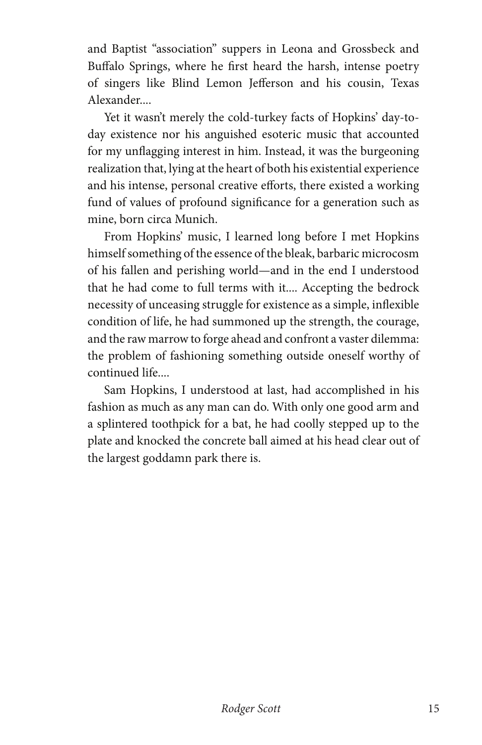and Baptist "association" suppers in Leona and Grossbeck and Buffalo Springs, where he first heard the harsh, intense poetry of singers like Blind Lemon Jefferson and his cousin, Texas Alexander....

Yet it wasn't merely the cold-turkey facts of Hopkins' day-to-day existence nor his anguished esoteric music that accounted for my unflagging interest in him. Instead, it was the burgeoning realization that, lying at the heart of both his existential experience and his intense, personal creative efforts, there existed a working fund of values of profound significance for a generation such as mine, born circa Munich.

From Hopkins' music, I learned long before I met Hopkins himself something of the essence of the bleak, barbaric microcosm of his fallen and perishing world—and in the end I understood that he had come to full terms with it.... Accepting the bedrock necessity of unceasing struggle for existence as a simple, inflexible condition of life, he had summoned up the strength, the courage, and the raw marrow to forge ahead and confront a vaster dilemma: the problem of fashioning something outside oneself worthy of continued life....

Sam Hopkins, I understood at last, had accomplished in his fashion as much as any man can do. With only one good arm and a splintered toothpick for a bat, he had coolly stepped up to the plate and knocked the concrete ball aimed at his head clear out of the largest goddamn park there is.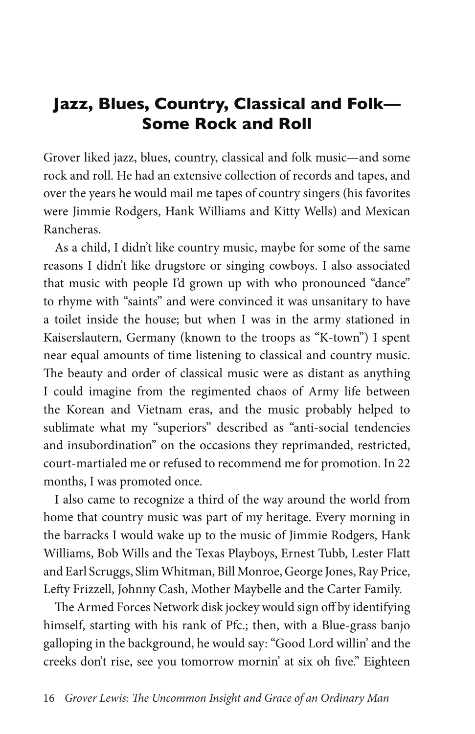## Jazz, Blues, Country, Classical and Folk—Some Rock and Roll

Grover liked jazz, blues, country, classical and folk music—and some rock and roll. He had an extensive collection of records and tapes, and over the years he would mail me tapes of country singers (his favorites were Jimmie Rodgers, Hank Williams and Kitty Wells) and Mexican Rancheras.

As a child, I didn't like country music, maybe for some of the same reasons I didn't like drugstore or singing cowboys. I also associated that music with people I'd grown up with who pronounced "dance" to rhyme with "saints" and were convinced it was unsanitary to have a toilet inside the house; but when I was in the army stationed in Kaiserslautern, Germany (known to the troops as "K-town") I spent near equal amounts of time listening to classical and country music. The beauty and order of classical music were as distant as anything I could imagine from the regimented chaos of Army life between the Korean and Vietnam eras, and the music probably helped to sublimate what my "superiors" described as "anti-social tendencies and insubordination" on the occasions they reprimanded, restricted, court-martialed me or refused to recommend me for promotion. In 22 months, I was promoted once.

I also came to recognize a third of the way around the world from home that country music was part of my heritage. Every morning in the barracks I would wake up to the music of Jimmie Rodgers, Hank Williams, Bob Wills and the Texas Playboys, Ernest Tubb, Lester Flatt and Earl Scruggs, Slim Whitman, Bill Monroe, George Jones, Ray Price, Lefty Frizzell, Johnny Cash, Mother Maybelle and the Carter Family.

The Armed Forces Network disk jockey would sign off by identifying himself, starting with his rank of Pfc.; then, with a Blue-grass banjo galloping in the background, he would say: "Good Lord willin' and the creeks don't rise, see you tomorrow mornin' at six oh five." Eighteen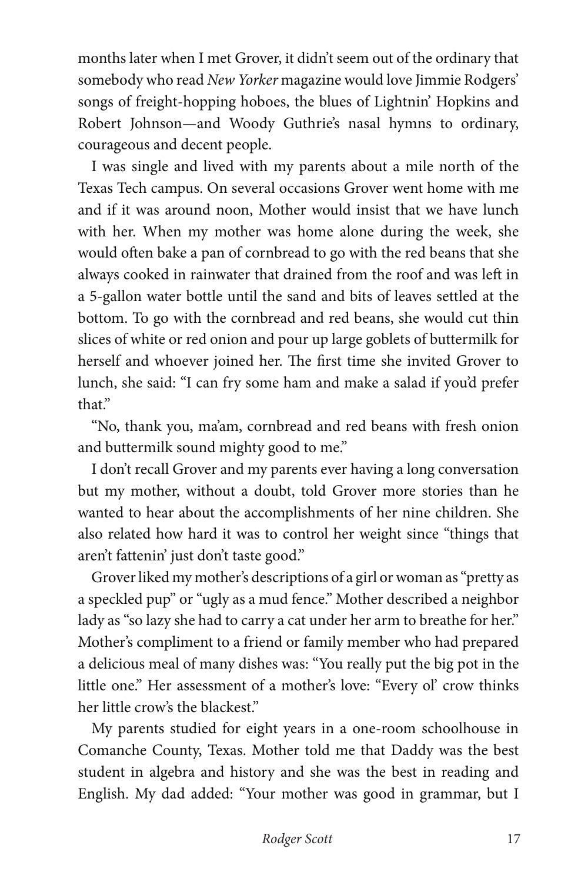months later when I met Grover, it didn't seem out of the ordinary that somebody who read *New Yorker* magazine would love Jimmie Rodgers' songs of freight-hopping hoboes, the blues of Lightnin' Hopkins and Robert Johnson—and Woody Guthrie's nasal hymns to ordinary, courageous and decent people.

I was single and lived with my parents about a mile north of the Texas Tech campus. On several occasions Grover went home with me and if it was around noon, Mother would insist that we have lunch with her. When my mother was home alone during the week, she would often bake a pan of cornbread to go with the red beans that she always cooked in rainwater that drained from the roof and was left in a 5-gallon water bottle until the sand and bits of leaves settled at the bottom. To go with the cornbread and red beans, she would cut thin slices of white or red onion and pour up large goblets of buttermilk for herself and whoever joined her. The first time she invited Grover to lunch, she said: "I can fry some ham and make a salad if you'd prefer that."

"No, thank you, ma'am, cornbread and red beans with fresh onion and buttermilk sound mighty good to me."

I don't recall Grover and my parents ever having a long conversation but my mother, without a doubt, told Grover more stories than he wanted to hear about the accomplishments of her nine children. She also related how hard it was to control her weight since "things that aren't fattenin' just don't taste good."

Grover liked my mother's descriptions of a girl or woman as "pretty as a speckled pup" or "ugly as a mud fence." Mother described a neighbor lady as "so lazy she had to carry a cat under her arm to breathe for her." Mother's compliment to a friend or family member who had prepared a delicious meal of many dishes was: "You really put the big pot in the little one." Her assessment of a mother's love: "Every ol' crow thinks her little crow's the blackest."

My parents studied for eight years in a one-room schoolhouse in Comanche County, Texas. Mother told me that Daddy was the best student in algebra and history and she was the best in reading and English. My dad added: "Your mother was good in grammar, but I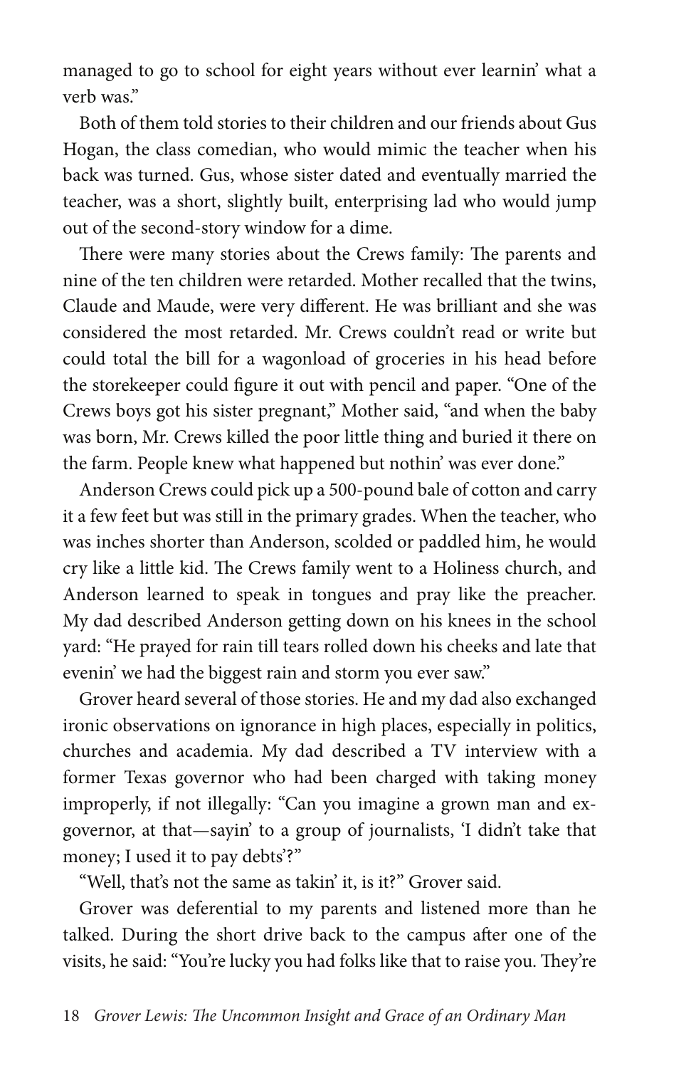managed to go to school for eight years without ever learnin' what a verb was."

Both of them told stories to their children and our friends about Gus Hogan, the class comedian, who would mimic the teacher when his back was turned. Gus, whose sister dated and eventually married the teacher, was a short, slightly built, enterprising lad who would jump out of the second-story window for a dime.

There were many stories about the Crews family: The parents and nine of the ten children were retarded. Mother recalled that the twins, Claude and Maude, were very different. He was brilliant and she was considered the most retarded. Mr. Crews couldn't read or write but could total the bill for a wagonload of groceries in his head before the storekeeper could figure it out with pencil and paper. "One of the Crews boys got his sister pregnant," Mother said, "and when the baby was born, Mr. Crews killed the poor little thing and buried it there on the farm. People knew what happened but nothin' was ever done."

Anderson Crews could pick up a 500-pound bale of cotton and carry it a few feet but was still in the primary grades. When the teacher, who was inches shorter than Anderson, scolded or paddled him, he would cry like a little kid. The Crews family went to a Holiness church, and Anderson learned to speak in tongues and pray like the preacher. My dad described Anderson getting down on his knees in the school yard: "He prayed for rain till tears rolled down his cheeks and late that evenin' we had the biggest rain and storm you ever saw."

Grover heard several of those stories. He and my dad also exchanged ironic observations on ignorance in high places, especially in politics, churches and academia. My dad described a TV interview with a former Texas governor who had been charged with taking money improperly, if not illegally: "Can you imagine a grown man and ex-governor, at that—sayin' to a group of journalists, 'I didn't take that money; I used it to pay debts'?"

"Well, that's not the same as takin' it, is it?" Grover said.

Grover was deferential to my parents and listened more than he talked. During the short drive back to the campus after one of the visits, he said: "You're lucky you had folks like that to raise you. They're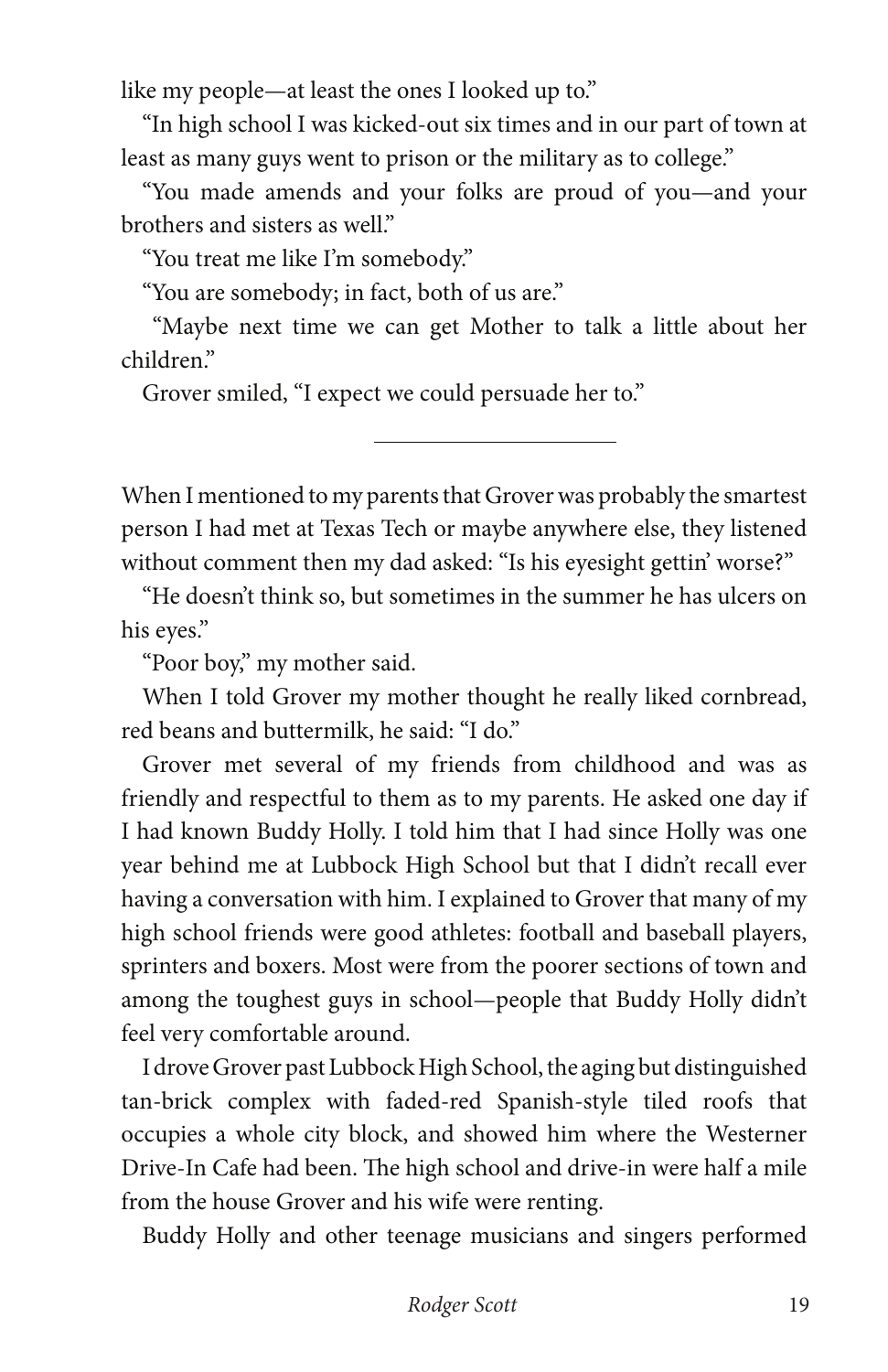like my people—at least the ones I looked up to."

"In high school I was kicked-out six times and in our part of town at least as many guys went to prison or the military as to college."

"You made amends and your folks are proud of you—and your brothers and sisters as well."

"You treat me like I'm somebody."

"You are somebody; in fact, both of us are."

"Maybe next time we can get Mother to talk a little about her children."

Grover smiled, "I expect we could persuade her to."

---

When I mentioned to my parents that Grover was probably the smartest person I had met at Texas Tech or maybe anywhere else, they listened without comment then my dad asked: "Is his eyesight gettin' worse?"

"He doesn't think so, but sometimes in the summer he has ulcers on his eyes."

"Poor boy," my mother said.

When I told Grover my mother thought he really liked cornbread, red beans and buttermilk, he said: "I do."

Grover met several of my friends from childhood and was as friendly and respectful to them as to my parents. He asked one day if I had known Buddy Holly. I told him that I had since Holly was one year behind me at Lubbock High School but that I didn't recall ever having a conversation with him. I explained to Grover that many of my high school friends were good athletes: football and baseball players, sprinters and boxers. Most were from the poorer sections of town and among the toughest guys in school—people that Buddy Holly didn't feel very comfortable around.

I drove Grover past Lubbock High School, the aging but distinguished tan-brick complex with faded-red Spanish-style tiled roofs that occupies a whole city block, and showed him where the Westerner Drive-In Cafe had been. The high school and drive-in were half a mile from the house Grover and his wife were renting.

Buddy Holly and other teenage musicians and singers performed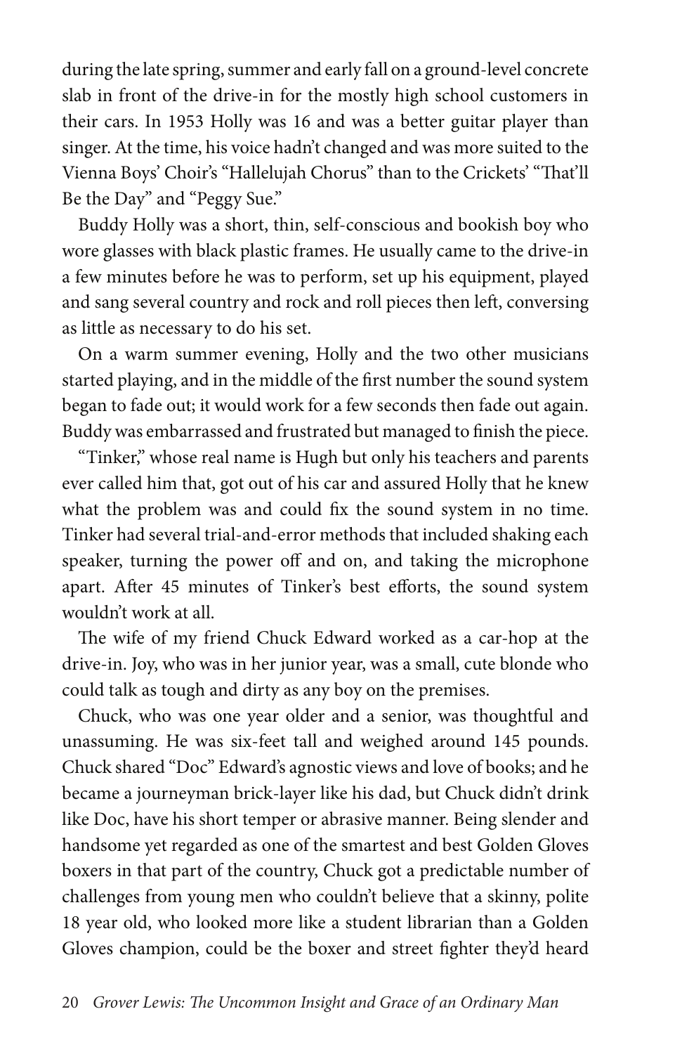during the late spring, summer and early fall on a ground-level concrete slab in front of the drive-in for the mostly high school customers in their cars. In 1953 Holly was 16 and was a better guitar player than singer. At the time, his voice hadn't changed and was more suited to the Vienna Boys' Choir's "Hallelujah Chorus" than to the Crickets' "That'll Be the Day" and "Peggy Sue."

Buddy Holly was a short, thin, self-conscious and bookish boy who wore glasses with black plastic frames. He usually came to the drive-in a few minutes before he was to perform, set up his equipment, played and sang several country and rock and roll pieces then left, conversing as little as necessary to do his set.

On a warm summer evening, Holly and the two other musicians started playing, and in the middle of the first number the sound system began to fade out; it would work for a few seconds then fade out again. Buddy was embarrassed and frustrated but managed to finish the piece.

"Tinker," whose real name is Hugh but only his teachers and parents ever called him that, got out of his car and assured Holly that he knew what the problem was and could fix the sound system in no time. Tinker had several trial-and-error methods that included shaking each speaker, turning the power off and on, and taking the microphone apart. After 45 minutes of Tinker's best efforts, the sound system wouldn't work at all.

The wife of my friend Chuck Edward worked as a car-hop at the drive-in. Joy, who was in her junior year, was a small, cute blonde who could talk as tough and dirty as any boy on the premises.

Chuck, who was one year older and a senior, was thoughtful and unassuming. He was six-feet tall and weighed around 145 pounds. Chuck shared "Doc" Edward's agnostic views and love of books; and he became a journeyman brick-layer like his dad, but Chuck didn't drink like Doc, have his short temper or abrasive manner. Being slender and handsome yet regarded as one of the smartest and best Golden Gloves boxers in that part of the country, Chuck got a predictable number of challenges from young men who couldn't believe that a skinny, polite 18 year old, who looked more like a student librarian than a Golden Gloves champion, could be the boxer and street fighter they'd heard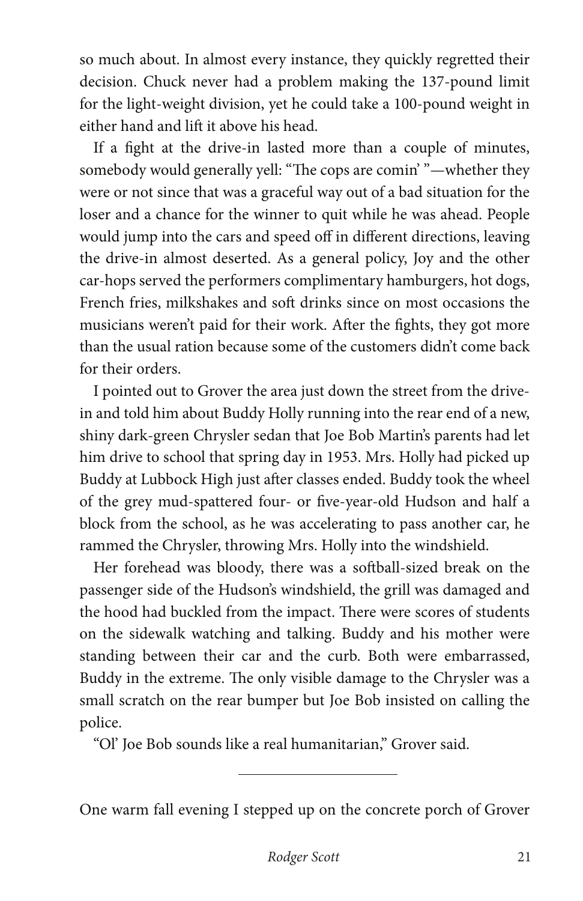so much about. In almost every instance, they quickly regretted their decision. Chuck never had a problem making the 137-pound limit for the light-weight division, yet he could take a 100-pound weight in either hand and lift it above his head.

If a fight at the drive-in lasted more than a couple of minutes, somebody would generally yell: "The cops are comin' "—whether they were or not since that was a graceful way out of a bad situation for the loser and a chance for the winner to quit while he was ahead. People would jump into the cars and speed off in different directions, leaving the drive-in almost deserted. As a general policy, Joy and the other car-hops served the performers complimentary hamburgers, hot dogs, French fries, milkshakes and soft drinks since on most occasions the musicians weren't paid for their work. After the fights, they got more than the usual ration because some of the customers didn't come back for their orders.

I pointed out to Grover the area just down the street from the drive-in and told him about Buddy Holly running into the rear end of a new, shiny dark-green Chrysler sedan that Joe Bob Martin's parents had let him drive to school that spring day in 1953. Mrs. Holly had picked up Buddy at Lubbock High just after classes ended. Buddy took the wheel of the grey mud-spattered four- or five-year-old Hudson and half a block from the school, as he was accelerating to pass another car, he rammed the Chrysler, throwing Mrs. Holly into the windshield.

Her forehead was bloody, there was a softball-sized break on the passenger side of the Hudson's windshield, the grill was damaged and the hood had buckled from the impact. There were scores of students on the sidewalk watching and talking. Buddy and his mother were standing between their car and the curb. Both were embarrassed, Buddy in the extreme. The only visible damage to the Chrysler was a small scratch on the rear bumper but Joe Bob insisted on calling the police.

"Ol' Joe Bob sounds like a real humanitarian," Grover said.

---

One warm fall evening I stepped up on the concrete porch of Grover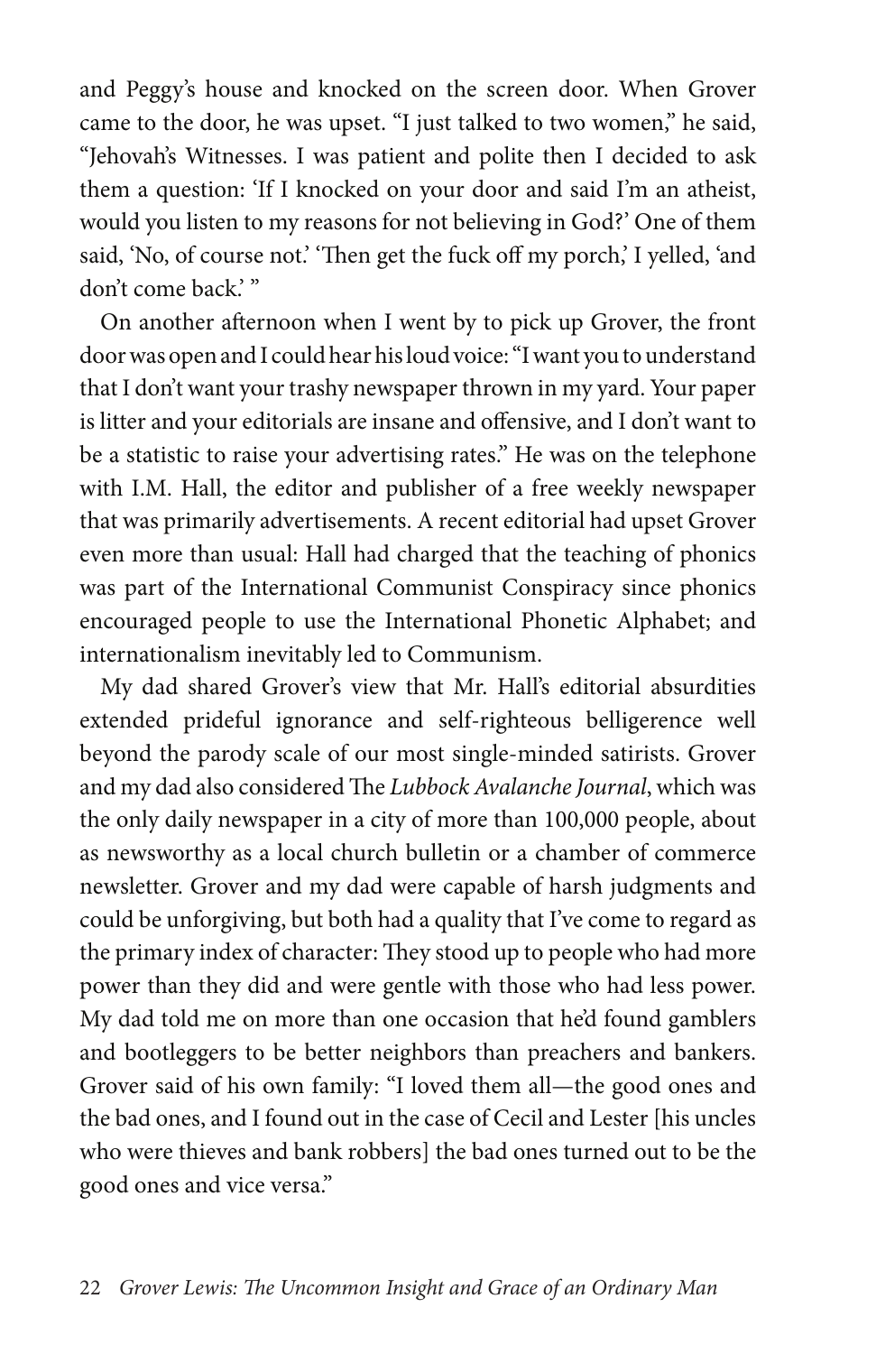and Peggy's house and knocked on the screen door. When Grover came to the door, he was upset. "I just talked to two women," he said, "Jehovah's Witnesses. I was patient and polite then I decided to ask them a question: 'If I knocked on your door and said I'm an atheist, would you listen to my reasons for not believing in God?' One of them said, 'No, of course not.' 'Then get the fuck off my porch,' I yelled, 'and don't come back.' "

On another afternoon when I went by to pick up Grover, the front door was open and I could hear his loud voice: "I want you to understand that I don't want your trashy newspaper thrown in my yard. Your paper is litter and your editorials are insane and offensive, and I don't want to be a statistic to raise your advertising rates." He was on the telephone with I.M. Hall, the editor and publisher of a free weekly newspaper that was primarily advertisements. A recent editorial had upset Grover even more than usual: Hall had charged that the teaching of phonics was part of the International Communist Conspiracy since phonics encouraged people to use the International Phonetic Alphabet; and internationalism inevitably led to Communism.

My dad shared Grover's view that Mr. Hall's editorial absurdities extended prideful ignorance and self-righteous belligerence well beyond the parody scale of our most single-minded satirists. Grover and my dad also considered The *Lubbock Avalanche Journal*, which was the only daily newspaper in a city of more than 100,000 people, about as newsworthy as a local church bulletin or a chamber of commerce newsletter. Grover and my dad were capable of harsh judgments and could be unforgiving, but both had a quality that I've come to regard as the primary index of character: They stood up to people who had more power than they did and were gentle with those who had less power. My dad told me on more than one occasion that he'd found gamblers and bootleggers to be better neighbors than preachers and bankers. Grover said of his own family: "I loved them all—the good ones and the bad ones, and I found out in the case of Cecil and Lester [his uncles who were thieves and bank robbers] the bad ones turned out to be the good ones and vice versa."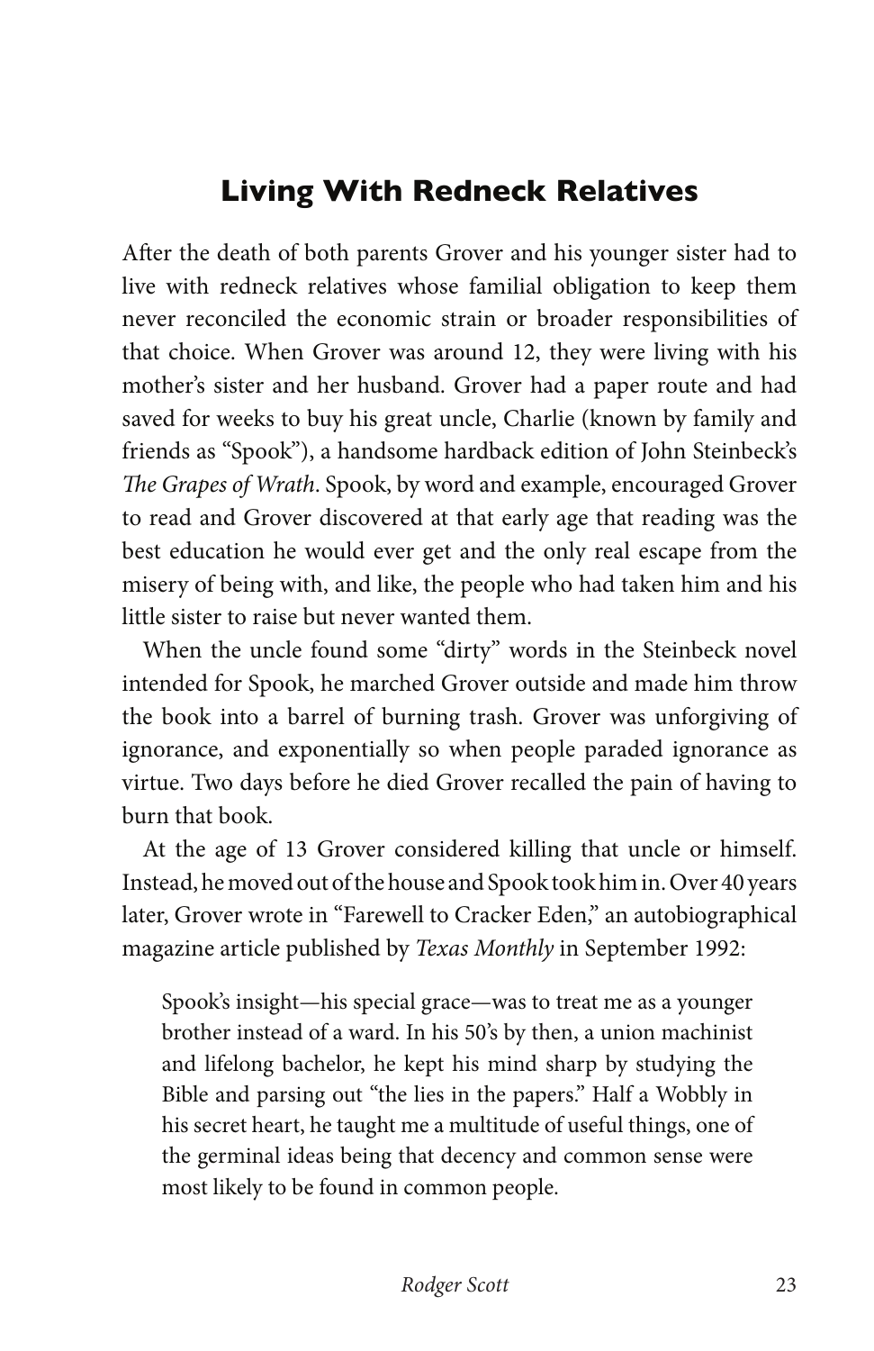## Living With Redneck Relatives

After the death of both parents Grover and his younger sister had to live with redneck relatives whose familial obligation to keep them never reconciled the economic strain or broader responsibilities of that choice. When Grover was around 12, they were living with his mother's sister and her husband. Grover had a paper route and had saved for weeks to buy his great uncle, Charlie (known by family and friends as "Spook"), a handsome hardback edition of John Steinbeck's *The Grapes of Wrath*. Spook, by word and example, encouraged Grover to read and Grover discovered at that early age that reading was the best education he would ever get and the only real escape from the misery of being with, and like, the people who had taken him and his little sister to raise but never wanted them.

When the uncle found some "dirty" words in the Steinbeck novel intended for Spook, he marched Grover outside and made him throw the book into a barrel of burning trash. Grover was unforgiving of ignorance, and exponentially so when people paraded ignorance as virtue. Two days before he died Grover recalled the pain of having to burn that book.

At the age of 13 Grover considered killing that uncle or himself. Instead, he moved out of the house and Spook took him in. Over 40 years later, Grover wrote in "Farewell to Cracker Eden," an autobiographical magazine article published by *Texas Monthly* in September 1992:

> Spook's insight—his special grace—was to treat me as a younger brother instead of a ward. In his 50's by then, a union machinist and lifelong bachelor, he kept his mind sharp by studying the Bible and parsing out "the lies in the papers." Half a Wobbly in his secret heart, he taught me a multitude of useful things, one of the germinal ideas being that decency and common sense were most likely to be found in common people.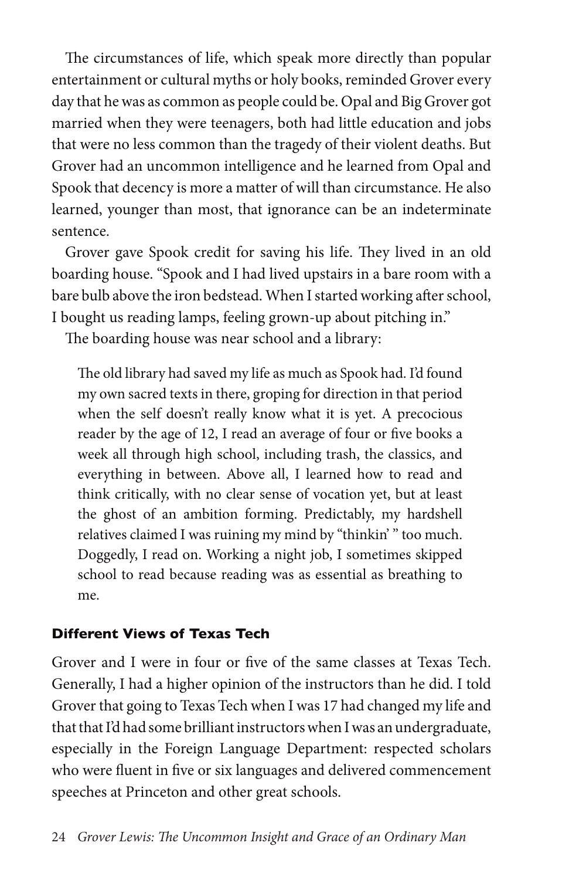The circumstances of life, which speak more directly than popular entertainment or cultural myths or holy books, reminded Grover every day that he was as common as people could be. Opal and Big Grover got married when they were teenagers, both had little education and jobs that were no less common than the tragedy of their violent deaths. But Grover had an uncommon intelligence and he learned from Opal and Spook that decency is more a matter of will than circumstance. He also learned, younger than most, that ignorance can be an indeterminate sentence.

Grover gave Spook credit for saving his life. They lived in an old boarding house. "Spook and I had lived upstairs in a bare room with a bare bulb above the iron bedstead. When I started working after school, I bought us reading lamps, feeling grown-up about pitching in."

The boarding house was near school and a library:

> The old library had saved my life as much as Spook had. I'd found my own sacred texts in there, groping for direction in that period when the self doesn't really know what it is yet. A precocious reader by the age of 12, I read an average of four or five books a week all through high school, including trash, the classics, and everything in between. Above all, I learned how to read and think critically, with no clear sense of vocation yet, but at least the ghost of an ambition forming. Predictably, my hardshell relatives claimed I was ruining my mind by "thinkin' " too much. Doggedly, I read on. Working a night job, I sometimes skipped school to read because reading was as essential as breathing to me.

### Different Views of Texas Tech

Grover and I were in four or five of the same classes at Texas Tech. Generally, I had a higher opinion of the instructors than he did. I told Grover that going to Texas Tech when I was 17 had changed my life and that that I'd had some brilliant instructors when I was an undergraduate, especially in the Foreign Language Department: respected scholars who were fluent in five or six languages and delivered commencement speeches at Princeton and other great schools.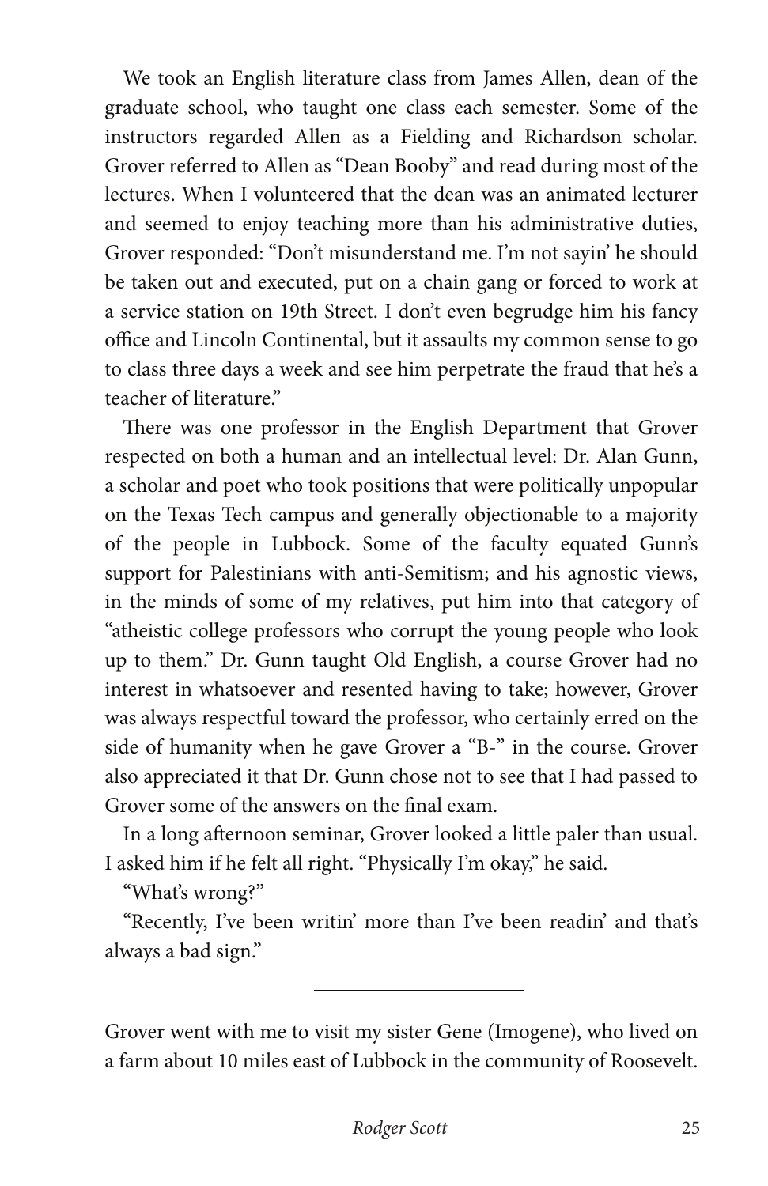We took an English literature class from James Allen, dean of the graduate school, who taught one class each semester. Some of the instructors regarded Allen as a Fielding and Richardson scholar. Grover referred to Allen as "Dean Booby" and read during most of the lectures. When I volunteered that the dean was an animated lecturer and seemed to enjoy teaching more than his administrative duties, Grover responded: "Don't misunderstand me. I'm not sayin' he should be taken out and executed, put on a chain gang or forced to work at a service station on 19th Street. I don't even begrudge him his fancy office and Lincoln Continental, but it assaults my common sense to go to class three days a week and see him perpetrate the fraud that he's a teacher of literature."

There was one professor in the English Department that Grover respected on both a human and an intellectual level: Dr. Alan Gunn, a scholar and poet who took positions that were politically unpopular on the Texas Tech campus and generally objectionable to a majority of the people in Lubbock. Some of the faculty equated Gunn's support for Palestinians with anti-Semitism; and his agnostic views, in the minds of some of my relatives, put him into that category of "atheistic college professors who corrupt the young people who look up to them." Dr. Gunn taught Old English, a course Grover had no interest in whatsoever and resented having to take; however, Grover was always respectful toward the professor, who certainly erred on the side of humanity when he gave Grover a "B-" in the course. Grover also appreciated it that Dr. Gunn chose not to see that I had passed to Grover some of the answers on the final exam.

In a long afternoon seminar, Grover looked a little paler than usual. I asked him if he felt all right. "Physically I'm okay," he said.

"What's wrong?"

"Recently, I've been writin' more than I've been readin' and that's always a bad sign."

---

Grover went with me to visit my sister Gene (Imogene), who lived on a farm about 10 miles east of Lubbock in the community of Roosevelt.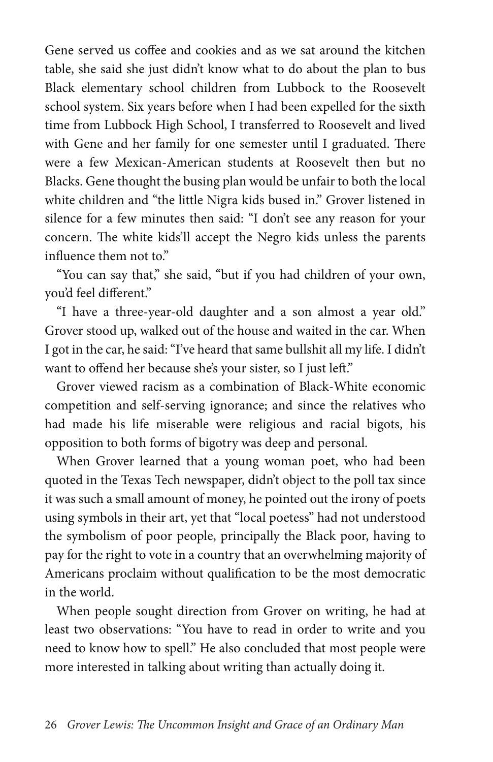Gene served us coffee and cookies and as we sat around the kitchen table, she said she just didn't know what to do about the plan to bus Black elementary school children from Lubbock to the Roosevelt school system. Six years before when I had been expelled for the sixth time from Lubbock High School, I transferred to Roosevelt and lived with Gene and her family for one semester until I graduated. There were a few Mexican-American students at Roosevelt then but no Blacks. Gene thought the busing plan would be unfair to both the local white children and "the little Nigra kids bused in." Grover listened in silence for a few minutes then said: "I don't see any reason for your concern. The white kids'll accept the Negro kids unless the parents influence them not to."

"You can say that," she said, "but if you had children of your own, you'd feel different."

"I have a three-year-old daughter and a son almost a year old." Grover stood up, walked out of the house and waited in the car. When I got in the car, he said: "I've heard that same bullshit all my life. I didn't want to offend her because she's your sister, so I just left."

Grover viewed racism as a combination of Black-White economic competition and self-serving ignorance; and since the relatives who had made his life miserable were religious and racial bigots, his opposition to both forms of bigotry was deep and personal.

When Grover learned that a young woman poet, who had been quoted in the Texas Tech newspaper, didn't object to the poll tax since it was such a small amount of money, he pointed out the irony of poets using symbols in their art, yet that "local poetess" had not understood the symbolism of poor people, principally the Black poor, having to pay for the right to vote in a country that an overwhelming majority of Americans proclaim without qualification to be the most democratic in the world.

When people sought direction from Grover on writing, he had at least two observations: "You have to read in order to write and you need to know how to spell." He also concluded that most people were more interested in talking about writing than actually doing it.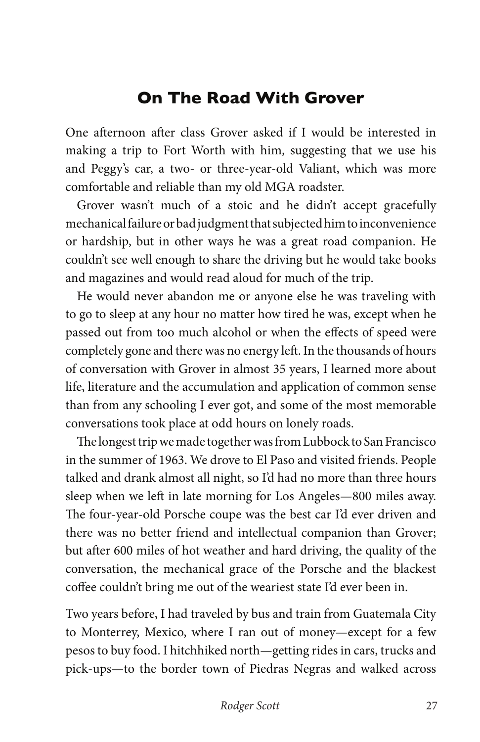## On The Road With Grover

One afternoon after class Grover asked if I would be interested in making a trip to Fort Worth with him, suggesting that we use his and Peggy's car, a two- or three-year-old Valiant, which was more comfortable and reliable than my old MGA roadster.

Grover wasn't much of a stoic and he didn't accept gracefully mechanical failure or bad judgment that subjected him to inconvenience or hardship, but in other ways he was a great road companion. He couldn't see well enough to share the driving but he would take books and magazines and would read aloud for much of the trip.

He would never abandon me or anyone else he was traveling with to go to sleep at any hour no matter how tired he was, except when he passed out from too much alcohol or when the effects of speed were completely gone and there was no energy left. In the thousands of hours of conversation with Grover in almost 35 years, I learned more about life, literature and the accumulation and application of common sense than from any schooling I ever got, and some of the most memorable conversations took place at odd hours on lonely roads.

The longest trip we made together was from Lubbock to San Francisco in the summer of 1963. We drove to El Paso and visited friends. People talked and drank almost all night, so I'd had no more than three hours sleep when we left in late morning for Los Angeles—800 miles away. The four-year-old Porsche coupe was the best car I'd ever driven and there was no better friend and intellectual companion than Grover; but after 600 miles of hot weather and hard driving, the quality of the conversation, the mechanical grace of the Porsche and the blackest coffee couldn't bring me out of the weariest state I'd ever been in.

Two years before, I had traveled by bus and train from Guatemala City to Monterrey, Mexico, where I ran out of money—except for a few pesos to buy food. I hitchhiked north—getting rides in cars, trucks and pick-ups—to the border town of Piedras Negras and walked across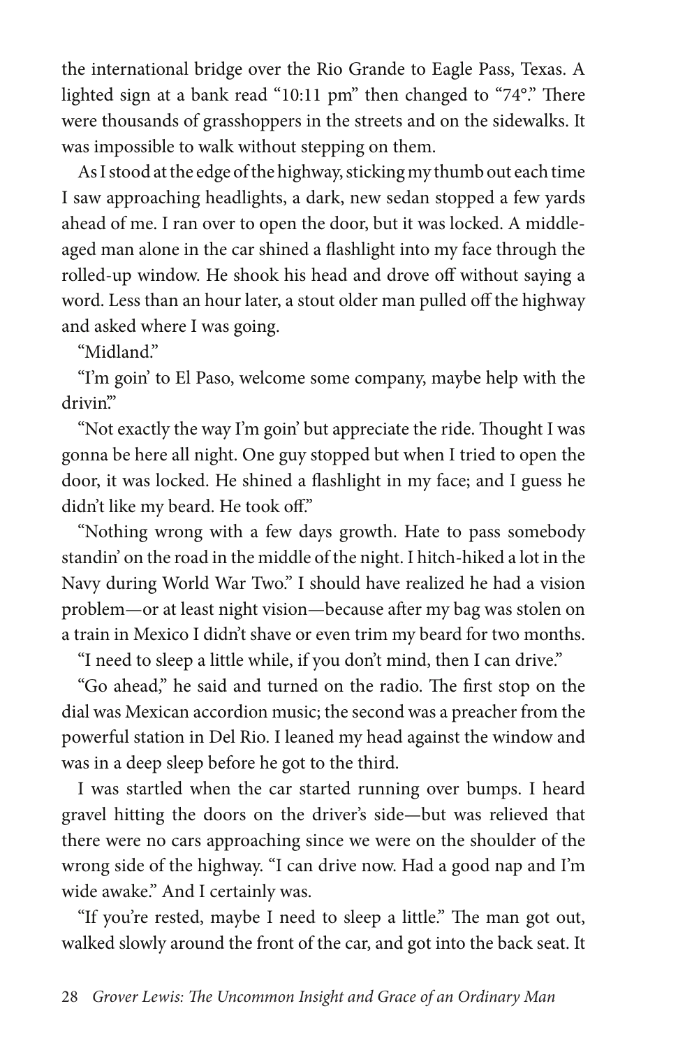the international bridge over the Rio Grande to Eagle Pass, Texas. A lighted sign at a bank read "10:11 pm" then changed to "74°." There were thousands of grasshoppers in the streets and on the sidewalks. It was impossible to walk without stepping on them.

As I stood at the edge of the highway, sticking my thumb out each time I saw approaching headlights, a dark, new sedan stopped a few yards ahead of me. I ran over to open the door, but it was locked. A middle-aged man alone in the car shined a flashlight into my face through the rolled-up window. He shook his head and drove off without saying a word. Less than an hour later, a stout older man pulled off the highway and asked where I was going.

"Midland."

"I'm goin' to El Paso, welcome some company, maybe help with the drivin'."

"Not exactly the way I'm goin' but appreciate the ride. Thought I was gonna be here all night. One guy stopped but when I tried to open the door, it was locked. He shined a flashlight in my face; and I guess he didn't like my beard. He took off."

"Nothing wrong with a few days growth. Hate to pass somebody standin' on the road in the middle of the night. I hitch-hiked a lot in the Navy during World War Two." I should have realized he had a vision problem—or at least night vision—because after my bag was stolen on a train in Mexico I didn't shave or even trim my beard for two months.

"I need to sleep a little while, if you don't mind, then I can drive."

"Go ahead," he said and turned on the radio. The first stop on the dial was Mexican accordion music; the second was a preacher from the powerful station in Del Rio. I leaned my head against the window and was in a deep sleep before he got to the third.

I was startled when the car started running over bumps. I heard gravel hitting the doors on the driver's side—but was relieved that there were no cars approaching since we were on the shoulder of the wrong side of the highway. "I can drive now. Had a good nap and I'm wide awake." And I certainly was.

"If you're rested, maybe I need to sleep a little." The man got out, walked slowly around the front of the car, and got into the back seat. It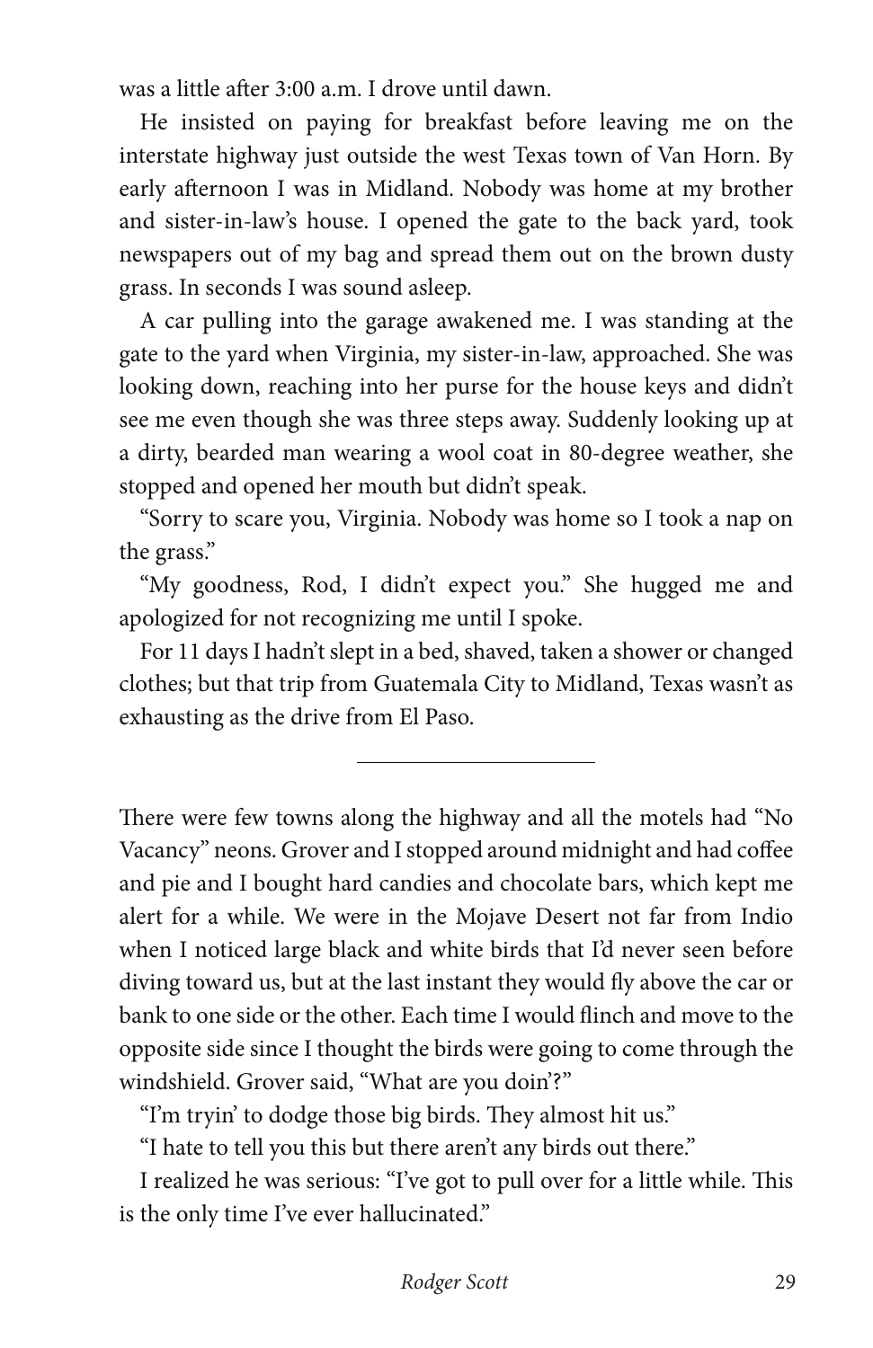was a little after 3:00 a.m. I drove until dawn.

He insisted on paying for breakfast before leaving me on the interstate highway just outside the west Texas town of Van Horn. By early afternoon I was in Midland. Nobody was home at my brother and sister-in-law's house. I opened the gate to the back yard, took newspapers out of my bag and spread them out on the brown dusty grass. In seconds I was sound asleep.

A car pulling into the garage awakened me. I was standing at the gate to the yard when Virginia, my sister-in-law, approached. She was looking down, reaching into her purse for the house keys and didn't see me even though she was three steps away. Suddenly looking up at a dirty, bearded man wearing a wool coat in 80-degree weather, she stopped and opened her mouth but didn't speak.

"Sorry to scare you, Virginia. Nobody was home so I took a nap on the grass."

"My goodness, Rod, I didn't expect you." She hugged me and apologized for not recognizing me until I spoke.

For 11 days I hadn't slept in a bed, shaved, taken a shower or changed clothes; but that trip from Guatemala City to Midland, Texas wasn't as exhausting as the drive from El Paso.

---

There were few towns along the highway and all the motels had "No Vacancy" neons. Grover and I stopped around midnight and had coffee and pie and I bought hard candies and chocolate bars, which kept me alert for a while. We were in the Mojave Desert not far from Indio when I noticed large black and white birds that I'd never seen before diving toward us, but at the last instant they would fly above the car or bank to one side or the other. Each time I would flinch and move to the opposite side since I thought the birds were going to come through the windshield. Grover said, "What are you doin'?"

"I'm tryin' to dodge those big birds. They almost hit us."

"I hate to tell you this but there aren't any birds out there."

I realized he was serious: "I've got to pull over for a little while. This is the only time I've ever hallucinated."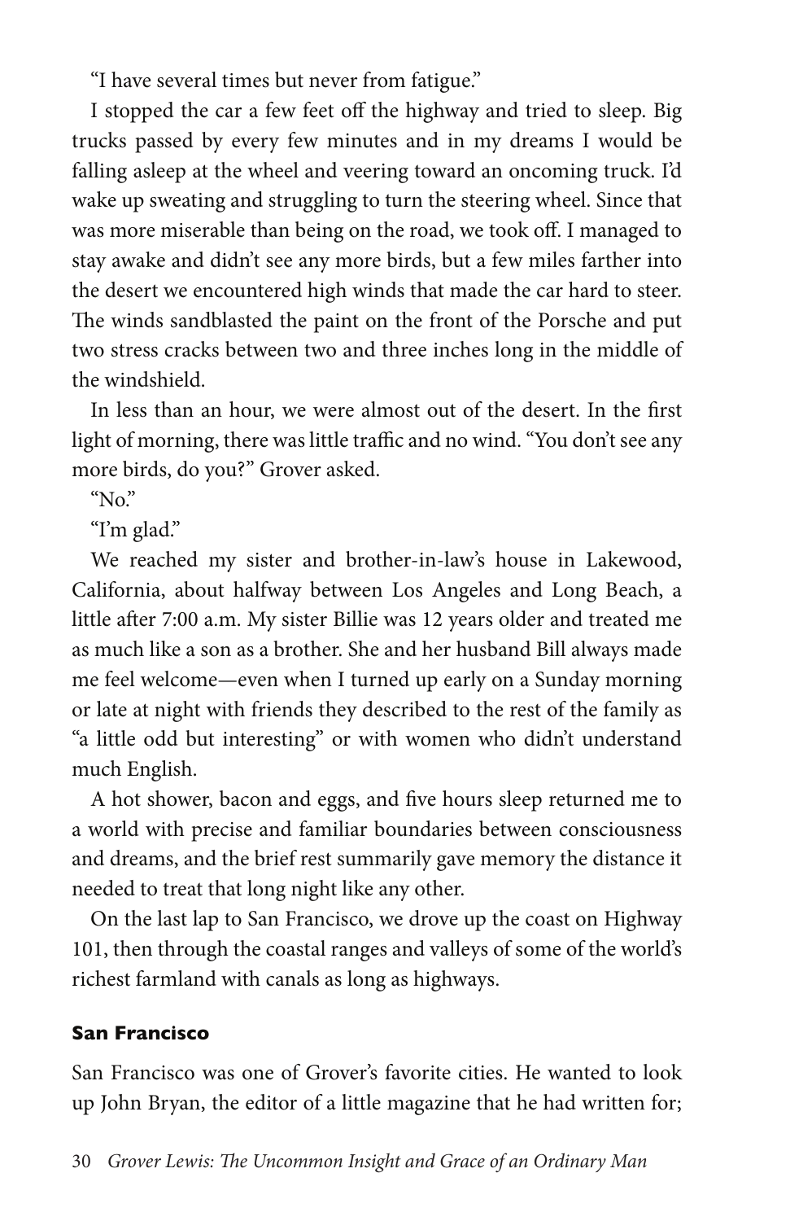"I have several times but never from fatigue."

I stopped the car a few feet off the highway and tried to sleep. Big trucks passed by every few minutes and in my dreams I would be falling asleep at the wheel and veering toward an oncoming truck. I'd wake up sweating and struggling to turn the steering wheel. Since that was more miserable than being on the road, we took off. I managed to stay awake and didn't see any more birds, but a few miles farther into the desert we encountered high winds that made the car hard to steer. The winds sandblasted the paint on the front of the Porsche and put two stress cracks between two and three inches long in the middle of the windshield.

In less than an hour, we were almost out of the desert. In the first light of morning, there was little traffic and no wind. "You don't see any more birds, do you?" Grover asked.

"No."

"I'm glad."

We reached my sister and brother-in-law's house in Lakewood, California, about halfway between Los Angeles and Long Beach, a little after 7:00 a.m. My sister Billie was 12 years older and treated me as much like a son as a brother. She and her husband Bill always made me feel welcome—even when I turned up early on a Sunday morning or late at night with friends they described to the rest of the family as "a little odd but interesting" or with women who didn't understand much English.

A hot shower, bacon and eggs, and five hours sleep returned me to a world with precise and familiar boundaries between consciousness and dreams, and the brief rest summarily gave memory the distance it needed to treat that long night like any other.

On the last lap to San Francisco, we drove up the coast on Highway 101, then through the coastal ranges and valleys of some of the world's richest farmland with canals as long as highways.

### San Francisco

San Francisco was one of Grover's favorite cities. He wanted to look up John Bryan, the editor of a little magazine that he had written for;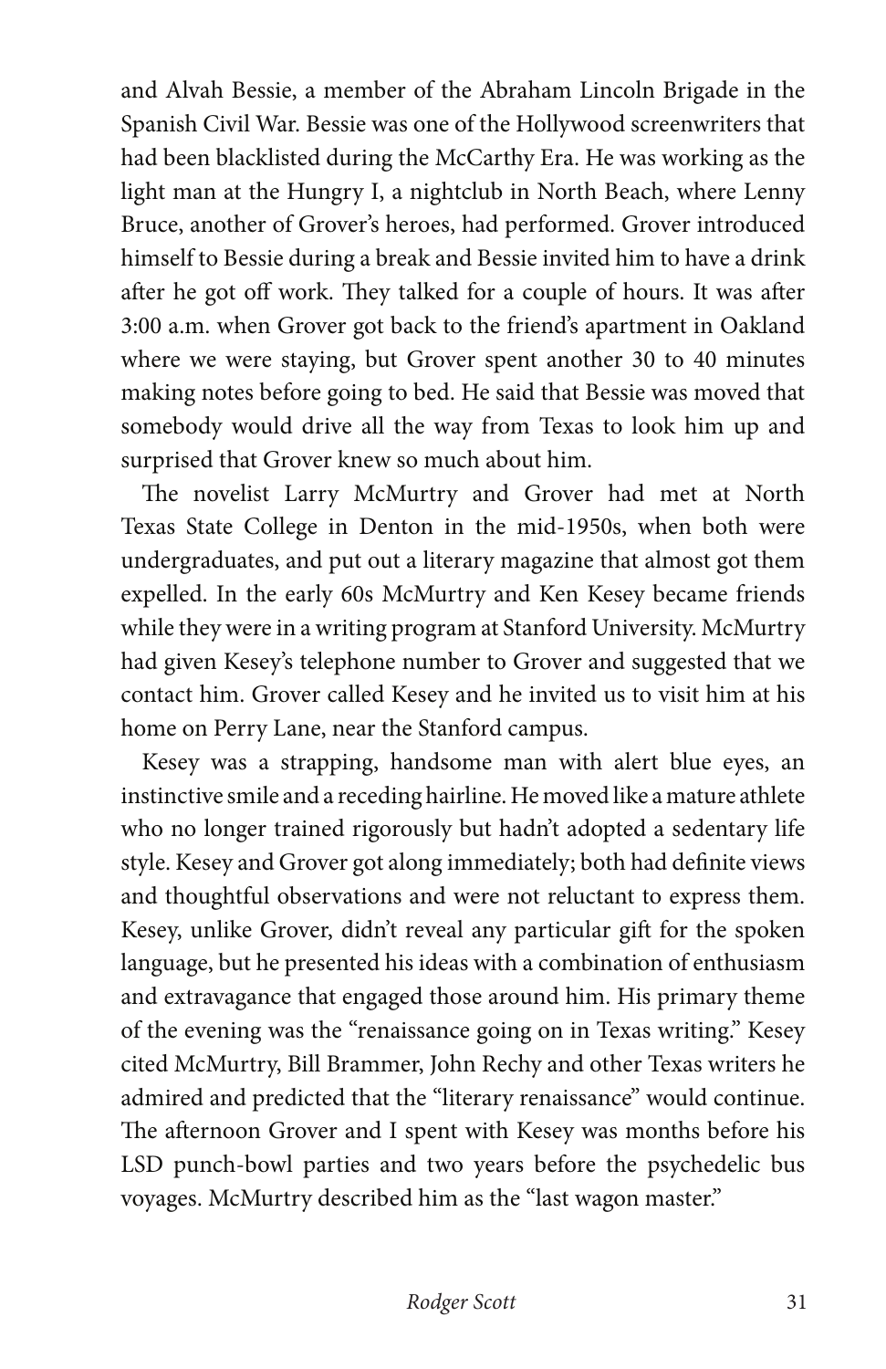and Alvah Bessie, a member of the Abraham Lincoln Brigade in the Spanish Civil War. Bessie was one of the Hollywood screenwriters that had been blacklisted during the McCarthy Era. He was working as the light man at the Hungry I, a nightclub in North Beach, where Lenny Bruce, another of Grover's heroes, had performed. Grover introduced himself to Bessie during a break and Bessie invited him to have a drink after he got off work. They talked for a couple of hours. It was after 3:00 a.m. when Grover got back to the friend's apartment in Oakland where we were staying, but Grover spent another 30 to 40 minutes making notes before going to bed. He said that Bessie was moved that somebody would drive all the way from Texas to look him up and surprised that Grover knew so much about him.

The novelist Larry McMurtry and Grover had met at North Texas State College in Denton in the mid-1950s, when both were undergraduates, and put out a literary magazine that almost got them expelled. In the early 60s McMurtry and Ken Kesey became friends while they were in a writing program at Stanford University. McMurtry had given Kesey's telephone number to Grover and suggested that we contact him. Grover called Kesey and he invited us to visit him at his home on Perry Lane, near the Stanford campus.

Kesey was a strapping, handsome man with alert blue eyes, an instinctive smile and a receding hairline. He moved like a mature athlete who no longer trained rigorously but hadn't adopted a sedentary life style. Kesey and Grover got along immediately; both had definite views and thoughtful observations and were not reluctant to express them. Kesey, unlike Grover, didn't reveal any particular gift for the spoken language, but he presented his ideas with a combination of enthusiasm and extravagance that engaged those around him. His primary theme of the evening was the "renaissance going on in Texas writing." Kesey cited McMurtry, Bill Brammer, John Rechy and other Texas writers he admired and predicted that the "literary renaissance" would continue. The afternoon Grover and I spent with Kesey was months before his LSD punch-bowl parties and two years before the psychedelic bus voyages. McMurtry described him as the "last wagon master."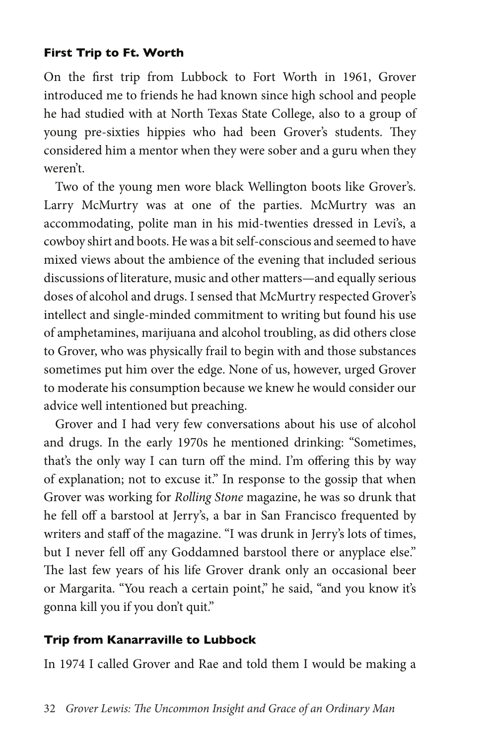### First Trip to Ft. Worth

On the first trip from Lubbock to Fort Worth in 1961, Grover introduced me to friends he had known since high school and people he had studied with at North Texas State College, also to a group of young pre-sixties hippies who had been Grover's students. They considered him a mentor when they were sober and a guru when they weren't.

Two of the young men wore black Wellington boots like Grover's. Larry McMurtry was at one of the parties. McMurtry was an accommodating, polite man in his mid-twenties dressed in Levi's, a cowboy shirt and boots. He was a bit self-conscious and seemed to have mixed views about the ambience of the evening that included serious discussions of literature, music and other matters—and equally serious doses of alcohol and drugs. I sensed that McMurtry respected Grover's intellect and single-minded commitment to writing but found his use of amphetamines, marijuana and alcohol troubling, as did others close to Grover, who was physically frail to begin with and those substances sometimes put him over the edge. None of us, however, urged Grover to moderate his consumption because we knew he would consider our advice well intentioned but preaching.

Grover and I had very few conversations about his use of alcohol and drugs. In the early 1970s he mentioned drinking: "Sometimes, that's the only way I can turn off the mind. I'm offering this by way of explanation; not to excuse it." In response to the gossip that when Grover was working for *Rolling Stone* magazine, he was so drunk that he fell off a barstool at Jerry's, a bar in San Francisco frequented by writers and staff of the magazine. "I was drunk in Jerry's lots of times, but I never fell off any Goddamned barstool there or anyplace else." The last few years of his life Grover drank only an occasional beer or Margarita. "You reach a certain point," he said, "and you know it's gonna kill you if you don't quit."

### Trip from Kanarraville to Lubbock

In 1974 I called Grover and Rae and told them I would be making a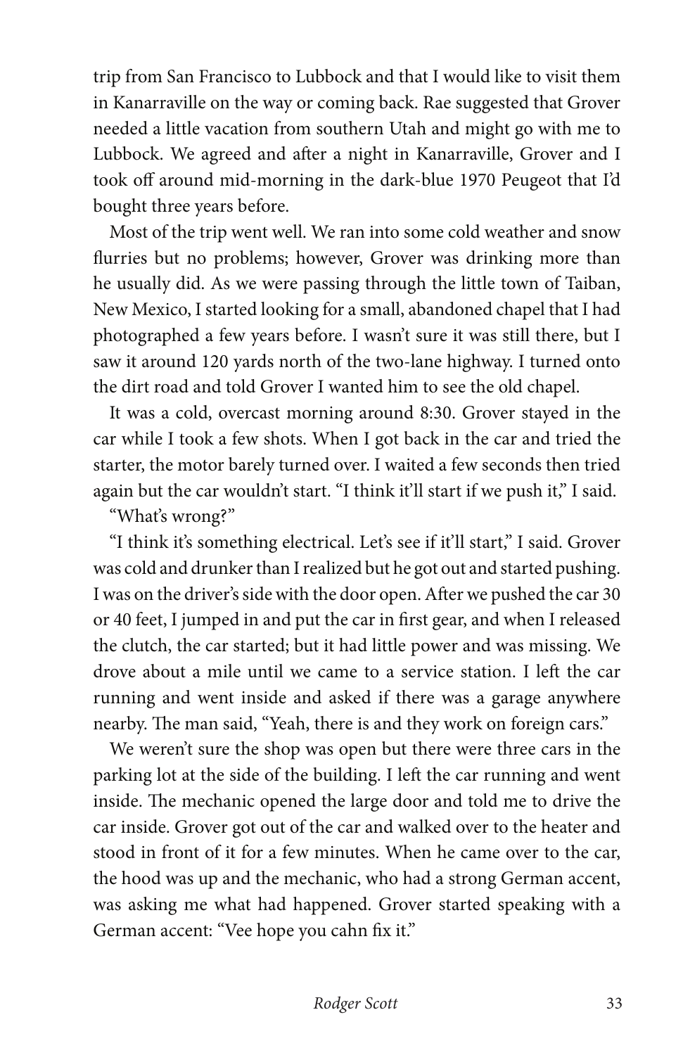trip from San Francisco to Lubbock and that I would like to visit them in Kanarraville on the way or coming back. Rae suggested that Grover needed a little vacation from southern Utah and might go with me to Lubbock. We agreed and after a night in Kanarraville, Grover and I took off around mid-morning in the dark-blue 1970 Peugeot that I'd bought three years before.

Most of the trip went well. We ran into some cold weather and snow flurries but no problems; however, Grover was drinking more than he usually did. As we were passing through the little town of Taiban, New Mexico, I started looking for a small, abandoned chapel that I had photographed a few years before. I wasn't sure it was still there, but I saw it around 120 yards north of the two-lane highway. I turned onto the dirt road and told Grover I wanted him to see the old chapel.

It was a cold, overcast morning around 8:30. Grover stayed in the car while I took a few shots. When I got back in the car and tried the starter, the motor barely turned over. I waited a few seconds then tried again but the car wouldn't start. "I think it'll start if we push it," I said.

"What's wrong?"

"I think it's something electrical. Let's see if it'll start," I said. Grover was cold and drunker than I realized but he got out and started pushing. I was on the driver's side with the door open. After we pushed the car 30 or 40 feet, I jumped in and put the car in first gear, and when I released the clutch, the car started; but it had little power and was missing. We drove about a mile until we came to a service station. I left the car running and went inside and asked if there was a garage anywhere nearby. The man said, "Yeah, there is and they work on foreign cars."

We weren't sure the shop was open but there were three cars in the parking lot at the side of the building. I left the car running and went inside. The mechanic opened the large door and told me to drive the car inside. Grover got out of the car and walked over to the heater and stood in front of it for a few minutes. When he came over to the car, the hood was up and the mechanic, who had a strong German accent, was asking me what had happened. Grover started speaking with a German accent: "Vee hope you cahn fix it."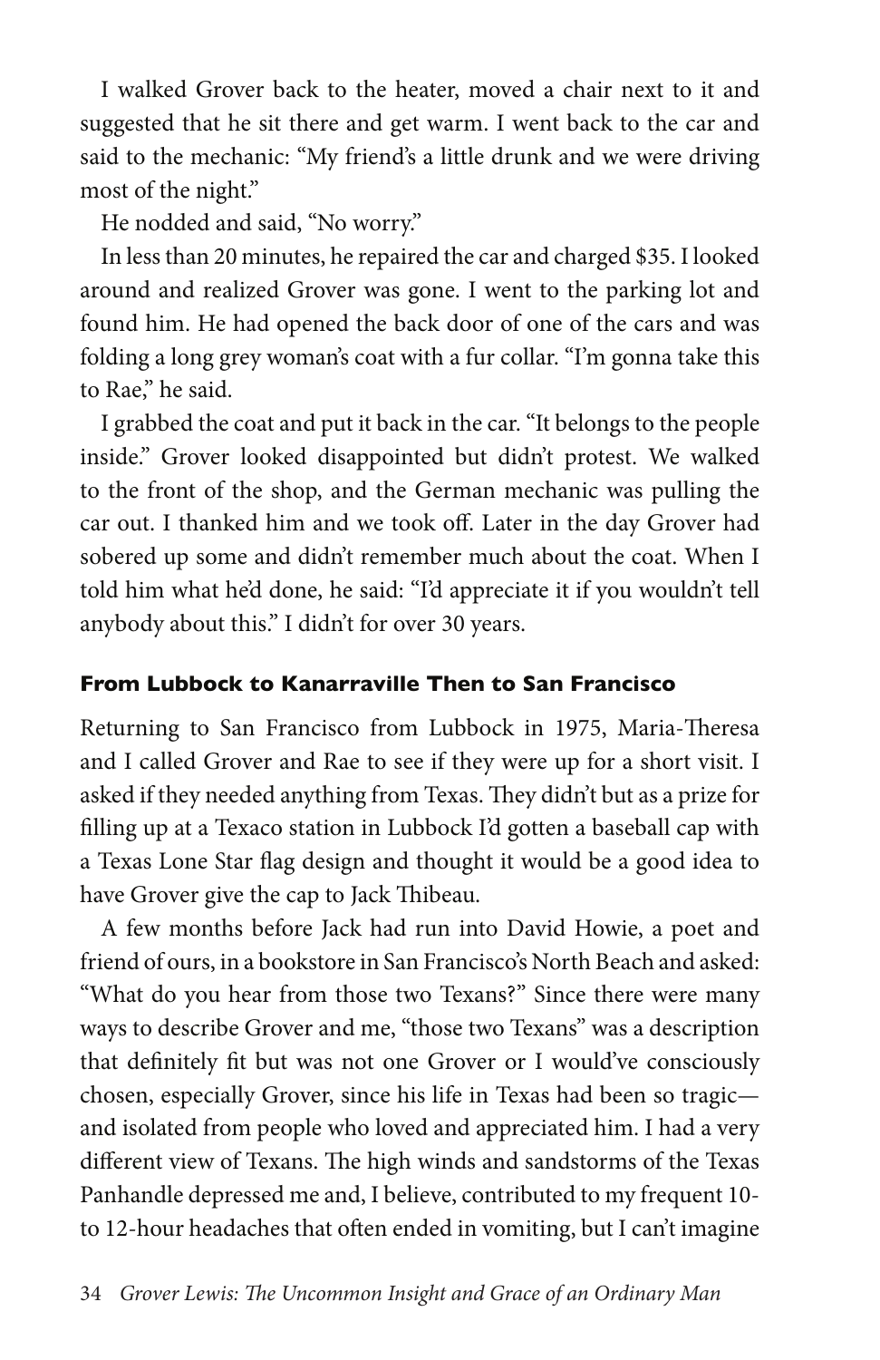I walked Grover back to the heater, moved a chair next to it and suggested that he sit there and get warm. I went back to the car and said to the mechanic: "My friend's a little drunk and we were driving most of the night."

He nodded and said, "No worry."

In less than 20 minutes, he repaired the car and charged $35. I looked around and realized Grover was gone. I went to the parking lot and found him. He had opened the back door of one of the cars and was folding a long grey woman's coat with a fur collar. "I'm gonna take this to Rae," he said.

I grabbed the coat and put it back in the car. "It belongs to the people inside." Grover looked disappointed but didn't protest. We walked to the front of the shop, and the German mechanic was pulling the car out. I thanked him and we took off. Later in the day Grover had sobered up some and didn't remember much about the coat. When I told him what he'd done, he said: "I'd appreciate it if you wouldn't tell anybody about this." I didn't for over 30 years.

## From Lubbock to Kanarraville Then to San Francisco

Returning to San Francisco from Lubbock in 1975, Maria-Theresa and I called Grover and Rae to see if they were up for a short visit. I asked if they needed anything from Texas. They didn't but as a prize for filling up at a Texaco station in Lubbock I'd gotten a baseball cap with a Texas Lone Star flag design and thought it would be a good idea to have Grover give the cap to Jack Thibeau.

A few months before Jack had run into David Howie, a poet and friend of ours, in a bookstore in San Francisco's North Beach and asked: "What do you hear from those two Texans?" Since there were many ways to describe Grover and me, "those two Texans" was a description that definitely fit but was not one Grover or I would've consciously chosen, especially Grover, since his life in Texas had been so tragic—and isolated from people who loved and appreciated him. I had a very different view of Texans. The high winds and sandstorms of the Texas Panhandle depressed me and, I believe, contributed to my frequent 10- to 12-hour headaches that often ended in vomiting, but I can't imagine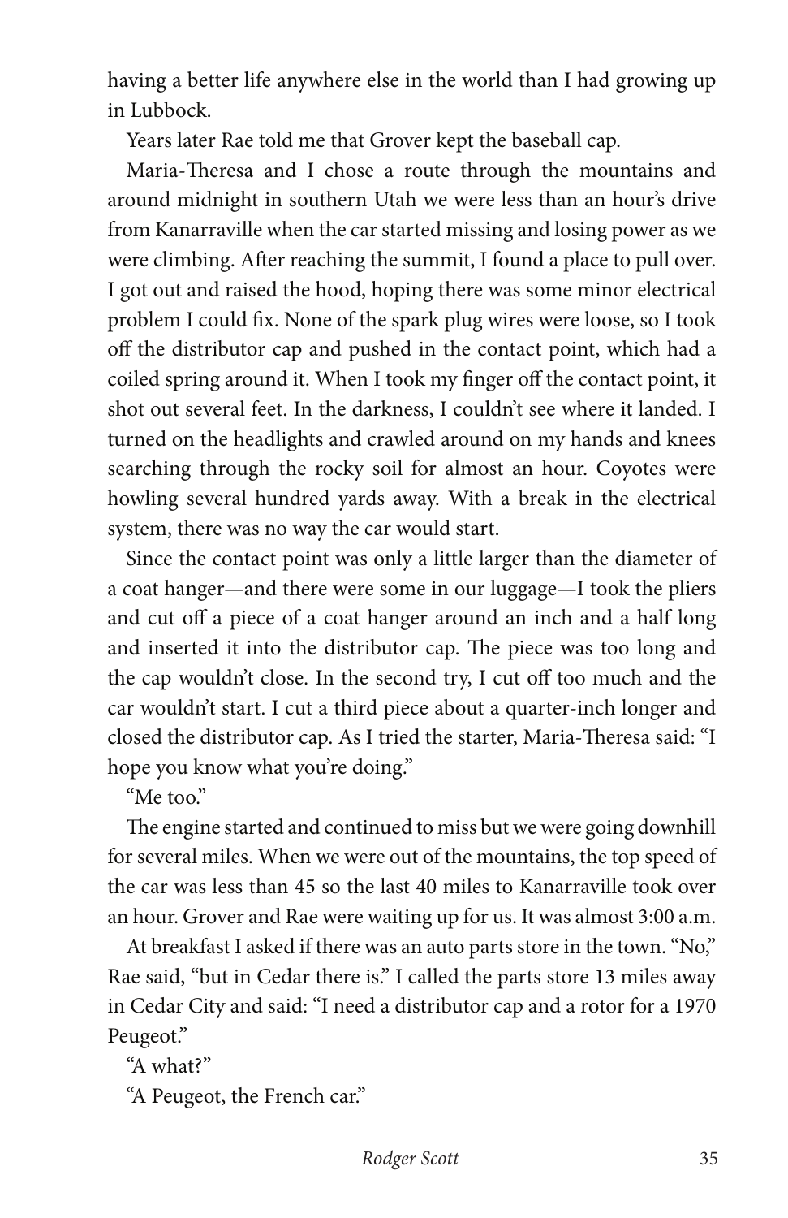having a better life anywhere else in the world than I had growing up in Lubbock.

Years later Rae told me that Grover kept the baseball cap.

Maria-Theresa and I chose a route through the mountains and around midnight in southern Utah we were less than an hour's drive from Kanarraville when the car started missing and losing power as we were climbing. After reaching the summit, I found a place to pull over. I got out and raised the hood, hoping there was some minor electrical problem I could fix. None of the spark plug wires were loose, so I took off the distributor cap and pushed in the contact point, which had a coiled spring around it. When I took my finger off the contact point, it shot out several feet. In the darkness, I couldn't see where it landed. I turned on the headlights and crawled around on my hands and knees searching through the rocky soil for almost an hour. Coyotes were howling several hundred yards away. With a break in the electrical system, there was no way the car would start.

Since the contact point was only a little larger than the diameter of a coat hanger—and there were some in our luggage—I took the pliers and cut off a piece of a coat hanger around an inch and a half long and inserted it into the distributor cap. The piece was too long and the cap wouldn't close. In the second try, I cut off too much and the car wouldn't start. I cut a third piece about a quarter-inch longer and closed the distributor cap. As I tried the starter, Maria-Theresa said: "I hope you know what you're doing."

"Me too."

The engine started and continued to miss but we were going downhill for several miles. When we were out of the mountains, the top speed of the car was less than 45 so the last 40 miles to Kanarraville took over an hour. Grover and Rae were waiting up for us. It was almost 3:00 a.m.

At breakfast I asked if there was an auto parts store in the town. "No," Rae said, "but in Cedar there is." I called the parts store 13 miles away in Cedar City and said: "I need a distributor cap and a rotor for a 1970 Peugeot."

"A what?"

"A Peugeot, the French car."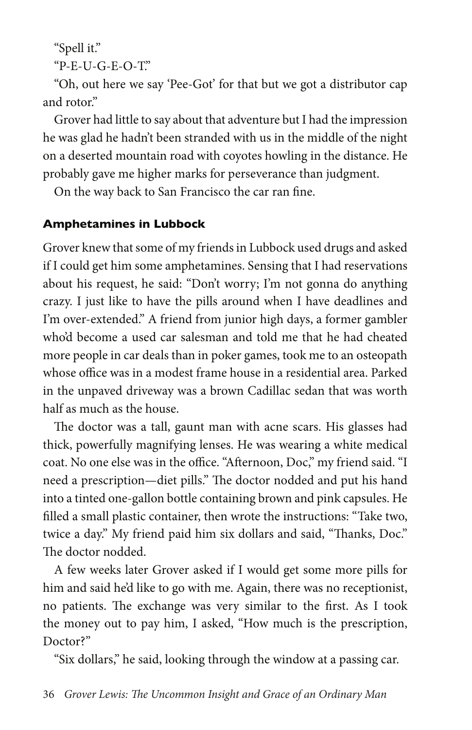"Spell it."

"P-E-U-G-E-O-T."

"Oh, out here we say 'Pee-Got' for that but we got a distributor cap and rotor."

Grover had little to say about that adventure but I had the impression he was glad he hadn't been stranded with us in the middle of the night on a deserted mountain road with coyotes howling in the distance. He probably gave me higher marks for perseverance than judgment.

On the way back to San Francisco the car ran fine.

### Amphetamines in Lubbock

Grover knew that some of my friends in Lubbock used drugs and asked if I could get him some amphetamines. Sensing that I had reservations about his request, he said: "Don't worry; I'm not gonna do anything crazy. I just like to have the pills around when I have deadlines and I'm over-extended." A friend from junior high days, a former gambler who'd become a used car salesman and told me that he had cheated more people in car deals than in poker games, took me to an osteopath whose office was in a modest frame house in a residential area. Parked in the unpaved driveway was a brown Cadillac sedan that was worth half as much as the house.

The doctor was a tall, gaunt man with acne scars. His glasses had thick, powerfully magnifying lenses. He was wearing a white medical coat. No one else was in the office. "Afternoon, Doc," my friend said. "I need a prescription—diet pills." The doctor nodded and put his hand into a tinted one-gallon bottle containing brown and pink capsules. He filled a small plastic container, then wrote the instructions: "Take two, twice a day." My friend paid him six dollars and said, "Thanks, Doc." The doctor nodded.

A few weeks later Grover asked if I would get some more pills for him and said he'd like to go with me. Again, there was no receptionist, no patients. The exchange was very similar to the first. As I took the money out to pay him, I asked, "How much is the prescription, Doctor?"

"Six dollars," he said, looking through the window at a passing car.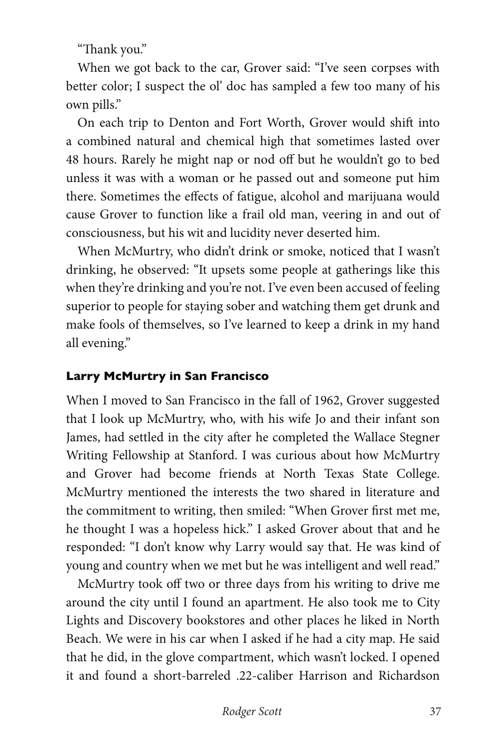"Thank you."

When we got back to the car, Grover said: "I've seen corpses with better color; I suspect the ol' doc has sampled a few too many of his own pills."

On each trip to Denton and Fort Worth, Grover would shift into a combined natural and chemical high that sometimes lasted over 48 hours. Rarely he might nap or nod off but he wouldn't go to bed unless it was with a woman or he passed out and someone put him there. Sometimes the effects of fatigue, alcohol and marijuana would cause Grover to function like a frail old man, veering in and out of consciousness, but his wit and lucidity never deserted him.

When McMurtry, who didn't drink or smoke, noticed that I wasn't drinking, he observed: "It upsets some people at gatherings like this when they're drinking and you're not. I've even been accused of feeling superior to people for staying sober and watching them get drunk and make fools of themselves, so I've learned to keep a drink in my hand all evening."

### Larry McMurtry in San Francisco

When I moved to San Francisco in the fall of 1962, Grover suggested that I look up McMurtry, who, with his wife Jo and their infant son James, had settled in the city after he completed the Wallace Stegner Writing Fellowship at Stanford. I was curious about how McMurtry and Grover had become friends at North Texas State College. McMurtry mentioned the interests the two shared in literature and the commitment to writing, then smiled: "When Grover first met me, he thought I was a hopeless hick." I asked Grover about that and he responded: "I don't know why Larry would say that. He was kind of young and country when we met but he was intelligent and well read."

McMurtry took off two or three days from his writing to drive me around the city until I found an apartment. He also took me to City Lights and Discovery bookstores and other places he liked in North Beach. We were in his car when I asked if he had a city map. He said that he did, in the glove compartment, which wasn't locked. I opened it and found a short-barreled .22-caliber Harrison and Richardson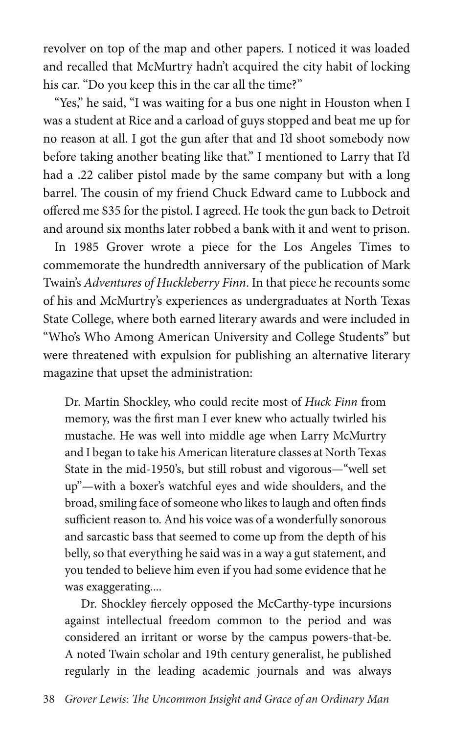revolver on top of the map and other papers. I noticed it was loaded and recalled that McMurtry hadn't acquired the city habit of locking his car. "Do you keep this in the car all the time?"

"Yes," he said, "I was waiting for a bus one night in Houston when I was a student at Rice and a carload of guys stopped and beat me up for no reason at all. I got the gun after that and I'd shoot somebody now before taking another beating like that." I mentioned to Larry that I'd had a .22 caliber pistol made by the same company but with a long barrel. The cousin of my friend Chuck Edward came to Lubbock and offered me $35 for the pistol. I agreed. He took the gun back to Detroit and around six months later robbed a bank with it and went to prison.

In 1985 Grover wrote a piece for the Los Angeles Times to commemorate the hundredth anniversary of the publication of Mark Twain's *Adventures of Huckleberry Finn*. In that piece he recounts some of his and McMurtry's experiences as undergraduates at North Texas State College, where both earned literary awards and were included in "Who's Who Among American University and College Students" but were threatened with expulsion for publishing an alternative literary magazine that upset the administration:

> Dr. Martin Shockley, who could recite most of *Huck Finn* from memory, was the first man I ever knew who actually twirled his mustache. He was well into middle age when Larry McMurtry and I began to take his American literature classes at North Texas State in the mid-1950's, but still robust and vigorous—"well set up"—with a boxer's watchful eyes and wide shoulders, and the broad, smiling face of someone who likes to laugh and often finds sufficient reason to. And his voice was of a wonderfully sonorous and sarcastic bass that seemed to come up from the depth of his belly, so that everything he said was in a way a gut statement, and you tended to believe him even if you had some evidence that he was exaggerating....
>
> Dr. Shockley fiercely opposed the McCarthy-type incursions against intellectual freedom common to the period and was considered an irritant or worse by the campus powers-that-be. A noted Twain scholar and 19th century generalist, he published regularly in the leading academic journals and was always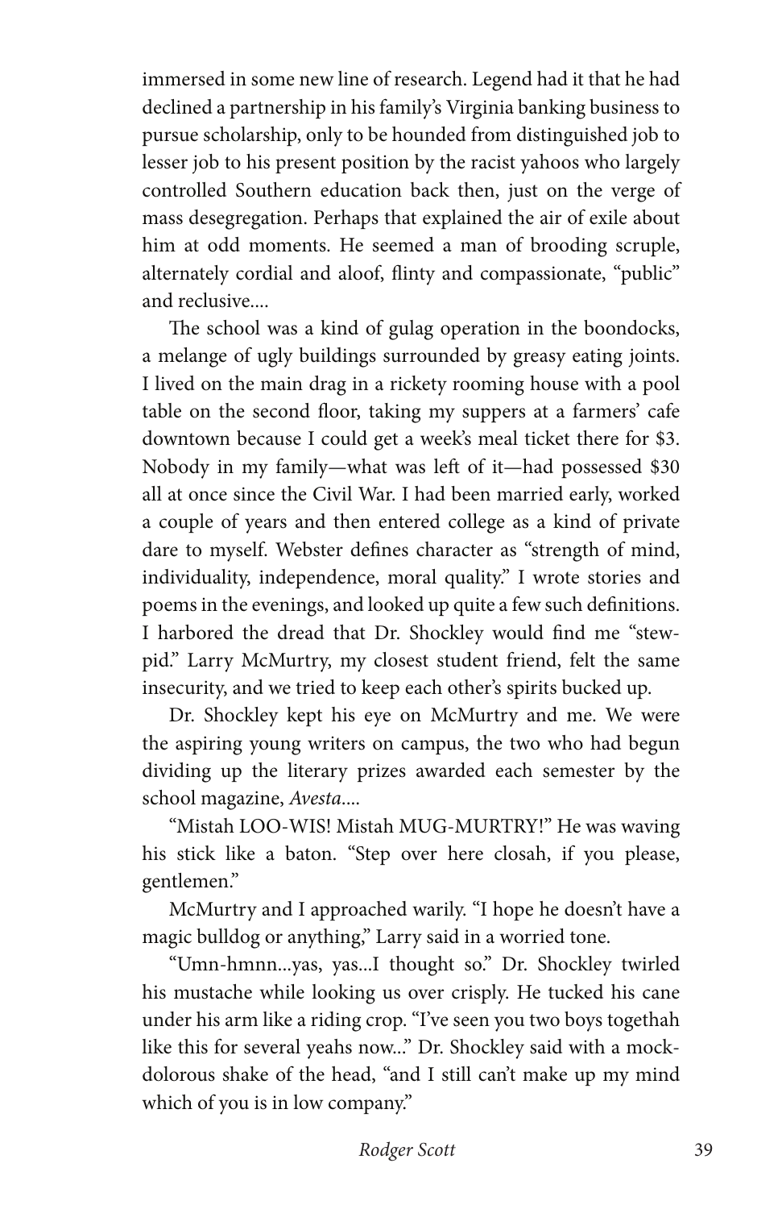immersed in some new line of research. Legend had it that he had declined a partnership in his family's Virginia banking business to pursue scholarship, only to be hounded from distinguished job to lesser job to his present position by the racist yahoos who largely controlled Southern education back then, just on the verge of mass desegregation. Perhaps that explained the air of exile about him at odd moments. He seemed a man of brooding scruple, alternately cordial and aloof, flinty and compassionate, "public" and reclusive....

The school was a kind of gulag operation in the boondocks, a melange of ugly buildings surrounded by greasy eating joints. I lived on the main drag in a rickety rooming house with a pool table on the second floor, taking my suppers at a farmers' cafe downtown because I could get a week's meal ticket there for $3. Nobody in my family—what was left of it—had possessed $30 all at once since the Civil War. I had been married early, worked a couple of years and then entered college as a kind of private dare to myself. Webster defines character as "strength of mind, individuality, independence, moral quality." I wrote stories and poems in the evenings, and looked up quite a few such definitions. I harbored the dread that Dr. Shockley would find me "stew-pid." Larry McMurtry, my closest student friend, felt the same insecurity, and we tried to keep each other's spirits bucked up.

Dr. Shockley kept his eye on McMurtry and me. We were the aspiring young writers on campus, the two who had begun dividing up the literary prizes awarded each semester by the school magazine, *Avesta*....

"Mistah LOO-WIS! Mistah MUG-MURTRY!" He was waving his stick like a baton. "Step over here closah, if you please, gentlemen."

McMurtry and I approached warily. "I hope he doesn't have a magic bulldog or anything," Larry said in a worried tone.

"Umn-hmnn...yas, yas...I thought so." Dr. Shockley twirled his mustache while looking us over crisply. He tucked his cane under his arm like a riding crop. "I've seen you two boys togethah like this for several yeahs now..." Dr. Shockley said with a mock-dolorous shake of the head, "and I still can't make up my mind which of you is in low company."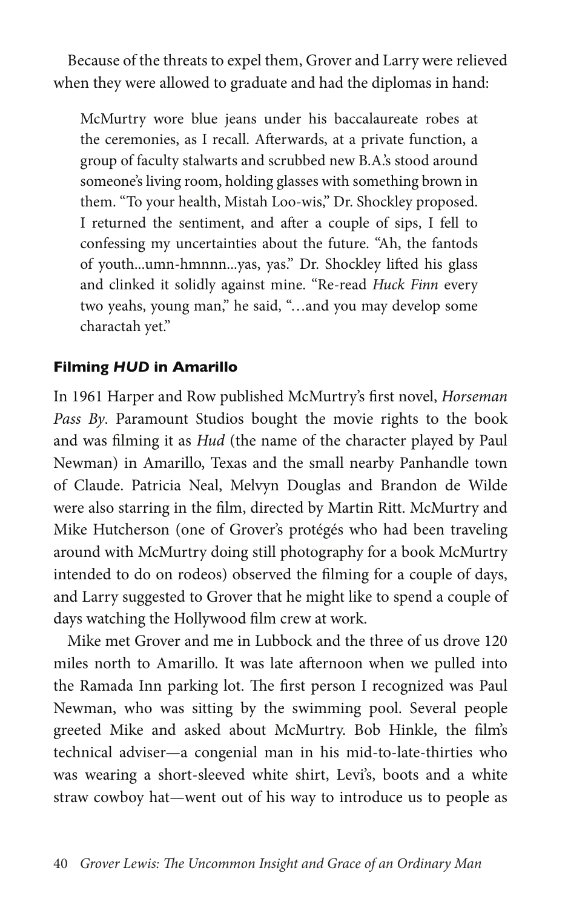Because of the threats to expel them, Grover and Larry were relieved when they were allowed to graduate and had the diplomas in hand:

> McMurtry wore blue jeans under his baccalaureate robes at the ceremonies, as I recall. Afterwards, at a private function, a group of faculty stalwarts and scrubbed new B.A.'s stood around someone's living room, holding glasses with something brown in them. "To your health, Mistah Loo-wis," Dr. Shockley proposed. I returned the sentiment, and after a couple of sips, I fell to confessing my uncertainties about the future. "Ah, the fantods of youth...umn-hmnnn...yas, yas." Dr. Shockley lifted his glass and clinked it solidly against mine. "Re-read *Huck Finn* every two yeahs, young man," he said, "…and you may develop some charactah yet."

### Filming *HUD* in Amarillo

In 1961 Harper and Row published McMurtry's first novel, *Horseman Pass By*. Paramount Studios bought the movie rights to the book and was filming it as *Hud* (the name of the character played by Paul Newman) in Amarillo, Texas and the small nearby Panhandle town of Claude. Patricia Neal, Melvyn Douglas and Brandon de Wilde were also starring in the film, directed by Martin Ritt. McMurtry and Mike Hutcherson (one of Grover's protégés who had been traveling around with McMurtry doing still photography for a book McMurtry intended to do on rodeos) observed the filming for a couple of days, and Larry suggested to Grover that he might like to spend a couple of days watching the Hollywood film crew at work.

Mike met Grover and me in Lubbock and the three of us drove 120 miles north to Amarillo. It was late afternoon when we pulled into the Ramada Inn parking lot. The first person I recognized was Paul Newman, who was sitting by the swimming pool. Several people greeted Mike and asked about McMurtry. Bob Hinkle, the film's technical adviser—a congenial man in his mid-to-late-thirties who was wearing a short-sleeved white shirt, Levi's, boots and a white straw cowboy hat—went out of his way to introduce us to people as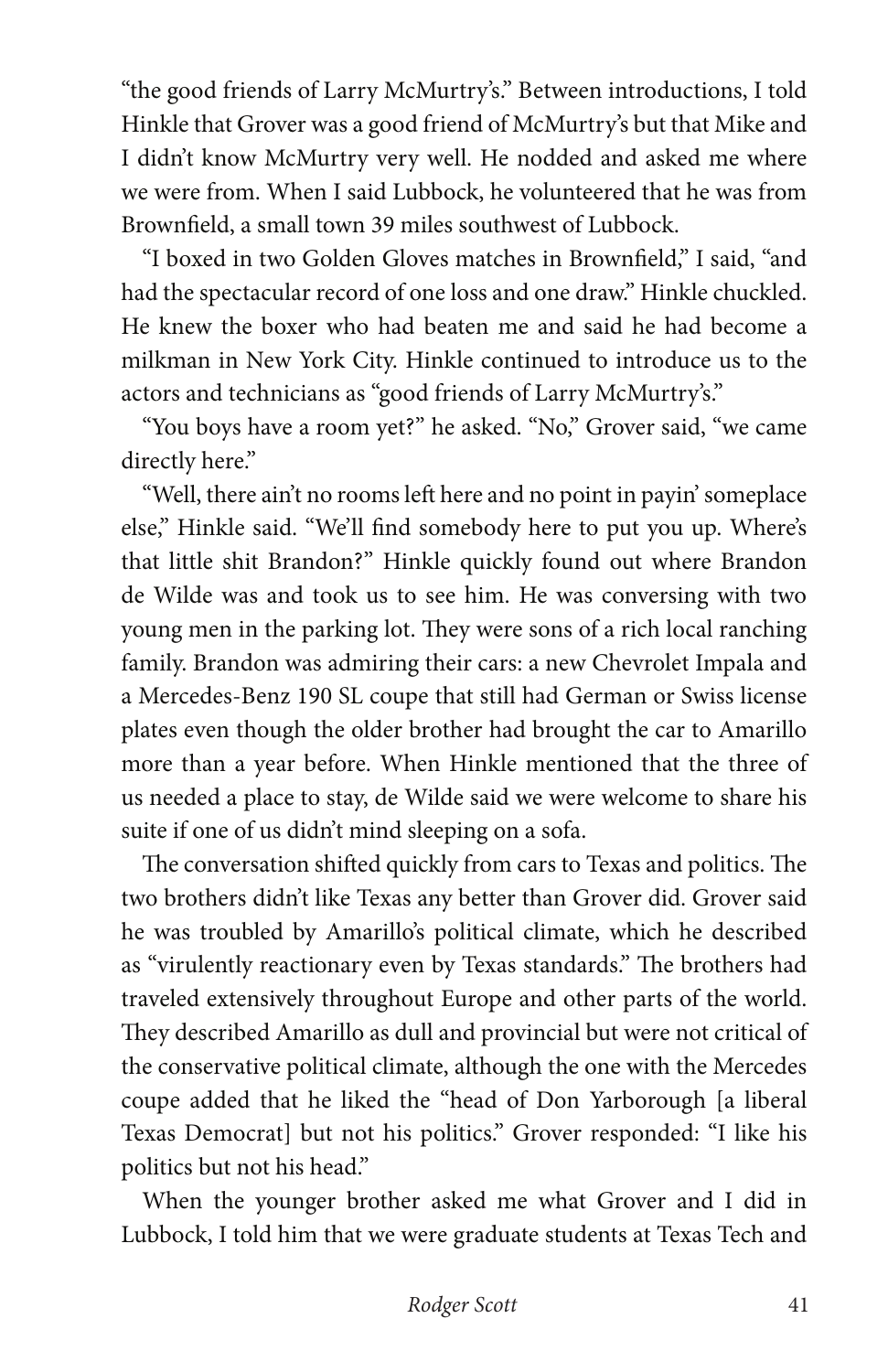"the good friends of Larry McMurtry's." Between introductions, I told Hinkle that Grover was a good friend of McMurtry's but that Mike and I didn't know McMurtry very well. He nodded and asked me where we were from. When I said Lubbock, he volunteered that he was from Brownfield, a small town 39 miles southwest of Lubbock.

"I boxed in two Golden Gloves matches in Brownfield," I said, "and had the spectacular record of one loss and one draw." Hinkle chuckled. He knew the boxer who had beaten me and said he had become a milkman in New York City. Hinkle continued to introduce us to the actors and technicians as "good friends of Larry McMurtry's."

"You boys have a room yet?" he asked. "No," Grover said, "we came directly here."

"Well, there ain't no rooms left here and no point in payin' someplace else," Hinkle said. "We'll find somebody here to put you up. Where's that little shit Brandon?" Hinkle quickly found out where Brandon de Wilde was and took us to see him. He was conversing with two young men in the parking lot. They were sons of a rich local ranching family. Brandon was admiring their cars: a new Chevrolet Impala and a Mercedes-Benz 190 SL coupe that still had German or Swiss license plates even though the older brother had brought the car to Amarillo more than a year before. When Hinkle mentioned that the three of us needed a place to stay, de Wilde said we were welcome to share his suite if one of us didn't mind sleeping on a sofa.

The conversation shifted quickly from cars to Texas and politics. The two brothers didn't like Texas any better than Grover did. Grover said he was troubled by Amarillo's political climate, which he described as "virulently reactionary even by Texas standards." The brothers had traveled extensively throughout Europe and other parts of the world. They described Amarillo as dull and provincial but were not critical of the conservative political climate, although the one with the Mercedes coupe added that he liked the "head of Don Yarborough [a liberal Texas Democrat] but not his politics." Grover responded: "I like his politics but not his head."

When the younger brother asked me what Grover and I did in Lubbock, I told him that we were graduate students at Texas Tech and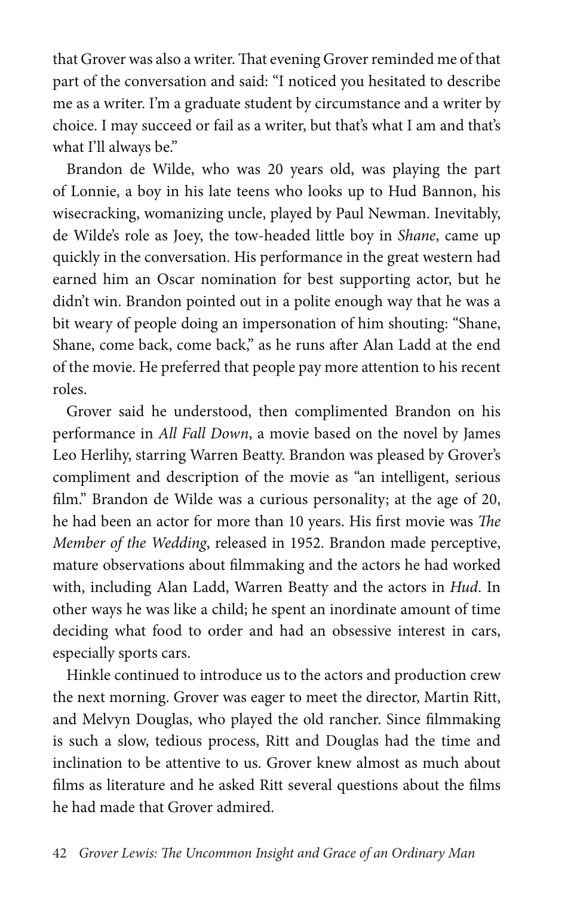that Grover was also a writer. That evening Grover reminded me of that part of the conversation and said: "I noticed you hesitated to describe me as a writer. I'm a graduate student by circumstance and a writer by choice. I may succeed or fail as a writer, but that's what I am and that's what I'll always be."

Brandon de Wilde, who was 20 years old, was playing the part of Lonnie, a boy in his late teens who looks up to Hud Bannon, his wisecracking, womanizing uncle, played by Paul Newman. Inevitably, de Wilde's role as Joey, the tow-headed little boy in *Shane*, came up quickly in the conversation. His performance in the great western had earned him an Oscar nomination for best supporting actor, but he didn't win. Brandon pointed out in a polite enough way that he was a bit weary of people doing an impersonation of him shouting: "Shane, Shane, come back, come back," as he runs after Alan Ladd at the end of the movie. He preferred that people pay more attention to his recent roles.

Grover said he understood, then complimented Brandon on his performance in *All Fall Down*, a movie based on the novel by James Leo Herlihy, starring Warren Beatty. Brandon was pleased by Grover's compliment and description of the movie as "an intelligent, serious film." Brandon de Wilde was a curious personality; at the age of 20, he had been an actor for more than 10 years. His first movie was *The Member of the Wedding*, released in 1952. Brandon made perceptive, mature observations about filmmaking and the actors he had worked with, including Alan Ladd, Warren Beatty and the actors in *Hud*. In other ways he was like a child; he spent an inordinate amount of time deciding what food to order and had an obsessive interest in cars, especially sports cars.

Hinkle continued to introduce us to the actors and production crew the next morning. Grover was eager to meet the director, Martin Ritt, and Melvyn Douglas, who played the old rancher. Since filmmaking is such a slow, tedious process, Ritt and Douglas had the time and inclination to be attentive to us. Grover knew almost as much about films as literature and he asked Ritt several questions about the films he had made that Grover admired.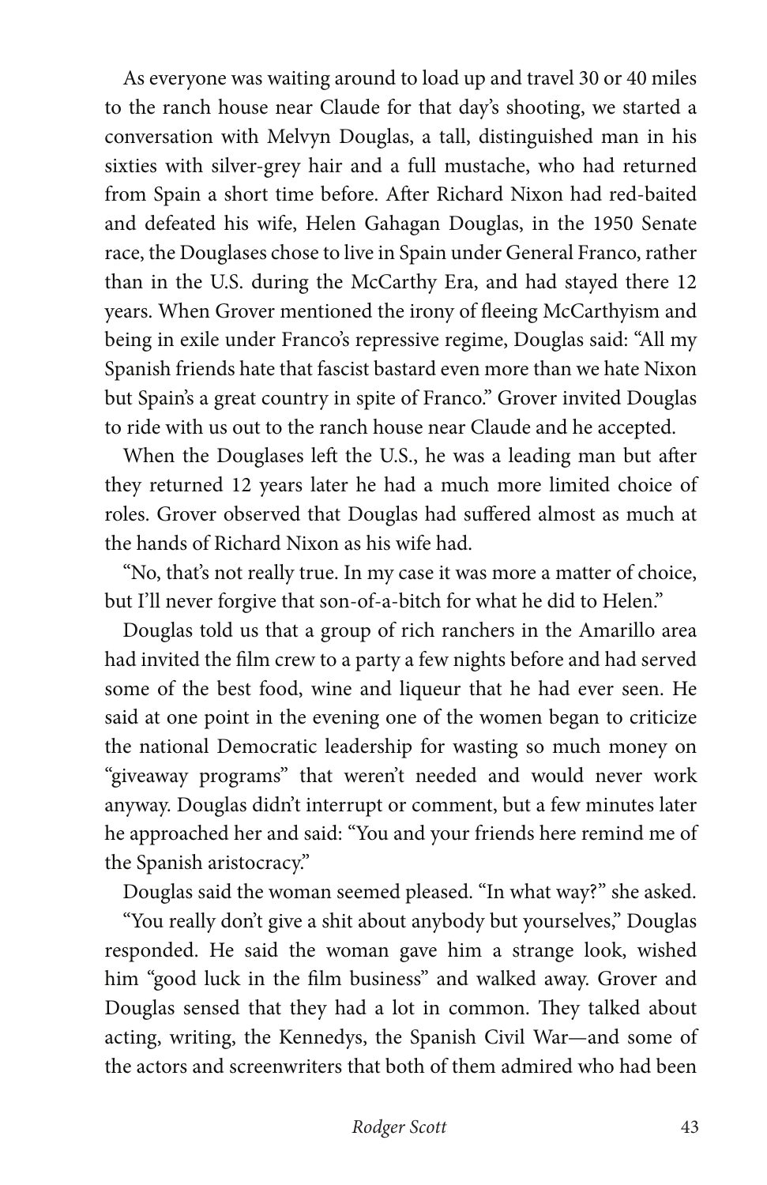As everyone was waiting around to load up and travel 30 or 40 miles to the ranch house near Claude for that day's shooting, we started a conversation with Melvyn Douglas, a tall, distinguished man in his sixties with silver-grey hair and a full mustache, who had returned from Spain a short time before. After Richard Nixon had red-baited and defeated his wife, Helen Gahagan Douglas, in the 1950 Senate race, the Douglases chose to live in Spain under General Franco, rather than in the U.S. during the McCarthy Era, and had stayed there 12 years. When Grover mentioned the irony of fleeing McCarthyism and being in exile under Franco's repressive regime, Douglas said: "All my Spanish friends hate that fascist bastard even more than we hate Nixon but Spain's a great country in spite of Franco." Grover invited Douglas to ride with us out to the ranch house near Claude and he accepted.

When the Douglases left the U.S., he was a leading man but after they returned 12 years later he had a much more limited choice of roles. Grover observed that Douglas had suffered almost as much at the hands of Richard Nixon as his wife had.

"No, that's not really true. In my case it was more a matter of choice, but I'll never forgive that son-of-a-bitch for what he did to Helen."

Douglas told us that a group of rich ranchers in the Amarillo area had invited the film crew to a party a few nights before and had served some of the best food, wine and liqueur that he had ever seen. He said at one point in the evening one of the women began to criticize the national Democratic leadership for wasting so much money on "giveaway programs" that weren't needed and would never work anyway. Douglas didn't interrupt or comment, but a few minutes later he approached her and said: "You and your friends here remind me of the Spanish aristocracy."

Douglas said the woman seemed pleased. "In what way?" she asked.

"You really don't give a shit about anybody but yourselves," Douglas responded. He said the woman gave him a strange look, wished him "good luck in the film business" and walked away. Grover and Douglas sensed that they had a lot in common. They talked about acting, writing, the Kennedys, the Spanish Civil War—and some of the actors and screenwriters that both of them admired who had been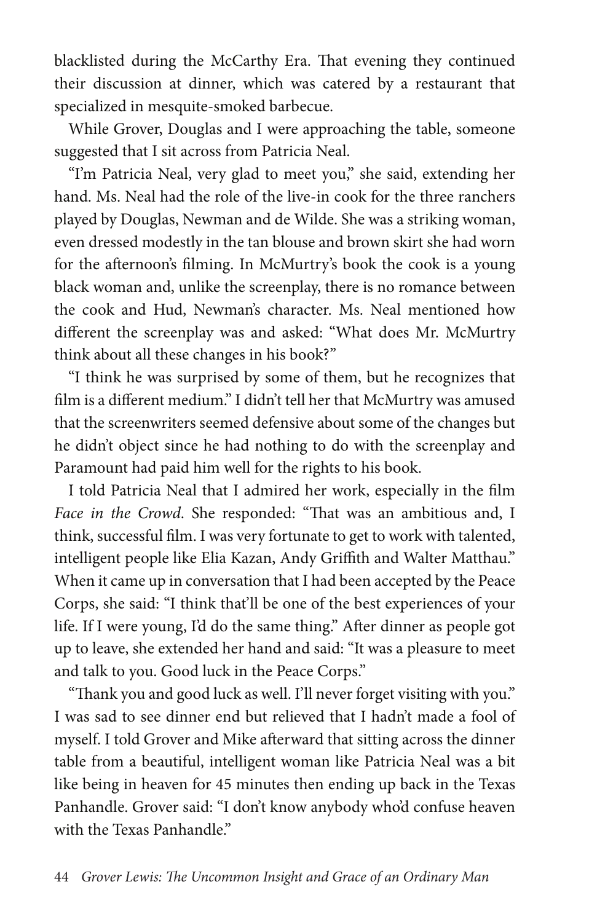blacklisted during the McCarthy Era. That evening they continued their discussion at dinner, which was catered by a restaurant that specialized in mesquite-smoked barbecue.

While Grover, Douglas and I were approaching the table, someone suggested that I sit across from Patricia Neal.

"I'm Patricia Neal, very glad to meet you," she said, extending her hand. Ms. Neal had the role of the live-in cook for the three ranchers played by Douglas, Newman and de Wilde. She was a striking woman, even dressed modestly in the tan blouse and brown skirt she had worn for the afternoon's filming. In McMurtry's book the cook is a young black woman and, unlike the screenplay, there is no romance between the cook and Hud, Newman's character. Ms. Neal mentioned how different the screenplay was and asked: "What does Mr. McMurtry think about all these changes in his book?"

"I think he was surprised by some of them, but he recognizes that film is a different medium." I didn't tell her that McMurtry was amused that the screenwriters seemed defensive about some of the changes but he didn't object since he had nothing to do with the screenplay and Paramount had paid him well for the rights to his book.

I told Patricia Neal that I admired her work, especially in the film *Face in the Crowd*. She responded: "That was an ambitious and, I think, successful film. I was very fortunate to get to work with talented, intelligent people like Elia Kazan, Andy Griffith and Walter Matthau." When it came up in conversation that I had been accepted by the Peace Corps, she said: "I think that'll be one of the best experiences of your life. If I were young, I'd do the same thing." After dinner as people got up to leave, she extended her hand and said: "It was a pleasure to meet and talk to you. Good luck in the Peace Corps."

"Thank you and good luck as well. I'll never forget visiting with you." I was sad to see dinner end but relieved that I hadn't made a fool of myself. I told Grover and Mike afterward that sitting across the dinner table from a beautiful, intelligent woman like Patricia Neal was a bit like being in heaven for 45 minutes then ending up back in the Texas Panhandle. Grover said: "I don't know anybody who'd confuse heaven with the Texas Panhandle."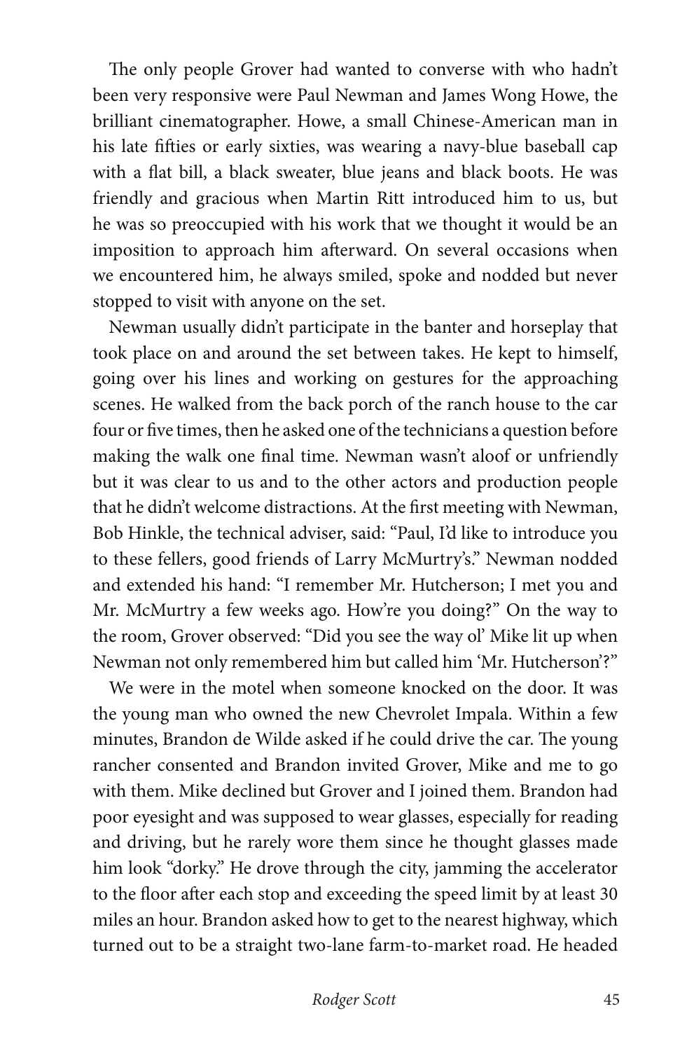The only people Grover had wanted to converse with who hadn't been very responsive were Paul Newman and James Wong Howe, the brilliant cinematographer. Howe, a small Chinese-American man in his late fifties or early sixties, was wearing a navy-blue baseball cap with a flat bill, a black sweater, blue jeans and black boots. He was friendly and gracious when Martin Ritt introduced him to us, but he was so preoccupied with his work that we thought it would be an imposition to approach him afterward. On several occasions when we encountered him, he always smiled, spoke and nodded but never stopped to visit with anyone on the set.

Newman usually didn't participate in the banter and horseplay that took place on and around the set between takes. He kept to himself, going over his lines and working on gestures for the approaching scenes. He walked from the back porch of the ranch house to the car four or five times, then he asked one of the technicians a question before making the walk one final time. Newman wasn't aloof or unfriendly but it was clear to us and to the other actors and production people that he didn't welcome distractions. At the first meeting with Newman, Bob Hinkle, the technical adviser, said: "Paul, I'd like to introduce you to these fellers, good friends of Larry McMurtry's." Newman nodded and extended his hand: "I remember Mr. Hutcherson; I met you and Mr. McMurtry a few weeks ago. How're you doing?" On the way to the room, Grover observed: "Did you see the way ol' Mike lit up when Newman not only remembered him but called him 'Mr. Hutcherson'?"

We were in the motel when someone knocked on the door. It was the young man who owned the new Chevrolet Impala. Within a few minutes, Brandon de Wilde asked if he could drive the car. The young rancher consented and Brandon invited Grover, Mike and me to go with them. Mike declined but Grover and I joined them. Brandon had poor eyesight and was supposed to wear glasses, especially for reading and driving, but he rarely wore them since he thought glasses made him look "dorky." He drove through the city, jamming the accelerator to the floor after each stop and exceeding the speed limit by at least 30 miles an hour. Brandon asked how to get to the nearest highway, which turned out to be a straight two-lane farm-to-market road. He headed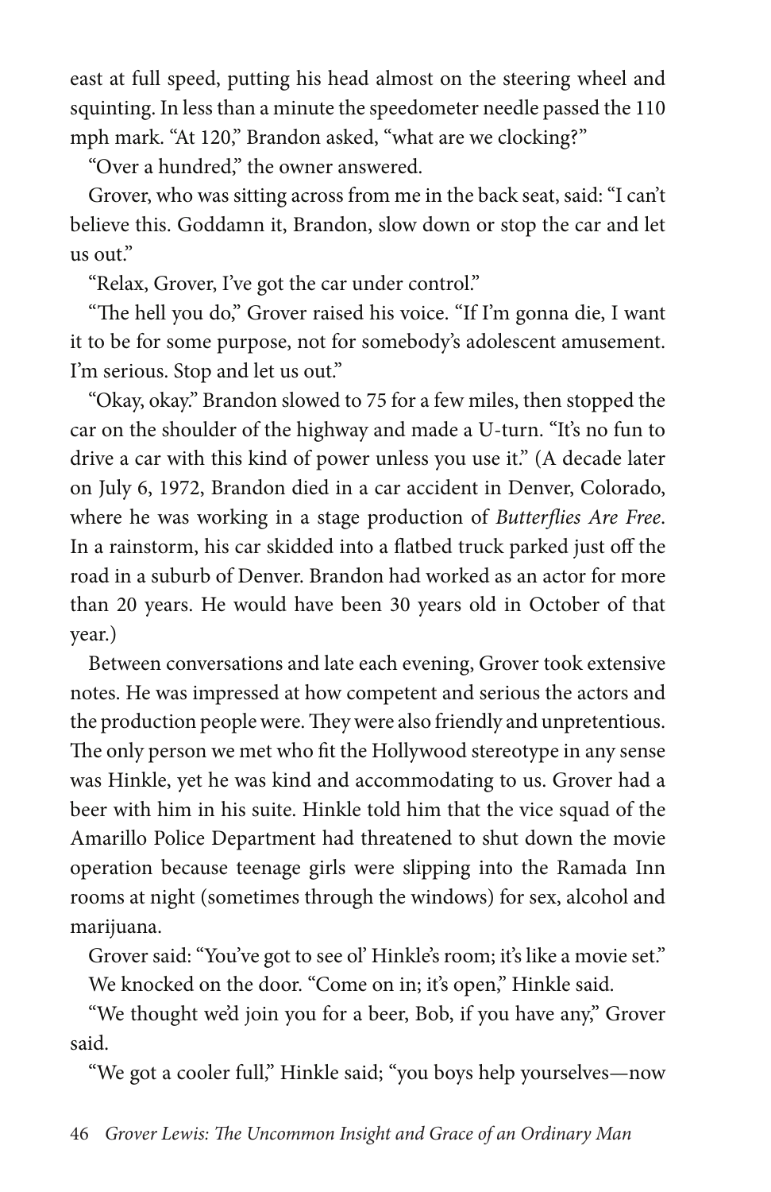east at full speed, putting his head almost on the steering wheel and squinting. In less than a minute the speedometer needle passed the 110 mph mark. "At 120," Brandon asked, "what are we clocking?"

"Over a hundred," the owner answered.

Grover, who was sitting across from me in the back seat, said: "I can't believe this. Goddamn it, Brandon, slow down or stop the car and let us out."

"Relax, Grover, I've got the car under control."

"The hell you do," Grover raised his voice. "If I'm gonna die, I want it to be for some purpose, not for somebody's adolescent amusement. I'm serious. Stop and let us out."

"Okay, okay." Brandon slowed to 75 for a few miles, then stopped the car on the shoulder of the highway and made a U-turn. "It's no fun to drive a car with this kind of power unless you use it." (A decade later on July 6, 1972, Brandon died in a car accident in Denver, Colorado, where he was working in a stage production of *Butterflies Are Free*. In a rainstorm, his car skidded into a flatbed truck parked just off the road in a suburb of Denver. Brandon had worked as an actor for more than 20 years. He would have been 30 years old in October of that year.)

Between conversations and late each evening, Grover took extensive notes. He was impressed at how competent and serious the actors and the production people were. They were also friendly and unpretentious. The only person we met who fit the Hollywood stereotype in any sense was Hinkle, yet he was kind and accommodating to us. Grover had a beer with him in his suite. Hinkle told him that the vice squad of the Amarillo Police Department had threatened to shut down the movie operation because teenage girls were slipping into the Ramada Inn rooms at night (sometimes through the windows) for sex, alcohol and marijuana.

Grover said: "You've got to see ol' Hinkle's room; it's like a movie set."

We knocked on the door. "Come on in; it's open," Hinkle said.

"We thought we'd join you for a beer, Bob, if you have any," Grover said.

"We got a cooler full," Hinkle said; "you boys help yourselves—now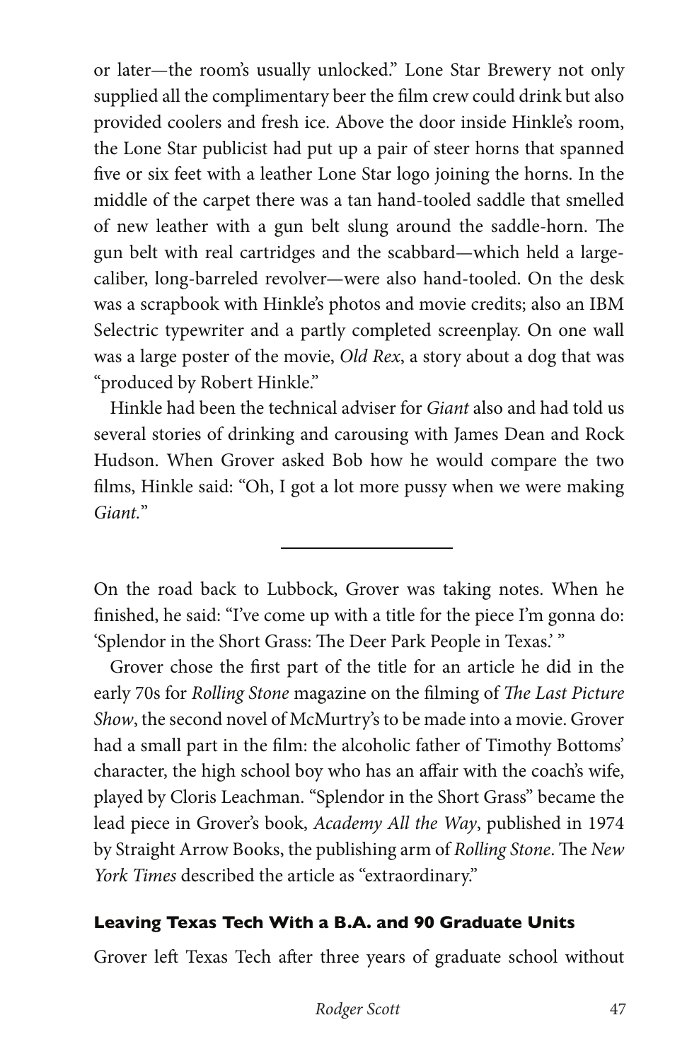or later—the room's usually unlocked." Lone Star Brewery not only supplied all the complimentary beer the film crew could drink but also provided coolers and fresh ice. Above the door inside Hinkle's room, the Lone Star publicist had put up a pair of steer horns that spanned five or six feet with a leather Lone Star logo joining the horns. In the middle of the carpet there was a tan hand-tooled saddle that smelled of new leather with a gun belt slung around the saddle-horn. The gun belt with real cartridges and the scabbard—which held a large-caliber, long-barreled revolver—were also hand-tooled. On the desk was a scrapbook with Hinkle's photos and movie credits; also an IBM Selectric typewriter and a partly completed screenplay. On one wall was a large poster of the movie, *Old Rex*, a story about a dog that was "produced by Robert Hinkle."

Hinkle had been the technical adviser for *Giant* also and had told us several stories of drinking and carousing with James Dean and Rock Hudson. When Grover asked Bob how he would compare the two films, Hinkle said: "Oh, I got a lot more pussy when we were making *Giant.*"

---

On the road back to Lubbock, Grover was taking notes. When he finished, he said: "I've come up with a title for the piece I'm gonna do: 'Splendor in the Short Grass: The Deer Park People in Texas.' "

Grover chose the first part of the title for an article he did in the early 70s for *Rolling Stone* magazine on the filming of *The Last Picture Show*, the second novel of McMurtry's to be made into a movie. Grover had a small part in the film: the alcoholic father of Timothy Bottoms' character, the high school boy who has an affair with the coach's wife, played by Cloris Leachman. "Splendor in the Short Grass" became the lead piece in Grover's book, *Academy All the Way*, published in 1974 by Straight Arrow Books, the publishing arm of *Rolling Stone*. The *New York Times* described the article as "extraordinary."

### Leaving Texas Tech With a B.A. and 90 Graduate Units

Grover left Texas Tech after three years of graduate school without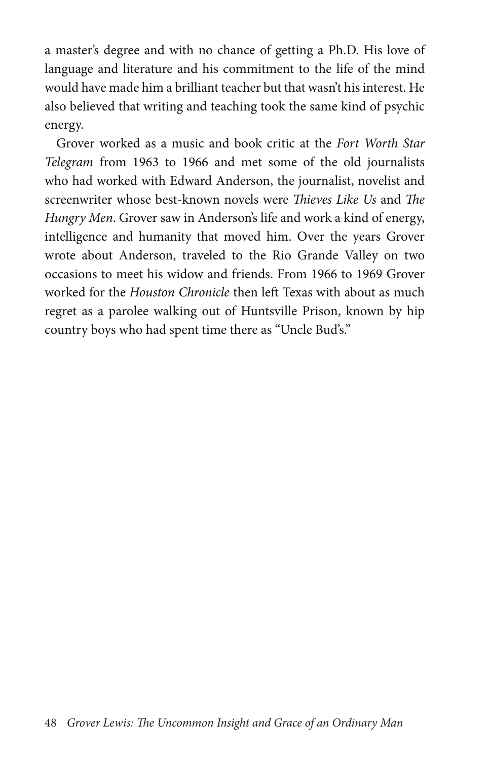a master's degree and with no chance of getting a Ph.D. His love of language and literature and his commitment to the life of the mind would have made him a brilliant teacher but that wasn't his interest. He also believed that writing and teaching took the same kind of psychic energy.

Grover worked as a music and book critic at the *Fort Worth Star Telegram* from 1963 to 1966 and met some of the old journalists who had worked with Edward Anderson, the journalist, novelist and screenwriter whose best-known novels were *Thieves Like Us* and *The Hungry Men*. Grover saw in Anderson's life and work a kind of energy, intelligence and humanity that moved him. Over the years Grover wrote about Anderson, traveled to the Rio Grande Valley on two occasions to meet his widow and friends. From 1966 to 1969 Grover worked for the *Houston Chronicle* then left Texas with about as much regret as a parolee walking out of Huntsville Prison, known by hip country boys who had spent time there as "Uncle Bud's."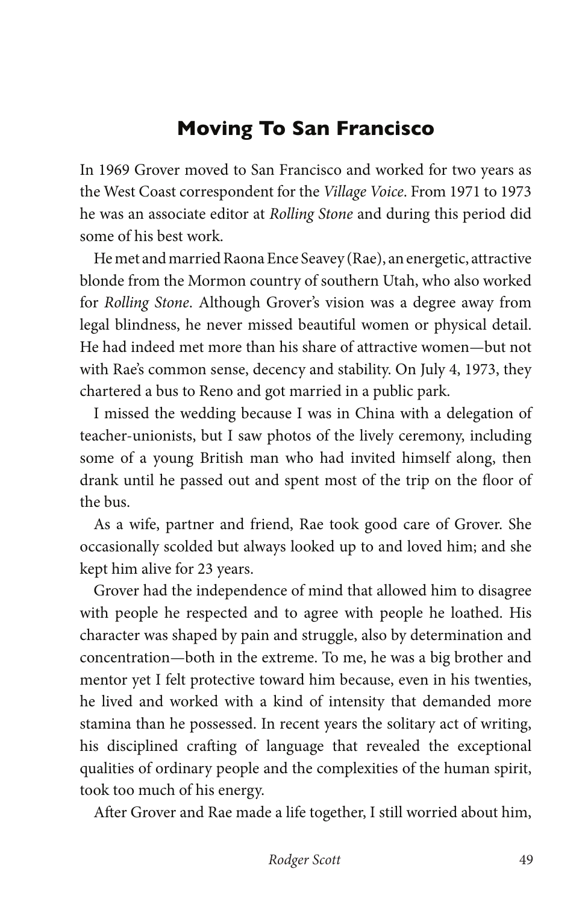## Moving To San Francisco

In 1969 Grover moved to San Francisco and worked for two years as the West Coast correspondent for the *Village Voice*. From 1971 to 1973 he was an associate editor at *Rolling Stone* and during this period did some of his best work.

He met and married Raona Ence Seavey (Rae), an energetic, attractive blonde from the Mormon country of southern Utah, who also worked for *Rolling Stone*. Although Grover's vision was a degree away from legal blindness, he never missed beautiful women or physical detail. He had indeed met more than his share of attractive women—but not with Rae's common sense, decency and stability. On July 4, 1973, they chartered a bus to Reno and got married in a public park.

I missed the wedding because I was in China with a delegation of teacher-unionists, but I saw photos of the lively ceremony, including some of a young British man who had invited himself along, then drank until he passed out and spent most of the trip on the floor of the bus.

As a wife, partner and friend, Rae took good care of Grover. She occasionally scolded but always looked up to and loved him; and she kept him alive for 23 years.

Grover had the independence of mind that allowed him to disagree with people he respected and to agree with people he loathed. His character was shaped by pain and struggle, also by determination and concentration—both in the extreme. To me, he was a big brother and mentor yet I felt protective toward him because, even in his twenties, he lived and worked with a kind of intensity that demanded more stamina than he possessed. In recent years the solitary act of writing, his disciplined crafting of language that revealed the exceptional qualities of ordinary people and the complexities of the human spirit, took too much of his energy.

After Grover and Rae made a life together, I still worried about him,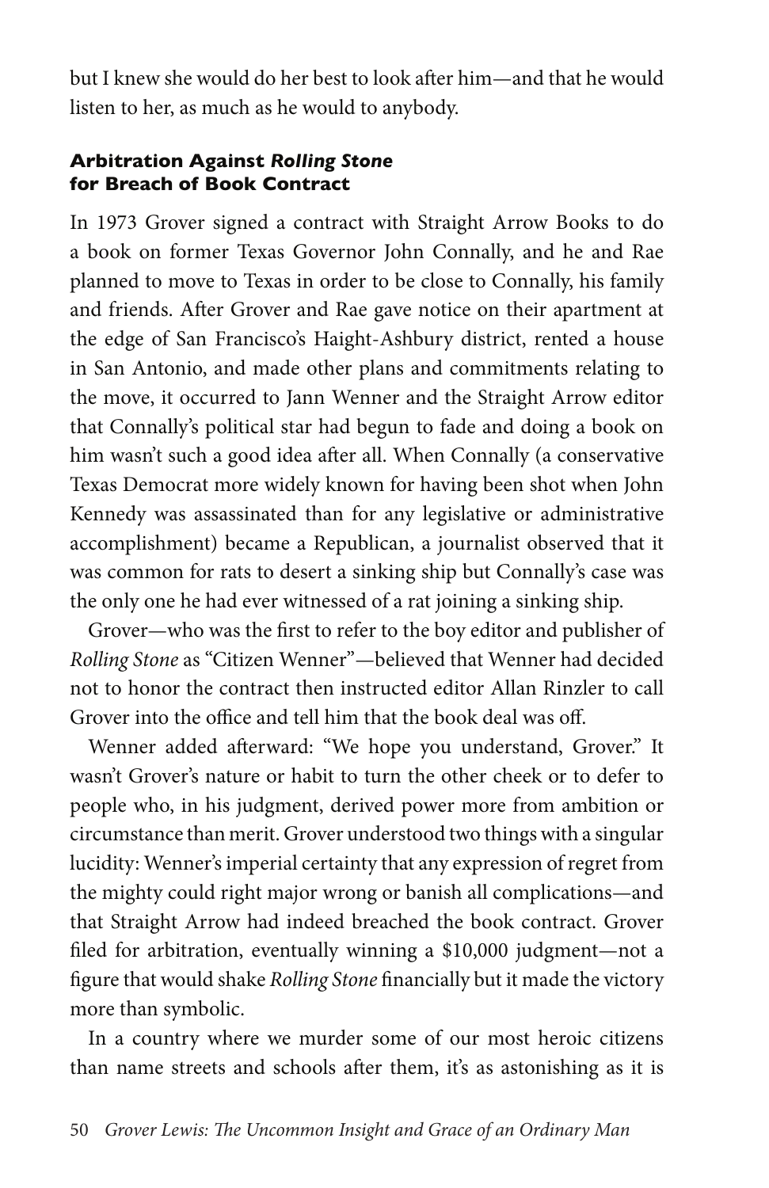but I knew she would do her best to look after him—and that he would listen to her, as much as he would to anybody.

### Arbitration Against *Rolling Stone* for Breach of Book Contract

In 1973 Grover signed a contract with Straight Arrow Books to do a book on former Texas Governor John Connally, and he and Rae planned to move to Texas in order to be close to Connally, his family and friends. After Grover and Rae gave notice on their apartment at the edge of San Francisco's Haight-Ashbury district, rented a house in San Antonio, and made other plans and commitments relating to the move, it occurred to Jann Wenner and the Straight Arrow editor that Connally's political star had begun to fade and doing a book on him wasn't such a good idea after all. When Connally (a conservative Texas Democrat more widely known for having been shot when John Kennedy was assassinated than for any legislative or administrative accomplishment) became a Republican, a journalist observed that it was common for rats to desert a sinking ship but Connally's case was the only one he had ever witnessed of a rat joining a sinking ship.

Grover—who was the first to refer to the boy editor and publisher of *Rolling Stone* as "Citizen Wenner"—believed that Wenner had decided not to honor the contract then instructed editor Allan Rinzler to call Grover into the office and tell him that the book deal was off.

Wenner added afterward: "We hope you understand, Grover." It wasn't Grover's nature or habit to turn the other cheek or to defer to people who, in his judgment, derived power more from ambition or circumstance than merit. Grover understood two things with a singular lucidity: Wenner's imperial certainty that any expression of regret from the mighty could right major wrong or banish all complications—and that Straight Arrow had indeed breached the book contract. Grover filed for arbitration, eventually winning a $10,000 judgment—not a figure that would shake *Rolling Stone* financially but it made the victory more than symbolic.

In a country where we murder some of our most heroic citizens than name streets and schools after them, it's as astonishing as it is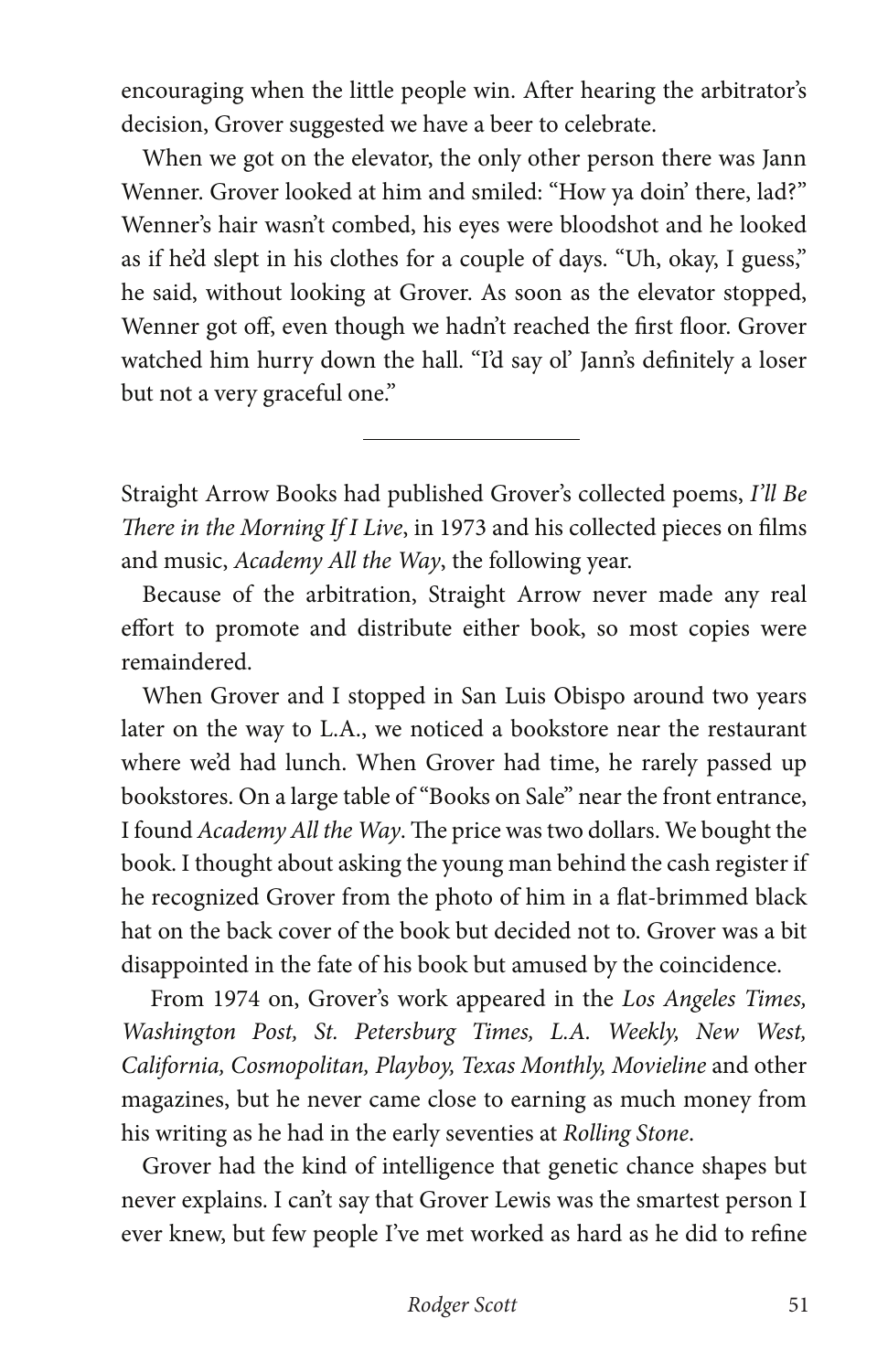encouraging when the little people win. After hearing the arbitrator's decision, Grover suggested we have a beer to celebrate.

When we got on the elevator, the only other person there was Jann Wenner. Grover looked at him and smiled: "How ya doin' there, lad?" Wenner's hair wasn't combed, his eyes were bloodshot and he looked as if he'd slept in his clothes for a couple of days. "Uh, okay, I guess," he said, without looking at Grover. As soon as the elevator stopped, Wenner got off, even though we hadn't reached the first floor. Grover watched him hurry down the hall. "I'd say ol' Jann's definitely a loser but not a very graceful one."

---

Straight Arrow Books had published Grover's collected poems, *I'll Be There in the Morning If I Live*, in 1973 and his collected pieces on films and music, *Academy All the Way*, the following year.

Because of the arbitration, Straight Arrow never made any real effort to promote and distribute either book, so most copies were remaindered.

When Grover and I stopped in San Luis Obispo around two years later on the way to L.A., we noticed a bookstore near the restaurant where we'd had lunch. When Grover had time, he rarely passed up bookstores. On a large table of "Books on Sale" near the front entrance, I found *Academy All the Way*. The price was two dollars. We bought the book. I thought about asking the young man behind the cash register if he recognized Grover from the photo of him in a flat-brimmed black hat on the back cover of the book but decided not to. Grover was a bit disappointed in the fate of his book but amused by the coincidence.

From 1974 on, Grover's work appeared in the *Los Angeles Times, Washington Post, St. Petersburg Times, L.A. Weekly, New West, California, Cosmopolitan, Playboy, Texas Monthly, Movieline* and other magazines, but he never came close to earning as much money from his writing as he had in the early seventies at *Rolling Stone*.

Grover had the kind of intelligence that genetic chance shapes but never explains. I can't say that Grover Lewis was the smartest person I ever knew, but few people I've met worked as hard as he did to refine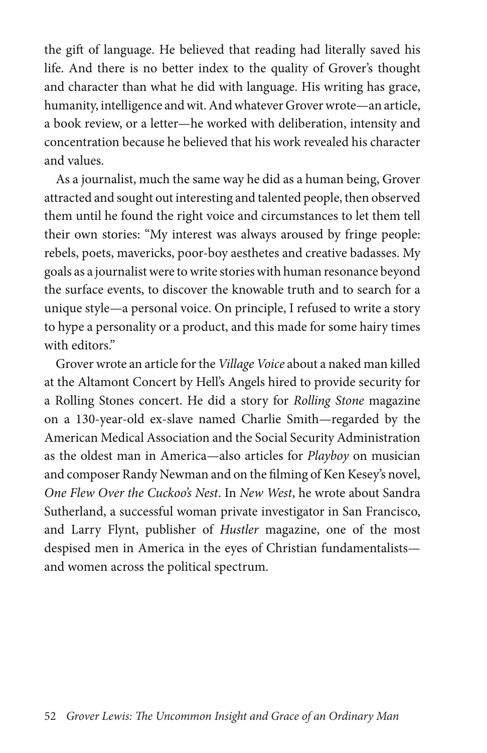the gift of language. He believed that reading had literally saved his life. And there is no better index to the quality of Grover's thought and character than what he did with language. His writing has grace, humanity, intelligence and wit. And whatever Grover wrote—an article, a book review, or a letter—he worked with deliberation, intensity and concentration because he believed that his work revealed his character and values.

As a journalist, much the same way he did as a human being, Grover attracted and sought out interesting and talented people, then observed them until he found the right voice and circumstances to let them tell their own stories: "My interest was always aroused by fringe people: rebels, poets, mavericks, poor-boy aesthetes and creative badasses. My goals as a journalist were to write stories with human resonance beyond the surface events, to discover the knowable truth and to search for a unique style—a personal voice. On principle, I refused to write a story to hype a personality or a product, and this made for some hairy times with editors."

Grover wrote an article for the *Village Voice* about a naked man killed at the Altamont Concert by Hell's Angels hired to provide security for a Rolling Stones concert. He did a story for *Rolling Stone* magazine on a 130-year-old ex-slave named Charlie Smith—regarded by the American Medical Association and the Social Security Administration as the oldest man in America—also articles for *Playboy* on musician and composer Randy Newman and on the filming of Ken Kesey's novel, *One Flew Over the Cuckoo's Nest*. In *New West*, he wrote about Sandra Sutherland, a successful woman private investigator in San Francisco, and Larry Flynt, publisher of *Hustler* magazine, one of the most despised men in America in the eyes of Christian fundamentalists—and women across the political spectrum.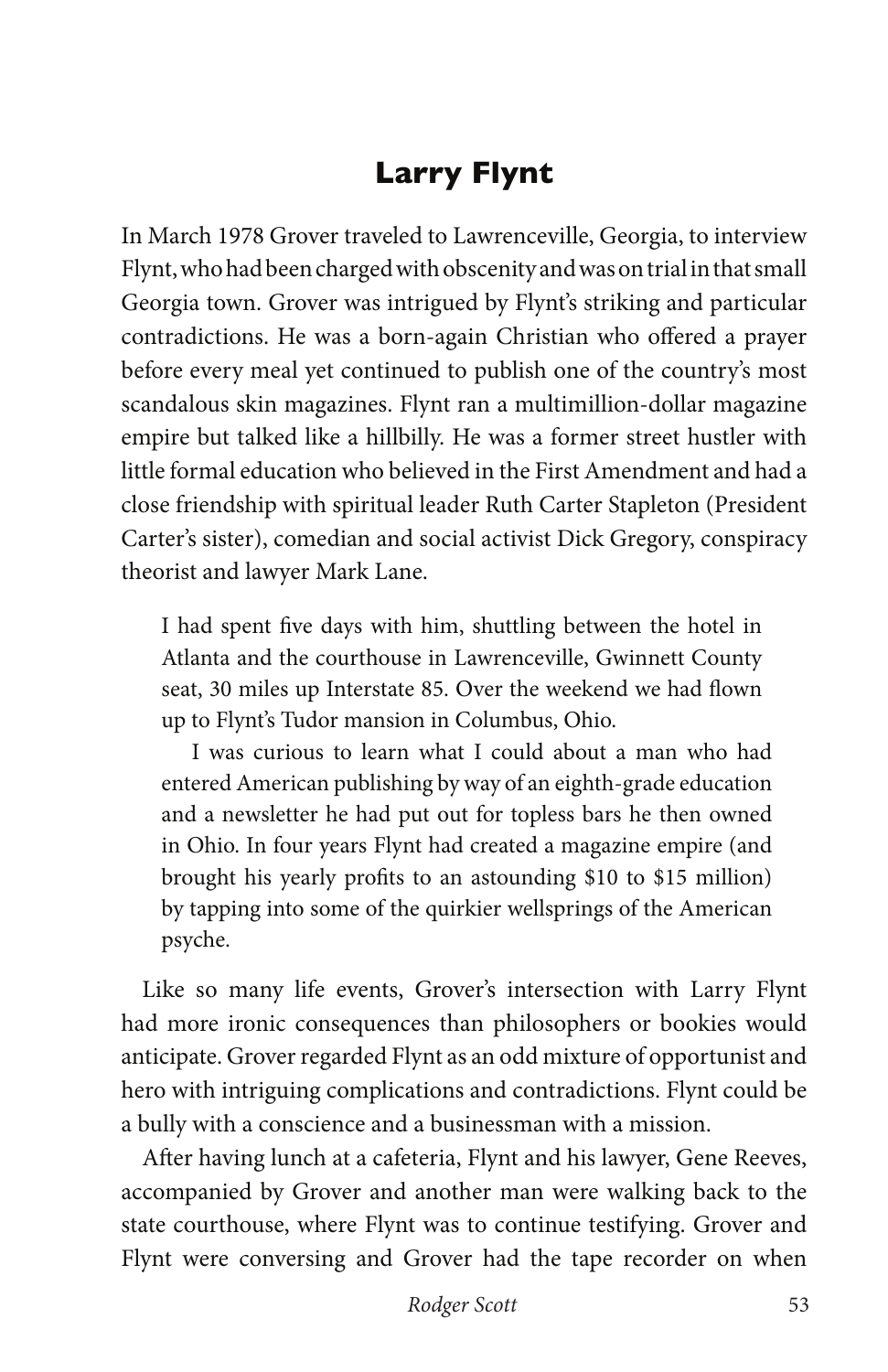## Larry Flynt

In March 1978 Grover traveled to Lawrenceville, Georgia, to interview Flynt, who had been charged with obscenity and was on trial in that small Georgia town. Grover was intrigued by Flynt's striking and particular contradictions. He was a born-again Christian who offered a prayer before every meal yet continued to publish one of the country's most scandalous skin magazines. Flynt ran a multimillion-dollar magazine empire but talked like a hillbilly. He was a former street hustler with little formal education who believed in the First Amendment and had a close friendship with spiritual leader Ruth Carter Stapleton (President Carter's sister), comedian and social activist Dick Gregory, conspiracy theorist and lawyer Mark Lane.

> I had spent five days with him, shuttling between the hotel in Atlanta and the courthouse in Lawrenceville, Gwinnett County seat, 30 miles up Interstate 85. Over the weekend we had flown up to Flynt's Tudor mansion in Columbus, Ohio.
>
> I was curious to learn what I could about a man who had entered American publishing by way of an eighth-grade education and a newsletter he had put out for topless bars he then owned in Ohio. In four years Flynt had created a magazine empire (and brought his yearly profits to an astounding $10 to $15 million) by tapping into some of the quirkier wellsprings of the American psyche.

Like so many life events, Grover's intersection with Larry Flynt had more ironic consequences than philosophers or bookies would anticipate. Grover regarded Flynt as an odd mixture of opportunist and hero with intriguing complications and contradictions. Flynt could be a bully with a conscience and a businessman with a mission.

After having lunch at a cafeteria, Flynt and his lawyer, Gene Reeves, accompanied by Grover and another man were walking back to the state courthouse, where Flynt was to continue testifying. Grover and Flynt were conversing and Grover had the tape recorder on when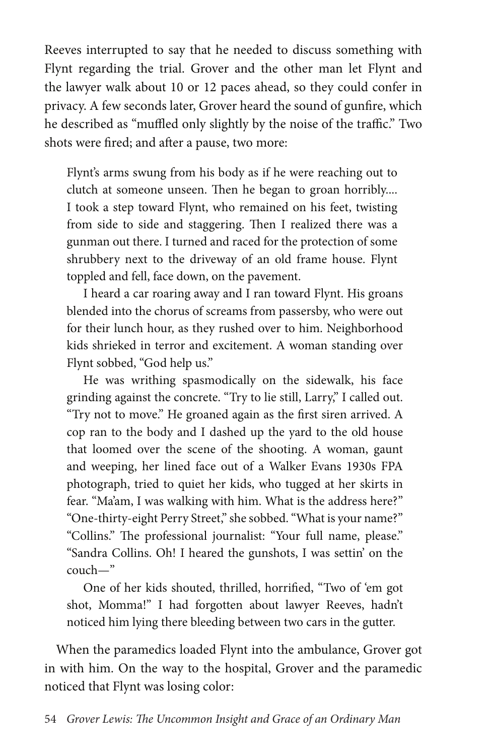Reeves interrupted to say that he needed to discuss something with Flynt regarding the trial. Grover and the other man let Flynt and the lawyer walk about 10 or 12 paces ahead, so they could confer in privacy. A few seconds later, Grover heard the sound of gunfire, which he described as "muffled only slightly by the noise of the traffic." Two shots were fired; and after a pause, two more:

> Flynt's arms swung from his body as if he were reaching out to clutch at someone unseen. Then he began to groan horribly.... I took a step toward Flynt, who remained on his feet, twisting from side to side and staggering. Then I realized there was a gunman out there. I turned and raced for the protection of some shrubbery next to the driveway of an old frame house. Flynt toppled and fell, face down, on the pavement.
>
> I heard a car roaring away and I ran toward Flynt. His groans blended into the chorus of screams from passersby, who were out for their lunch hour, as they rushed over to him. Neighborhood kids shrieked in terror and excitement. A woman standing over Flynt sobbed, "God help us."
>
> He was writhing spasmodically on the sidewalk, his face grinding against the concrete. "Try to lie still, Larry," I called out. "Try not to move." He groaned again as the first siren arrived. A cop ran to the body and I dashed up the yard to the old house that loomed over the scene of the shooting. A woman, gaunt and weeping, her lined face out of a Walker Evans 1930s FPA photograph, tried to quiet her kids, who tugged at her skirts in fear. "Ma'am, I was walking with him. What is the address here?" "One-thirty-eight Perry Street," she sobbed. "What is your name?" "Collins." The professional journalist: "Your full name, please." "Sandra Collins. Oh! I heared the gunshots, I was settin' on the couch—"
>
> One of her kids shouted, thrilled, horrified, "Two of 'em got shot, Momma!" I had forgotten about lawyer Reeves, hadn't noticed him lying there bleeding between two cars in the gutter.

When the paramedics loaded Flynt into the ambulance, Grover got in with him. On the way to the hospital, Grover and the paramedic noticed that Flynt was losing color: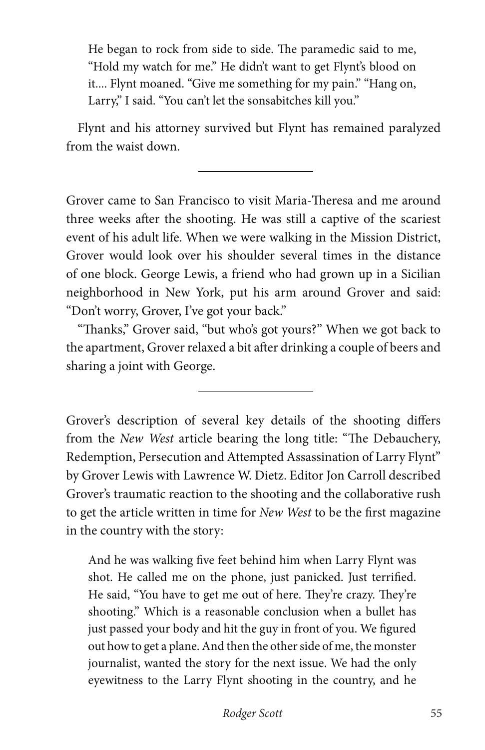> He began to rock from side to side. The paramedic said to me, "Hold my watch for me." He didn't want to get Flynt's blood on it.... Flynt moaned. "Give me something for my pain." "Hang on, Larry," I said. "You can't let the sonsabitches kill you."

Flynt and his attorney survived but Flynt has remained paralyzed from the waist down.

---

Grover came to San Francisco to visit Maria-Theresa and me around three weeks after the shooting. He was still a captive of the scariest event of his adult life. When we were walking in the Mission District, Grover would look over his shoulder several times in the distance of one block. George Lewis, a friend who had grown up in a Sicilian neighborhood in New York, put his arm around Grover and said: "Don't worry, Grover, I've got your back."

"Thanks," Grover said, "but who's got yours?" When we got back to the apartment, Grover relaxed a bit after drinking a couple of beers and sharing a joint with George.

---

Grover's description of several key details of the shooting differs from the *New West* article bearing the long title: "The Debauchery, Redemption, Persecution and Attempted Assassination of Larry Flynt" by Grover Lewis with Lawrence W. Dietz. Editor Jon Carroll described Grover's traumatic reaction to the shooting and the collaborative rush to get the article written in time for *New West* to be the first magazine in the country with the story:

> And he was walking five feet behind him when Larry Flynt was shot. He called me on the phone, just panicked. Just terrified. He said, "You have to get me out of here. They're crazy. They're shooting." Which is a reasonable conclusion when a bullet has just passed your body and hit the guy in front of you. We figured out how to get a plane. And then the other side of me, the monster journalist, wanted the story for the next issue. We had the only eyewitness to the Larry Flynt shooting in the country, and he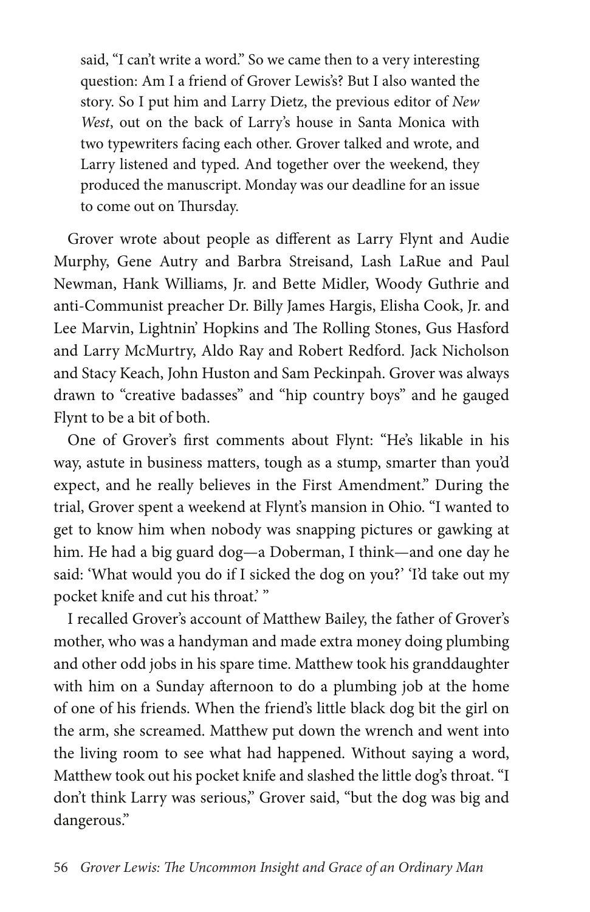> said, "I can't write a word." So we came then to a very interesting question: Am I a friend of Grover Lewis's? But I also wanted the story. So I put him and Larry Dietz, the previous editor of *New West*, out on the back of Larry's house in Santa Monica with two typewriters facing each other. Grover talked and wrote, and Larry listened and typed. And together over the weekend, they produced the manuscript. Monday was our deadline for an issue to come out on Thursday.

Grover wrote about people as different as Larry Flynt and Audie Murphy, Gene Autry and Barbra Streisand, Lash LaRue and Paul Newman, Hank Williams, Jr. and Bette Midler, Woody Guthrie and anti-Communist preacher Dr. Billy James Hargis, Elisha Cook, Jr. and Lee Marvin, Lightnin' Hopkins and The Rolling Stones, Gus Hasford and Larry McMurtry, Aldo Ray and Robert Redford. Jack Nicholson and Stacy Keach, John Huston and Sam Peckinpah. Grover was always drawn to "creative badasses" and "hip country boys" and he gauged Flynt to be a bit of both.

One of Grover's first comments about Flynt: "He's likable in his way, astute in business matters, tough as a stump, smarter than you'd expect, and he really believes in the First Amendment." During the trial, Grover spent a weekend at Flynt's mansion in Ohio. "I wanted to get to know him when nobody was snapping pictures or gawking at him. He had a big guard dog—a Doberman, I think—and one day he said: 'What would you do if I sicked the dog on you?' 'I'd take out my pocket knife and cut his throat.' "

I recalled Grover's account of Matthew Bailey, the father of Grover's mother, who was a handyman and made extra money doing plumbing and other odd jobs in his spare time. Matthew took his granddaughter with him on a Sunday afternoon to do a plumbing job at the home of one of his friends. When the friend's little black dog bit the girl on the arm, she screamed. Matthew put down the wrench and went into the living room to see what had happened. Without saying a word, Matthew took out his pocket knife and slashed the little dog's throat. "I don't think Larry was serious," Grover said, "but the dog was big and dangerous."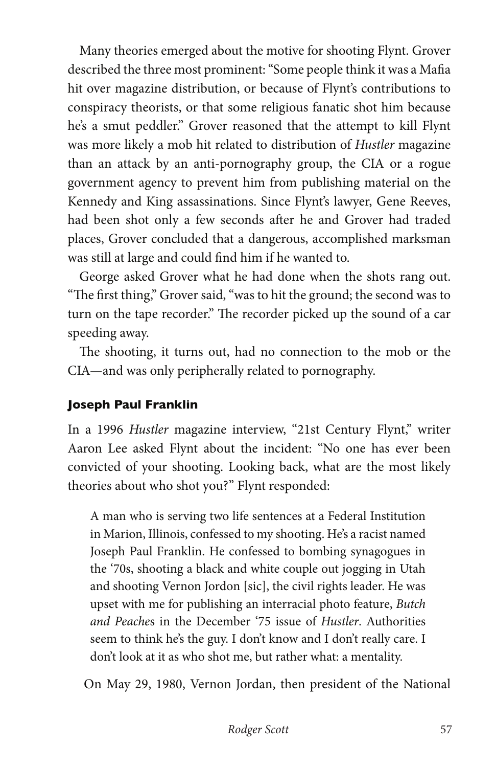Many theories emerged about the motive for shooting Flynt. Grover described the three most prominent: "Some people think it was a Mafia hit over magazine distribution, or because of Flynt's contributions to conspiracy theorists, or that some religious fanatic shot him because he's a smut peddler." Grover reasoned that the attempt to kill Flynt was more likely a mob hit related to distribution of *Hustler* magazine than an attack by an anti-pornography group, the CIA or a rogue government agency to prevent him from publishing material on the Kennedy and King assassinations. Since Flynt's lawyer, Gene Reeves, had been shot only a few seconds after he and Grover had traded places, Grover concluded that a dangerous, accomplished marksman was still at large and could find him if he wanted to.

George asked Grover what he had done when the shots rang out. "The first thing," Grover said, "was to hit the ground; the second was to turn on the tape recorder." The recorder picked up the sound of a car speeding away.

The shooting, it turns out, had no connection to the mob or the CIA—and was only peripherally related to pornography.

#### Joseph Paul Franklin

In a 1996 *Hustler* magazine interview, "21st Century Flynt," writer Aaron Lee asked Flynt about the incident: "No one has ever been convicted of your shooting. Looking back, what are the most likely theories about who shot you?" Flynt responded:

> A man who is serving two life sentences at a Federal Institution in Marion, Illinois, confessed to my shooting. He's a racist named Joseph Paul Franklin. He confessed to bombing synagogues in the '70s, shooting a black and white couple out jogging in Utah and shooting Vernon Jordon [sic], the civil rights leader. He was upset with me for publishing an interracial photo feature, *Butch and Peaches* in the December '75 issue of *Hustler*. Authorities seem to think he's the guy. I don't know and I don't really care. I don't look at it as who shot me, but rather what: a mentality.

On May 29, 1980, Vernon Jordan, then president of the National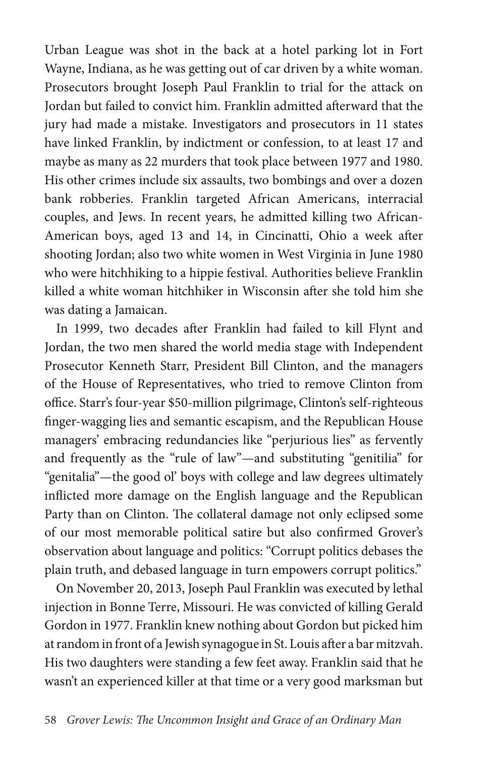Urban League was shot in the back at a hotel parking lot in Fort Wayne, Indiana, as he was getting out of car driven by a white woman. Prosecutors brought Joseph Paul Franklin to trial for the attack on Jordan but failed to convict him. Franklin admitted afterward that the jury had made a mistake. Investigators and prosecutors in 11 states have linked Franklin, by indictment or confession, to at least 17 and maybe as many as 22 murders that took place between 1977 and 1980. His other crimes include six assaults, two bombings and over a dozen bank robberies. Franklin targeted African Americans, interracial couples, and Jews. In recent years, he admitted killing two African-American boys, aged 13 and 14, in Cincinatti, Ohio a week after shooting Jordan; also two white women in West Virginia in June 1980 who were hitchhiking to a hippie festival. Authorities believe Franklin killed a white woman hitchhiker in Wisconsin after she told him she was dating a Jamaican.

In 1999, two decades after Franklin had failed to kill Flynt and Jordan, the two men shared the world media stage with Independent Prosecutor Kenneth Starr, President Bill Clinton, and the managers of the House of Representatives, who tried to remove Clinton from office. Starr's four-year $50-million pilgrimage, Clinton's self-righteous finger-wagging lies and semantic escapism, and the Republican House managers' embracing redundancies like "perjurious lies" as fervently and frequently as the "rule of law"—and substituting "genitilia" for "genitalia"—the good ol' boys with college and law degrees ultimately inflicted more damage on the English language and the Republican Party than on Clinton. The collateral damage not only eclipsed some of our most memorable political satire but also confirmed Grover's observation about language and politics: "Corrupt politics debases the plain truth, and debased language in turn empowers corrupt politics."

On November 20, 2013, Joseph Paul Franklin was executed by lethal injection in Bonne Terre, Missouri. He was convicted of killing Gerald Gordon in 1977. Franklin knew nothing about Gordon but picked him at random in front of a Jewish synagogue in St. Louis after a bar mitzvah. His two daughters were standing a few feet away. Franklin said that he wasn't an experienced killer at that time or a very good marksman but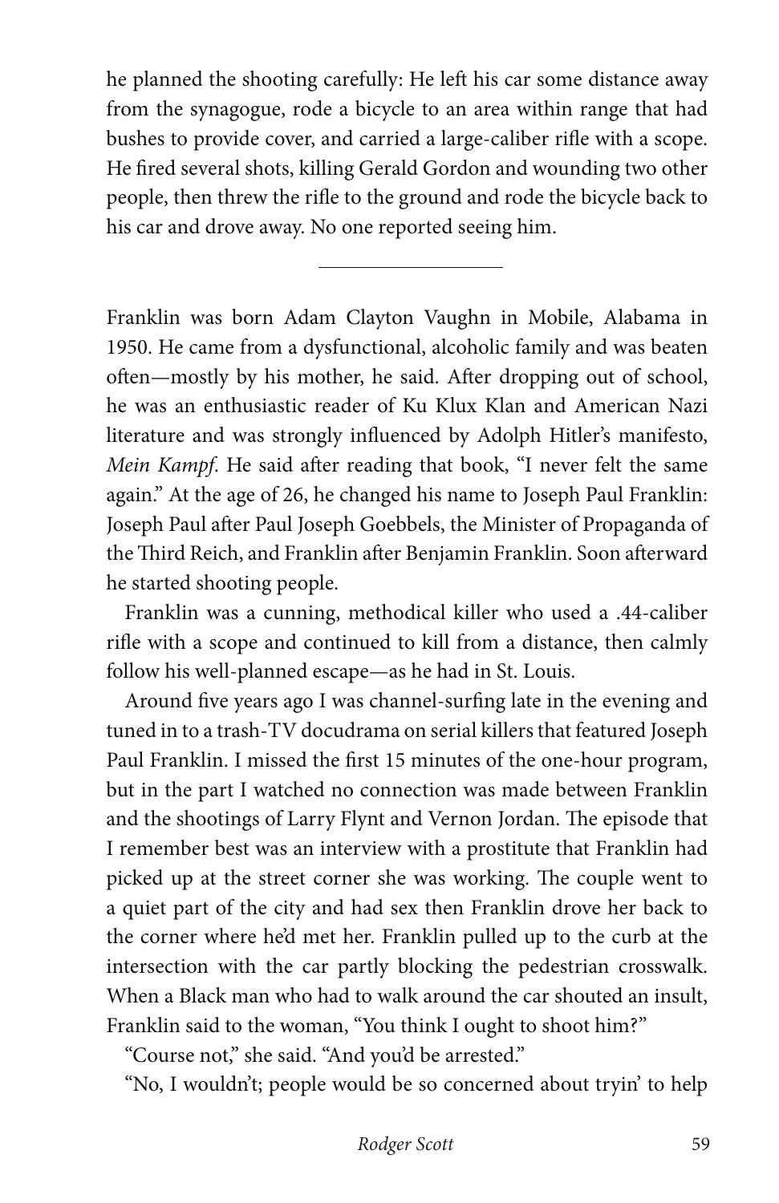he planned the shooting carefully: He left his car some distance away from the synagogue, rode a bicycle to an area within range that had bushes to provide cover, and carried a large-caliber rifle with a scope. He fired several shots, killing Gerald Gordon and wounding two other people, then threw the rifle to the ground and rode the bicycle back to his car and drove away. No one reported seeing him.

---

Franklin was born Adam Clayton Vaughn in Mobile, Alabama in 1950. He came from a dysfunctional, alcoholic family and was beaten often—mostly by his mother, he said. After dropping out of school, he was an enthusiastic reader of Ku Klux Klan and American Nazi literature and was strongly influenced by Adolph Hitler's manifesto, *Mein Kampf*. He said after reading that book, "I never felt the same again." At the age of 26, he changed his name to Joseph Paul Franklin: Joseph Paul after Paul Joseph Goebbels, the Minister of Propaganda of the Third Reich, and Franklin after Benjamin Franklin. Soon afterward he started shooting people.

Franklin was a cunning, methodical killer who used a .44-caliber rifle with a scope and continued to kill from a distance, then calmly follow his well-planned escape—as he had in St. Louis.

Around five years ago I was channel-surfing late in the evening and tuned in to a trash-TV docudrama on serial killers that featured Joseph Paul Franklin. I missed the first 15 minutes of the one-hour program, but in the part I watched no connection was made between Franklin and the shootings of Larry Flynt and Vernon Jordan. The episode that I remember best was an interview with a prostitute that Franklin had picked up at the street corner she was working. The couple went to a quiet part of the city and had sex then Franklin drove her back to the corner where he'd met her. Franklin pulled up to the curb at the intersection with the car partly blocking the pedestrian crosswalk. When a Black man who had to walk around the car shouted an insult, Franklin said to the woman, "You think I ought to shoot him?"

"Course not," she said. "And you'd be arrested."

"No, I wouldn't; people would be so concerned about tryin' to help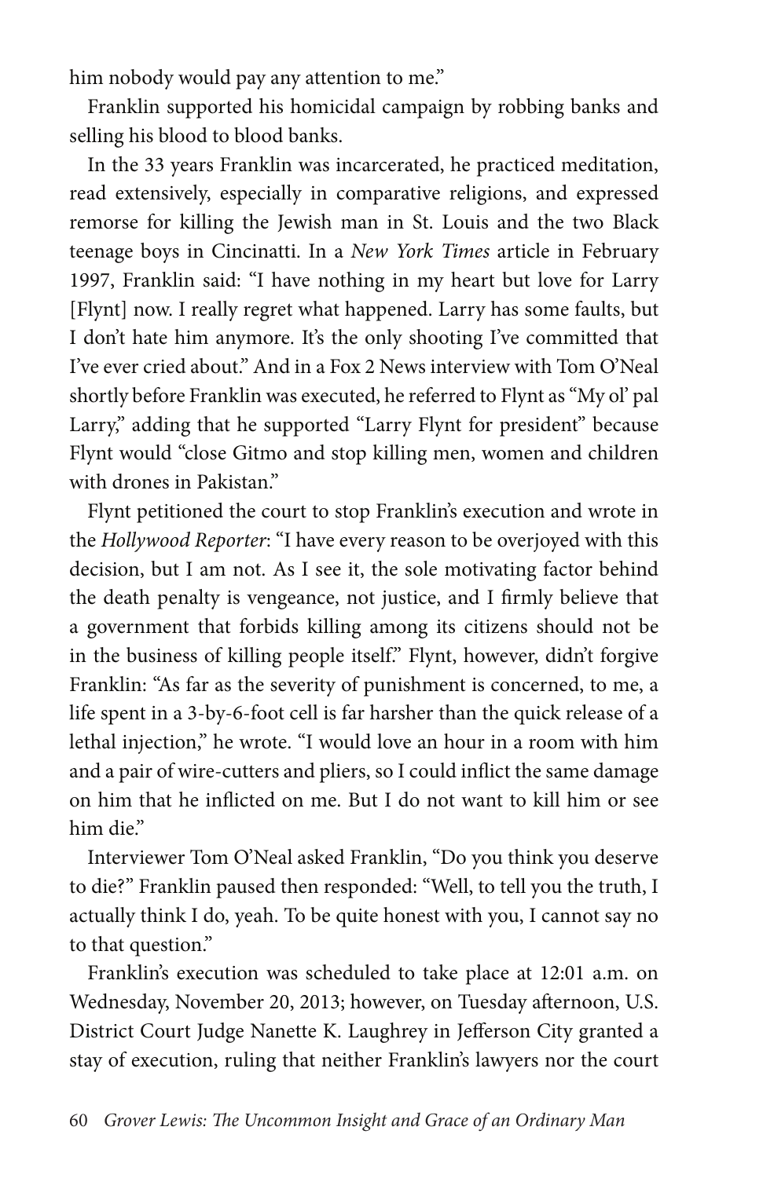him nobody would pay any attention to me."

Franklin supported his homicidal campaign by robbing banks and selling his blood to blood banks.

In the 33 years Franklin was incarcerated, he practiced meditation, read extensively, especially in comparative religions, and expressed remorse for killing the Jewish man in St. Louis and the two Black teenage boys in Cincinatti. In a *New York Times* article in February 1997, Franklin said: "I have nothing in my heart but love for Larry [Flynt] now. I really regret what happened. Larry has some faults, but I don't hate him anymore. It's the only shooting I've committed that I've ever cried about." And in a Fox 2 News interview with Tom O'Neal shortly before Franklin was executed, he referred to Flynt as "My ol' pal Larry," adding that he supported "Larry Flynt for president" because Flynt would "close Gitmo and stop killing men, women and children with drones in Pakistan."

Flynt petitioned the court to stop Franklin's execution and wrote in the *Hollywood Reporter*: "I have every reason to be overjoyed with this decision, but I am not. As I see it, the sole motivating factor behind the death penalty is vengeance, not justice, and I firmly believe that a government that forbids killing among its citizens should not be in the business of killing people itself." Flynt, however, didn't forgive Franklin: "As far as the severity of punishment is concerned, to me, a life spent in a 3-by-6-foot cell is far harsher than the quick release of a lethal injection," he wrote. "I would love an hour in a room with him and a pair of wire-cutters and pliers, so I could inflict the same damage on him that he inflicted on me. But I do not want to kill him or see him die."

Interviewer Tom O'Neal asked Franklin, "Do you think you deserve to die?" Franklin paused then responded: "Well, to tell you the truth, I actually think I do, yeah. To be quite honest with you, I cannot say no to that question."

Franklin's execution was scheduled to take place at 12:01 a.m. on Wednesday, November 20, 2013; however, on Tuesday afternoon, U.S. District Court Judge Nanette K. Laughrey in Jefferson City granted a stay of execution, ruling that neither Franklin's lawyers nor the court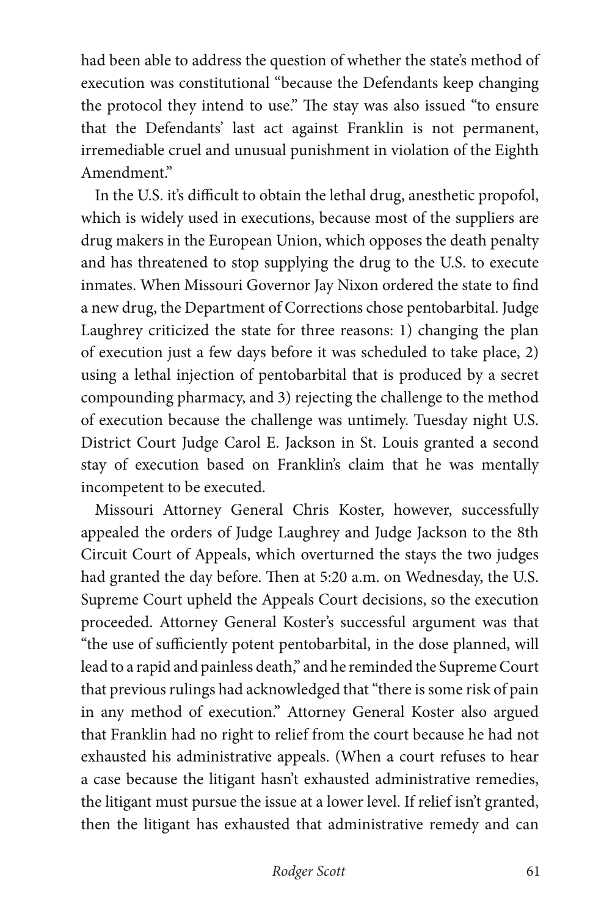had been able to address the question of whether the state's method of execution was constitutional "because the Defendants keep changing the protocol they intend to use." The stay was also issued "to ensure that the Defendants' last act against Franklin is not permanent, irremediable cruel and unusual punishment in violation of the Eighth Amendment."

In the U.S. it's difficult to obtain the lethal drug, anesthetic propofol, which is widely used in executions, because most of the suppliers are drug makers in the European Union, which opposes the death penalty and has threatened to stop supplying the drug to the U.S. to execute inmates. When Missouri Governor Jay Nixon ordered the state to find a new drug, the Department of Corrections chose pentobarbital. Judge Laughrey criticized the state for three reasons: 1) changing the plan of execution just a few days before it was scheduled to take place, 2) using a lethal injection of pentobarbital that is produced by a secret compounding pharmacy, and 3) rejecting the challenge to the method of execution because the challenge was untimely. Tuesday night U.S. District Court Judge Carol E. Jackson in St. Louis granted a second stay of execution based on Franklin's claim that he was mentally incompetent to be executed.

Missouri Attorney General Chris Koster, however, successfully appealed the orders of Judge Laughrey and Judge Jackson to the 8th Circuit Court of Appeals, which overturned the stays the two judges had granted the day before. Then at 5:20 a.m. on Wednesday, the U.S. Supreme Court upheld the Appeals Court decisions, so the execution proceeded. Attorney General Koster's successful argument was that "the use of sufficiently potent pentobarbital, in the dose planned, will lead to a rapid and painless death," and he reminded the Supreme Court that previous rulings had acknowledged that "there is some risk of pain in any method of execution." Attorney General Koster also argued that Franklin had no right to relief from the court because he had not exhausted his administrative appeals. (When a court refuses to hear a case because the litigant hasn't exhausted administrative remedies, the litigant must pursue the issue at a lower level. If relief isn't granted, then the litigant has exhausted that administrative remedy and can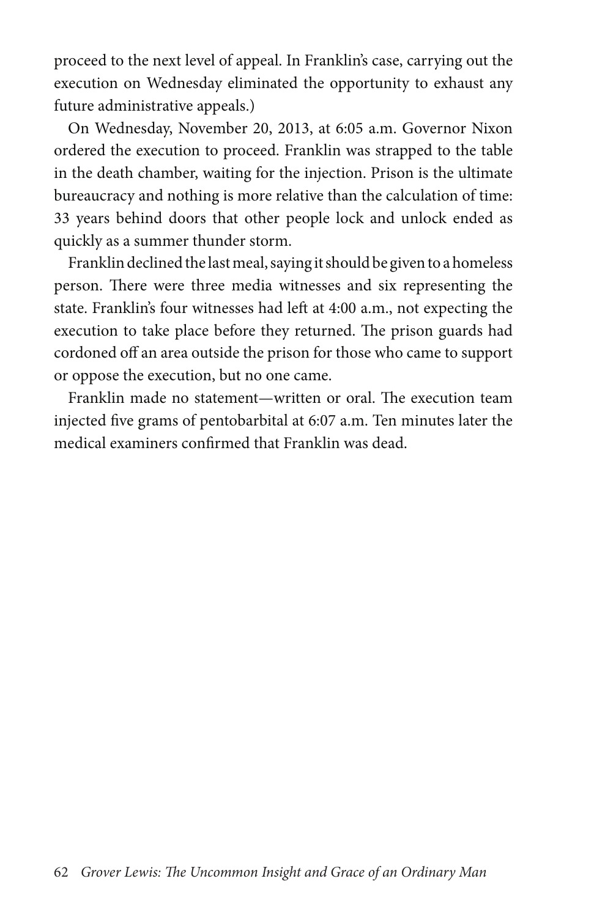proceed to the next level of appeal. In Franklin's case, carrying out the execution on Wednesday eliminated the opportunity to exhaust any future administrative appeals.)

On Wednesday, November 20, 2013, at 6:05 a.m. Governor Nixon ordered the execution to proceed. Franklin was strapped to the table in the death chamber, waiting for the injection. Prison is the ultimate bureaucracy and nothing is more relative than the calculation of time: 33 years behind doors that other people lock and unlock ended as quickly as a summer thunder storm.

Franklin declined the last meal, saying it should be given to a homeless person. There were three media witnesses and six representing the state. Franklin's four witnesses had left at 4:00 a.m., not expecting the execution to take place before they returned. The prison guards had cordoned off an area outside the prison for those who came to support or oppose the execution, but no one came.

Franklin made no statement—written or oral. The execution team injected five grams of pentobarbital at 6:07 a.m. Ten minutes later the medical examiners confirmed that Franklin was dead.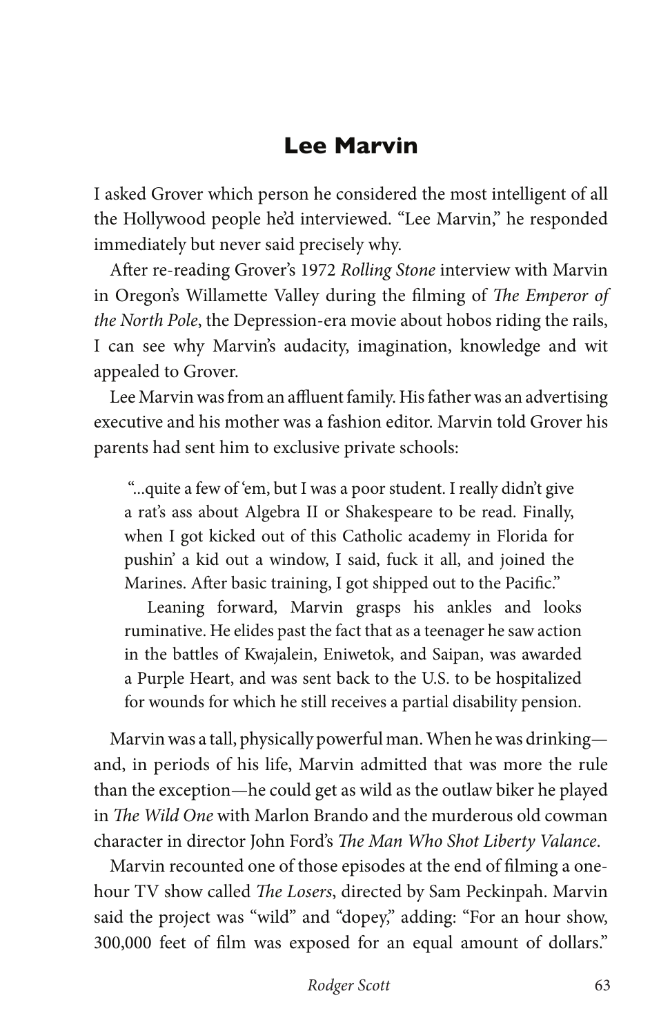## Lee Marvin

I asked Grover which person he considered the most intelligent of all the Hollywood people he'd interviewed. "Lee Marvin," he responded immediately but never said precisely why.

After re-reading Grover's 1972 *Rolling Stone* interview with Marvin in Oregon's Willamette Valley during the filming of *The Emperor of the North Pole*, the Depression-era movie about hobos riding the rails, I can see why Marvin's audacity, imagination, knowledge and wit appealed to Grover.

Lee Marvin was from an affluent family. His father was an advertising executive and his mother was a fashion editor. Marvin told Grover his parents had sent him to exclusive private schools:

> "...quite a few of 'em, but I was a poor student. I really didn't give a rat's ass about Algebra II or Shakespeare to be read. Finally, when I got kicked out of this Catholic academy in Florida for pushin' a kid out a window, I said, fuck it all, and joined the Marines. After basic training, I got shipped out to the Pacific."
>
> Leaning forward, Marvin grasps his ankles and looks ruminative. He elides past the fact that as a teenager he saw action in the battles of Kwajalein, Eniwetok, and Saipan, was awarded a Purple Heart, and was sent back to the U.S. to be hospitalized for wounds for which he still receives a partial disability pension.

Marvin was a tall, physically powerful man. When he was drinking—and, in periods of his life, Marvin admitted that was more the rule than the exception—he could get as wild as the outlaw biker he played in *The Wild One* with Marlon Brando and the murderous old cowman character in director John Ford's *The Man Who Shot Liberty Valance*.

Marvin recounted one of those episodes at the end of filming a one-hour TV show called *The Losers*, directed by Sam Peckinpah. Marvin said the project was "wild" and "dopey," adding: "For an hour show, 300,000 feet of film was exposed for an equal amount of dollars."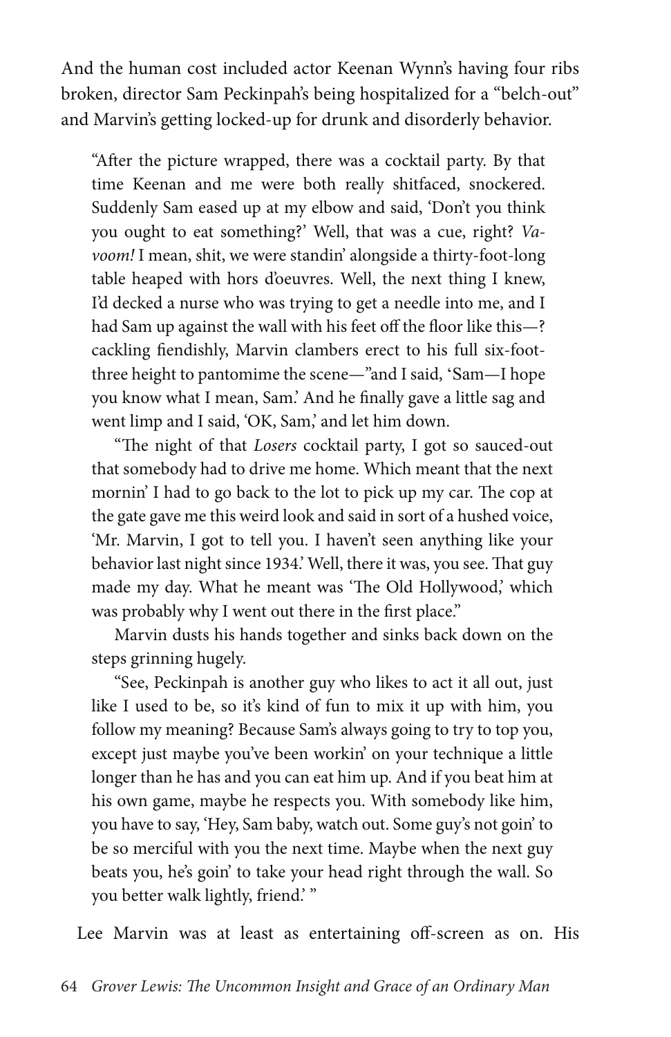And the human cost included actor Keenan Wynn's having four ribs broken, director Sam Peckinpah's being hospitalized for a "belch-out" and Marvin's getting locked-up for drunk and disorderly behavior.

> "After the picture wrapped, there was a cocktail party. By that time Keenan and me were both really shitfaced, snockered. Suddenly Sam eased up at my elbow and said, 'Don't you think you ought to eat something?' Well, that was a cue, right? *Va-voom!* I mean, shit, we were standin' alongside a thirty-foot-long table heaped with hors d'oeuvres. Well, the next thing I knew, I'd decked a nurse who was trying to get a needle into me, and I had Sam up against the wall with his feet off the floor like this—? cackling fiendishly, Marvin clambers erect to his full six-foot-three height to pantomime the scene—"and I said, 'Sam—I hope you know what I mean, Sam.' And he finally gave a little sag and went limp and I said, 'OK, Sam,' and let him down.
>
> "The night of that *Losers* cocktail party, I got so sauced-out that somebody had to drive me home. Which meant that the next mornin' I had to go back to the lot to pick up my car. The cop at the gate gave me this weird look and said in sort of a hushed voice, 'Mr. Marvin, I got to tell you. I haven't seen anything like your behavior last night since 1934.' Well, there it was, you see. That guy made my day. What he meant was 'The Old Hollywood,' which was probably why I went out there in the first place."
>
> Marvin dusts his hands together and sinks back down on the steps grinning hugely.
>
> "See, Peckinpah is another guy who likes to act it all out, just like I used to be, so it's kind of fun to mix it up with him, you follow my meaning? Because Sam's always going to try to top you, except just maybe you've been workin' on your technique a little longer than he has and you can eat him up. And if you beat him at his own game, maybe he respects you. With somebody like him, you have to say, 'Hey, Sam baby, watch out. Some guy's not goin' to be so merciful with you the next time. Maybe when the next guy beats you, he's goin' to take your head right through the wall. So you better walk lightly, friend.' "

Lee Marvin was at least as entertaining off-screen as on. His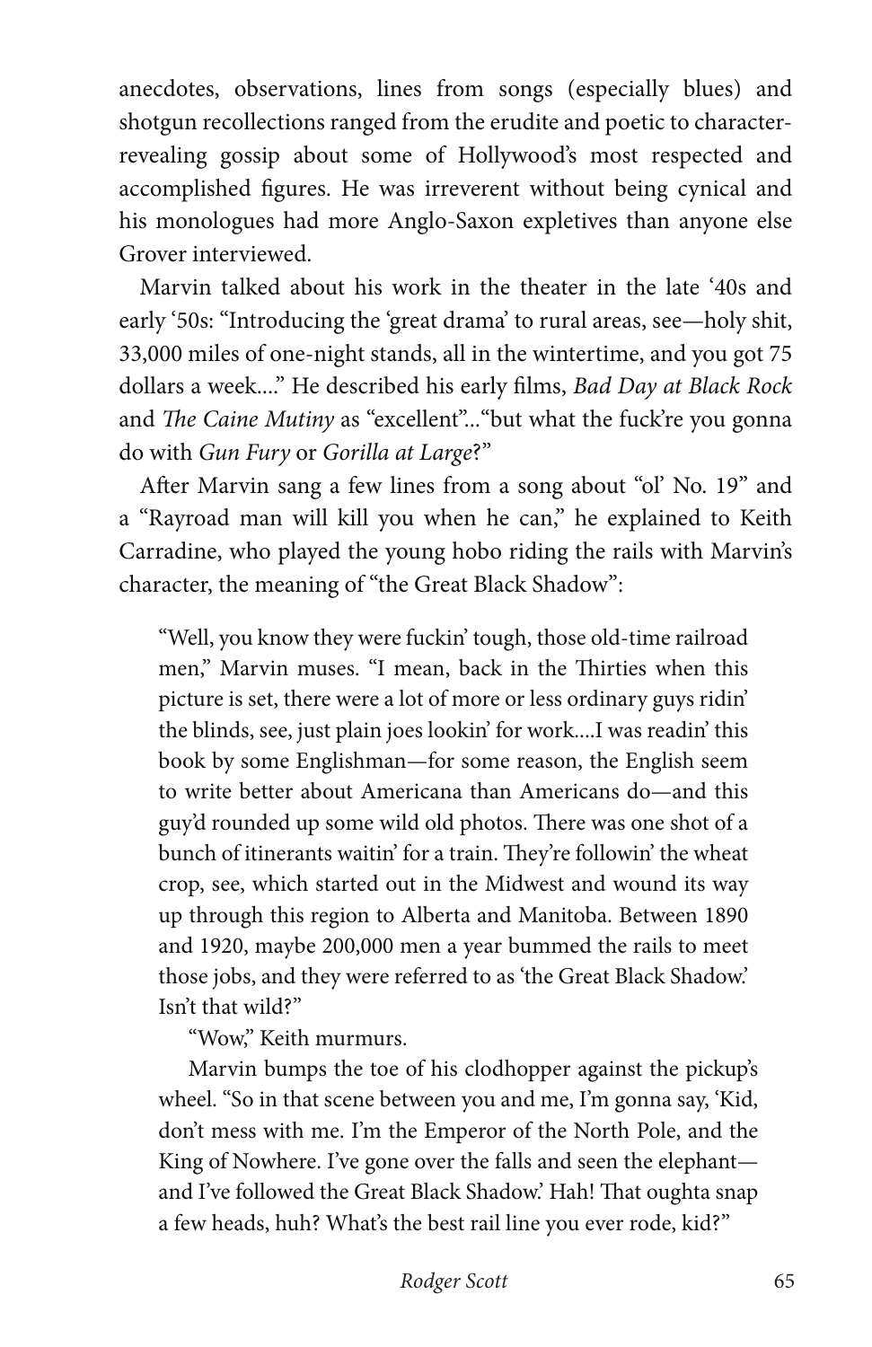anecdotes, observations, lines from songs (especially blues) and shotgun recollections ranged from the erudite and poetic to character-revealing gossip about some of Hollywood's most respected and accomplished figures. He was irreverent without being cynical and his monologues had more Anglo-Saxon expletives than anyone else Grover interviewed.

Marvin talked about his work in the theater in the late '40s and early '50s: "Introducing the 'great drama' to rural areas, see—holy shit, 33,000 miles of one-night stands, all in the wintertime, and you got 75 dollars a week...." He described his early films, *Bad Day at Black Rock* and *The Caine Mutiny* as "excellent"..."but what the fuck're you gonna do with *Gun Fury* or *Gorilla at Large*?"

After Marvin sang a few lines from a song about "ol' No. 19" and a "Rayroad man will kill you when he can," he explained to Keith Carradine, who played the young hobo riding the rails with Marvin's character, the meaning of "the Great Black Shadow":

> "Well, you know they were fuckin' tough, those old-time railroad men," Marvin muses. "I mean, back in the Thirties when this picture is set, there were a lot of more or less ordinary guys ridin' the blinds, see, just plain joes lookin' for work....I was readin' this book by some Englishman—for some reason, the English seem to write better about Americana than Americans do—and this guy'd rounded up some wild old photos. There was one shot of a bunch of itinerants waitin' for a train. They're followin' the wheat crop, see, which started out in the Midwest and wound its way up through this region to Alberta and Manitoba. Between 1890 and 1920, maybe 200,000 men a year bummed the rails to meet those jobs, and they were referred to as 'the Great Black Shadow.' Isn't that wild?"
>
> "Wow," Keith murmurs.
>
> Marvin bumps the toe of his clodhopper against the pickup's wheel. "So in that scene between you and me, I'm gonna say, 'Kid, don't mess with me. I'm the Emperor of the North Pole, and the King of Nowhere. I've gone over the falls and seen the elephant—and I've followed the Great Black Shadow.' Hah! That oughta snap a few heads, huh? What's the best rail line you ever rode, kid?"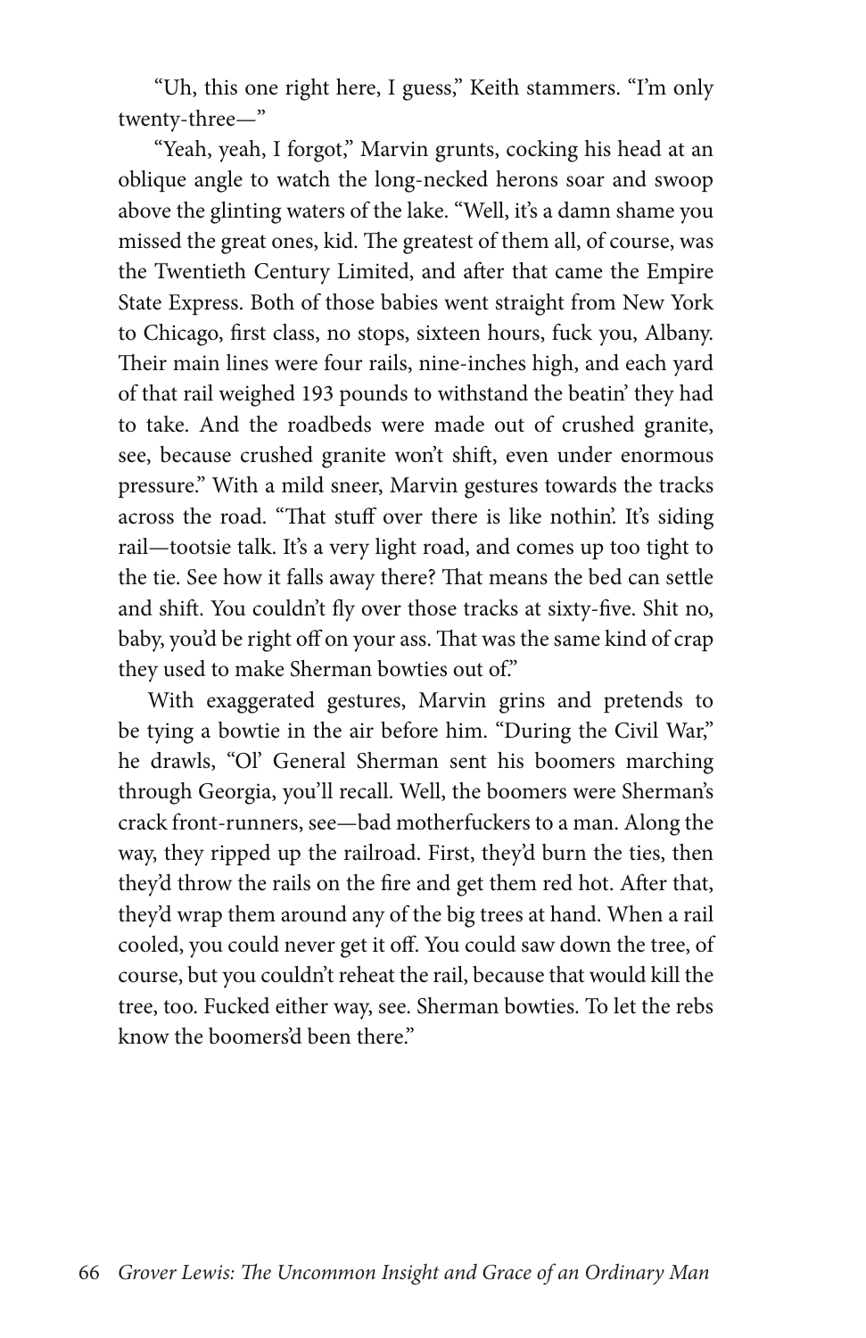"Uh, this one right here, I guess," Keith stammers. "I'm only twenty-three—"

"Yeah, yeah, I forgot," Marvin grunts, cocking his head at an oblique angle to watch the long-necked herons soar and swoop above the glinting waters of the lake. "Well, it's a damn shame you missed the great ones, kid. The greatest of them all, of course, was the Twentieth Century Limited, and after that came the Empire State Express. Both of those babies went straight from New York to Chicago, first class, no stops, sixteen hours, fuck you, Albany. Their main lines were four rails, nine-inches high, and each yard of that rail weighed 193 pounds to withstand the beatin' they had to take. And the roadbeds were made out of crushed granite, see, because crushed granite won't shift, even under enormous pressure." With a mild sneer, Marvin gestures towards the tracks across the road. "That stuff over there is like nothin'. It's siding rail—tootsie talk. It's a very light road, and comes up too tight to the tie. See how it falls away there? That means the bed can settle and shift. You couldn't fly over those tracks at sixty-five. Shit no, baby, you'd be right off on your ass. That was the same kind of crap they used to make Sherman bowties out of."

With exaggerated gestures, Marvin grins and pretends to be tying a bowtie in the air before him. "During the Civil War," he drawls, "Ol' General Sherman sent his boomers marching through Georgia, you'll recall. Well, the boomers were Sherman's crack front-runners, see—bad motherfuckers to a man. Along the way, they ripped up the railroad. First, they'd burn the ties, then they'd throw the rails on the fire and get them red hot. After that, they'd wrap them around any of the big trees at hand. When a rail cooled, you could never get it off. You could saw down the tree, of course, but you couldn't reheat the rail, because that would kill the tree, too. Fucked either way, see. Sherman bowties. To let the rebs know the boomers'd been there."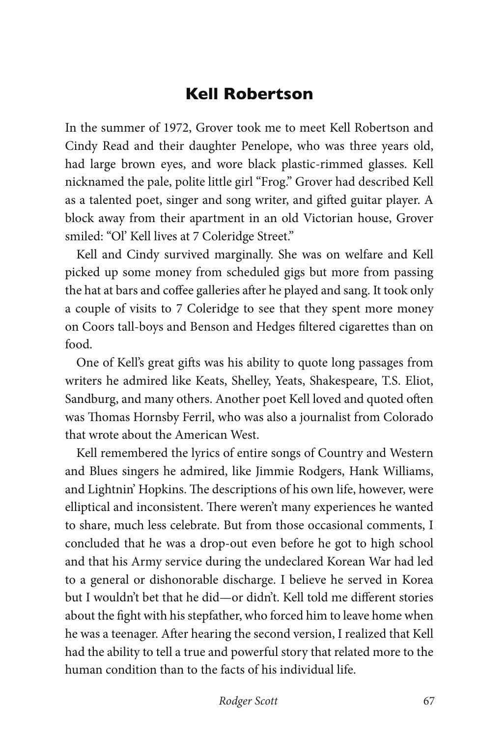## Kell Robertson

In the summer of 1972, Grover took me to meet Kell Robertson and Cindy Read and their daughter Penelope, who was three years old, had large brown eyes, and wore black plastic-rimmed glasses. Kell nicknamed the pale, polite little girl "Frog." Grover had described Kell as a talented poet, singer and song writer, and gifted guitar player. A block away from their apartment in an old Victorian house, Grover smiled: "Ol' Kell lives at 7 Coleridge Street."

Kell and Cindy survived marginally. She was on welfare and Kell picked up some money from scheduled gigs but more from passing the hat at bars and coffee galleries after he played and sang. It took only a couple of visits to 7 Coleridge to see that they spent more money on Coors tall-boys and Benson and Hedges filtered cigarettes than on food.

One of Kell's great gifts was his ability to quote long passages from writers he admired like Keats, Shelley, Yeats, Shakespeare, T.S. Eliot, Sandburg, and many others. Another poet Kell loved and quoted often was Thomas Hornsby Ferril, who was also a journalist from Colorado that wrote about the American West.

Kell remembered the lyrics of entire songs of Country and Western and Blues singers he admired, like Jimmie Rodgers, Hank Williams, and Lightnin' Hopkins. The descriptions of his own life, however, were elliptical and inconsistent. There weren't many experiences he wanted to share, much less celebrate. But from those occasional comments, I concluded that he was a drop-out even before he got to high school and that his Army service during the undeclared Korean War had led to a general or dishonorable discharge. I believe he served in Korea but I wouldn't bet that he did—or didn't. Kell told me different stories about the fight with his stepfather, who forced him to leave home when he was a teenager. After hearing the second version, I realized that Kell had the ability to tell a true and powerful story that related more to the human condition than to the facts of his individual life.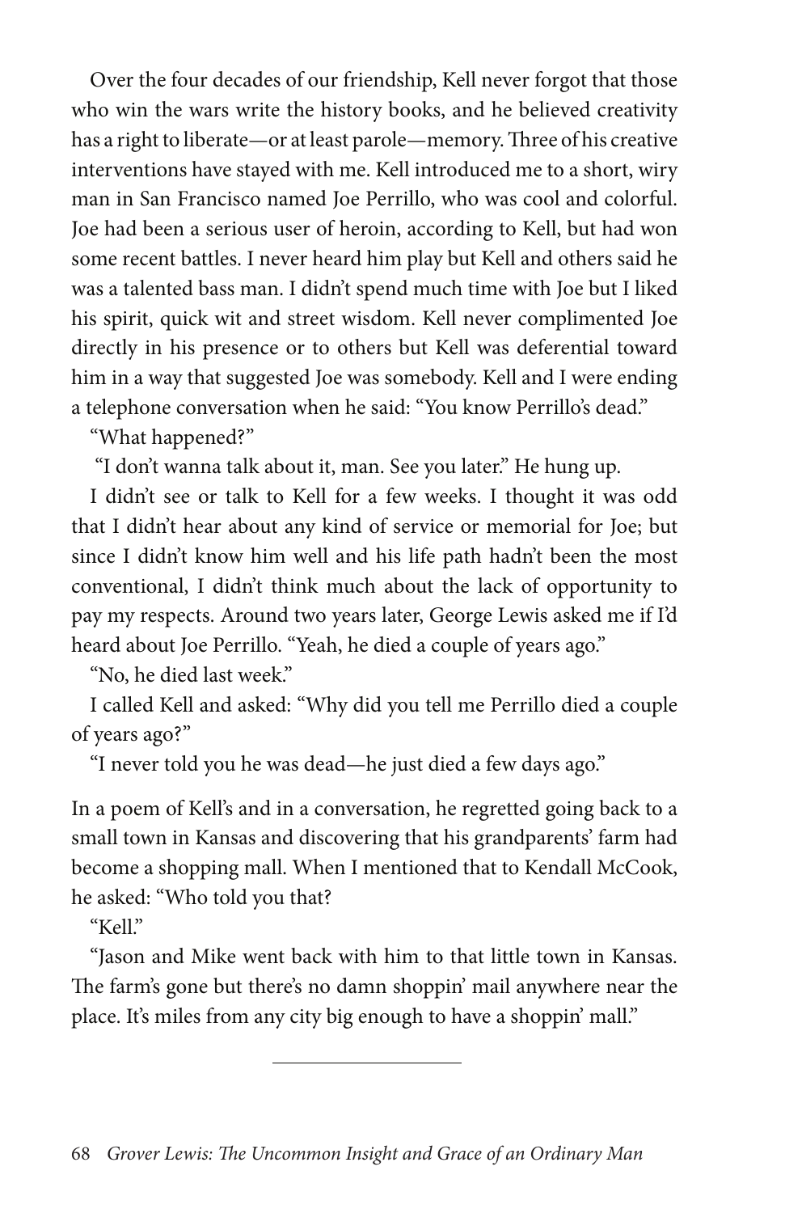Over the four decades of our friendship, Kell never forgot that those who win the wars write the history books, and he believed creativity has a right to liberate—or at least parole—memory. Three of his creative interventions have stayed with me. Kell introduced me to a short, wiry man in San Francisco named Joe Perrillo, who was cool and colorful. Joe had been a serious user of heroin, according to Kell, but had won some recent battles. I never heard him play but Kell and others said he was a talented bass man. I didn't spend much time with Joe but I liked his spirit, quick wit and street wisdom. Kell never complimented Joe directly in his presence or to others but Kell was deferential toward him in a way that suggested Joe was somebody. Kell and I were ending a telephone conversation when he said: "You know Perrillo's dead."

"What happened?"

"I don't wanna talk about it, man. See you later." He hung up.

I didn't see or talk to Kell for a few weeks. I thought it was odd that I didn't hear about any kind of service or memorial for Joe; but since I didn't know him well and his life path hadn't been the most conventional, I didn't think much about the lack of opportunity to pay my respects. Around two years later, George Lewis asked me if I'd heard about Joe Perrillo. "Yeah, he died a couple of years ago."

"No, he died last week."

I called Kell and asked: "Why did you tell me Perrillo died a couple of years ago?"

"I never told you he was dead—he just died a few days ago."

In a poem of Kell's and in a conversation, he regretted going back to a small town in Kansas and discovering that his grandparents' farm had become a shopping mall. When I mentioned that to Kendall McCook, he asked: "Who told you that?

"Kell."

"Jason and Mike went back with him to that little town in Kansas. The farm's gone but there's no damn shoppin' mail anywhere near the place. It's miles from any city big enough to have a shoppin' mall."

---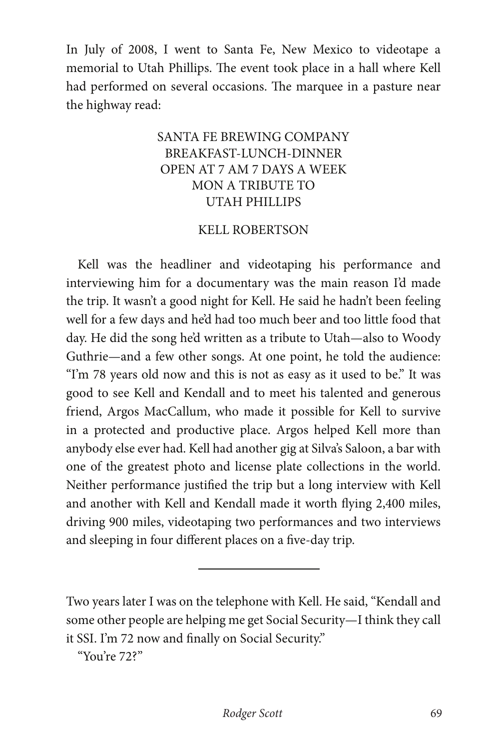In July of 2008, I went to Santa Fe, New Mexico to videotape a memorial to Utah Phillips. The event took place in a hall where Kell had performed on several occasions. The marquee in a pasture near the highway read:

SANTA FE BREWING COMPANY
BREAKFAST-LUNCH-DINNER
OPEN AT 7 AM 7 DAYS A WEEK
MON A TRIBUTE TO
UTAH PHILLIPS

KELL ROBERTSON

Kell was the headliner and videotaping his performance and interviewing him for a documentary was the main reason I'd made the trip. It wasn't a good night for Kell. He said he hadn't been feeling well for a few days and he'd had too much beer and too little food that day. He did the song he'd written as a tribute to Utah—also to Woody Guthrie—and a few other songs. At one point, he told the audience: "I'm 78 years old now and this is not as easy as it used to be." It was good to see Kell and Kendall and to meet his talented and generous friend, Argos MacCallum, who made it possible for Kell to survive in a protected and productive place. Argos helped Kell more than anybody else ever had. Kell had another gig at Silva's Saloon, a bar with one of the greatest photo and license plate collections in the world. Neither performance justified the trip but a long interview with Kell and another with Kell and Kendall made it worth flying 2,400 miles, driving 900 miles, videotaping two performances and two interviews and sleeping in four different places on a five-day trip.

---

Two years later I was on the telephone with Kell. He said, "Kendall and some other people are helping me get Social Security—I think they call it SSI. I'm 72 now and finally on Social Security."

"You're 72?"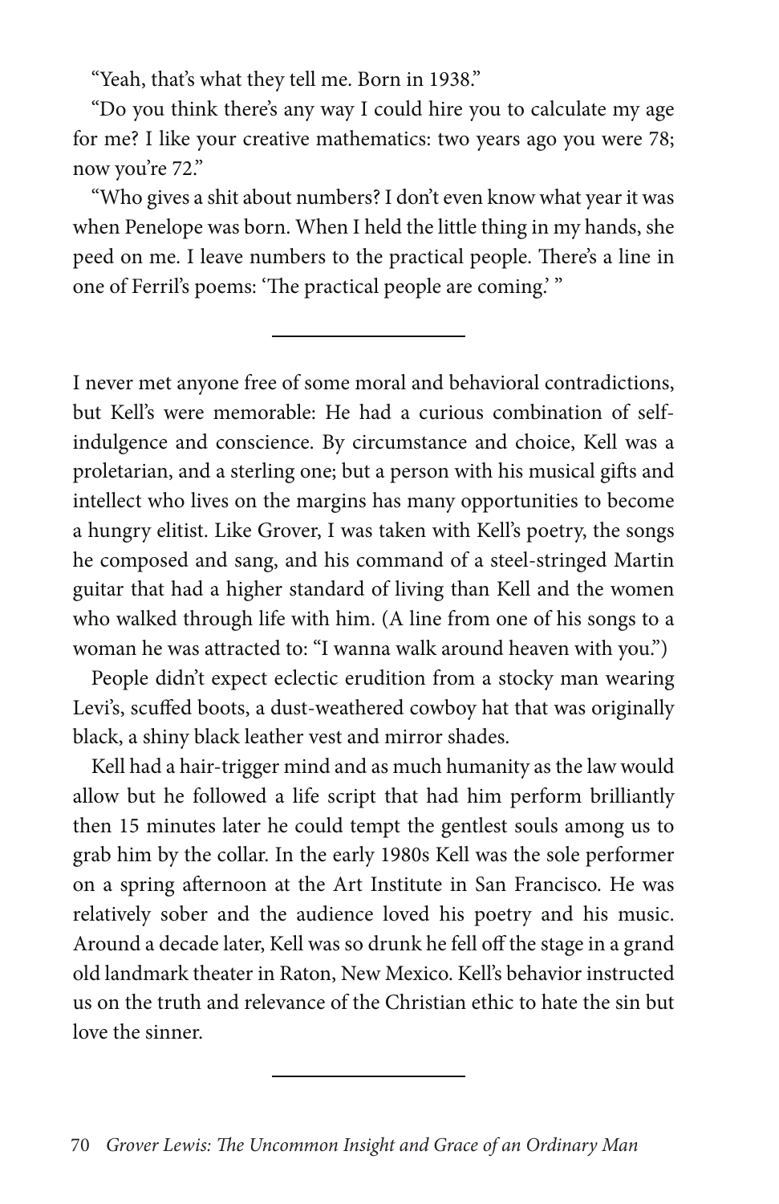"Yeah, that's what they tell me. Born in 1938."

"Do you think there's any way I could hire you to calculate my age for me? I like your creative mathematics: two years ago you were 78; now you're 72."

"Who gives a shit about numbers? I don't even know what year it was when Penelope was born. When I held the little thing in my hands, she peed on me. I leave numbers to the practical people. There's a line in one of Ferril's poems: 'The practical people are coming.' "

---

I never met anyone free of some moral and behavioral contradictions, but Kell's were memorable: He had a curious combination of self-indulgence and conscience. By circumstance and choice, Kell was a proletarian, and a sterling one; but a person with his musical gifts and intellect who lives on the margins has many opportunities to become a hungry elitist. Like Grover, I was taken with Kell's poetry, the songs he composed and sang, and his command of a steel-stringed Martin guitar that had a higher standard of living than Kell and the women who walked through life with him. (A line from one of his songs to a woman he was attracted to: "I wanna walk around heaven with you.")

People didn't expect eclectic erudition from a stocky man wearing Levi's, scuffed boots, a dust-weathered cowboy hat that was originally black, a shiny black leather vest and mirror shades.

Kell had a hair-trigger mind and as much humanity as the law would allow but he followed a life script that had him perform brilliantly then 15 minutes later he could tempt the gentlest souls among us to grab him by the collar. In the early 1980s Kell was the sole performer on a spring afternoon at the Art Institute in San Francisco. He was relatively sober and the audience loved his poetry and his music. Around a decade later, Kell was so drunk he fell off the stage in a grand old landmark theater in Raton, New Mexico. Kell's behavior instructed us on the truth and relevance of the Christian ethic to hate the sin but love the sinner.

---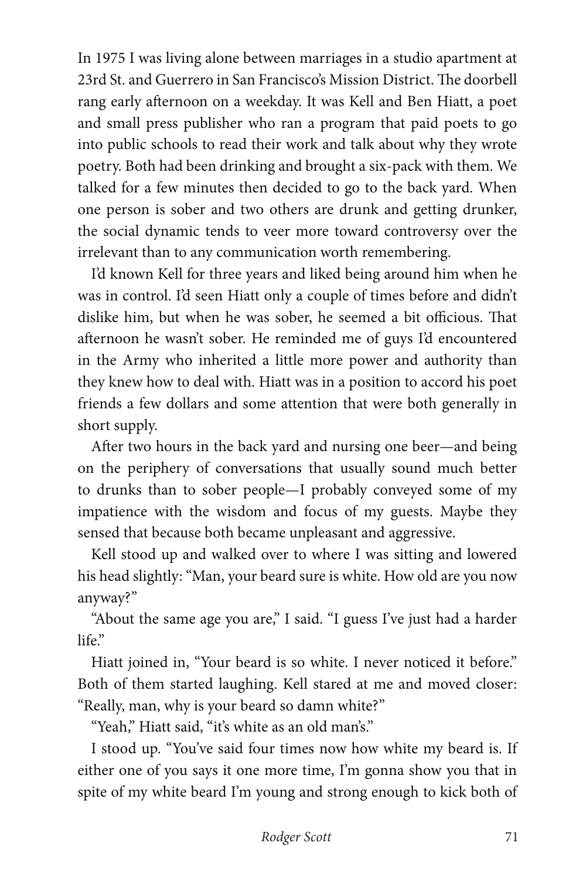In 1975 I was living alone between marriages in a studio apartment at 23rd St. and Guerrero in San Francisco's Mission District. The doorbell rang early afternoon on a weekday. It was Kell and Ben Hiatt, a poet and small press publisher who ran a program that paid poets to go into public schools to read their work and talk about why they wrote poetry. Both had been drinking and brought a six-pack with them. We talked for a few minutes then decided to go to the back yard. When one person is sober and two others are drunk and getting drunker, the social dynamic tends to veer more toward controversy over the irrelevant than to any communication worth remembering.

I'd known Kell for three years and liked being around him when he was in control. I'd seen Hiatt only a couple of times before and didn't dislike him, but when he was sober, he seemed a bit officious. That afternoon he wasn't sober. He reminded me of guys I'd encountered in the Army who inherited a little more power and authority than they knew how to deal with. Hiatt was in a position to accord his poet friends a few dollars and some attention that were both generally in short supply.

After two hours in the back yard and nursing one beer—and being on the periphery of conversations that usually sound much better to drunks than to sober people—I probably conveyed some of my impatience with the wisdom and focus of my guests. Maybe they sensed that because both became unpleasant and aggressive.

Kell stood up and walked over to where I was sitting and lowered his head slightly: "Man, your beard sure is white. How old are you now anyway?"

"About the same age you are," I said. "I guess I've just had a harder life."

Hiatt joined in, "Your beard is so white. I never noticed it before." Both of them started laughing. Kell stared at me and moved closer: "Really, man, why is your beard so damn white?"

"Yeah," Hiatt said, "it's white as an old man's."

I stood up. "You've said four times now how white my beard is. If either one of you says it one more time, I'm gonna show you that in spite of my white beard I'm young and strong enough to kick both of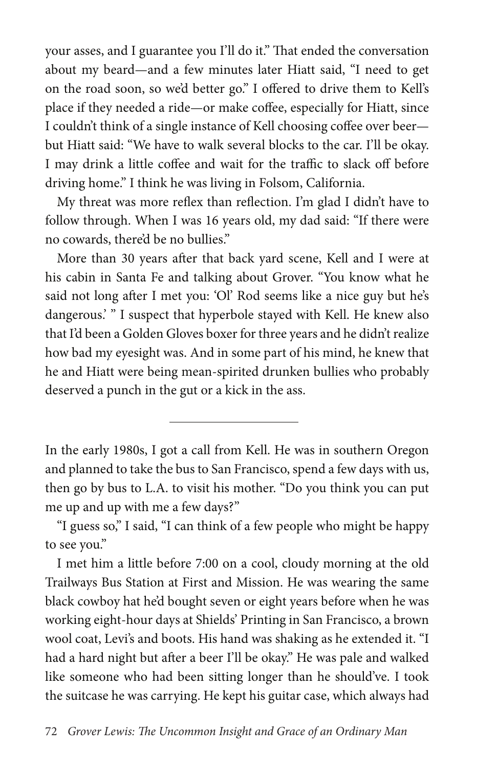your asses, and I guarantee you I'll do it." That ended the conversation about my beard—and a few minutes later Hiatt said, "I need to get on the road soon, so we'd better go." I offered to drive them to Kell's place if they needed a ride—or make coffee, especially for Hiatt, since I couldn't think of a single instance of Kell choosing coffee over beer—but Hiatt said: "We have to walk several blocks to the car. I'll be okay. I may drink a little coffee and wait for the traffic to slack off before driving home." I think he was living in Folsom, California.

My threat was more reflex than reflection. I'm glad I didn't have to follow through. When I was 16 years old, my dad said: "If there were no cowards, there'd be no bullies."

More than 30 years after that back yard scene, Kell and I were at his cabin in Santa Fe and talking about Grover. "You know what he said not long after I met you: 'Ol' Rod seems like a nice guy but he's dangerous.' " I suspect that hyperbole stayed with Kell. He knew also that I'd been a Golden Gloves boxer for three years and he didn't realize how bad my eyesight was. And in some part of his mind, he knew that he and Hiatt were being mean-spirited drunken bullies who probably deserved a punch in the gut or a kick in the ass.

---

In the early 1980s, I got a call from Kell. He was in southern Oregon and planned to take the bus to San Francisco, spend a few days with us, then go by bus to L.A. to visit his mother. "Do you think you can put me up and up with me a few days?"

"I guess so," I said, "I can think of a few people who might be happy to see you."

I met him a little before 7:00 on a cool, cloudy morning at the old Trailways Bus Station at First and Mission. He was wearing the same black cowboy hat he'd bought seven or eight years before when he was working eight-hour days at Shields' Printing in San Francisco, a brown wool coat, Levi's and boots. His hand was shaking as he extended it. "I had a hard night but after a beer I'll be okay." He was pale and walked like someone who had been sitting longer than he should've. I took the suitcase he was carrying. He kept his guitar case, which always had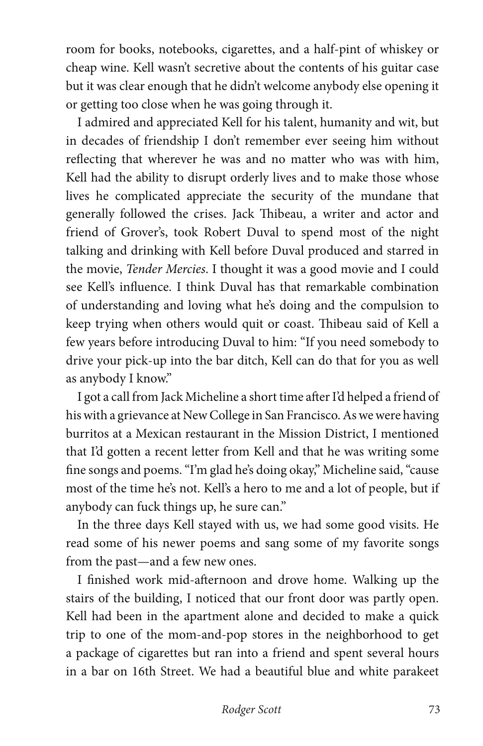room for books, notebooks, cigarettes, and a half-pint of whiskey or cheap wine. Kell wasn't secretive about the contents of his guitar case but it was clear enough that he didn't welcome anybody else opening it or getting too close when he was going through it.

I admired and appreciated Kell for his talent, humanity and wit, but in decades of friendship I don't remember ever seeing him without reflecting that wherever he was and no matter who was with him, Kell had the ability to disrupt orderly lives and to make those whose lives he complicated appreciate the security of the mundane that generally followed the crises. Jack Thibeau, a writer and actor and friend of Grover's, took Robert Duval to spend most of the night talking and drinking with Kell before Duval produced and starred in the movie, *Tender Mercies*. I thought it was a good movie and I could see Kell's influence. I think Duval has that remarkable combination of understanding and loving what he's doing and the compulsion to keep trying when others would quit or coast. Thibeau said of Kell a few years before introducing Duval to him: "If you need somebody to drive your pick-up into the bar ditch, Kell can do that for you as well as anybody I know."

I got a call from Jack Micheline a short time after I'd helped a friend of his with a grievance at New College in San Francisco. As we were having burritos at a Mexican restaurant in the Mission District, I mentioned that I'd gotten a recent letter from Kell and that he was writing some fine songs and poems. "I'm glad he's doing okay," Micheline said, "cause most of the time he's not. Kell's a hero to me and a lot of people, but if anybody can fuck things up, he sure can."

In the three days Kell stayed with us, we had some good visits. He read some of his newer poems and sang some of my favorite songs from the past—and a few new ones.

I finished work mid-afternoon and drove home. Walking up the stairs of the building, I noticed that our front door was partly open. Kell had been in the apartment alone and decided to make a quick trip to one of the mom-and-pop stores in the neighborhood to get a package of cigarettes but ran into a friend and spent several hours in a bar on 16th Street. We had a beautiful blue and white parakeet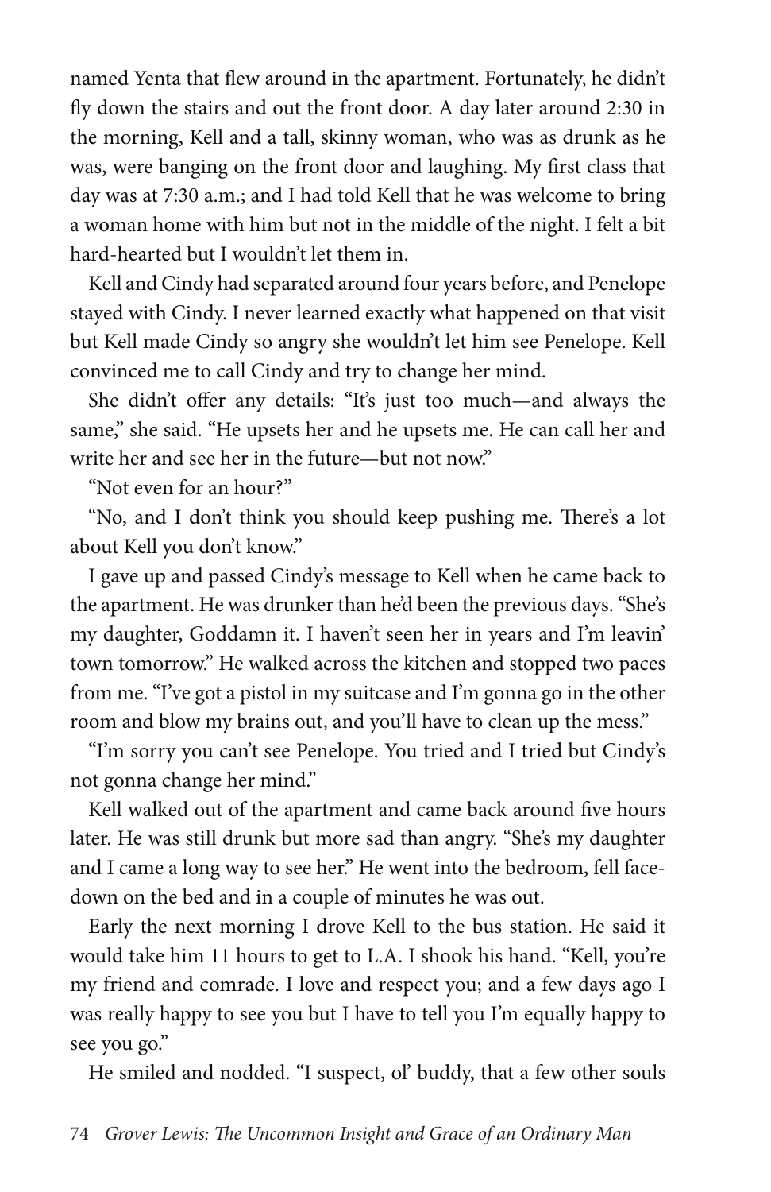named Yenta that flew around in the apartment. Fortunately, he didn't fly down the stairs and out the front door. A day later around 2:30 in the morning, Kell and a tall, skinny woman, who was as drunk as he was, were banging on the front door and laughing. My first class that day was at 7:30 a.m.; and I had told Kell that he was welcome to bring a woman home with him but not in the middle of the night. I felt a bit hard-hearted but I wouldn't let them in.

Kell and Cindy had separated around four years before, and Penelope stayed with Cindy. I never learned exactly what happened on that visit but Kell made Cindy so angry she wouldn't let him see Penelope. Kell convinced me to call Cindy and try to change her mind.

She didn't offer any details: "It's just too much—and always the same," she said. "He upsets her and he upsets me. He can call her and write her and see her in the future—but not now."

"Not even for an hour?"

"No, and I don't think you should keep pushing me. There's a lot about Kell you don't know."

I gave up and passed Cindy's message to Kell when he came back to the apartment. He was drunker than he'd been the previous days. "She's my daughter, Goddamn it. I haven't seen her in years and I'm leavin' town tomorrow." He walked across the kitchen and stopped two paces from me. "I've got a pistol in my suitcase and I'm gonna go in the other room and blow my brains out, and you'll have to clean up the mess."

"I'm sorry you can't see Penelope. You tried and I tried but Cindy's not gonna change her mind."

Kell walked out of the apartment and came back around five hours later. He was still drunk but more sad than angry. "She's my daughter and I came a long way to see her." He went into the bedroom, fell face-down on the bed and in a couple of minutes he was out.

Early the next morning I drove Kell to the bus station. He said it would take him 11 hours to get to L.A. I shook his hand. "Kell, you're my friend and comrade. I love and respect you; and a few days ago I was really happy to see you but I have to tell you I'm equally happy to see you go."

He smiled and nodded. "I suspect, ol' buddy, that a few other souls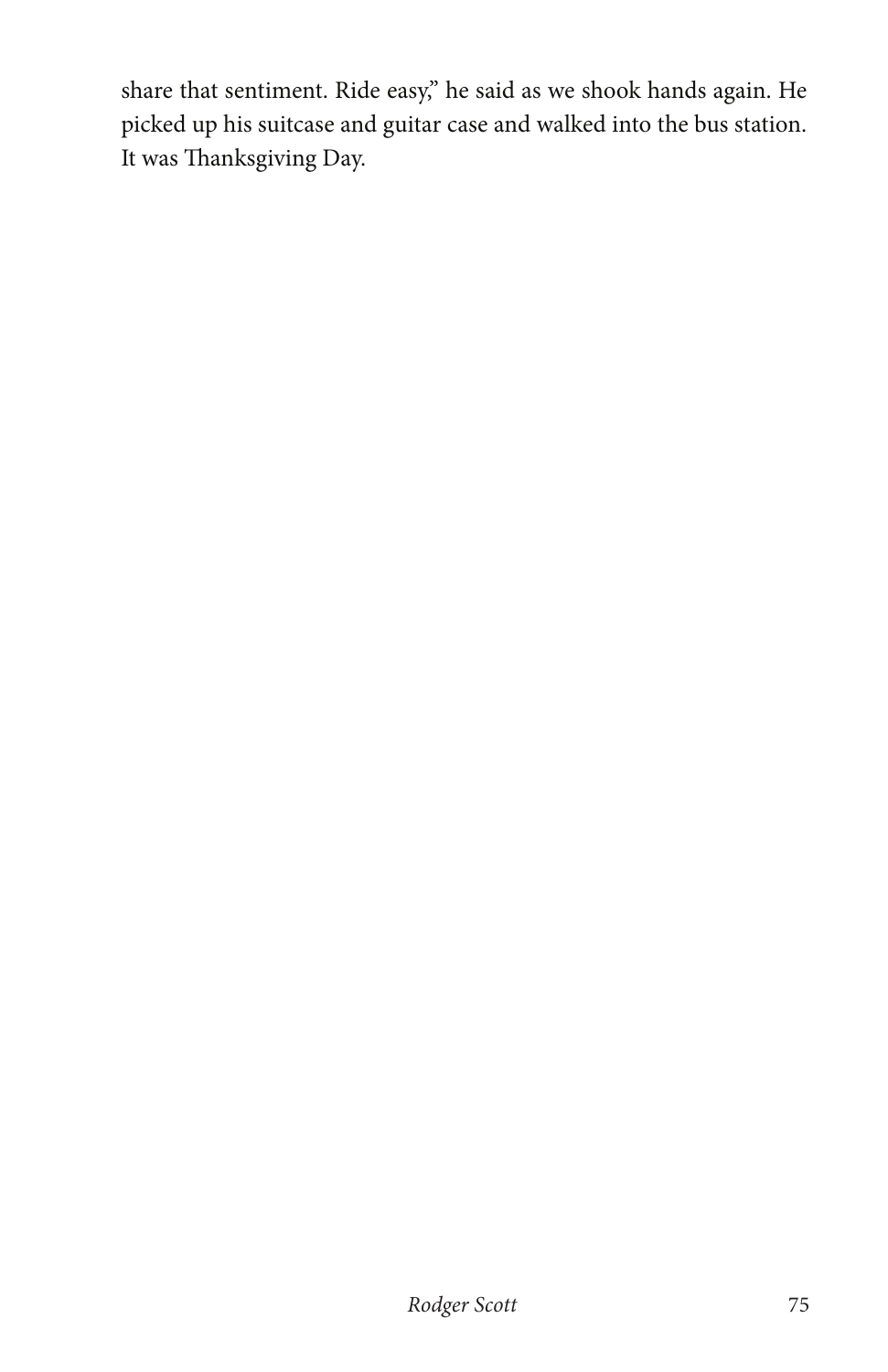share that sentiment. Ride easy," he said as we shook hands again. He picked up his suitcase and guitar case and walked into the bus station. It was Thanksgiving Day.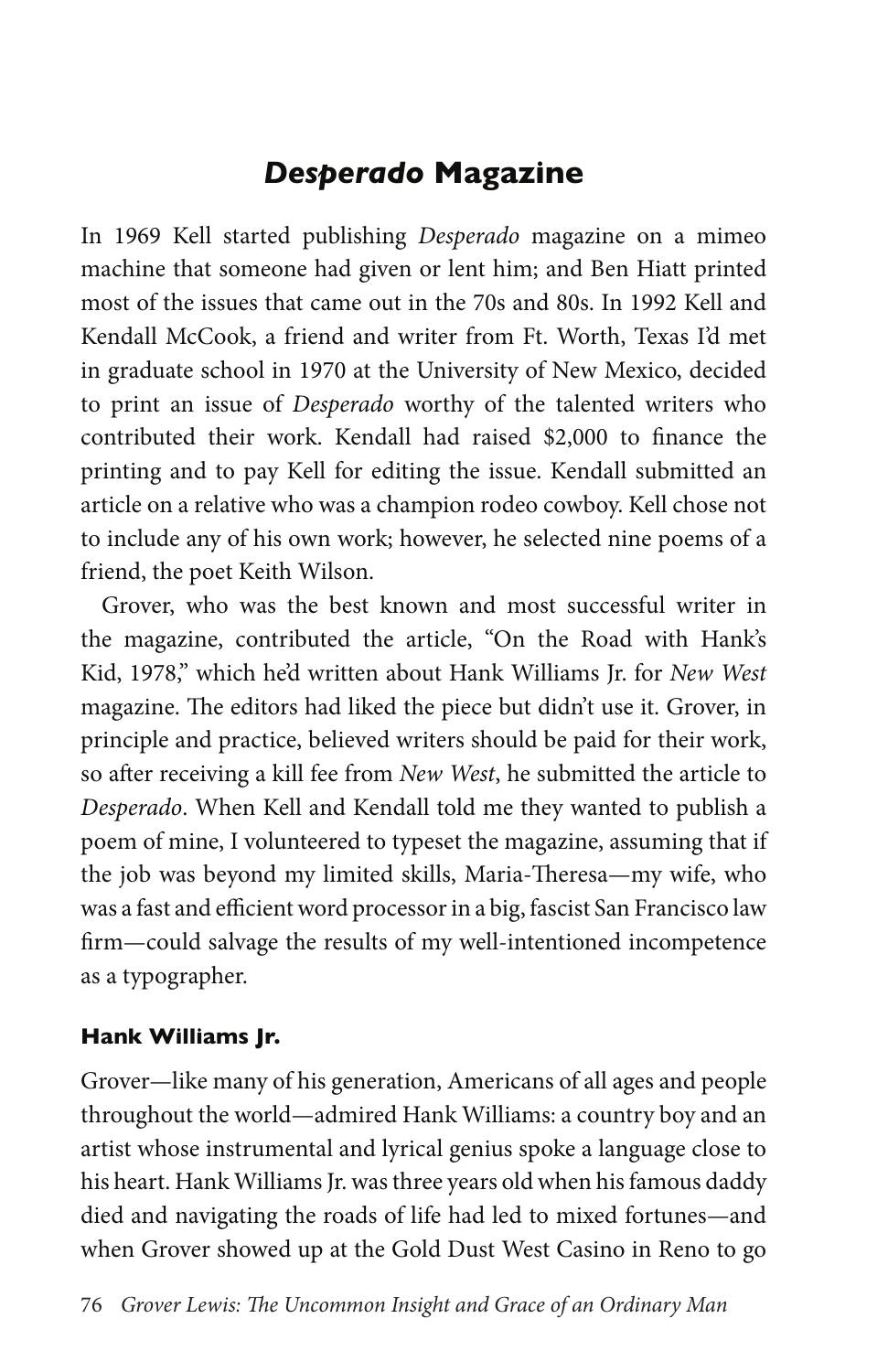## *Desperado* Magazine

In 1969 Kell started publishing *Desperado* magazine on a mimeo machine that someone had given or lent him; and Ben Hiatt printed most of the issues that came out in the 70s and 80s. In 1992 Kell and Kendall McCook, a friend and writer from Ft. Worth, Texas I'd met in graduate school in 1970 at the University of New Mexico, decided to print an issue of *Desperado* worthy of the talented writers who contributed their work. Kendall had raised $2,000 to finance the printing and to pay Kell for editing the issue. Kendall submitted an article on a relative who was a champion rodeo cowboy. Kell chose not to include any of his own work; however, he selected nine poems of a friend, the poet Keith Wilson.

Grover, who was the best known and most successful writer in the magazine, contributed the article, "On the Road with Hank's Kid, 1978," which he'd written about Hank Williams Jr. for *New West* magazine. The editors had liked the piece but didn't use it. Grover, in principle and practice, believed writers should be paid for their work, so after receiving a kill fee from *New West*, he submitted the article to *Desperado*. When Kell and Kendall told me they wanted to publish a poem of mine, I volunteered to typeset the magazine, assuming that if the job was beyond my limited skills, Maria-Theresa—my wife, who was a fast and efficient word processor in a big, fascist San Francisco law firm—could salvage the results of my well-intentioned incompetence as a typographer.

### Hank Williams Jr.

Grover—like many of his generation, Americans of all ages and people throughout the world—admired Hank Williams: a country boy and an artist whose instrumental and lyrical genius spoke a language close to his heart. Hank Williams Jr. was three years old when his famous daddy died and navigating the roads of life had led to mixed fortunes—and when Grover showed up at the Gold Dust West Casino in Reno to go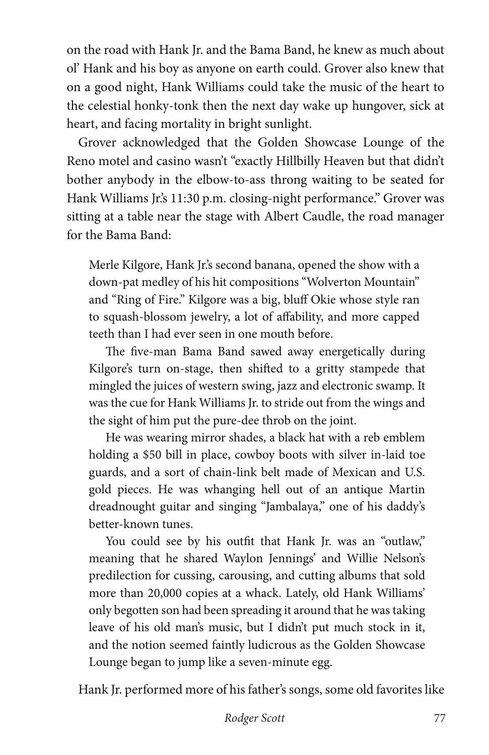on the road with Hank Jr. and the Bama Band, he knew as much about ol' Hank and his boy as anyone on earth could. Grover also knew that on a good night, Hank Williams could take the music of the heart to the celestial honky-tonk then the next day wake up hungover, sick at heart, and facing mortality in bright sunlight.

Grover acknowledged that the Golden Showcase Lounge of the Reno motel and casino wasn't "exactly Hillbilly Heaven but that didn't bother anybody in the elbow-to-ass throng waiting to be seated for Hank Williams Jr.'s 11:30 p.m. closing-night performance." Grover was sitting at a table near the stage with Albert Caudle, the road manager for the Bama Band:

> Merle Kilgore, Hank Jr.'s second banana, opened the show with a down-pat medley of his hit compositions "Wolverton Mountain" and "Ring of Fire." Kilgore was a big, bluff Okie whose style ran to squash-blossom jewelry, a lot of affability, and more capped teeth than I had ever seen in one mouth before.
>
> The five-man Bama Band sawed away energetically during Kilgore's turn on-stage, then shifted to a gritty stampede that mingled the juices of western swing, jazz and electronic swamp. It was the cue for Hank Williams Jr. to stride out from the wings and the sight of him put the pure-dee throb on the joint.
>
> He was wearing mirror shades, a black hat with a reb emblem holding a $50 bill in place, cowboy boots with silver in-laid toe guards, and a sort of chain-link belt made of Mexican and U.S. gold pieces. He was whanging hell out of an antique Martin dreadnought guitar and singing "Jambalaya," one of his daddy's better-known tunes.
>
> You could see by his outfit that Hank Jr. was an "outlaw," meaning that he shared Waylon Jennings' and Willie Nelson's predilection for cussing, carousing, and cutting albums that sold more than 20,000 copies at a whack. Lately, old Hank Williams' only begotten son had been spreading it around that he was taking leave of his old man's music, but I didn't put much stock in it, and the notion seemed faintly ludicrous as the Golden Showcase Lounge began to jump like a seven-minute egg.

Hank Jr. performed more of his father's songs, some old favorites like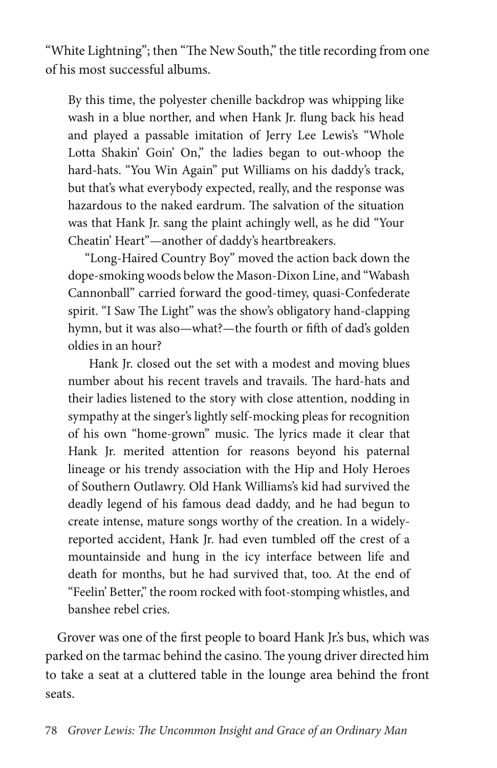"White Lightning"; then "The New South," the title recording from one of his most successful albums.

> By this time, the polyester chenille backdrop was whipping like wash in a blue norther, and when Hank Jr. flung back his head and played a passable imitation of Jerry Lee Lewis's "Whole Lotta Shakin' Goin' On," the ladies began to out-whoop the hard-hats. "You Win Again" put Williams on his daddy's track, but that's what everybody expected, really, and the response was hazardous to the naked eardrum. The salvation of the situation was that Hank Jr. sang the plaint achingly well, as he did "Your Cheatin' Heart"—another of daddy's heartbreakers.
>
> "Long-Haired Country Boy" moved the action back down the dope-smoking woods below the Mason-Dixon Line, and "Wabash Cannonball" carried forward the good-timey, quasi-Confederate spirit. "I Saw The Light" was the show's obligatory hand-clapping hymn, but it was also—what?—the fourth or fifth of dad's golden oldies in an hour?
>
> Hank Jr. closed out the set with a modest and moving blues number about his recent travels and travails. The hard-hats and their ladies listened to the story with close attention, nodding in sympathy at the singer's lightly self-mocking pleas for recognition of his own "home-grown" music. The lyrics made it clear that Hank Jr. merited attention for reasons beyond his paternal lineage or his trendy association with the Hip and Holy Heroes of Southern Outlawry. Old Hank Williams's kid had survived the deadly legend of his famous dead daddy, and he had begun to create intense, mature songs worthy of the creation. In a widely-reported accident, Hank Jr. had even tumbled off the crest of a mountainside and hung in the icy interface between life and death for months, but he had survived that, too. At the end of "Feelin' Better," the room rocked with foot-stomping whistles, and banshee rebel cries.

Grover was one of the first people to board Hank Jr.'s bus, which was parked on the tarmac behind the casino. The young driver directed him to take a seat at a cluttered table in the lounge area behind the front seats.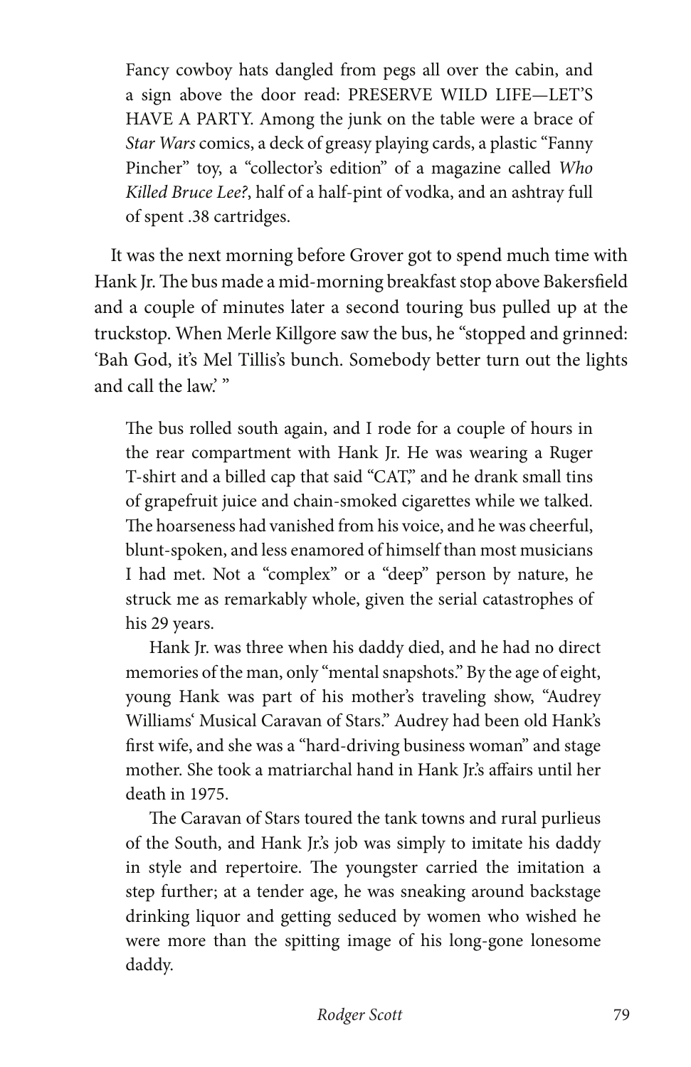> Fancy cowboy hats dangled from pegs all over the cabin, and a sign above the door read: PRESERVE WILD LIFE—LET'S HAVE A PARTY. Among the junk on the table were a brace of *Star Wars* comics, a deck of greasy playing cards, a plastic "Fanny Pincher" toy, a "collector's edition" of a magazine called *Who Killed Bruce Lee?*, half of a half-pint of vodka, and an ashtray full of spent .38 cartridges.

It was the next morning before Grover got to spend much time with Hank Jr. The bus made a mid-morning breakfast stop above Bakersfield and a couple of minutes later a second touring bus pulled up at the truckstop. When Merle Killgore saw the bus, he "stopped and grinned: 'Bah God, it's Mel Tillis's bunch. Somebody better turn out the lights and call the law.' "

> The bus rolled south again, and I rode for a couple of hours in the rear compartment with Hank Jr. He was wearing a Ruger T-shirt and a billed cap that said "CAT," and he drank small tins of grapefruit juice and chain-smoked cigarettes while we talked. The hoarseness had vanished from his voice, and he was cheerful, blunt-spoken, and less enamored of himself than most musicians I had met. Not a "complex" or a "deep" person by nature, he struck me as remarkably whole, given the serial catastrophes of his 29 years.
>
> Hank Jr. was three when his daddy died, and he had no direct memories of the man, only "mental snapshots." By the age of eight, young Hank was part of his mother's traveling show, "Audrey Williams' Musical Caravan of Stars." Audrey had been old Hank's first wife, and she was a "hard-driving business woman" and stage mother. She took a matriarchal hand in Hank Jr.'s affairs until her death in 1975.
>
> The Caravan of Stars toured the tank towns and rural purlieus of the South, and Hank Jr.'s job was simply to imitate his daddy in style and repertoire. The youngster carried the imitation a step further; at a tender age, he was sneaking around backstage drinking liquor and getting seduced by women who wished he were more than the spitting image of his long-gone lonesome daddy.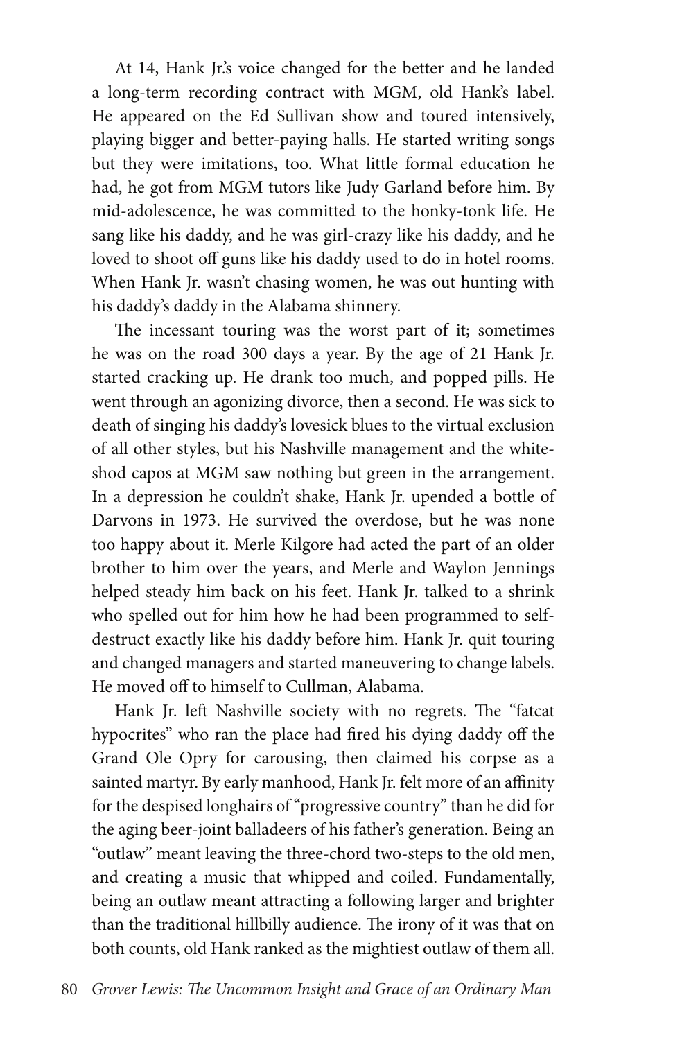At 14, Hank Jr.'s voice changed for the better and he landed a long-term recording contract with MGM, old Hank's label. He appeared on the Ed Sullivan show and toured intensively, playing bigger and better-paying halls. He started writing songs but they were imitations, too. What little formal education he had, he got from MGM tutors like Judy Garland before him. By mid-adolescence, he was committed to the honky-tonk life. He sang like his daddy, and he was girl-crazy like his daddy, and he loved to shoot off guns like his daddy used to do in hotel rooms. When Hank Jr. wasn't chasing women, he was out hunting with his daddy's daddy in the Alabama shinnery.

The incessant touring was the worst part of it; sometimes he was on the road 300 days a year. By the age of 21 Hank Jr. started cracking up. He drank too much, and popped pills. He went through an agonizing divorce, then a second. He was sick to death of singing his daddy's lovesick blues to the virtual exclusion of all other styles, but his Nashville management and the white-shod capos at MGM saw nothing but green in the arrangement. In a depression he couldn't shake, Hank Jr. upended a bottle of Darvons in 1973. He survived the overdose, but he was none too happy about it. Merle Kilgore had acted the part of an older brother to him over the years, and Merle and Waylon Jennings helped steady him back on his feet. Hank Jr. talked to a shrink who spelled out for him how he had been programmed to self-destruct exactly like his daddy before him. Hank Jr. quit touring and changed managers and started maneuvering to change labels. He moved off to himself to Cullman, Alabama.

Hank Jr. left Nashville society with no regrets. The "fatcat hypocrites" who ran the place had fired his dying daddy off the Grand Ole Opry for carousing, then claimed his corpse as a sainted martyr. By early manhood, Hank Jr. felt more of an affinity for the despised longhairs of "progressive country" than he did for the aging beer-joint balladeers of his father's generation. Being an "outlaw" meant leaving the three-chord two-steps to the old men, and creating a music that whipped and coiled. Fundamentally, being an outlaw meant attracting a following larger and brighter than the traditional hillbilly audience. The irony of it was that on both counts, old Hank ranked as the mightiest outlaw of them all.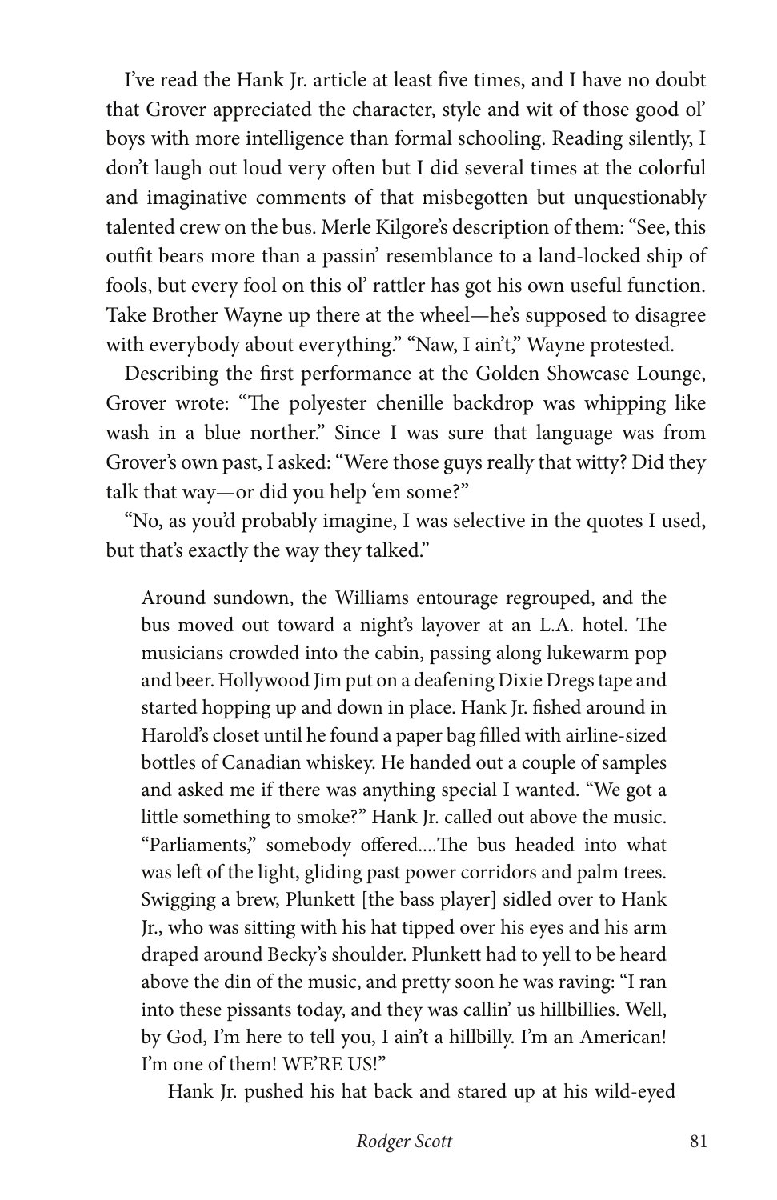I've read the Hank Jr. article at least five times, and I have no doubt that Grover appreciated the character, style and wit of those good ol' boys with more intelligence than formal schooling. Reading silently, I don't laugh out loud very often but I did several times at the colorful and imaginative comments of that misbegotten but unquestionably talented crew on the bus. Merle Kilgore's description of them: "See, this outfit bears more than a passin' resemblance to a land-locked ship of fools, but every fool on this ol' rattler has got his own useful function. Take Brother Wayne up there at the wheel—he's supposed to disagree with everybody about everything." "Naw, I ain't," Wayne protested.

Describing the first performance at the Golden Showcase Lounge, Grover wrote: "The polyester chenille backdrop was whipping like wash in a blue norther." Since I was sure that language was from Grover's own past, I asked: "Were those guys really that witty? Did they talk that way—or did you help 'em some?"

"No, as you'd probably imagine, I was selective in the quotes I used, but that's exactly the way they talked."

> Around sundown, the Williams entourage regrouped, and the bus moved out toward a night's layover at an L.A. hotel. The musicians crowded into the cabin, passing along lukewarm pop and beer. Hollywood Jim put on a deafening Dixie Dregs tape and started hopping up and down in place. Hank Jr. fished around in Harold's closet until he found a paper bag filled with airline-sized bottles of Canadian whiskey. He handed out a couple of samples and asked me if there was anything special I wanted. "We got a little something to smoke?" Hank Jr. called out above the music. "Parliaments," somebody offered....The bus headed into what was left of the light, gliding past power corridors and palm trees. Swigging a brew, Plunkett [the bass player] sidled over to Hank Jr., who was sitting with his hat tipped over his eyes and his arm draped around Becky's shoulder. Plunkett had to yell to be heard above the din of the music, and pretty soon he was raving: "I ran into these pissants today, and they was callin' us hillbillies. Well, by God, I'm here to tell you, I ain't a hillbilly. I'm an American! I'm one of them! WE'RE US!"
>
> Hank Jr. pushed his hat back and stared up at his wild-eyed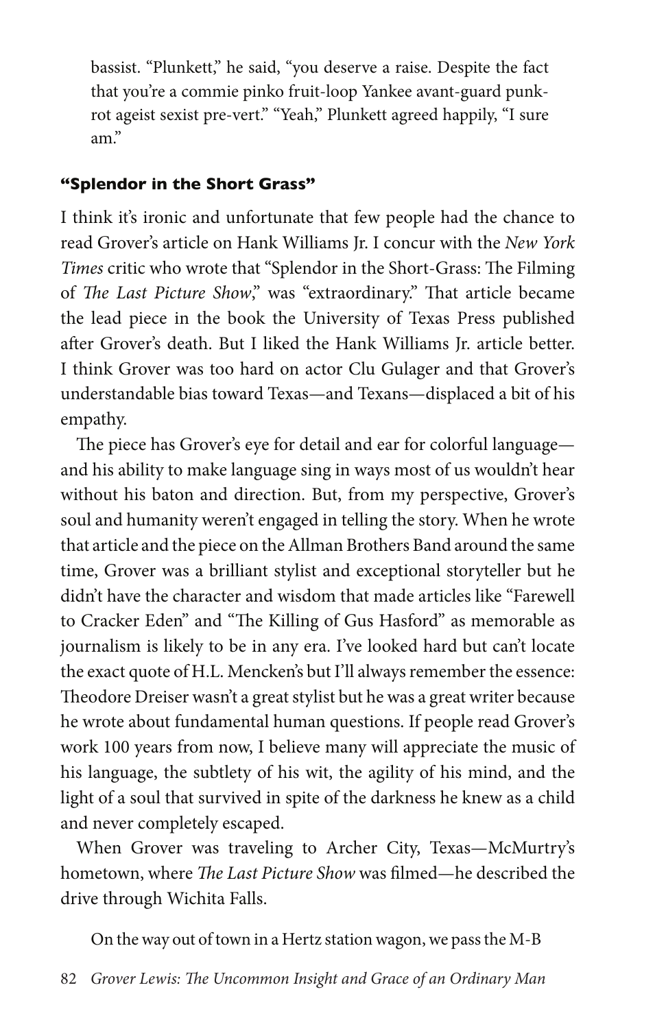bassist. "Plunkett," he said, "you deserve a raise. Despite the fact that you're a commie pinko fruit-loop Yankee avant-guard punk-rot ageist sexist pre-vert." "Yeah," Plunkett agreed happily, "I sure am."

### "Splendor in the Short Grass"

I think it's ironic and unfortunate that few people had the chance to read Grover's article on Hank Williams Jr. I concur with the *New York Times* critic who wrote that "Splendor in the Short-Grass: The Filming of *The Last Picture Show*," was "extraordinary." That article became the lead piece in the book the University of Texas Press published after Grover's death. But I liked the Hank Williams Jr. article better. I think Grover was too hard on actor Clu Gulager and that Grover's understandable bias toward Texas—and Texans—displaced a bit of his empathy.

The piece has Grover's eye for detail and ear for colorful language—and his ability to make language sing in ways most of us wouldn't hear without his baton and direction. But, from my perspective, Grover's soul and humanity weren't engaged in telling the story. When he wrote that article and the piece on the Allman Brothers Band around the same time, Grover was a brilliant stylist and exceptional storyteller but he didn't have the character and wisdom that made articles like "Farewell to Cracker Eden" and "The Killing of Gus Hasford" as memorable as journalism is likely to be in any era. I've looked hard but can't locate the exact quote of H.L. Mencken's but I'll always remember the essence: Theodore Dreiser wasn't a great stylist but he was a great writer because he wrote about fundamental human questions. If people read Grover's work 100 years from now, I believe many will appreciate the music of his language, the subtlety of his wit, the agility of his mind, and the light of a soul that survived in spite of the darkness he knew as a child and never completely escaped.

When Grover was traveling to Archer City, Texas—McMurtry's hometown, where *The Last Picture Show* was filmed—he described the drive through Wichita Falls.

> On the way out of town in a Hertz station wagon, we pass the M-B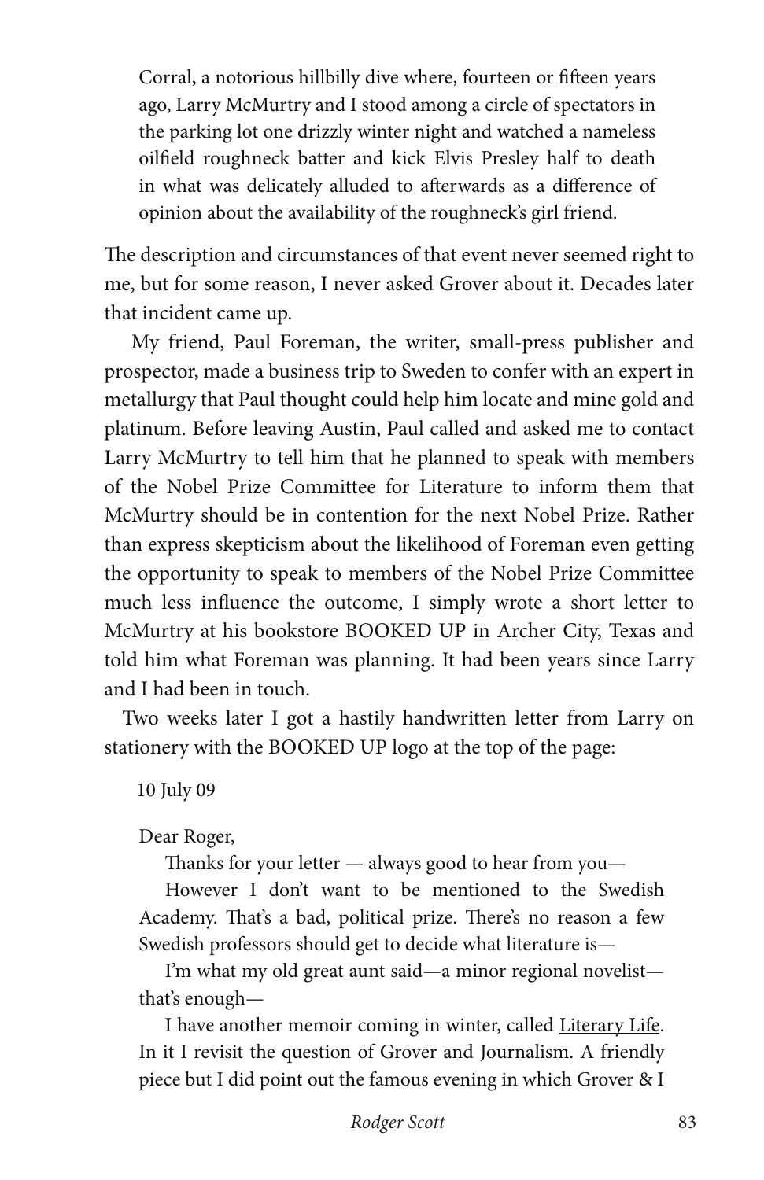> Corral, a notorious hillbilly dive where, fourteen or fifteen years ago, Larry McMurtry and I stood among a circle of spectators in the parking lot one drizzly winter night and watched a nameless oilfield roughneck batter and kick Elvis Presley half to death in what was delicately alluded to afterwards as a difference of opinion about the availability of the roughneck's girl friend.

The description and circumstances of that event never seemed right to me, but for some reason, I never asked Grover about it. Decades later that incident came up.

My friend, Paul Foreman, the writer, small-press publisher and prospector, made a business trip to Sweden to confer with an expert in metallurgy that Paul thought could help him locate and mine gold and platinum. Before leaving Austin, Paul called and asked me to contact Larry McMurtry to tell him that he planned to speak with members of the Nobel Prize Committee for Literature to inform them that McMurtry should be in contention for the next Nobel Prize. Rather than express skepticism about the likelihood of Foreman even getting the opportunity to speak to members of the Nobel Prize Committee much less influence the outcome, I simply wrote a short letter to McMurtry at his bookstore BOOKED UP in Archer City, Texas and told him what Foreman was planning. It had been years since Larry and I had been in touch.

Two weeks later I got a hastily handwritten letter from Larry on stationery with the BOOKED UP logo at the top of the page:

> 10 July 09
>
> Dear Roger,
>
> Thanks for your letter — always good to hear from you—
>
> However I don't want to be mentioned to the Swedish Academy. That's a bad, political prize. There's no reason a few Swedish professors should get to decide what literature is—
>
> I'm what my old great aunt said—a minor regional novelist—that's enough—
>
> I have another memoir coming in winter, called <u>Literary Life</u>. In it I revisit the question of Grover and Journalism. A friendly piece but I did point out the famous evening in which Grover & I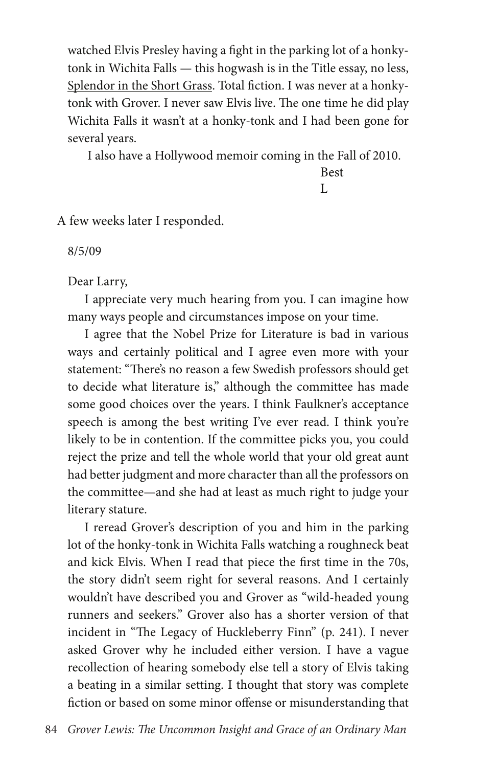watched Elvis Presley having a fight in the parking lot of a honky-tonk in Wichita Falls — this hogwash is in the Title essay, no less, Splendor in the Short Grass. Total fiction. I was never at a honky-tonk with Grover. I never saw Elvis live. The one time he did play Wichita Falls it wasn't at a honky-tonk and I had been gone for several years.

I also have a Hollywood memoir coming in the Fall of 2010.

Best
L

A few weeks later I responded.

8/5/09

Dear Larry,

I appreciate very much hearing from you. I can imagine how many ways people and circumstances impose on your time.

I agree that the Nobel Prize for Literature is bad in various ways and certainly political and I agree even more with your statement: "There's no reason a few Swedish professors should get to decide what literature is," although the committee has made some good choices over the years. I think Faulkner's acceptance speech is among the best writing I've ever read. I think you're likely to be in contention. If the committee picks you, you could reject the prize and tell the whole world that your old great aunt had better judgment and more character than all the professors on the committee—and she had at least as much right to judge your literary stature.

I reread Grover's description of you and him in the parking lot of the honky-tonk in Wichita Falls watching a roughneck beat and kick Elvis. When I read that piece the first time in the 70s, the story didn't seem right for several reasons. And I certainly wouldn't have described you and Grover as "wild-headed young runners and seekers." Grover also has a shorter version of that incident in "The Legacy of Huckleberry Finn" (p. 241). I never asked Grover why he included either version. I have a vague recollection of hearing somebody else tell a story of Elvis taking a beating in a similar setting. I thought that story was complete fiction or based on some minor offense or misunderstanding that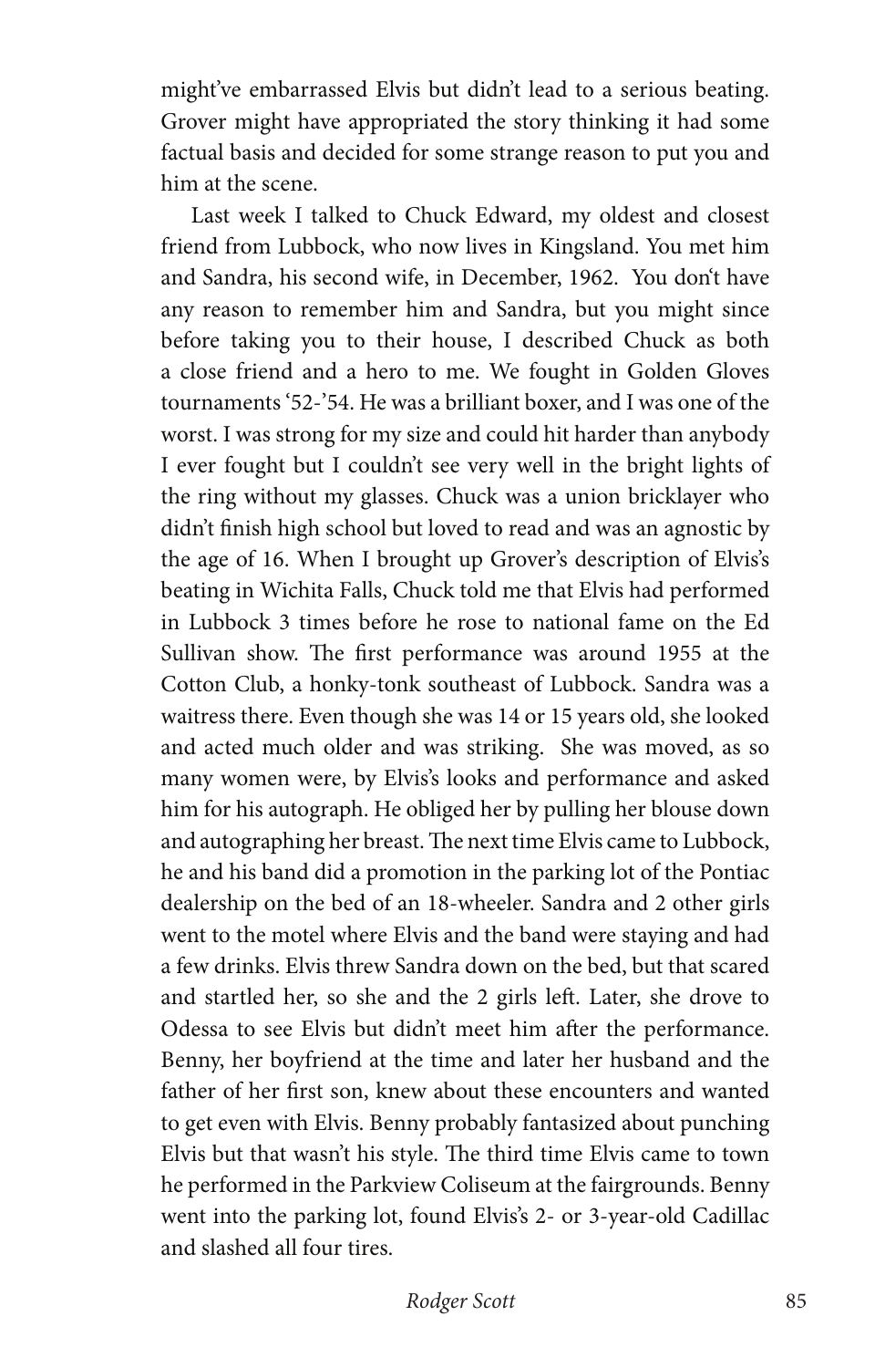might've embarrassed Elvis but didn't lead to a serious beating. Grover might have appropriated the story thinking it had some factual basis and decided for some strange reason to put you and him at the scene.

Last week I talked to Chuck Edward, my oldest and closest friend from Lubbock, who now lives in Kingsland. You met him and Sandra, his second wife, in December, 1962. You don't have any reason to remember him and Sandra, but you might since before taking you to their house, I described Chuck as both a close friend and a hero to me. We fought in Golden Gloves tournaments '52-'54. He was a brilliant boxer, and I was one of the worst. I was strong for my size and could hit harder than anybody I ever fought but I couldn't see very well in the bright lights of the ring without my glasses. Chuck was a union bricklayer who didn't finish high school but loved to read and was an agnostic by the age of 16. When I brought up Grover's description of Elvis's beating in Wichita Falls, Chuck told me that Elvis had performed in Lubbock 3 times before he rose to national fame on the Ed Sullivan show. The first performance was around 1955 at the Cotton Club, a honky-tonk southeast of Lubbock. Sandra was a waitress there. Even though she was 14 or 15 years old, she looked and acted much older and was striking. She was moved, as so many women were, by Elvis's looks and performance and asked him for his autograph. He obliged her by pulling her blouse down and autographing her breast. The next time Elvis came to Lubbock, he and his band did a promotion in the parking lot of the Pontiac dealership on the bed of an 18-wheeler. Sandra and 2 other girls went to the motel where Elvis and the band were staying and had a few drinks. Elvis threw Sandra down on the bed, but that scared and startled her, so she and the 2 girls left. Later, she drove to Odessa to see Elvis but didn't meet him after the performance. Benny, her boyfriend at the time and later her husband and the father of her first son, knew about these encounters and wanted to get even with Elvis. Benny probably fantasized about punching Elvis but that wasn't his style. The third time Elvis came to town he performed in the Parkview Coliseum at the fairgrounds. Benny went into the parking lot, found Elvis's 2- or 3-year-old Cadillac and slashed all four tires.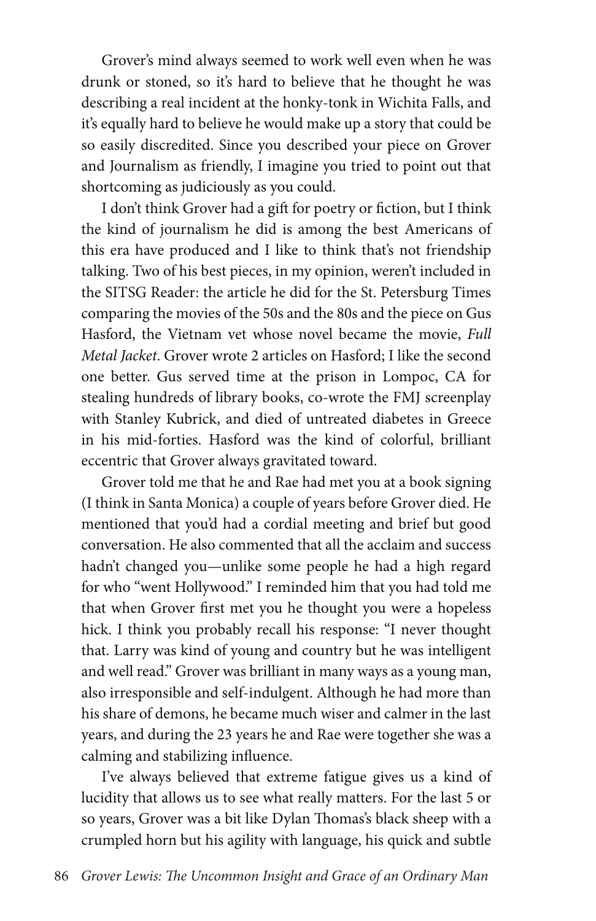Grover's mind always seemed to work well even when he was drunk or stoned, so it's hard to believe that he thought he was describing a real incident at the honky-tonk in Wichita Falls, and it's equally hard to believe he would make up a story that could be so easily discredited. Since you described your piece on Grover and Journalism as friendly, I imagine you tried to point out that shortcoming as judiciously as you could.

I don't think Grover had a gift for poetry or fiction, but I think the kind of journalism he did is among the best Americans of this era have produced and I like to think that's not friendship talking. Two of his best pieces, in my opinion, weren't included in the SITSG Reader: the article he did for the St. Petersburg Times comparing the movies of the 50s and the 80s and the piece on Gus Hasford, the Vietnam vet whose novel became the movie, *Full Metal Jacket*. Grover wrote 2 articles on Hasford; I like the second one better. Gus served time at the prison in Lompoc, CA for stealing hundreds of library books, co-wrote the FMJ screenplay with Stanley Kubrick, and died of untreated diabetes in Greece in his mid-forties. Hasford was the kind of colorful, brilliant eccentric that Grover always gravitated toward.

Grover told me that he and Rae had met you at a book signing (I think in Santa Monica) a couple of years before Grover died. He mentioned that you'd had a cordial meeting and brief but good conversation. He also commented that all the acclaim and success hadn't changed you—unlike some people he had a high regard for who "went Hollywood." I reminded him that you had told me that when Grover first met you he thought you were a hopeless hick. I think you probably recall his response: "I never thought that. Larry was kind of young and country but he was intelligent and well read." Grover was brilliant in many ways as a young man, also irresponsible and self-indulgent. Although he had more than his share of demons, he became much wiser and calmer in the last years, and during the 23 years he and Rae were together she was a calming and stabilizing influence.

I've always believed that extreme fatigue gives us a kind of lucidity that allows us to see what really matters. For the last 5 or so years, Grover was a bit like Dylan Thomas's black sheep with a crumpled horn but his agility with language, his quick and subtle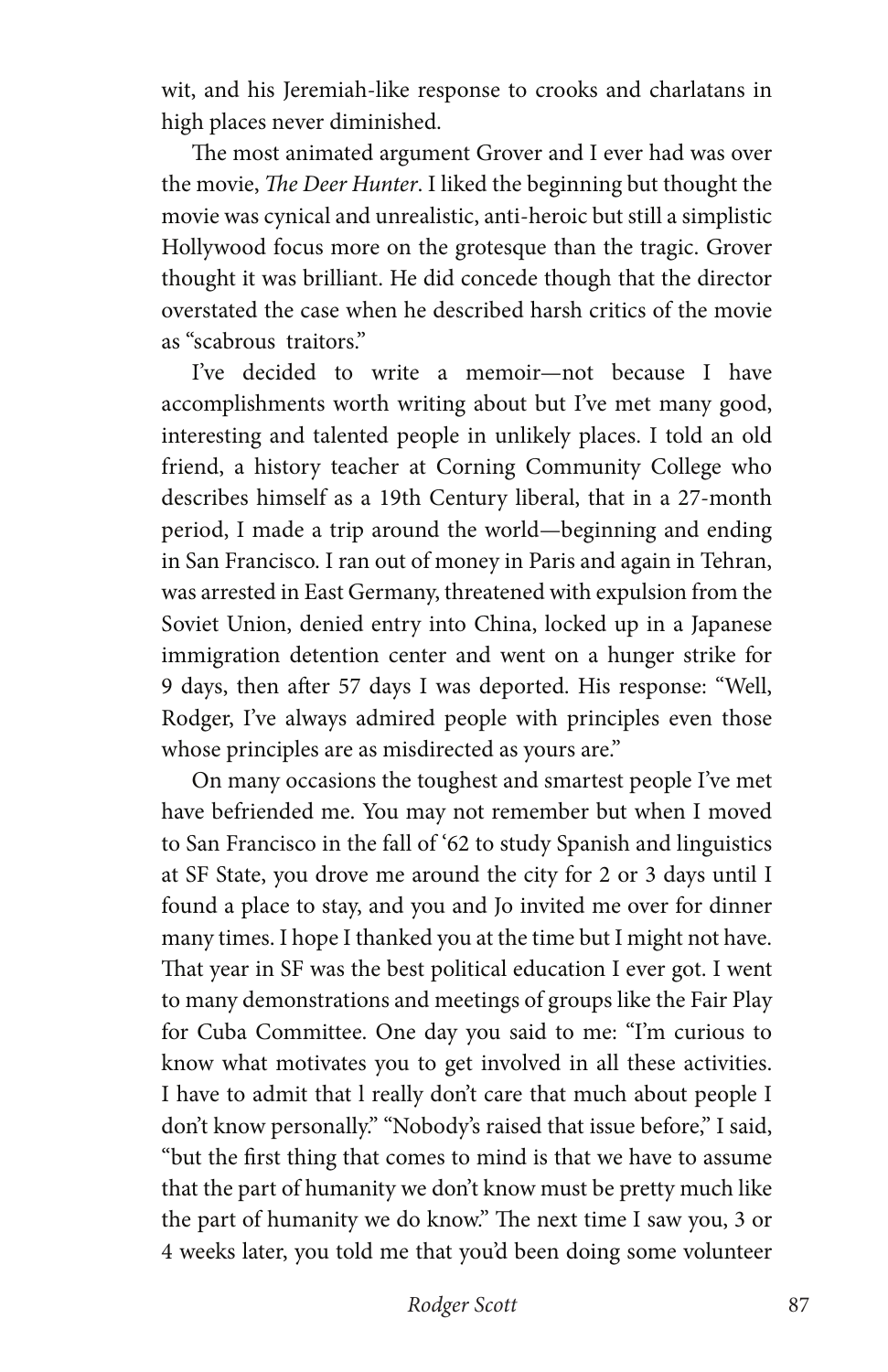wit, and his Jeremiah-like response to crooks and charlatans in high places never diminished.

The most animated argument Grover and I ever had was over the movie, *The Deer Hunter*. I liked the beginning but thought the movie was cynical and unrealistic, anti-heroic but still a simplistic Hollywood focus more on the grotesque than the tragic. Grover thought it was brilliant. He did concede though that the director overstated the case when he described harsh critics of the movie as "scabrous traitors."

I've decided to write a memoir—not because I have accomplishments worth writing about but I've met many good, interesting and talented people in unlikely places. I told an old friend, a history teacher at Corning Community College who describes himself as a 19th Century liberal, that in a 27-month period, I made a trip around the world—beginning and ending in San Francisco. I ran out of money in Paris and again in Tehran, was arrested in East Germany, threatened with expulsion from the Soviet Union, denied entry into China, locked up in a Japanese immigration detention center and went on a hunger strike for 9 days, then after 57 days I was deported. His response: "Well, Rodger, I've always admired people with principles even those whose principles are as misdirected as yours are."

On many occasions the toughest and smartest people I've met have befriended me. You may not remember but when I moved to San Francisco in the fall of '62 to study Spanish and linguistics at SF State, you drove me around the city for 2 or 3 days until I found a place to stay, and you and Jo invited me over for dinner many times. I hope I thanked you at the time but I might not have. That year in SF was the best political education I ever got. I went to many demonstrations and meetings of groups like the Fair Play for Cuba Committee. One day you said to me: "I'm curious to know what motivates you to get involved in all these activities. I have to admit that I really don't care that much about people I don't know personally." "Nobody's raised that issue before," I said, "but the first thing that comes to mind is that we have to assume that the part of humanity we don't know must be pretty much like the part of humanity we do know." The next time I saw you, 3 or 4 weeks later, you told me that you'd been doing some volunteer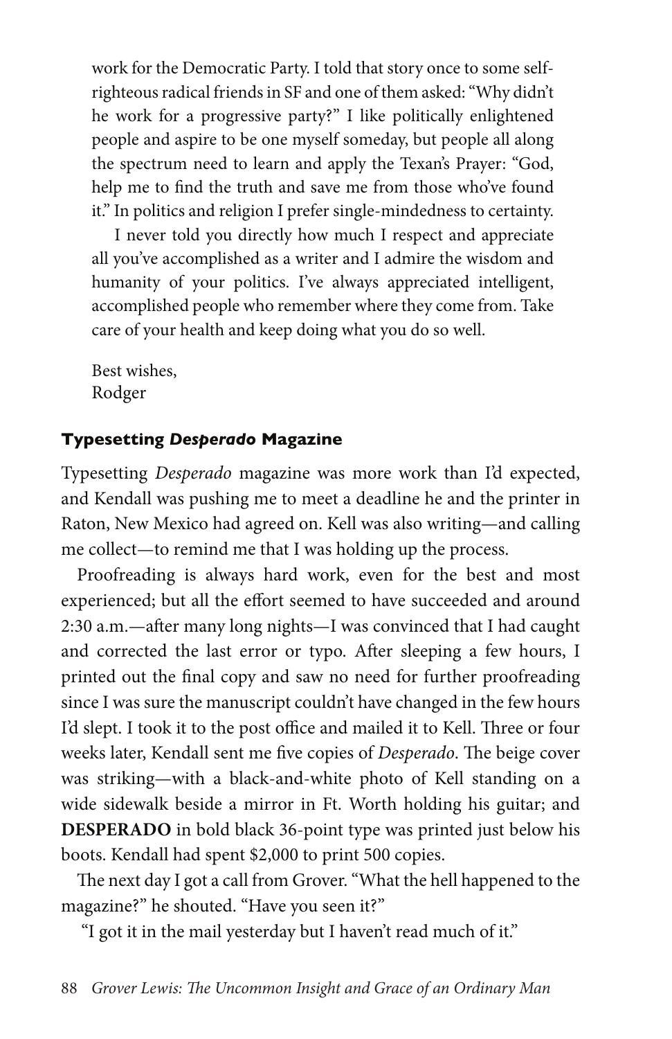work for the Democratic Party. I told that story once to some self-righteous radical friends in SF and one of them asked: "Why didn't he work for a progressive party?" I like politically enlightened people and aspire to be one myself someday, but people all along the spectrum need to learn and apply the Texan's Prayer: "God, help me to find the truth and save me from those who've found it." In politics and religion I prefer single-mindedness to certainty.

I never told you directly how much I respect and appreciate all you've accomplished as a writer and I admire the wisdom and humanity of your politics. I've always appreciated intelligent, accomplished people who remember where they come from. Take care of your health and keep doing what you do so well.

Best wishes,
Rodger

### Typesetting *Desperado* Magazine

Typesetting *Desperado* magazine was more work than I'd expected, and Kendall was pushing me to meet a deadline he and the printer in Raton, New Mexico had agreed on. Kell was also writing—and calling me collect—to remind me that I was holding up the process.

Proofreading is always hard work, even for the best and most experienced; but all the effort seemed to have succeeded and around 2:30 a.m.—after many long nights—I was convinced that I had caught and corrected the last error or typo. After sleeping a few hours, I printed out the final copy and saw no need for further proofreading since I was sure the manuscript couldn't have changed in the few hours I'd slept. I took it to the post office and mailed it to Kell. Three or four weeks later, Kendall sent me five copies of *Desperado*. The beige cover was striking—with a black-and-white photo of Kell standing on a wide sidewalk beside a mirror in Ft. Worth holding his guitar; and **DESPERADO** in bold black 36-point type was printed just below his boots. Kendall had spent $2,000 to print 500 copies.

The next day I got a call from Grover. "What the hell happened to the magazine?" he shouted. "Have you seen it?"

"I got it in the mail yesterday but I haven't read much of it."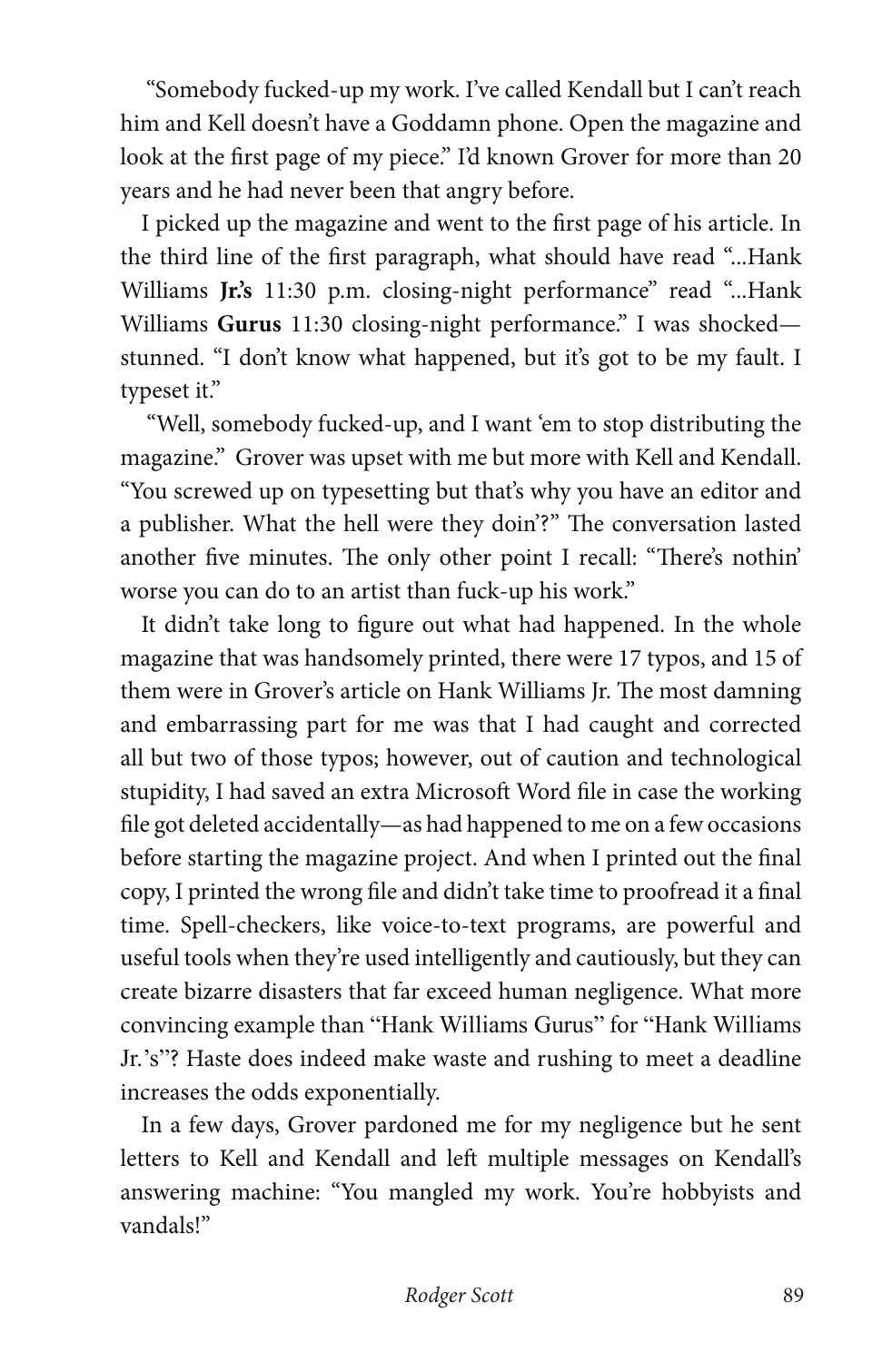"Somebody fucked-up my work. I've called Kendall but I can't reach him and Kell doesn't have a Goddamn phone. Open the magazine and look at the first page of my piece." I'd known Grover for more than 20 years and he had never been that angry before.

I picked up the magazine and went to the first page of his article. In the third line of the first paragraph, what should have read "...Hank Williams **Jr.'s** 11:30 p.m. closing-night performance" read "...Hank Williams **Gurus** 11:30 closing-night performance." I was shocked—stunned. "I don't know what happened, but it's got to be my fault. I typeset it."

"Well, somebody fucked-up, and I want 'em to stop distributing the magazine." Grover was upset with me but more with Kell and Kendall. "You screwed up on typesetting but that's why you have an editor and a publisher. What the hell were they doin'?" The conversation lasted another five minutes. The only other point I recall: "There's nothin' worse you can do to an artist than fuck-up his work."

It didn't take long to figure out what had happened. In the whole magazine that was handsomely printed, there were 17 typos, and 15 of them were in Grover's article on Hank Williams Jr. The most damning and embarrassing part for me was that I had caught and corrected all but two of those typos; however, out of caution and technological stupidity, I had saved an extra Microsoft Word file in case the working file got deleted accidentally—as had happened to me on a few occasions before starting the magazine project. And when I printed out the final copy, I printed the wrong file and didn't take time to proofread it a final time. Spell-checkers, like voice-to-text programs, are powerful and useful tools when they're used intelligently and cautiously, but they can create bizarre disasters that far exceed human negligence. What more convincing example than "Hank Williams Gurus" for "Hank Williams Jr.'s"? Haste does indeed make waste and rushing to meet a deadline increases the odds exponentially.

In a few days, Grover pardoned me for my negligence but he sent letters to Kell and Kendall and left multiple messages on Kendall's answering machine: "You mangled my work. You're hobbyists and vandals!"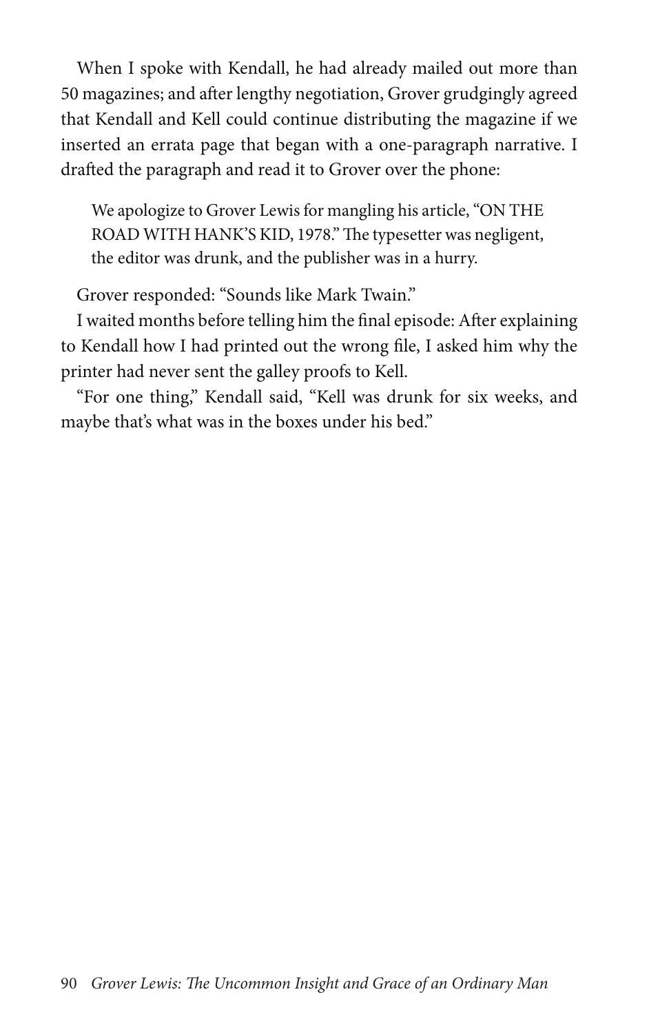When I spoke with Kendall, he had already mailed out more than 50 magazines; and after lengthy negotiation, Grover grudgingly agreed that Kendall and Kell could continue distributing the magazine if we inserted an errata page that began with a one-paragraph narrative. I drafted the paragraph and read it to Grover over the phone:

> We apologize to Grover Lewis for mangling his article, "ON THE ROAD WITH HANK'S KID, 1978." The typesetter was negligent, the editor was drunk, and the publisher was in a hurry.

Grover responded: "Sounds like Mark Twain."

I waited months before telling him the final episode: After explaining to Kendall how I had printed out the wrong file, I asked him why the printer had never sent the galley proofs to Kell.

"For one thing," Kendall said, "Kell was drunk for six weeks, and maybe that's what was in the boxes under his bed."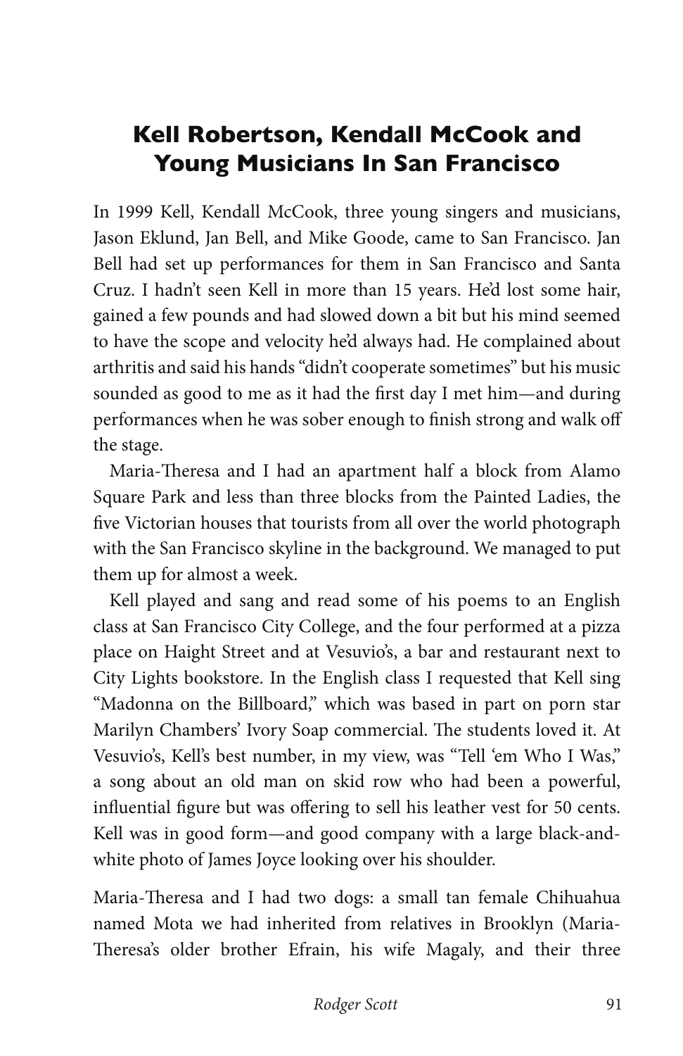# Kell Robertson, Kendall McCook and Young Musicians In San Francisco

In 1999 Kell, Kendall McCook, three young singers and musicians, Jason Eklund, Jan Bell, and Mike Goode, came to San Francisco. Jan Bell had set up performances for them in San Francisco and Santa Cruz. I hadn't seen Kell in more than 15 years. He'd lost some hair, gained a few pounds and had slowed down a bit but his mind seemed to have the scope and velocity he'd always had. He complained about arthritis and said his hands "didn't cooperate sometimes" but his music sounded as good to me as it had the first day I met him—and during performances when he was sober enough to finish strong and walk off the stage.

Maria-Theresa and I had an apartment half a block from Alamo Square Park and less than three blocks from the Painted Ladies, the five Victorian houses that tourists from all over the world photograph with the San Francisco skyline in the background. We managed to put them up for almost a week.

Kell played and sang and read some of his poems to an English class at San Francisco City College, and the four performed at a pizza place on Haight Street and at Vesuvio's, a bar and restaurant next to City Lights bookstore. In the English class I requested that Kell sing "Madonna on the Billboard," which was based in part on porn star Marilyn Chambers' Ivory Soap commercial. The students loved it. At Vesuvio's, Kell's best number, in my view, was "Tell 'em Who I Was," a song about an old man on skid row who had been a powerful, influential figure but was offering to sell his leather vest for 50 cents. Kell was in good form—and good company with a large black-and-white photo of James Joyce looking over his shoulder.

Maria-Theresa and I had two dogs: a small tan female Chihuahua named Mota we had inherited from relatives in Brooklyn (Maria-Theresa's older brother Efrain, his wife Magaly, and their three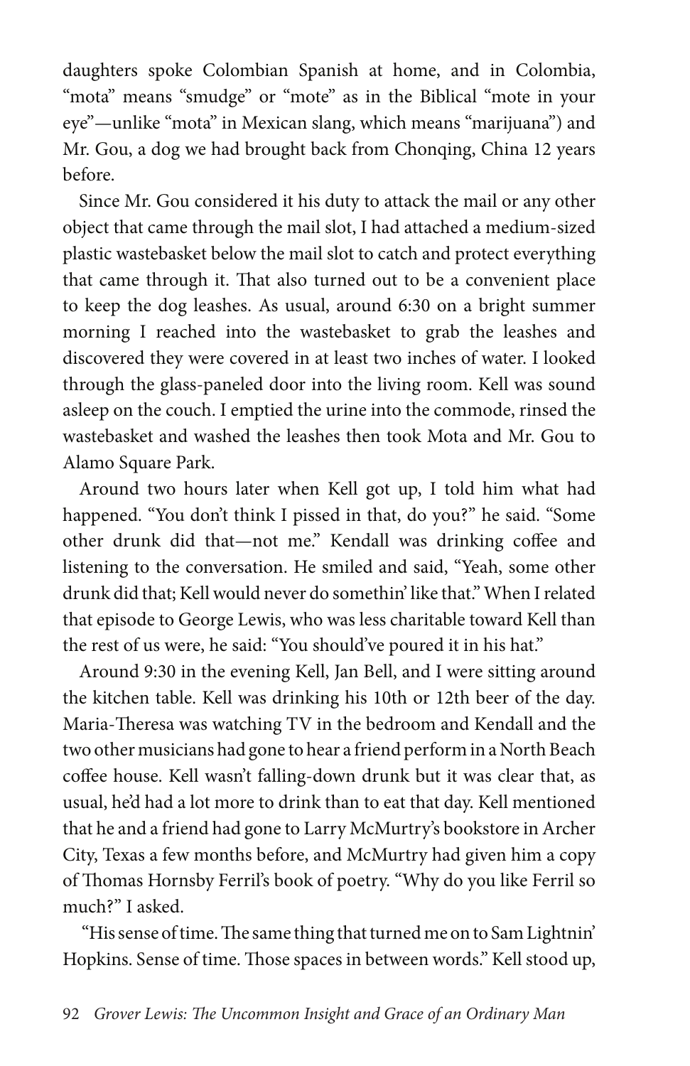daughters spoke Colombian Spanish at home, and in Colombia, "mota" means "smudge" or "mote" as in the Biblical "mote in your eye"—unlike "mota" in Mexican slang, which means "marijuana") and Mr. Gou, a dog we had brought back from Chonqing, China 12 years before.

Since Mr. Gou considered it his duty to attack the mail or any other object that came through the mail slot, I had attached a medium-sized plastic wastebasket below the mail slot to catch and protect everything that came through it. That also turned out to be a convenient place to keep the dog leashes. As usual, around 6:30 on a bright summer morning I reached into the wastebasket to grab the leashes and discovered they were covered in at least two inches of water. I looked through the glass-paneled door into the living room. Kell was sound asleep on the couch. I emptied the urine into the commode, rinsed the wastebasket and washed the leashes then took Mota and Mr. Gou to Alamo Square Park.

Around two hours later when Kell got up, I told him what had happened. "You don't think I pissed in that, do you?" he said. "Some other drunk did that—not me." Kendall was drinking coffee and listening to the conversation. He smiled and said, "Yeah, some other drunk did that; Kell would never do somethin' like that." When I related that episode to George Lewis, who was less charitable toward Kell than the rest of us were, he said: "You should've poured it in his hat."

Around 9:30 in the evening Kell, Jan Bell, and I were sitting around the kitchen table. Kell was drinking his 10th or 12th beer of the day. Maria-Theresa was watching TV in the bedroom and Kendall and the two other musicians had gone to hear a friend perform in a North Beach coffee house. Kell wasn't falling-down drunk but it was clear that, as usual, he'd had a lot more to drink than to eat that day. Kell mentioned that he and a friend had gone to Larry McMurtry's bookstore in Archer City, Texas a few months before, and McMurtry had given him a copy of Thomas Hornsby Ferril's book of poetry. "Why do you like Ferril so much?" I asked.

"His sense of time. The same thing that turned me on to Sam Lightnin' Hopkins. Sense of time. Those spaces in between words." Kell stood up,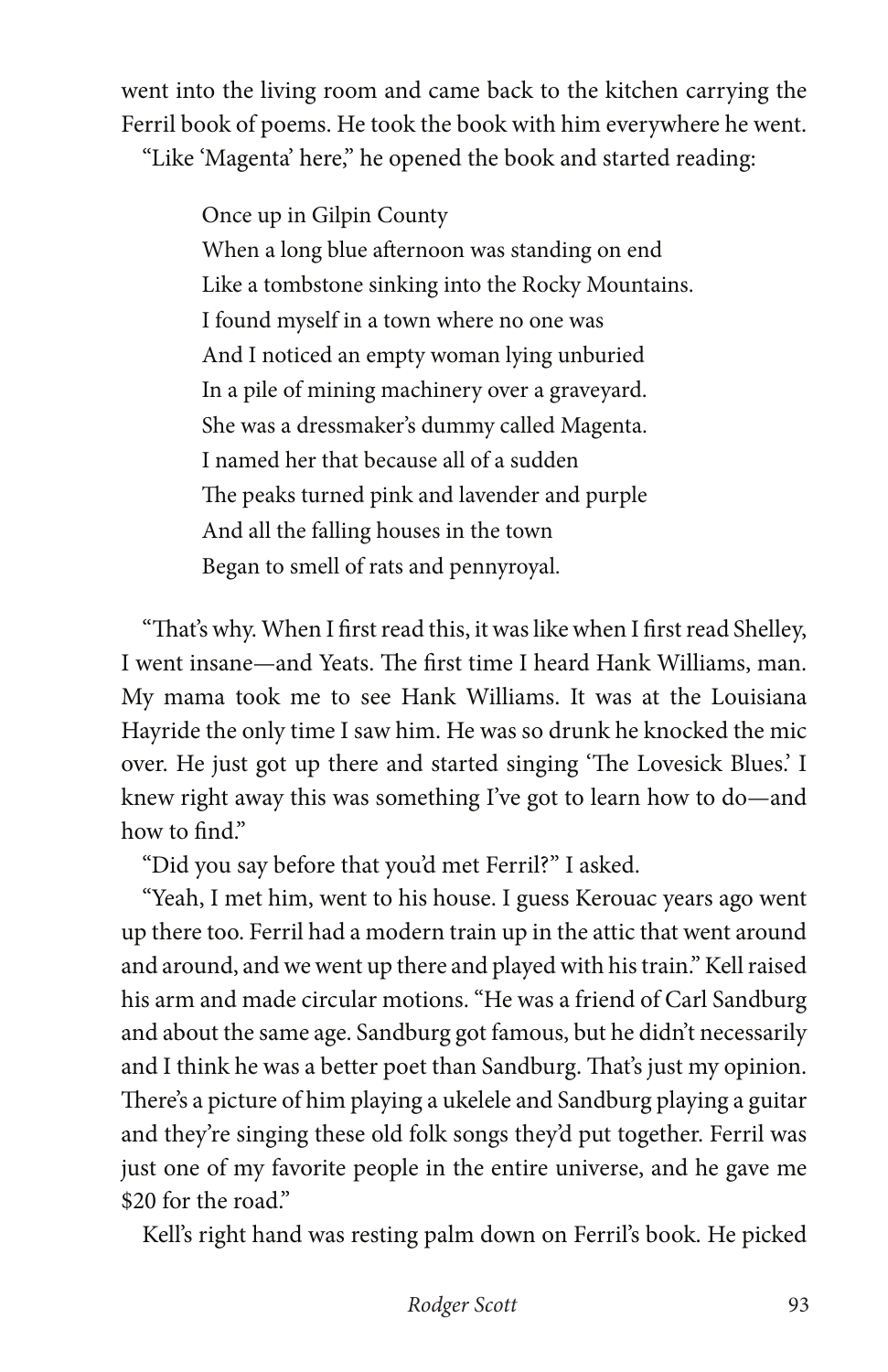went into the living room and came back to the kitchen carrying the Ferril book of poems. He took the book with him everywhere he went.

"Like 'Magenta' here," he opened the book and started reading:

> Once up in Gilpin County
> When a long blue afternoon was standing on end
> Like a tombstone sinking into the Rocky Mountains.
> I found myself in a town where no one was
> And I noticed an empty woman lying unburied
> In a pile of mining machinery over a graveyard.
> She was a dressmaker's dummy called Magenta.
> I named her that because all of a sudden
> The peaks turned pink and lavender and purple
> And all the falling houses in the town
> Began to smell of rats and pennyroyal.

"That's why. When I first read this, it was like when I first read Shelley, I went insane—and Yeats. The first time I heard Hank Williams, man. My mama took me to see Hank Williams. It was at the Louisiana Hayride the only time I saw him. He was so drunk he knocked the mic over. He just got up there and started singing 'The Lovesick Blues.' I knew right away this was something I've got to learn how to do—and how to find."

"Did you say before that you'd met Ferril?" I asked.

"Yeah, I met him, went to his house. I guess Kerouac years ago went up there too. Ferril had a modern train up in the attic that went around and around, and we went up there and played with his train." Kell raised his arm and made circular motions. "He was a friend of Carl Sandburg and about the same age. Sandburg got famous, but he didn't necessarily and I think he was a better poet than Sandburg. That's just my opinion. There's a picture of him playing a ukelele and Sandburg playing a guitar and they're singing these old folk songs they'd put together. Ferril was just one of my favorite people in the entire universe, and he gave me $20 for the road."

Kell's right hand was resting palm down on Ferril's book. He picked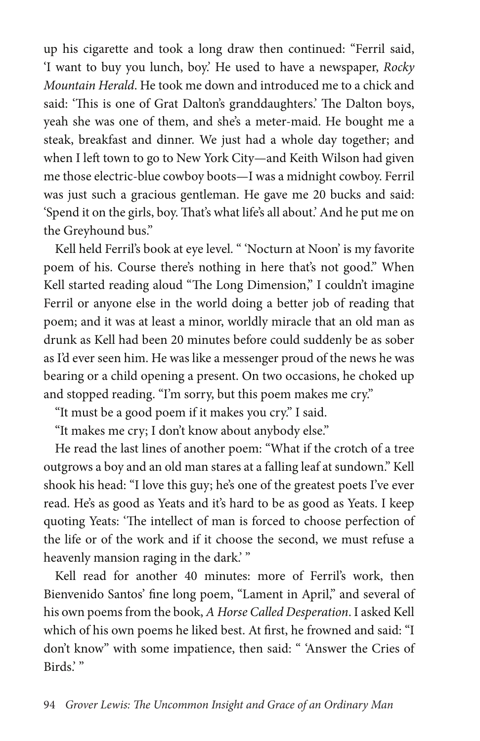up his cigarette and took a long draw then continued: "Ferril said, 'I want to buy you lunch, boy.' He used to have a newspaper, *Rocky Mountain Herald*. He took me down and introduced me to a chick and said: 'This is one of Grat Dalton's granddaughters.' The Dalton boys, yeah she was one of them, and she's a meter-maid. He bought me a steak, breakfast and dinner. We just had a whole day together; and when I left town to go to New York City—and Keith Wilson had given me those electric-blue cowboy boots—I was a midnight cowboy. Ferril was just such a gracious gentleman. He gave me 20 bucks and said: 'Spend it on the girls, boy. That's what life's all about.' And he put me on the Greyhound bus."

Kell held Ferril's book at eye level. " 'Nocturn at Noon' is my favorite poem of his. Course there's nothing in here that's not good." When Kell started reading aloud "The Long Dimension," I couldn't imagine Ferril or anyone else in the world doing a better job of reading that poem; and it was at least a minor, worldly miracle that an old man as drunk as Kell had been 20 minutes before could suddenly be as sober as I'd ever seen him. He was like a messenger proud of the news he was bearing or a child opening a present. On two occasions, he choked up and stopped reading. "I'm sorry, but this poem makes me cry."

"It must be a good poem if it makes you cry." I said.

"It makes me cry; I don't know about anybody else."

He read the last lines of another poem: "What if the crotch of a tree outgrows a boy and an old man stares at a falling leaf at sundown." Kell shook his head: "I love this guy; he's one of the greatest poets I've ever read. He's as good as Yeats and it's hard to be as good as Yeats. I keep quoting Yeats: 'The intellect of man is forced to choose perfection of the life or of the work and if it choose the second, we must refuse a heavenly mansion raging in the dark.' "

Kell read for another 40 minutes: more of Ferril's work, then Bienvenido Santos' fine long poem, "Lament in April," and several of his own poems from the book, *A Horse Called Desperation*. I asked Kell which of his own poems he liked best. At first, he frowned and said: "I don't know" with some impatience, then said: " 'Answer the Cries of Birds.' "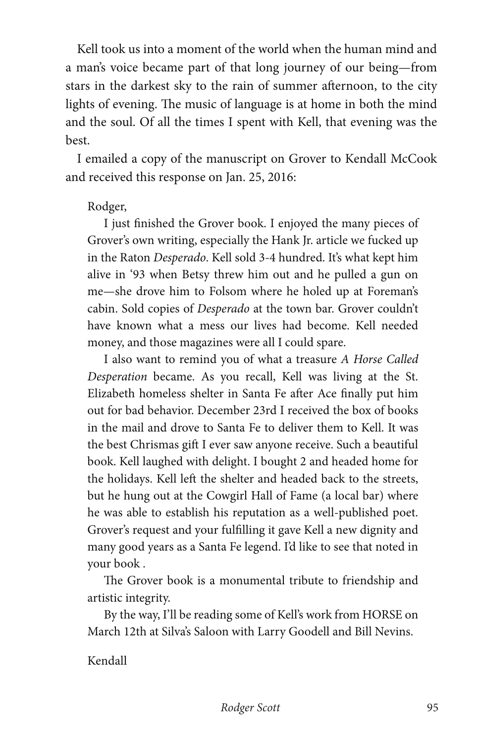Kell took us into a moment of the world when the human mind and a man's voice became part of that long journey of our being—from stars in the darkest sky to the rain of summer afternoon, to the city lights of evening. The music of language is at home in both the mind and the soul. Of all the times I spent with Kell, that evening was the best.

I emailed a copy of the manuscript on Grover to Kendall McCook and received this response on Jan. 25, 2016:

> Rodger,
>
> I just finished the Grover book. I enjoyed the many pieces of Grover's own writing, especially the Hank Jr. article we fucked up in the Raton *Desperado*. Kell sold 3-4 hundred. It's what kept him alive in '93 when Betsy threw him out and he pulled a gun on me—she drove him to Folsom where he holed up at Foreman's cabin. Sold copies of *Desperado* at the town bar. Grover couldn't have known what a mess our lives had become. Kell needed money, and those magazines were all I could spare.
>
> I also want to remind you of what a treasure *A Horse Called Desperation* became. As you recall, Kell was living at the St. Elizabeth homeless shelter in Santa Fe after Ace finally put him out for bad behavior. December 23rd I received the box of books in the mail and drove to Santa Fe to deliver them to Kell. It was the best Chrismas gift I ever saw anyone receive. Such a beautiful book. Kell laughed with delight. I bought 2 and headed home for the holidays. Kell left the shelter and headed back to the streets, but he hung out at the Cowgirl Hall of Fame (a local bar) where he was able to establish his reputation as a well-published poet. Grover's request and your fulfilling it gave Kell a new dignity and many good years as a Santa Fe legend. I'd like to see that noted in your book .
>
> The Grover book is a monumental tribute to friendship and artistic integrity.
>
> By the way, I'll be reading some of Kell's work from HORSE on March 12th at Silva's Saloon with Larry Goodell and Bill Nevins.
>
> Kendall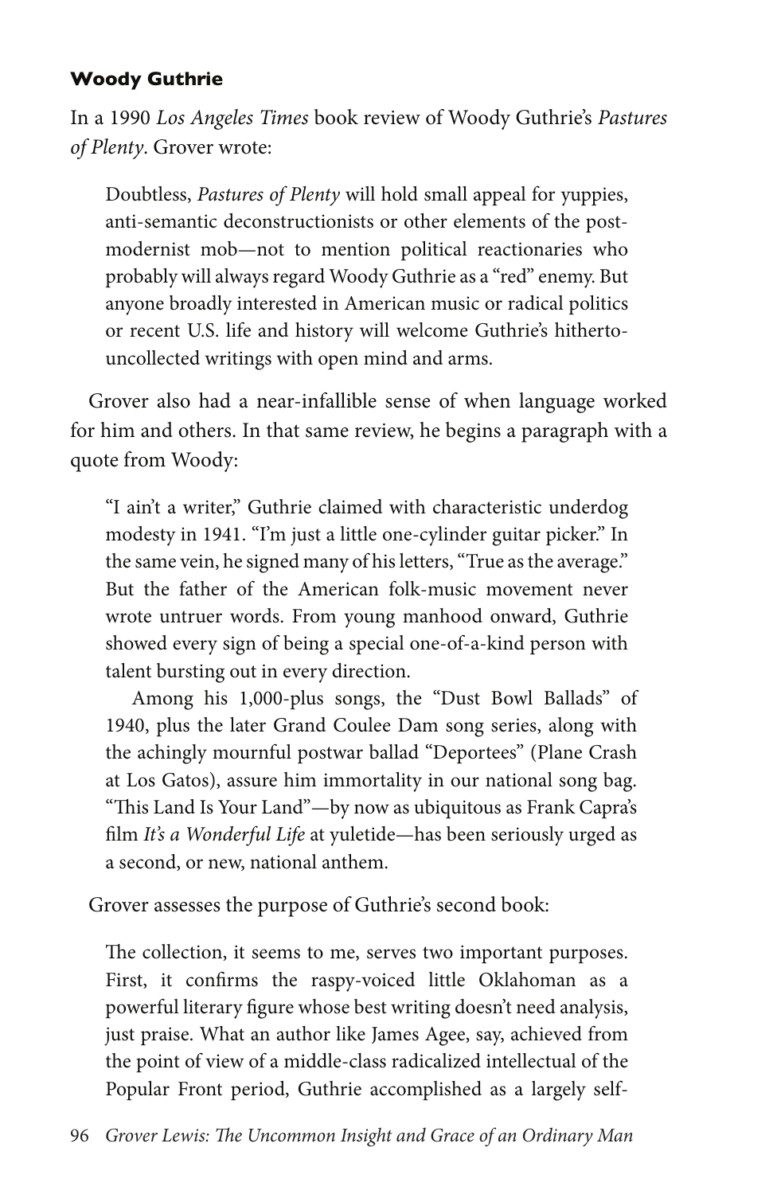#### Woody Guthrie

In a 1990 *Los Angeles Times* book review of Woody Guthrie's *Pastures of Plenty*. Grover wrote:

> Doubtless, *Pastures of Plenty* will hold small appeal for yuppies, anti-semantic deconstructionists or other elements of the post-modernist mob—not to mention political reactionaries who probably will always regard Woody Guthrie as a "red" enemy. But anyone broadly interested in American music or radical politics or recent U.S. life and history will welcome Guthrie's hitherto-uncollected writings with open mind and arms.

Grover also had a near-infallible sense of when language worked for him and others. In that same review, he begins a paragraph with a quote from Woody:

> "I ain't a writer," Guthrie claimed with characteristic underdog modesty in 1941. "I'm just a little one-cylinder guitar picker." In the same vein, he signed many of his letters, "True as the average." But the father of the American folk-music movement never wrote untruer words. From young manhood onward, Guthrie showed every sign of being a special one-of-a-kind person with talent bursting out in every direction.
>
> Among his 1,000-plus songs, the "Dust Bowl Ballads" of 1940, plus the later Grand Coulee Dam song series, along with the achingly mournful postwar ballad "Deportees" (Plane Crash at Los Gatos), assure him immortality in our national song bag. "This Land Is Your Land"—by now as ubiquitous as Frank Capra's film *It's a Wonderful Life* at yuletide—has been seriously urged as a second, or new, national anthem.

Grover assesses the purpose of Guthrie's second book:

> The collection, it seems to me, serves two important purposes. First, it confirms the raspy-voiced little Oklahoman as a powerful literary figure whose best writing doesn't need analysis, just praise. What an author like James Agee, say, achieved from the point of view of a middle-class radicalized intellectual of the Popular Front period, Guthrie accomplished as a largely self-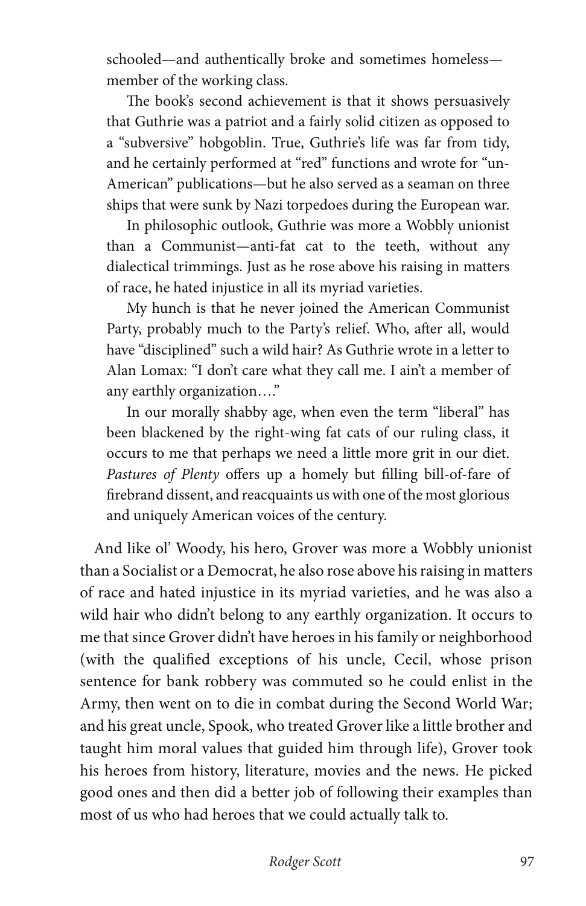> schooled—and authentically broke and sometimes homeless—member of the working class.
>
> The book's second achievement is that it shows persuasively that Guthrie was a patriot and a fairly solid citizen as opposed to a "subversive" hobgoblin. True, Guthrie's life was far from tidy, and he certainly performed at "red" functions and wrote for "un-American" publications—but he also served as a seaman on three ships that were sunk by Nazi torpedoes during the European war.
>
> In philosophic outlook, Guthrie was more a Wobbly unionist than a Communist—anti-fat cat to the teeth, without any dialectical trimmings. Just as he rose above his raising in matters of race, he hated injustice in all its myriad varieties.
>
> My hunch is that he never joined the American Communist Party, probably much to the Party's relief. Who, after all, would have "disciplined" such a wild hair? As Guthrie wrote in a letter to Alan Lomax: "I don't care what they call me. I ain't a member of any earthly organization…."
>
> In our morally shabby age, when even the term "liberal" has been blackened by the right-wing fat cats of our ruling class, it occurs to me that perhaps we need a little more grit in our diet. *Pastures of Plenty* offers up a homely but filling bill-of-fare of firebrand dissent, and reacquaints us with one of the most glorious and uniquely American voices of the century.

And like ol' Woody, his hero, Grover was more a Wobbly unionist than a Socialist or a Democrat, he also rose above his raising in matters of race and hated injustice in its myriad varieties, and he was also a wild hair who didn't belong to any earthly organization. It occurs to me that since Grover didn't have heroes in his family or neighborhood (with the qualified exceptions of his uncle, Cecil, whose prison sentence for bank robbery was commuted so he could enlist in the Army, then went on to die in combat during the Second World War; and his great uncle, Spook, who treated Grover like a little brother and taught him moral values that guided him through life), Grover took his heroes from history, literature, movies and the news. He picked good ones and then did a better job of following their examples than most of us who had heroes that we could actually talk to.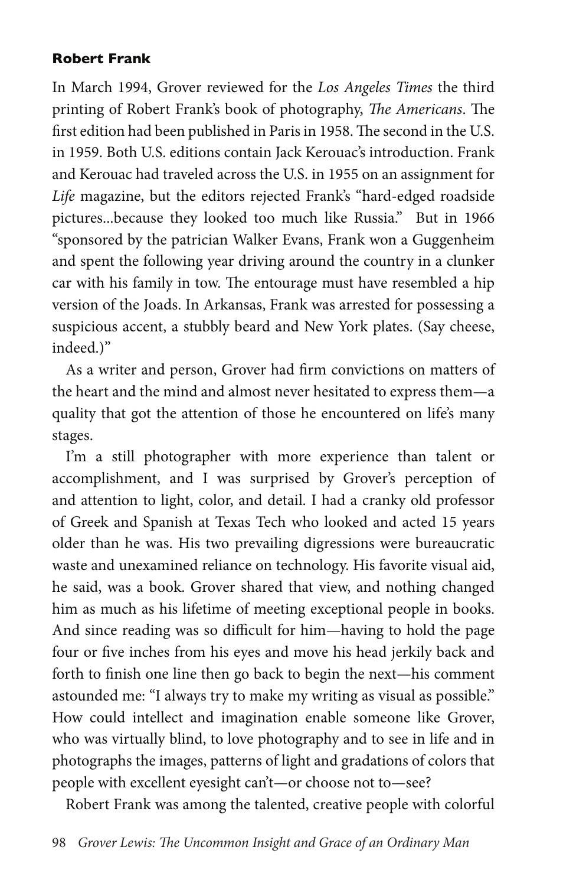**Robert Frank**

In March 1994, Grover reviewed for the *Los Angeles Times* the third printing of Robert Frank's book of photography, *The Americans*. The first edition had been published in Paris in 1958. The second in the U.S. in 1959. Both U.S. editions contain Jack Kerouac's introduction. Frank and Kerouac had traveled across the U.S. in 1955 on an assignment for *Life* magazine, but the editors rejected Frank's "hard-edged roadside pictures...because they looked too much like Russia." But in 1966 "sponsored by the patrician Walker Evans, Frank won a Guggenheim and spent the following year driving around the country in a clunker car with his family in tow. The entourage must have resembled a hip version of the Joads. In Arkansas, Frank was arrested for possessing a suspicious accent, a stubbly beard and New York plates. (Say cheese, indeed.)"

As a writer and person, Grover had firm convictions on matters of the heart and the mind and almost never hesitated to express them—a quality that got the attention of those he encountered on life's many stages.

I'm a still photographer with more experience than talent or accomplishment, and I was surprised by Grover's perception of and attention to light, color, and detail. I had a cranky old professor of Greek and Spanish at Texas Tech who looked and acted 15 years older than he was. His two prevailing digressions were bureaucratic waste and unexamined reliance on technology. His favorite visual aid, he said, was a book. Grover shared that view, and nothing changed him as much as his lifetime of meeting exceptional people in books. And since reading was so difficult for him—having to hold the page four or five inches from his eyes and move his head jerkily back and forth to finish one line then go back to begin the next—his comment astounded me: "I always try to make my writing as visual as possible." How could intellect and imagination enable someone like Grover, who was virtually blind, to love photography and to see in life and in photographs the images, patterns of light and gradations of colors that people with excellent eyesight can't—or choose not to—see?

Robert Frank was among the talented, creative people with colorful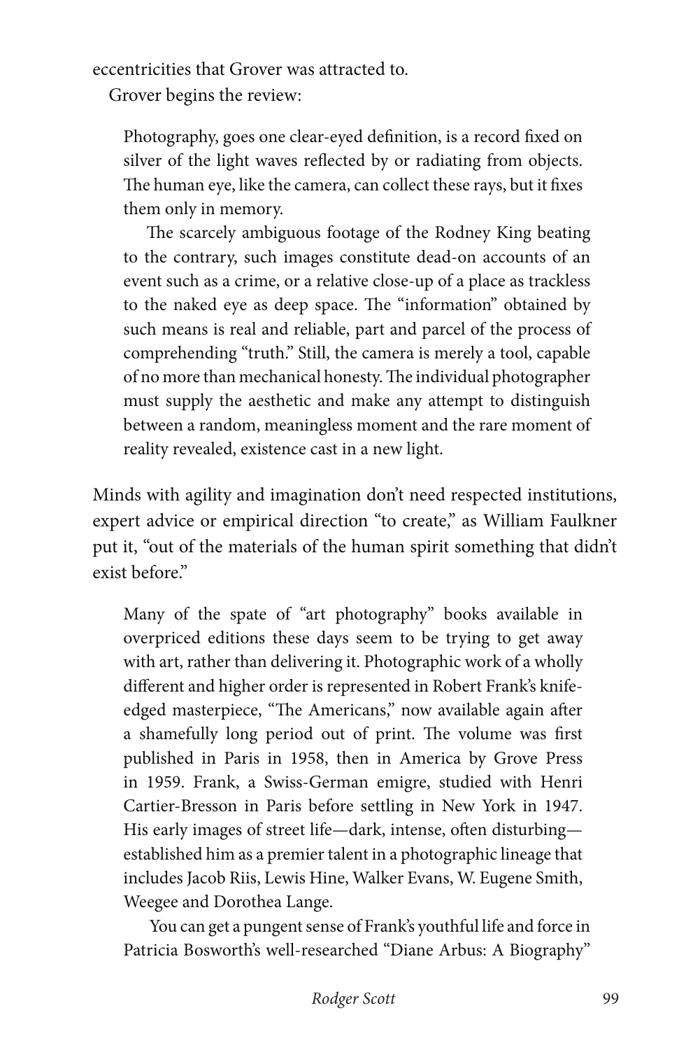eccentricities that Grover was attracted to.

Grover begins the review:

> Photography, goes one clear-eyed definition, is a record fixed on silver of the light waves reflected by or radiating from objects. The human eye, like the camera, can collect these rays, but it fixes them only in memory.
>
> The scarcely ambiguous footage of the Rodney King beating to the contrary, such images constitute dead-on accounts of an event such as a crime, or a relative close-up of a place as trackless to the naked eye as deep space. The "information" obtained by such means is real and reliable, part and parcel of the process of comprehending "truth." Still, the camera is merely a tool, capable of no more than mechanical honesty. The individual photographer must supply the aesthetic and make any attempt to distinguish between a random, meaningless moment and the rare moment of reality revealed, existence cast in a new light.

Minds with agility and imagination don't need respected institutions, expert advice or empirical direction "to create," as William Faulkner put it, "out of the materials of the human spirit something that didn't exist before."

> Many of the spate of "art photography" books available in overpriced editions these days seem to be trying to get away with art, rather than delivering it. Photographic work of a wholly different and higher order is represented in Robert Frank's knife-edged masterpiece, "The Americans," now available again after a shamefully long period out of print. The volume was first published in Paris in 1958, then in America by Grove Press in 1959. Frank, a Swiss-German emigre, studied with Henri Cartier-Bresson in Paris before settling in New York in 1947. His early images of street life—dark, intense, often disturbing—established him as a premier talent in a photographic lineage that includes Jacob Riis, Lewis Hine, Walker Evans, W. Eugene Smith, Weegee and Dorothea Lange.
>
> You can get a pungent sense of Frank's youthful life and force in Patricia Bosworth's well-researched "Diane Arbus: A Biography"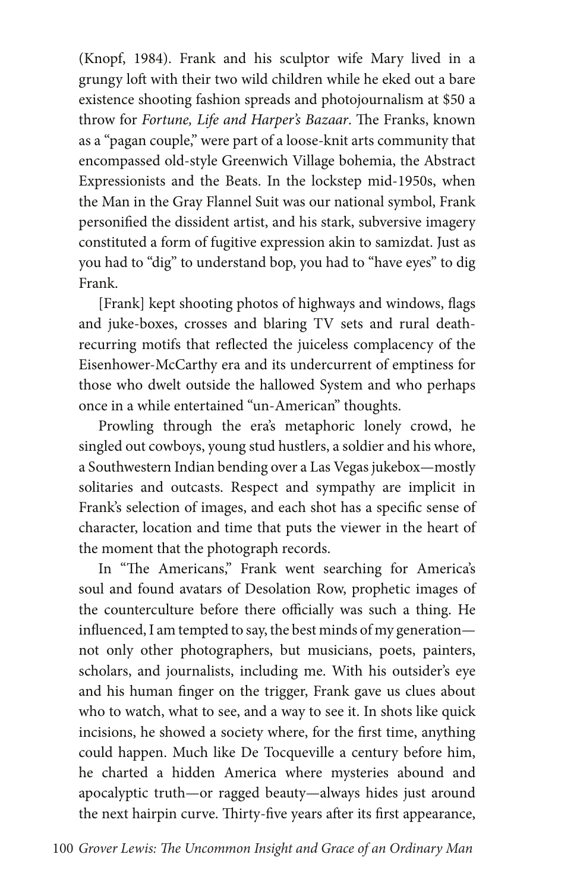(Knopf, 1984). Frank and his sculptor wife Mary lived in a grungy loft with their two wild children while he eked out a bare existence shooting fashion spreads and photojournalism at $50 a throw for *Fortune, Life and Harper's Bazaar*. The Franks, known as a "pagan couple," were part of a loose-knit arts community that encompassed old-style Greenwich Village bohemia, the Abstract Expressionists and the Beats. In the lockstep mid-1950s, when the Man in the Gray Flannel Suit was our national symbol, Frank personified the dissident artist, and his stark, subversive imagery constituted a form of fugitive expression akin to samizdat. Just as you had to "dig" to understand bop, you had to "have eyes" to dig Frank.

[Frank] kept shooting photos of highways and windows, flags and juke-boxes, crosses and blaring TV sets and rural death-recurring motifs that reflected the juiceless complacency of the Eisenhower-McCarthy era and its undercurrent of emptiness for those who dwelt outside the hallowed System and who perhaps once in a while entertained "un-American" thoughts.

Prowling through the era's metaphoric lonely crowd, he singled out cowboys, young stud hustlers, a soldier and his whore, a Southwestern Indian bending over a Las Vegas jukebox—mostly solitaries and outcasts. Respect and sympathy are implicit in Frank's selection of images, and each shot has a specific sense of character, location and time that puts the viewer in the heart of the moment that the photograph records.

In "The Americans," Frank went searching for America's soul and found avatars of Desolation Row, prophetic images of the counterculture before there officially was such a thing. He influenced, I am tempted to say, the best minds of my generation—not only other photographers, but musicians, poets, painters, scholars, and journalists, including me. With his outsider's eye and his human finger on the trigger, Frank gave us clues about who to watch, what to see, and a way to see it. In shots like quick incisions, he showed a society where, for the first time, anything could happen. Much like De Tocqueville a century before him, he charted a hidden America where mysteries abound and apocalyptic truth—or ragged beauty—always hides just around the next hairpin curve. Thirty-five years after its first appearance,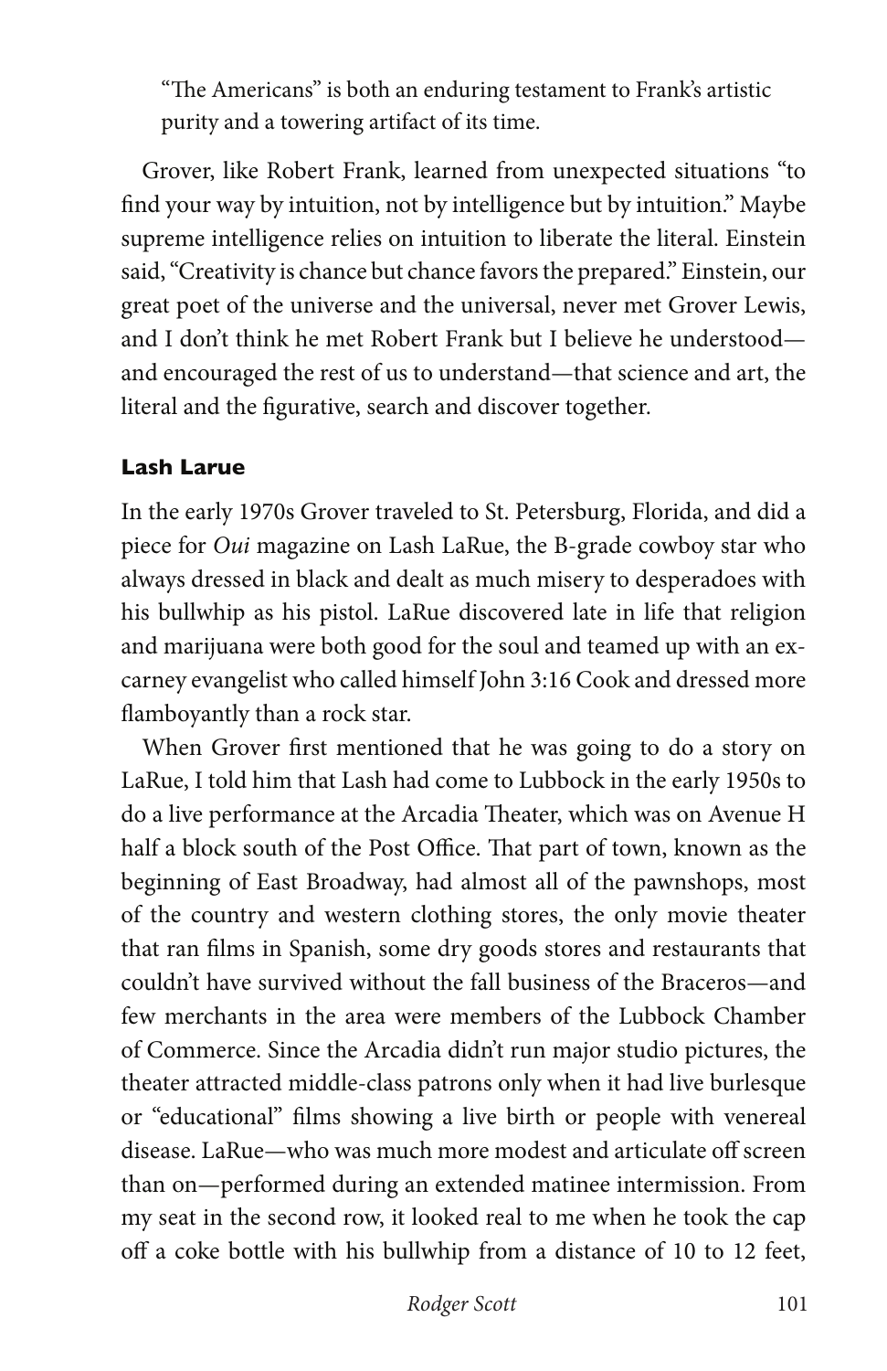"The Americans" is both an enduring testament to Frank's artistic purity and a towering artifact of its time.

Grover, like Robert Frank, learned from unexpected situations "to find your way by intuition, not by intelligence but by intuition." Maybe supreme intelligence relies on intuition to liberate the literal. Einstein said, "Creativity is chance but chance favors the prepared." Einstein, our great poet of the universe and the universal, never met Grover Lewis, and I don't think he met Robert Frank but I believe he understood—and encouraged the rest of us to understand—that science and art, the literal and the figurative, search and discover together.

**Lash Larue**

In the early 1970s Grover traveled to St. Petersburg, Florida, and did a piece for *Oui* magazine on Lash LaRue, the B-grade cowboy star who always dressed in black and dealt as much misery to desperadoes with his bullwhip as his pistol. LaRue discovered late in life that religion and marijuana were both good for the soul and teamed up with an ex-carney evangelist who called himself John 3:16 Cook and dressed more flamboyantly than a rock star.

When Grover first mentioned that he was going to do a story on LaRue, I told him that Lash had come to Lubbock in the early 1950s to do a live performance at the Arcadia Theater, which was on Avenue H half a block south of the Post Office. That part of town, known as the beginning of East Broadway, had almost all of the pawnshops, most of the country and western clothing stores, the only movie theater that ran films in Spanish, some dry goods stores and restaurants that couldn't have survived without the fall business of the Braceros—and few merchants in the area were members of the Lubbock Chamber of Commerce. Since the Arcadia didn't run major studio pictures, the theater attracted middle-class patrons only when it had live burlesque or "educational" films showing a live birth or people with venereal disease. LaRue—who was much more modest and articulate off screen than on—performed during an extended matinee intermission. From my seat in the second row, it looked real to me when he took the cap off a coke bottle with his bullwhip from a distance of 10 to 12 feet,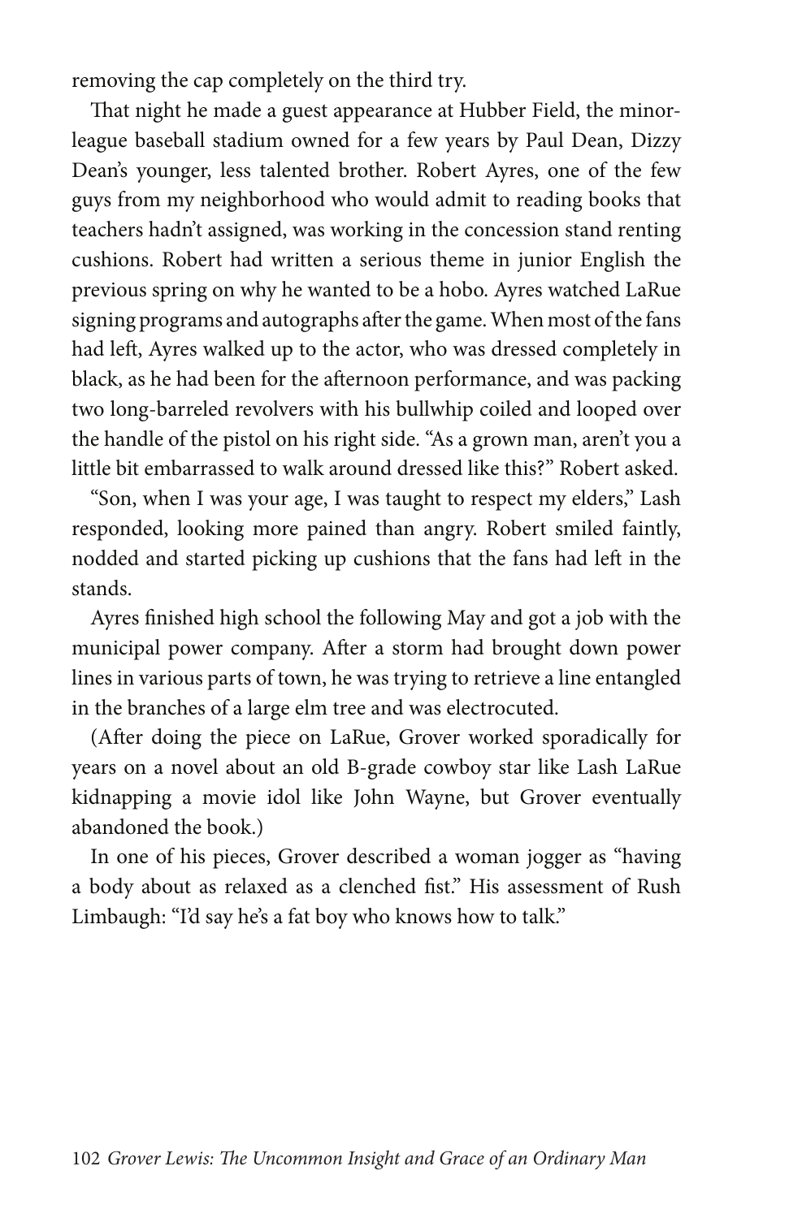removing the cap completely on the third try.

That night he made a guest appearance at Hubber Field, the minor-league baseball stadium owned for a few years by Paul Dean, Dizzy Dean's younger, less talented brother. Robert Ayres, one of the few guys from my neighborhood who would admit to reading books that teachers hadn't assigned, was working in the concession stand renting cushions. Robert had written a serious theme in junior English the previous spring on why he wanted to be a hobo. Ayres watched LaRue signing programs and autographs after the game. When most of the fans had left, Ayres walked up to the actor, who was dressed completely in black, as he had been for the afternoon performance, and was packing two long-barreled revolvers with his bullwhip coiled and looped over the handle of the pistol on his right side. "As a grown man, aren't you a little bit embarrassed to walk around dressed like this?" Robert asked.

"Son, when I was your age, I was taught to respect my elders," Lash responded, looking more pained than angry. Robert smiled faintly, nodded and started picking up cushions that the fans had left in the stands.

Ayres finished high school the following May and got a job with the municipal power company. After a storm had brought down power lines in various parts of town, he was trying to retrieve a line entangled in the branches of a large elm tree and was electrocuted.

(After doing the piece on LaRue, Grover worked sporadically for years on a novel about an old B-grade cowboy star like Lash LaRue kidnapping a movie idol like John Wayne, but Grover eventually abandoned the book.)

In one of his pieces, Grover described a woman jogger as "having a body about as relaxed as a clenched fist." His assessment of Rush Limbaugh: "I'd say he's a fat boy who knows how to talk."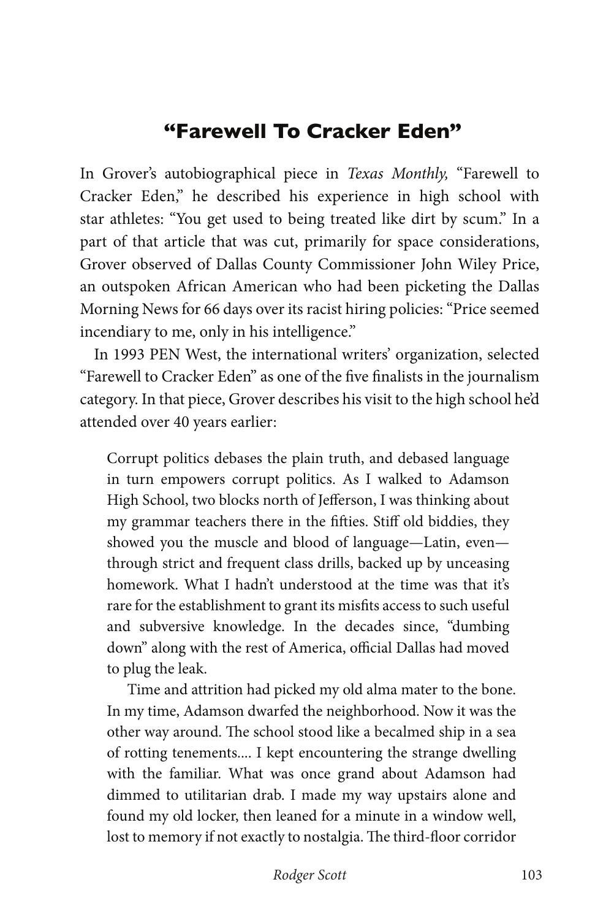## "Farewell To Cracker Eden"

In Grover's autobiographical piece in *Texas Monthly,* "Farewell to Cracker Eden," he described his experience in high school with star athletes: "You get used to being treated like dirt by scum." In a part of that article that was cut, primarily for space considerations, Grover observed of Dallas County Commissioner John Wiley Price, an outspoken African American who had been picketing the Dallas Morning News for 66 days over its racist hiring policies: "Price seemed incendiary to me, only in his intelligence."

In 1993 PEN West, the international writers' organization, selected "Farewell to Cracker Eden" as one of the five finalists in the journalism category. In that piece, Grover describes his visit to the high school he'd attended over 40 years earlier:

> Corrupt politics debases the plain truth, and debased language in turn empowers corrupt politics. As I walked to Adamson High School, two blocks north of Jefferson, I was thinking about my grammar teachers there in the fifties. Stiff old biddies, they showed you the muscle and blood of language—Latin, even—through strict and frequent class drills, backed up by unceasing homework. What I hadn't understood at the time was that it's rare for the establishment to grant its misfits access to such useful and subversive knowledge. In the decades since, "dumbing down" along with the rest of America, official Dallas had moved to plug the leak.
>
> Time and attrition had picked my old alma mater to the bone. In my time, Adamson dwarfed the neighborhood. Now it was the other way around. The school stood like a becalmed ship in a sea of rotting tenements.... I kept encountering the strange dwelling with the familiar. What was once grand about Adamson had dimmed to utilitarian drab. I made my way upstairs alone and found my old locker, then leaned for a minute in a window well, lost to memory if not exactly to nostalgia. The third-floor corridor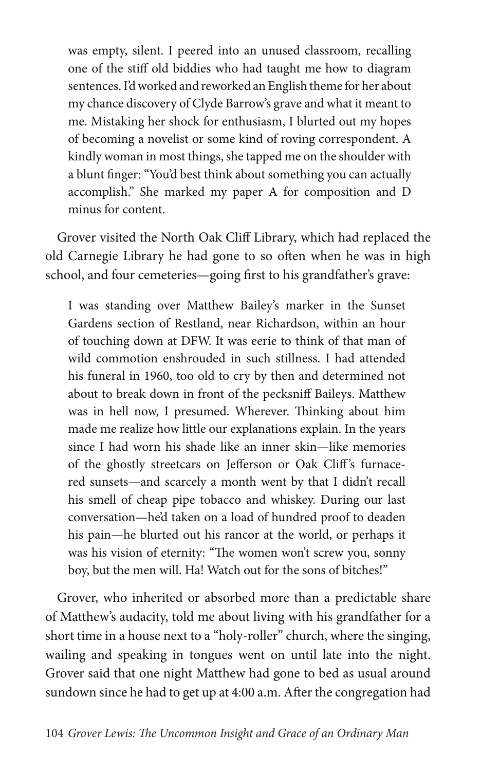> was empty, silent. I peered into an unused classroom, recalling one of the stiff old biddies who had taught me how to diagram sentences. I'd worked and reworked an English theme for her about my chance discovery of Clyde Barrow's grave and what it meant to me. Mistaking her shock for enthusiasm, I blurted out my hopes of becoming a novelist or some kind of roving correspondent. A kindly woman in most things, she tapped me on the shoulder with a blunt finger: "You'd best think about something you can actually accomplish." She marked my paper A for composition and D minus for content.

Grover visited the North Oak Cliff Library, which had replaced the old Carnegie Library he had gone to so often when he was in high school, and four cemeteries—going first to his grandfather's grave:

> I was standing over Matthew Bailey's marker in the Sunset Gardens section of Restland, near Richardson, within an hour of touching down at DFW. It was eerie to think of that man of wild commotion enshrouded in such stillness. I had attended his funeral in 1960, too old to cry by then and determined not about to break down in front of the pecksniff Baileys. Matthew was in hell now, I presumed. Wherever. Thinking about him made me realize how little our explanations explain. In the years since I had worn his shade like an inner skin—like memories of the ghostly streetcars on Jefferson or Oak Cliff's furnace-red sunsets—and scarcely a month went by that I didn't recall his smell of cheap pipe tobacco and whiskey. During our last conversation—he'd taken on a load of hundred proof to deaden his pain—he blurted out his rancor at the world, or perhaps it was his vision of eternity: "The women won't screw you, sonny boy, but the men will. Ha! Watch out for the sons of bitches!"

Grover, who inherited or absorbed more than a predictable share of Matthew's audacity, told me about living with his grandfather for a short time in a house next to a "holy-roller" church, where the singing, wailing and speaking in tongues went on until late into the night. Grover said that one night Matthew had gone to bed as usual around sundown since he had to get up at 4:00 a.m. After the congregation had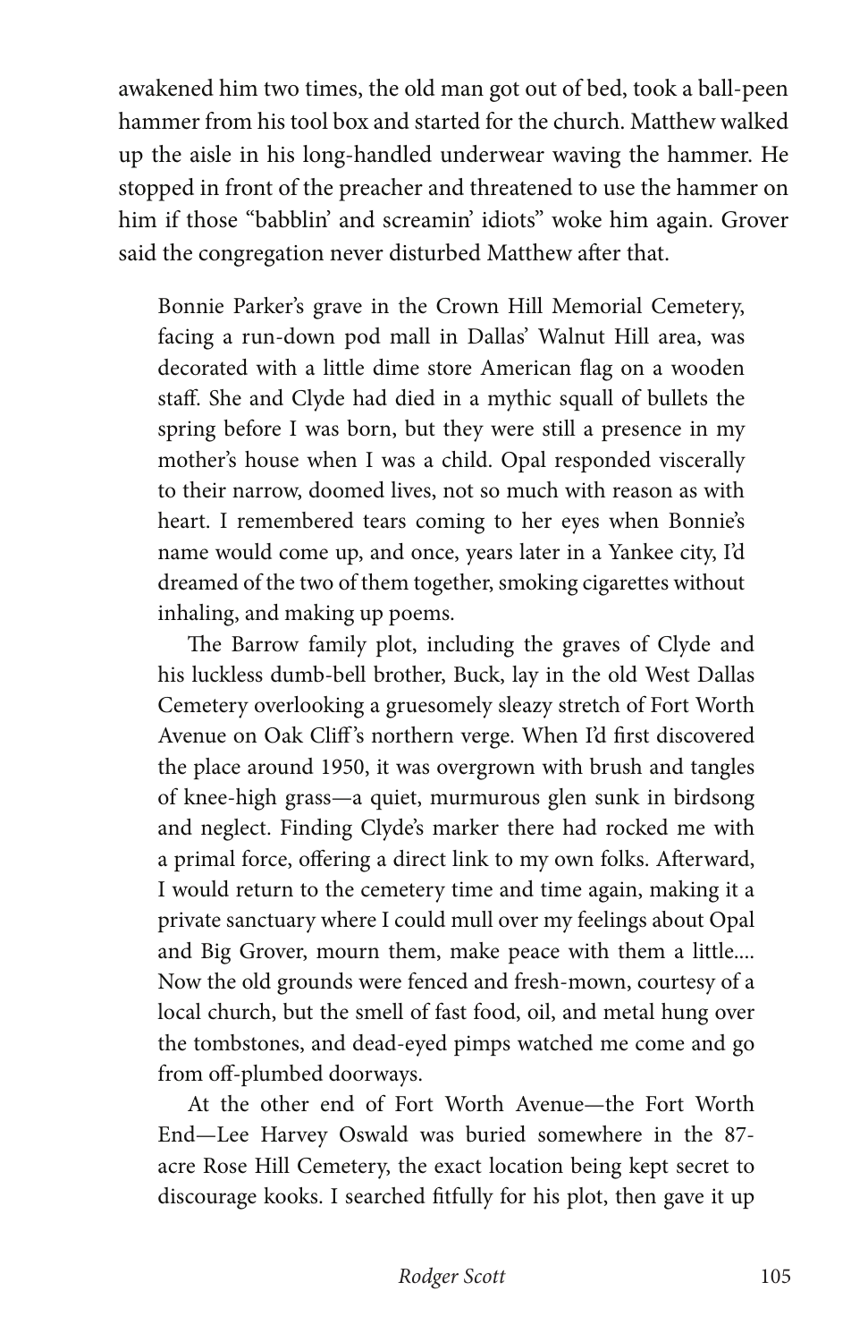awakened him two times, the old man got out of bed, took a ball-peen hammer from his tool box and started for the church. Matthew walked up the aisle in his long-handled underwear waving the hammer. He stopped in front of the preacher and threatened to use the hammer on him if those "babblin' and screamin' idiots" woke him again. Grover said the congregation never disturbed Matthew after that.

> Bonnie Parker's grave in the Crown Hill Memorial Cemetery, facing a run-down pod mall in Dallas' Walnut Hill area, was decorated with a little dime store American flag on a wooden staff. She and Clyde had died in a mythic squall of bullets the spring before I was born, but they were still a presence in my mother's house when I was a child. Opal responded viscerally to their narrow, doomed lives, not so much with reason as with heart. I remembered tears coming to her eyes when Bonnie's name would come up, and once, years later in a Yankee city, I'd dreamed of the two of them together, smoking cigarettes without inhaling, and making up poems.
>
> The Barrow family plot, including the graves of Clyde and his luckless dumb-bell brother, Buck, lay in the old West Dallas Cemetery overlooking a gruesomely sleazy stretch of Fort Worth Avenue on Oak Cliff's northern verge. When I'd first discovered the place around 1950, it was overgrown with brush and tangles of knee-high grass—a quiet, murmurous glen sunk in birdsong and neglect. Finding Clyde's marker there had rocked me with a primal force, offering a direct link to my own folks. Afterward, I would return to the cemetery time and time again, making it a private sanctuary where I could mull over my feelings about Opal and Big Grover, mourn them, make peace with them a little.... Now the old grounds were fenced and fresh-mown, courtesy of a local church, but the smell of fast food, oil, and metal hung over the tombstones, and dead-eyed pimps watched me come and go from off-plumbed doorways.
>
> At the other end of Fort Worth Avenue—the Fort Worth End—Lee Harvey Oswald was buried somewhere in the 87-acre Rose Hill Cemetery, the exact location being kept secret to discourage kooks. I searched fitfully for his plot, then gave it up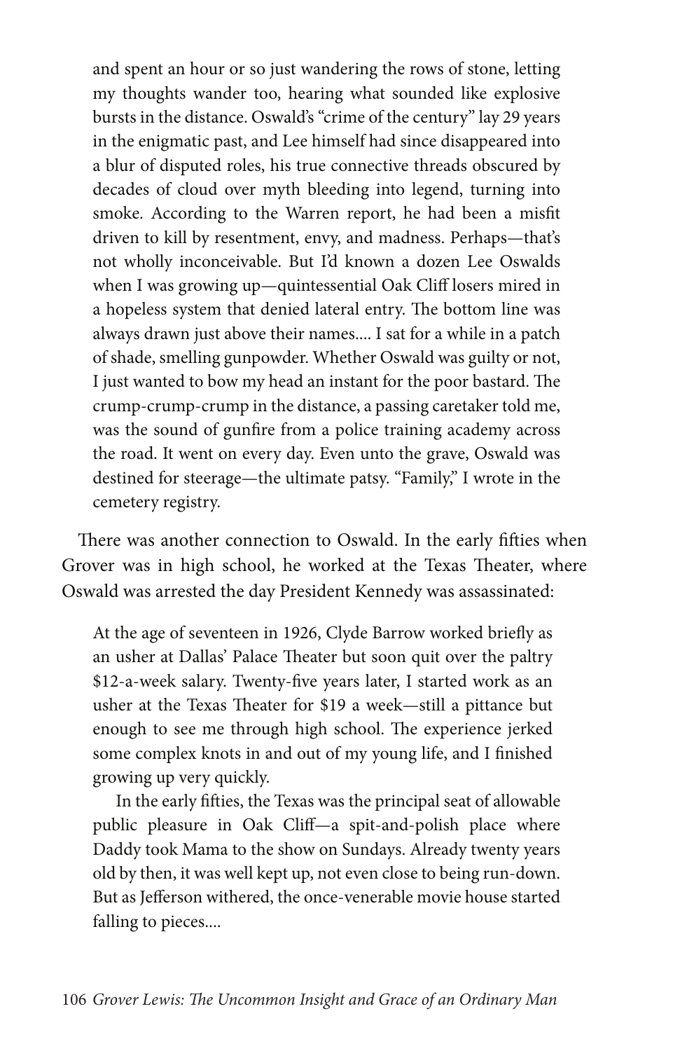> and spent an hour or so just wandering the rows of stone, letting my thoughts wander too, hearing what sounded like explosive bursts in the distance. Oswald's "crime of the century" lay 29 years in the enigmatic past, and Lee himself had since disappeared into a blur of disputed roles, his true connective threads obscured by decades of cloud over myth bleeding into legend, turning into smoke. According to the Warren report, he had been a misfit driven to kill by resentment, envy, and madness. Perhaps—that's not wholly inconceivable. But I'd known a dozen Lee Oswalds when I was growing up—quintessential Oak Cliff losers mired in a hopeless system that denied lateral entry. The bottom line was always drawn just above their names.... I sat for a while in a patch of shade, smelling gunpowder. Whether Oswald was guilty or not, I just wanted to bow my head an instant for the poor bastard. The crump-crump-crump in the distance, a passing caretaker told me, was the sound of gunfire from a police training academy across the road. It went on every day. Even unto the grave, Oswald was destined for steerage—the ultimate patsy. "Family," I wrote in the cemetery registry.

There was another connection to Oswald. In the early fifties when Grover was in high school, he worked at the Texas Theater, where Oswald was arrested the day President Kennedy was assassinated:

> At the age of seventeen in 1926, Clyde Barrow worked briefly as an usher at Dallas' Palace Theater but soon quit over the paltry $12-a-week salary. Twenty-five years later, I started work as an usher at the Texas Theater for $19 a week—still a pittance but enough to see me through high school. The experience jerked some complex knots in and out of my young life, and I finished growing up very quickly.
>
> In the early fifties, the Texas was the principal seat of allowable public pleasure in Oak Cliff—a spit-and-polish place where Daddy took Mama to the show on Sundays. Already twenty years old by then, it was well kept up, not even close to being run-down. But as Jefferson withered, the once-venerable movie house started falling to pieces....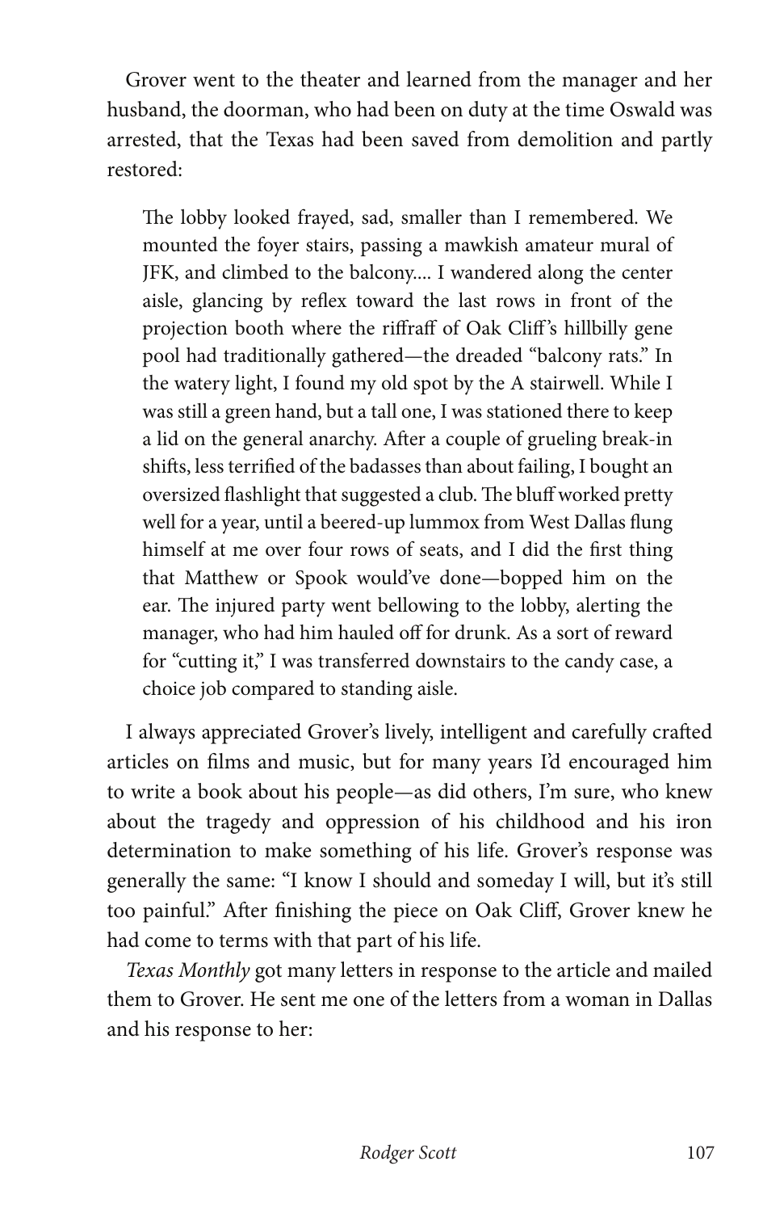Grover went to the theater and learned from the manager and her husband, the doorman, who had been on duty at the time Oswald was arrested, that the Texas had been saved from demolition and partly restored:

> The lobby looked frayed, sad, smaller than I remembered. We mounted the foyer stairs, passing a mawkish amateur mural of JFK, and climbed to the balcony.... I wandered along the center aisle, glancing by reflex toward the last rows in front of the projection booth where the riffraff of Oak Cliff's hillbilly gene pool had traditionally gathered—the dreaded "balcony rats." In the watery light, I found my old spot by the A stairwell. While I was still a green hand, but a tall one, I was stationed there to keep a lid on the general anarchy. After a couple of grueling break-in shifts, less terrified of the badasses than about failing, I bought an oversized flashlight that suggested a club. The bluff worked pretty well for a year, until a beered-up lummox from West Dallas flung himself at me over four rows of seats, and I did the first thing that Matthew or Spook would've done—bopped him on the ear. The injured party went bellowing to the lobby, alerting the manager, who had him hauled off for drunk. As a sort of reward for "cutting it," I was transferred downstairs to the candy case, a choice job compared to standing aisle.

I always appreciated Grover's lively, intelligent and carefully crafted articles on films and music, but for many years I'd encouraged him to write a book about his people—as did others, I'm sure, who knew about the tragedy and oppression of his childhood and his iron determination to make something of his life. Grover's response was generally the same: "I know I should and someday I will, but it's still too painful." After finishing the piece on Oak Cliff, Grover knew he had come to terms with that part of his life.

*Texas Monthly* got many letters in response to the article and mailed them to Grover. He sent me one of the letters from a woman in Dallas and his response to her: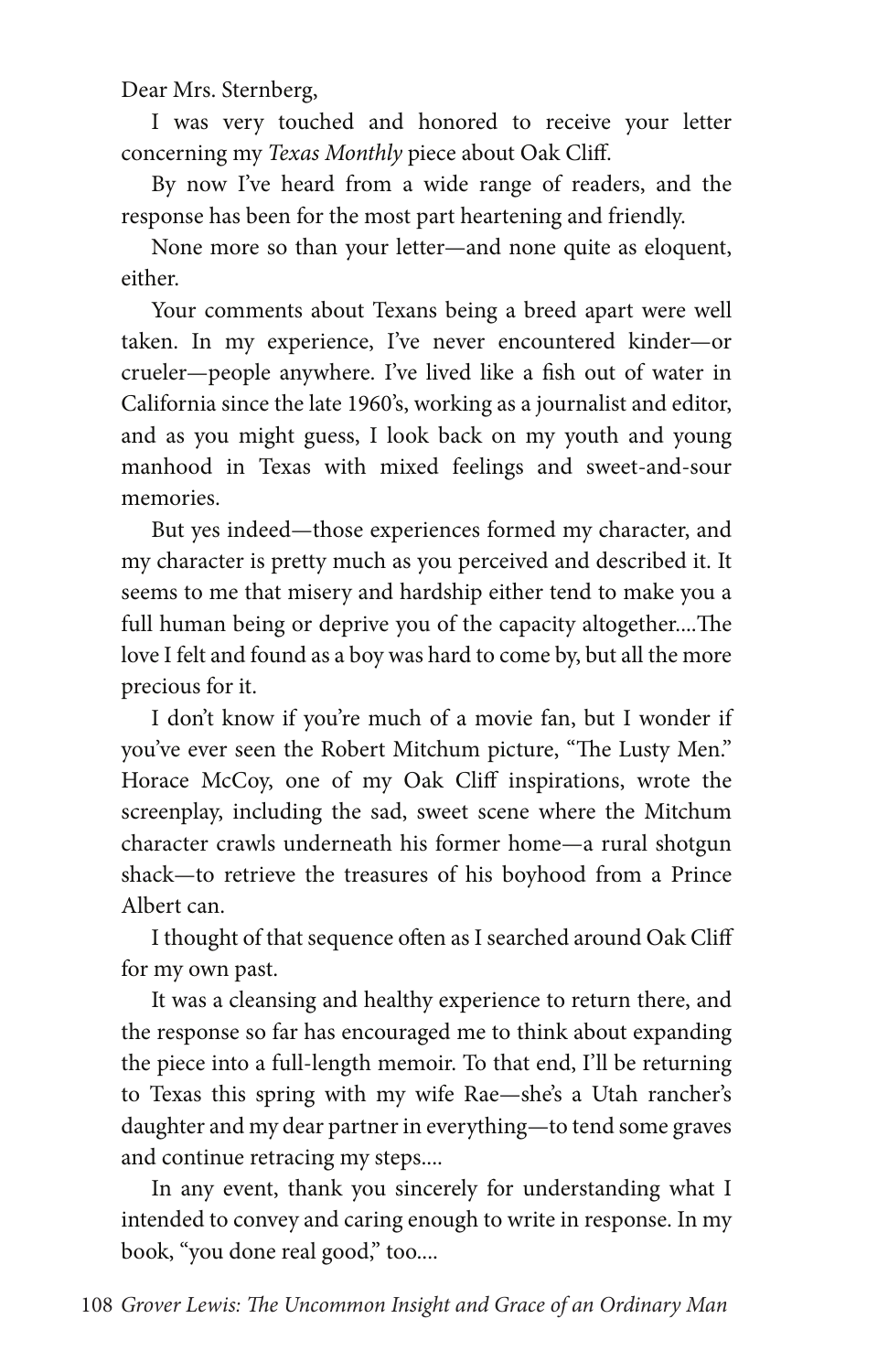Dear Mrs. Sternberg,

I was very touched and honored to receive your letter concerning my *Texas Monthly* piece about Oak Cliff.

By now I've heard from a wide range of readers, and the response has been for the most part heartening and friendly.

None more so than your letter—and none quite as eloquent, either.

Your comments about Texans being a breed apart were well taken. In my experience, I've never encountered kinder—or crueler—people anywhere. I've lived like a fish out of water in California since the late 1960's, working as a journalist and editor, and as you might guess, I look back on my youth and young manhood in Texas with mixed feelings and sweet-and-sour memories.

But yes indeed—those experiences formed my character, and my character is pretty much as you perceived and described it. It seems to me that misery and hardship either tend to make you a full human being or deprive you of the capacity altogether....The love I felt and found as a boy was hard to come by, but all the more precious for it.

I don't know if you're much of a movie fan, but I wonder if you've ever seen the Robert Mitchum picture, "The Lusty Men." Horace McCoy, one of my Oak Cliff inspirations, wrote the screenplay, including the sad, sweet scene where the Mitchum character crawls underneath his former home—a rural shotgun shack—to retrieve the treasures of his boyhood from a Prince Albert can.

I thought of that sequence often as I searched around Oak Cliff for my own past.

It was a cleansing and healthy experience to return there, and the response so far has encouraged me to think about expanding the piece into a full-length memoir. To that end, I'll be returning to Texas this spring with my wife Rae—she's a Utah rancher's daughter and my dear partner in everything—to tend some graves and continue retracing my steps....

In any event, thank you sincerely for understanding what I intended to convey and caring enough to write in response. In my book, "you done real good," too....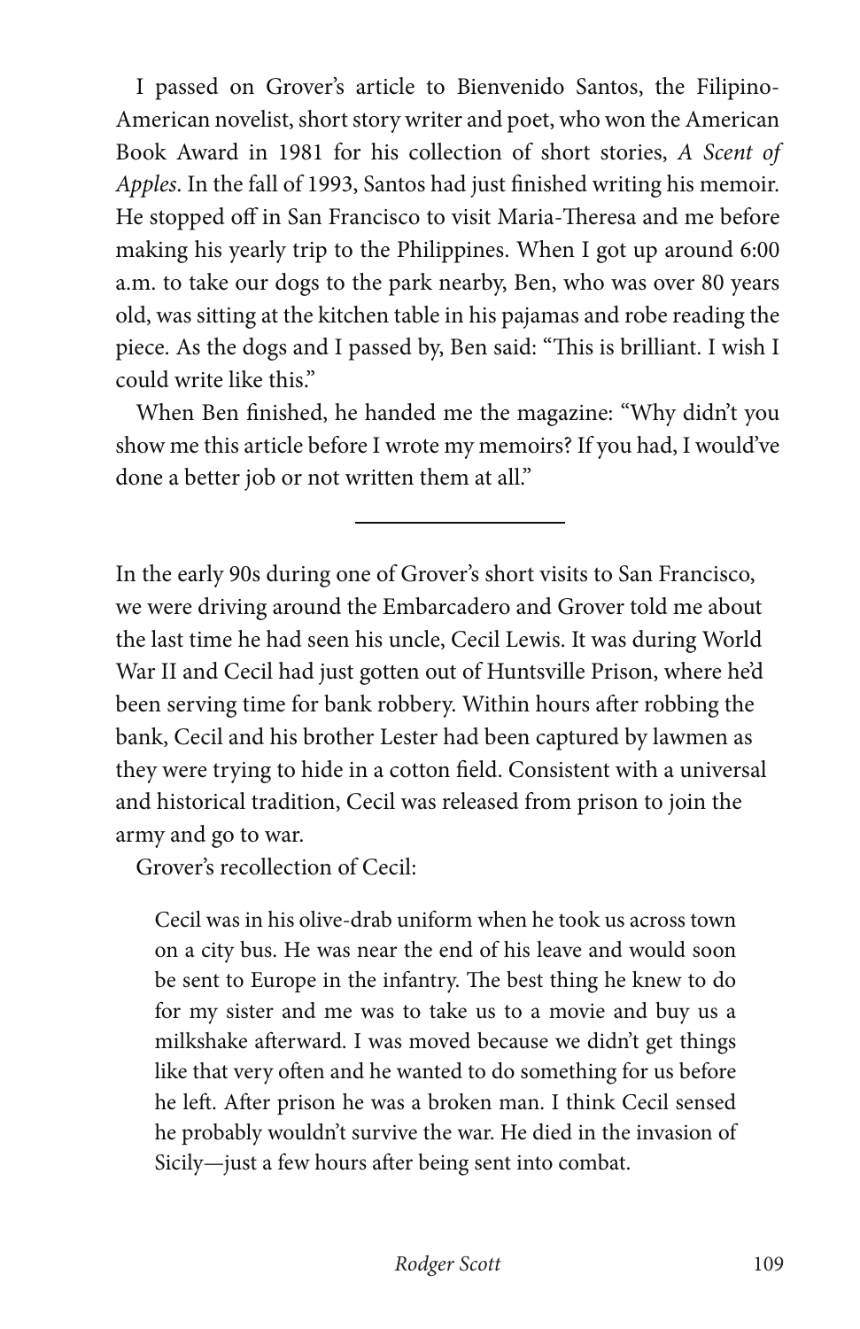I passed on Grover's article to Bienvenido Santos, the Filipino-American novelist, short story writer and poet, who won the American Book Award in 1981 for his collection of short stories, *A Scent of Apples*. In the fall of 1993, Santos had just finished writing his memoir. He stopped off in San Francisco to visit Maria-Theresa and me before making his yearly trip to the Philippines. When I got up around 6:00 a.m. to take our dogs to the park nearby, Ben, who was over 80 years old, was sitting at the kitchen table in his pajamas and robe reading the piece. As the dogs and I passed by, Ben said: "This is brilliant. I wish I could write like this."

When Ben finished, he handed me the magazine: "Why didn't you show me this article before I wrote my memoirs? If you had, I would've done a better job or not written them at all."

---

In the early 90s during one of Grover's short visits to San Francisco, we were driving around the Embarcadero and Grover told me about the last time he had seen his uncle, Cecil Lewis. It was during World War II and Cecil had just gotten out of Huntsville Prison, where he'd been serving time for bank robbery. Within hours after robbing the bank, Cecil and his brother Lester had been captured by lawmen as they were trying to hide in a cotton field. Consistent with a universal and historical tradition, Cecil was released from prison to join the army and go to war.

Grover's recollection of Cecil:

> Cecil was in his olive-drab uniform when he took us across town on a city bus. He was near the end of his leave and would soon be sent to Europe in the infantry. The best thing he knew to do for my sister and me was to take us to a movie and buy us a milkshake afterward. I was moved because we didn't get things like that very often and he wanted to do something for us before he left. After prison he was a broken man. I think Cecil sensed he probably wouldn't survive the war. He died in the invasion of Sicily—just a few hours after being sent into combat.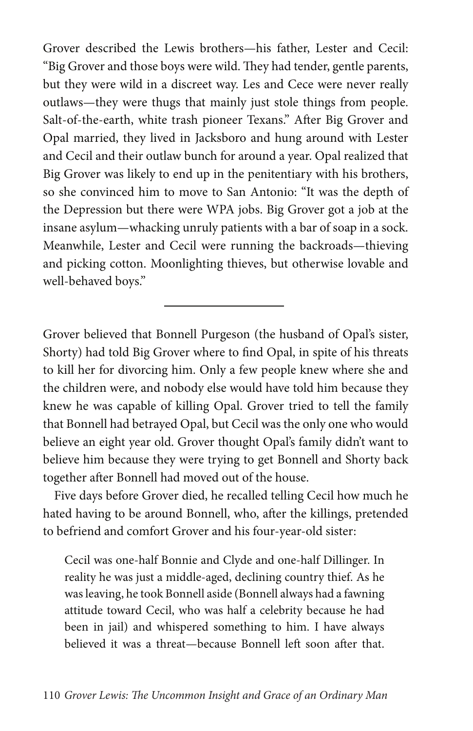Grover described the Lewis brothers—his father, Lester and Cecil: "Big Grover and those boys were wild. They had tender, gentle parents, but they were wild in a discreet way. Les and Cece were never really outlaws—they were thugs that mainly just stole things from people. Salt-of-the-earth, white trash pioneer Texans." After Big Grover and Opal married, they lived in Jacksboro and hung around with Lester and Cecil and their outlaw bunch for around a year. Opal realized that Big Grover was likely to end up in the penitentiary with his brothers, so she convinced him to move to San Antonio: "It was the depth of the Depression but there were WPA jobs. Big Grover got a job at the insane asylum—whacking unruly patients with a bar of soap in a sock. Meanwhile, Lester and Cecil were running the backroads—thieving and picking cotton. Moonlighting thieves, but otherwise lovable and well-behaved boys."

---

Grover believed that Bonnell Purgeson (the husband of Opal's sister, Shorty) had told Big Grover where to find Opal, in spite of his threats to kill her for divorcing him. Only a few people knew where she and the children were, and nobody else would have told him because they knew he was capable of killing Opal. Grover tried to tell the family that Bonnell had betrayed Opal, but Cecil was the only one who would believe an eight year old. Grover thought Opal's family didn't want to believe him because they were trying to get Bonnell and Shorty back together after Bonnell had moved out of the house.

Five days before Grover died, he recalled telling Cecil how much he hated having to be around Bonnell, who, after the killings, pretended to befriend and comfort Grover and his four-year-old sister:

> Cecil was one-half Bonnie and Clyde and one-half Dillinger. In reality he was just a middle-aged, declining country thief. As he was leaving, he took Bonnell aside (Bonnell always had a fawning attitude toward Cecil, who was half a celebrity because he had been in jail) and whispered something to him. I have always believed it was a threat—because Bonnell left soon after that.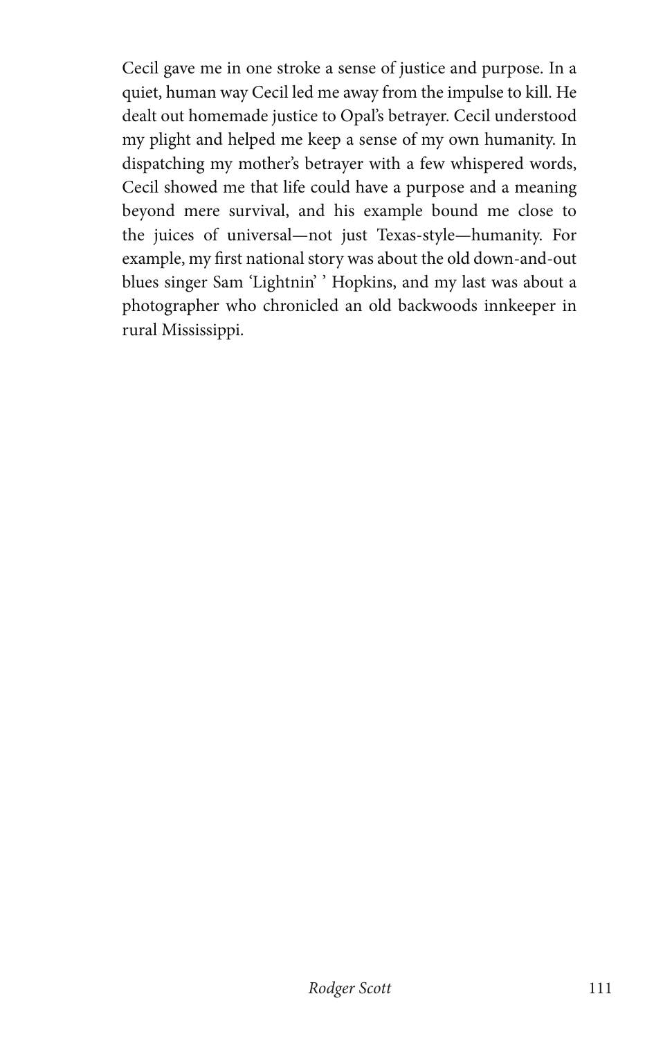Cecil gave me in one stroke a sense of justice and purpose. In a quiet, human way Cecil led me away from the impulse to kill. He dealt out homemade justice to Opal's betrayer. Cecil understood my plight and helped me keep a sense of my own humanity. In dispatching my mother's betrayer with a few whispered words, Cecil showed me that life could have a purpose and a meaning beyond mere survival, and his example bound me close to the juices of universal—not just Texas-style—humanity. For example, my first national story was about the old down-and-out blues singer Sam 'Lightnin' ' Hopkins, and my last was about a photographer who chronicled an old backwoods innkeeper in rural Mississippi.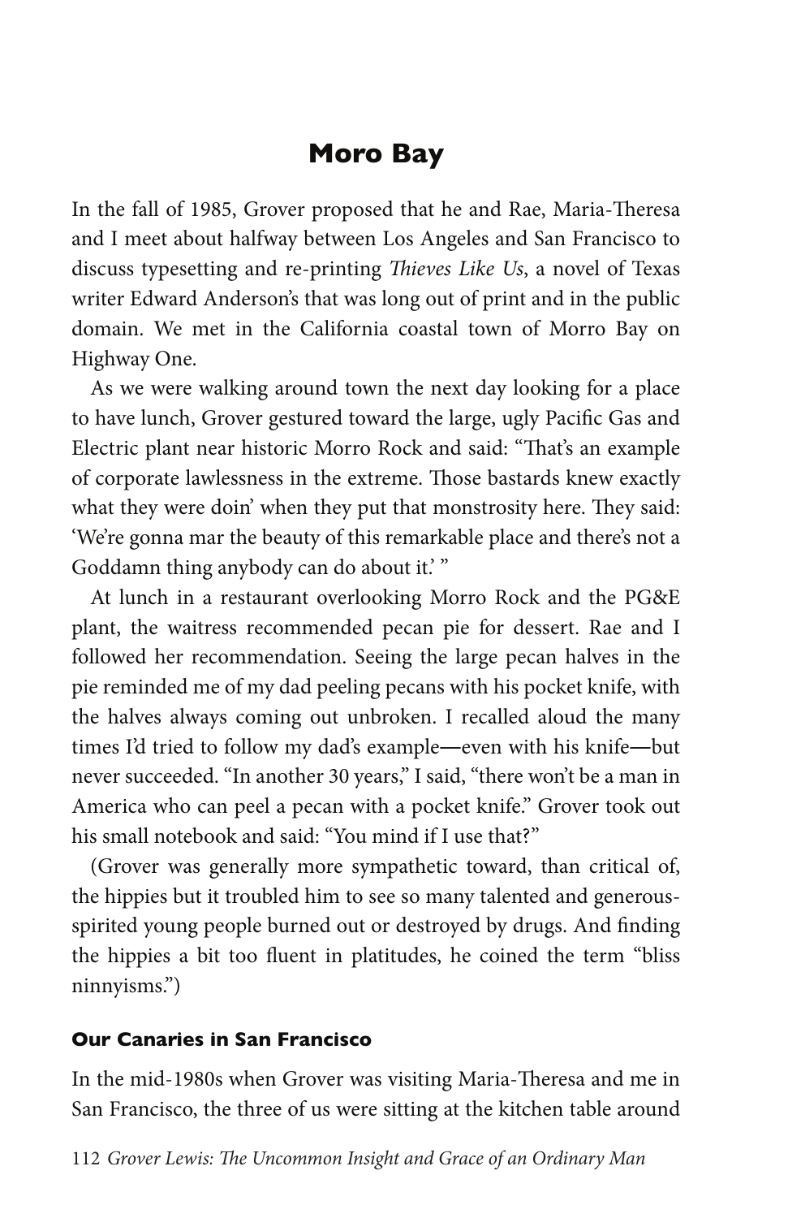## Moro Bay

In the fall of 1985, Grover proposed that he and Rae, Maria-Theresa and I meet about halfway between Los Angeles and San Francisco to discuss typesetting and re-printing *Thieves Like Us*, a novel of Texas writer Edward Anderson's that was long out of print and in the public domain. We met in the California coastal town of Morro Bay on Highway One.

As we were walking around town the next day looking for a place to have lunch, Grover gestured toward the large, ugly Pacific Gas and Electric plant near historic Morro Rock and said: "That's an example of corporate lawlessness in the extreme. Those bastards knew exactly what they were doin' when they put that monstrosity here. They said: 'We're gonna mar the beauty of this remarkable place and there's not a Goddamn thing anybody can do about it.' "

At lunch in a restaurant overlooking Morro Rock and the PG&E plant, the waitress recommended pecan pie for dessert. Rae and I followed her recommendation. Seeing the large pecan halves in the pie reminded me of my dad peeling pecans with his pocket knife, with the halves always coming out unbroken. I recalled aloud the many times I'd tried to follow my dad's example—even with his knife—but never succeeded. "In another 30 years," I said, "there won't be a man in America who can peel a pecan with a pocket knife." Grover took out his small notebook and said: "You mind if I use that?"

(Grover was generally more sympathetic toward, than critical of, the hippies but it troubled him to see so many talented and generous-spirited young people burned out or destroyed by drugs. And finding the hippies a bit too fluent in platitudes, he coined the term "bliss ninnyisms.")

### Our Canaries in San Francisco

In the mid-1980s when Grover was visiting Maria-Theresa and me in San Francisco, the three of us were sitting at the kitchen table around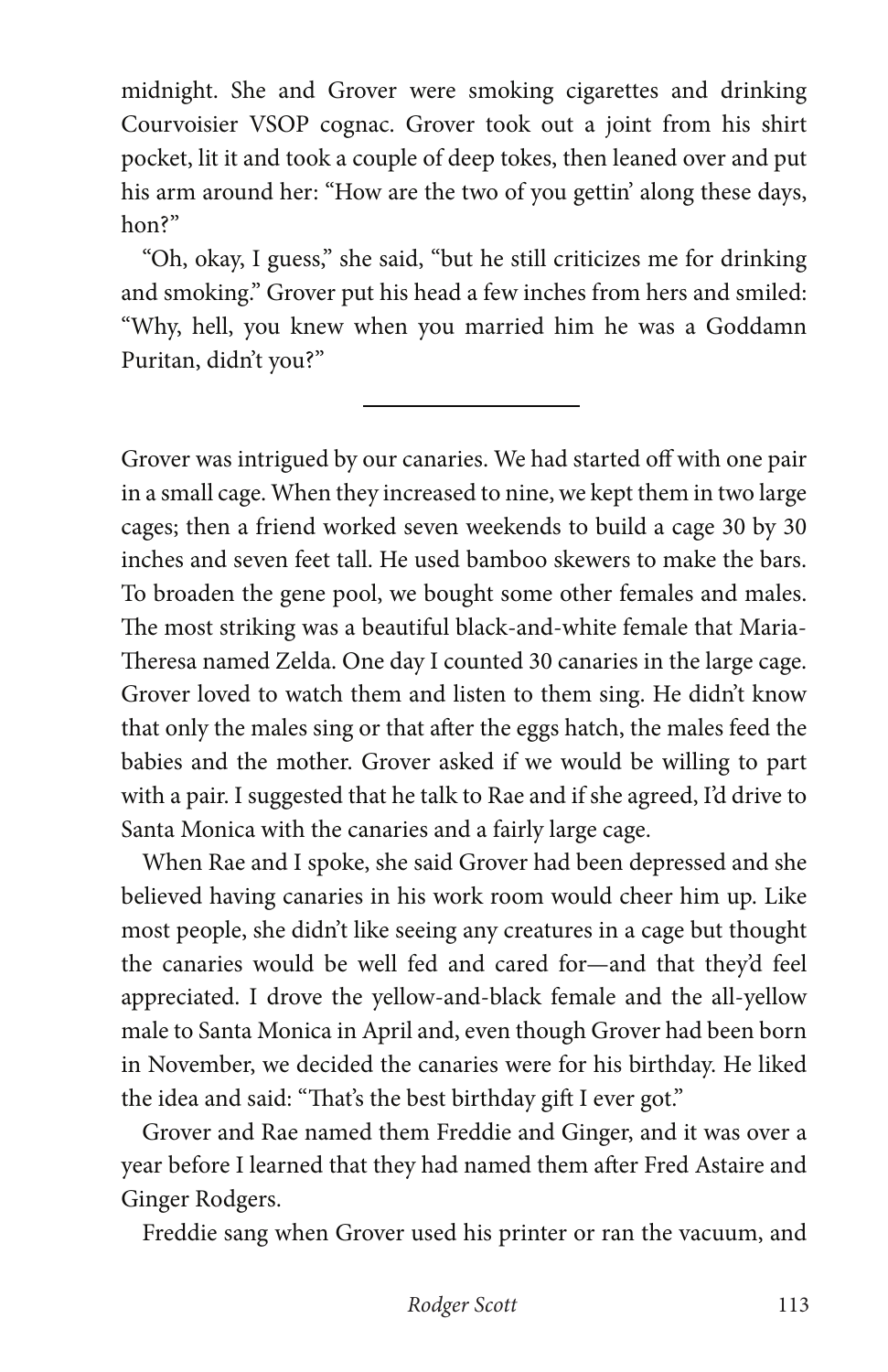midnight. She and Grover were smoking cigarettes and drinking Courvoisier VSOP cognac. Grover took out a joint from his shirt pocket, lit it and took a couple of deep tokes, then leaned over and put his arm around her: "How are the two of you gettin' along these days, hon?"

"Oh, okay, I guess," she said, "but he still criticizes me for drinking and smoking." Grover put his head a few inches from hers and smiled: "Why, hell, you knew when you married him he was a Goddamn Puritan, didn't you?"

---

Grover was intrigued by our canaries. We had started off with one pair in a small cage. When they increased to nine, we kept them in two large cages; then a friend worked seven weekends to build a cage 30 by 30 inches and seven feet tall. He used bamboo skewers to make the bars. To broaden the gene pool, we bought some other females and males. The most striking was a beautiful black-and-white female that Maria-Theresa named Zelda. One day I counted 30 canaries in the large cage. Grover loved to watch them and listen to them sing. He didn't know that only the males sing or that after the eggs hatch, the males feed the babies and the mother. Grover asked if we would be willing to part with a pair. I suggested that he talk to Rae and if she agreed, I'd drive to Santa Monica with the canaries and a fairly large cage.

When Rae and I spoke, she said Grover had been depressed and she believed having canaries in his work room would cheer him up. Like most people, she didn't like seeing any creatures in a cage but thought the canaries would be well fed and cared for—and that they'd feel appreciated. I drove the yellow-and-black female and the all-yellow male to Santa Monica in April and, even though Grover had been born in November, we decided the canaries were for his birthday. He liked the idea and said: "That's the best birthday gift I ever got."

Grover and Rae named them Freddie and Ginger, and it was over a year before I learned that they had named them after Fred Astaire and Ginger Rodgers.

Freddie sang when Grover used his printer or ran the vacuum, and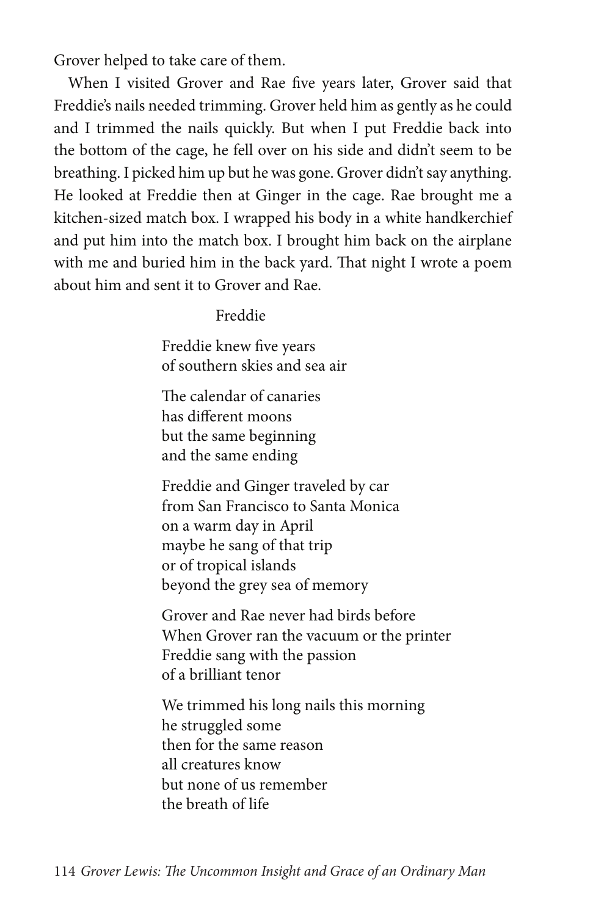Grover helped to take care of them.

When I visited Grover and Rae five years later, Grover said that Freddie's nails needed trimming. Grover held him as gently as he could and I trimmed the nails quickly. But when I put Freddie back into the bottom of the cage, he fell over on his side and didn't seem to be breathing. I picked him up but he was gone. Grover didn't say anything. He looked at Freddie then at Ginger in the cage. Rae brought me a kitchen-sized match box. I wrapped his body in a white handkerchief and put him into the match box. I brought him back on the airplane with me and buried him in the back yard. That night I wrote a poem about him and sent it to Grover and Rae.

Freddie

Freddie knew five years  
of southern skies and sea air

The calendar of canaries  
has different moons  
but the same beginning  
and the same ending

Freddie and Ginger traveled by car  
from San Francisco to Santa Monica  
on a warm day in April  
maybe he sang of that trip  
or of tropical islands  
beyond the grey sea of memory

Grover and Rae never had birds before  
When Grover ran the vacuum or the printer  
Freddie sang with the passion  
of a brilliant tenor

We trimmed his long nails this morning  
he struggled some  
then for the same reason  
all creatures know  
but none of us remember  
the breath of life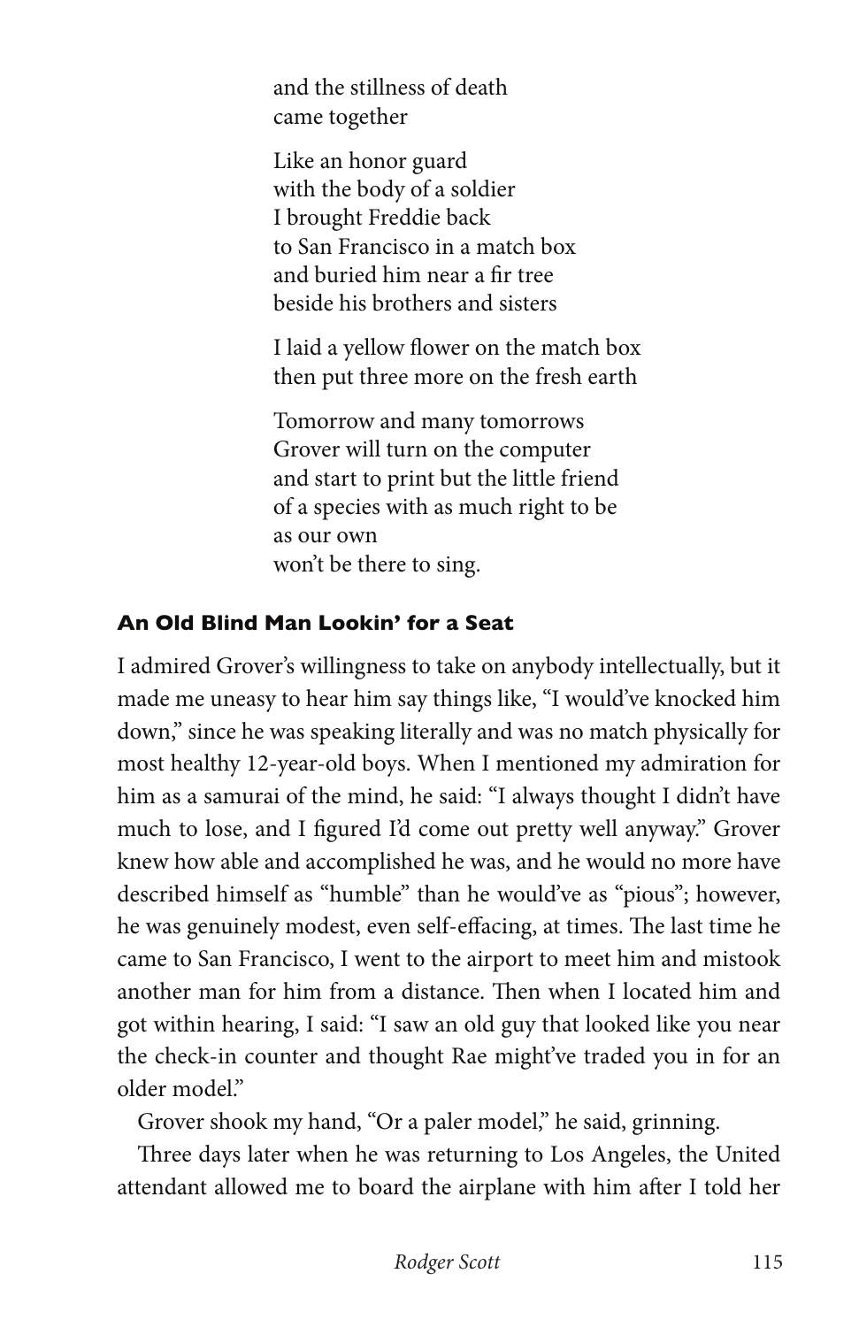and the stillness of death  
came together

Like an honor guard  
with the body of a soldier  
I brought Freddie back  
to San Francisco in a match box  
and buried him near a fir tree  
beside his brothers and sisters

I laid a yellow flower on the match box  
then put three more on the fresh earth

Tomorrow and many tomorrows  
Grover will turn on the computer  
and start to print but the little friend  
of a species with as much right to be  
as our own  
won't be there to sing.

### An Old Blind Man Lookin' for a Seat

I admired Grover's willingness to take on anybody intellectually, but it made me uneasy to hear him say things like, "I would've knocked him down," since he was speaking literally and was no match physically for most healthy 12-year-old boys. When I mentioned my admiration for him as a samurai of the mind, he said: "I always thought I didn't have much to lose, and I figured I'd come out pretty well anyway." Grover knew how able and accomplished he was, and he would no more have described himself as "humble" than he would've as "pious"; however, he was genuinely modest, even self-effacing, at times. The last time he came to San Francisco, I went to the airport to meet him and mistook another man for him from a distance. Then when I located him and got within hearing, I said: "I saw an old guy that looked like you near the check-in counter and thought Rae might've traded you in for an older model."

Grover shook my hand, "Or a paler model," he said, grinning.

Three days later when he was returning to Los Angeles, the United attendant allowed me to board the airplane with him after I told her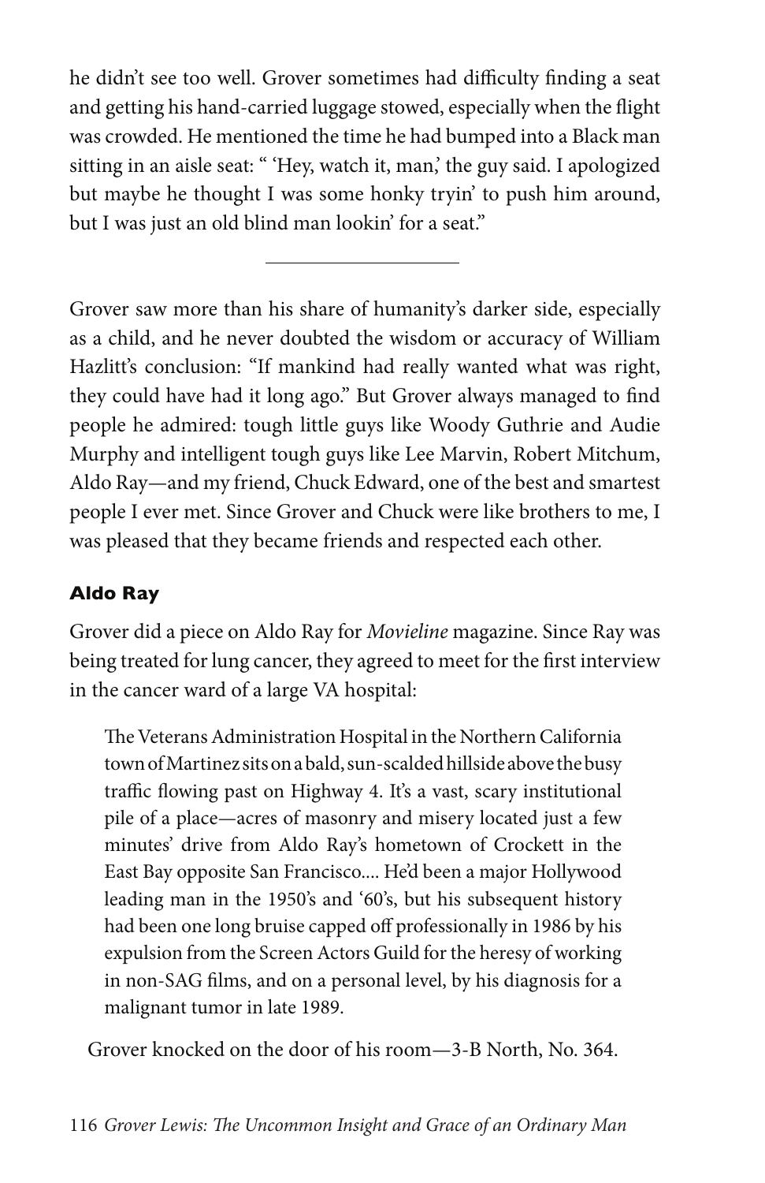he didn't see too well. Grover sometimes had difficulty finding a seat and getting his hand-carried luggage stowed, especially when the flight was crowded. He mentioned the time he had bumped into a Black man sitting in an aisle seat: " 'Hey, watch it, man,' the guy said. I apologized but maybe he thought I was some honky tryin' to push him around, but I was just an old blind man lookin' for a seat."

---

Grover saw more than his share of humanity's darker side, especially as a child, and he never doubted the wisdom or accuracy of William Hazlitt's conclusion: "If mankind had really wanted what was right, they could have had it long ago." But Grover always managed to find people he admired: tough little guys like Woody Guthrie and Audie Murphy and intelligent tough guys like Lee Marvin, Robert Mitchum, Aldo Ray—and my friend, Chuck Edward, one of the best and smartest people I ever met. Since Grover and Chuck were like brothers to me, I was pleased that they became friends and respected each other.

### Aldo Ray

Grover did a piece on Aldo Ray for *Movieline* magazine. Since Ray was being treated for lung cancer, they agreed to meet for the first interview in the cancer ward of a large VA hospital:

> The Veterans Administration Hospital in the Northern California town of Martinez sits on a bald, sun-scalded hillside above the busy traffic flowing past on Highway 4. It's a vast, scary institutional pile of a place—acres of masonry and misery located just a few minutes' drive from Aldo Ray's hometown of Crockett in the East Bay opposite San Francisco.... He'd been a major Hollywood leading man in the 1950's and '60's, but his subsequent history had been one long bruise capped off professionally in 1986 by his expulsion from the Screen Actors Guild for the heresy of working in non-SAG films, and on a personal level, by his diagnosis for a malignant tumor in late 1989.

Grover knocked on the door of his room—3-B North, No. 364.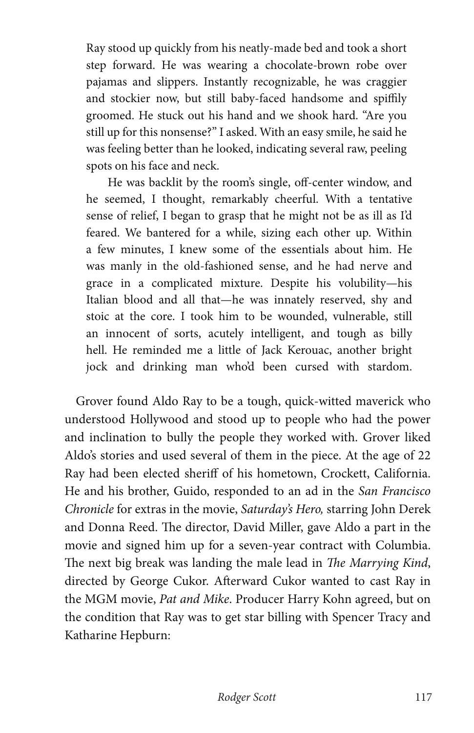> Ray stood up quickly from his neatly-made bed and took a short step forward. He was wearing a chocolate-brown robe over pajamas and slippers. Instantly recognizable, he was craggier and stockier now, but still baby-faced handsome and spiffily groomed. He stuck out his hand and we shook hard. "Are you still up for this nonsense?" I asked. With an easy smile, he said he was feeling better than he looked, indicating several raw, peeling spots on his face and neck.
>
> He was backlit by the room's single, off-center window, and he seemed, I thought, remarkably cheerful. With a tentative sense of relief, I began to grasp that he might not be as ill as I'd feared. We bantered for a while, sizing each other up. Within a few minutes, I knew some of the essentials about him. He was manly in the old-fashioned sense, and he had nerve and grace in a complicated mixture. Despite his volubility—his Italian blood and all that—he was innately reserved, shy and stoic at the core. I took him to be wounded, vulnerable, still an innocent of sorts, acutely intelligent, and tough as billy hell. He reminded me a little of Jack Kerouac, another bright jock and drinking man who'd been cursed with stardom.

Grover found Aldo Ray to be a tough, quick-witted maverick who understood Hollywood and stood up to people who had the power and inclination to bully the people they worked with. Grover liked Aldo's stories and used several of them in the piece. At the age of 22 Ray had been elected sheriff of his hometown, Crockett, California. He and his brother, Guido, responded to an ad in the *San Francisco Chronicle* for extras in the movie, *Saturday's Hero,* starring John Derek and Donna Reed. The director, David Miller, gave Aldo a part in the movie and signed him up for a seven-year contract with Columbia. The next big break was landing the male lead in *The Marrying Kind*, directed by George Cukor. Afterward Cukor wanted to cast Ray in the MGM movie, *Pat and Mike*. Producer Harry Kohn agreed, but on the condition that Ray was to get star billing with Spencer Tracy and Katharine Hepburn: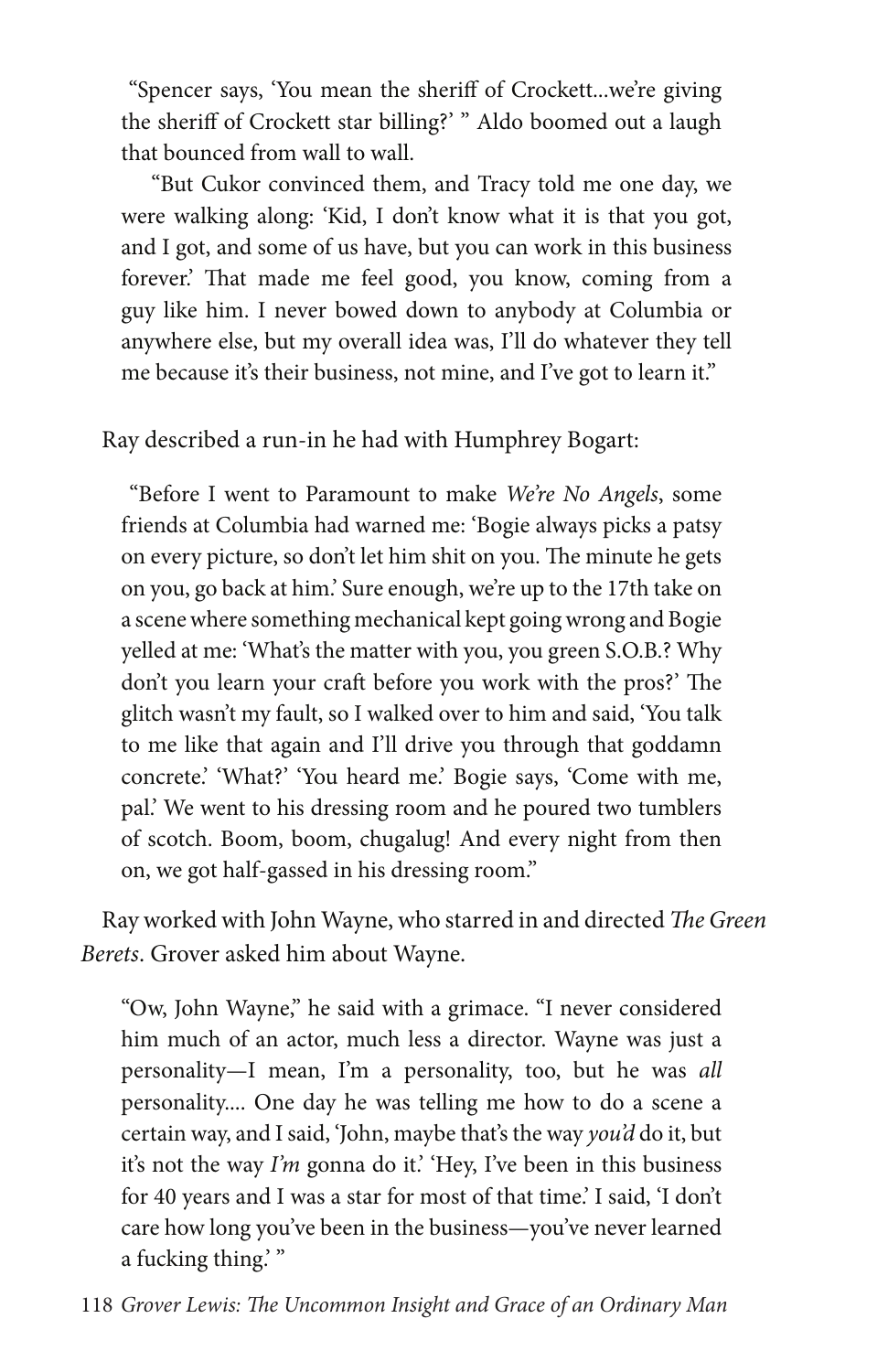"Spencer says, 'You mean the sheriff of Crockett...we're giving the sheriff of Crockett star billing?' " Aldo boomed out a laugh that bounced from wall to wall.

> "But Cukor convinced them, and Tracy told me one day, we were walking along: 'Kid, I don't know what it is that you got, and I got, and some of us have, but you can work in this business forever.' That made me feel good, you know, coming from a guy like him. I never bowed down to anybody at Columbia or anywhere else, but my overall idea was, I'll do whatever they tell me because it's their business, not mine, and I've got to learn it."

Ray described a run-in he had with Humphrey Bogart:

> "Before I went to Paramount to make *We're No Angels*, some friends at Columbia had warned me: 'Bogie always picks a patsy on every picture, so don't let him shit on you. The minute he gets on you, go back at him.' Sure enough, we're up to the 17th take on a scene where something mechanical kept going wrong and Bogie yelled at me: 'What's the matter with you, you green S.O.B.? Why don't you learn your craft before you work with the pros?' The glitch wasn't my fault, so I walked over to him and said, 'You talk to me like that again and I'll drive you through that goddamn concrete.' 'What?' 'You heard me.' Bogie says, 'Come with me, pal.' We went to his dressing room and he poured two tumblers of scotch. Boom, boom, chugalug! And every night from then on, we got half-gassed in his dressing room."

Ray worked with John Wayne, who starred in and directed *The Green Berets*. Grover asked him about Wayne.

> "Ow, John Wayne," he said with a grimace. "I never considered him much of an actor, much less a director. Wayne was just a personality—I mean, I'm a personality, too, but he was *all* personality.... One day he was telling me how to do a scene a certain way, and I said, 'John, maybe that's the way *you'd* do it, but it's not the way *I'm* gonna do it.' 'Hey, I've been in this business for 40 years and I was a star for most of that time.' I said, 'I don't care how long you've been in the business—you've never learned a fucking thing.' "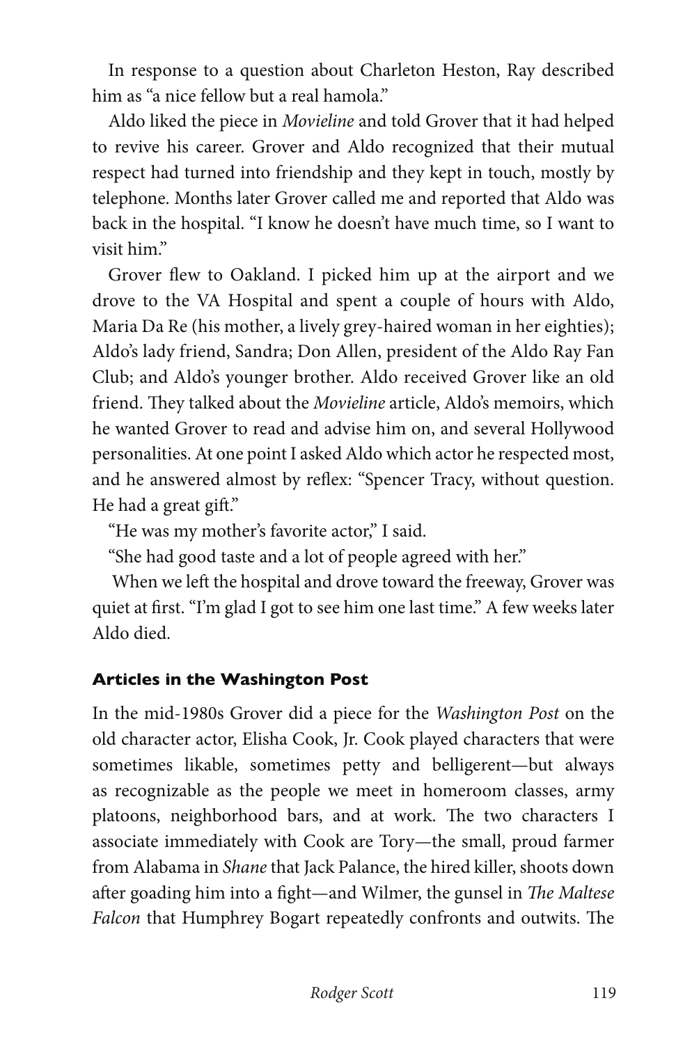In response to a question about Charleton Heston, Ray described him as "a nice fellow but a real hamola."

Aldo liked the piece in *Movieline* and told Grover that it had helped to revive his career. Grover and Aldo recognized that their mutual respect had turned into friendship and they kept in touch, mostly by telephone. Months later Grover called me and reported that Aldo was back in the hospital. "I know he doesn't have much time, so I want to visit him."

Grover flew to Oakland. I picked him up at the airport and we drove to the VA Hospital and spent a couple of hours with Aldo, Maria Da Re (his mother, a lively grey-haired woman in her eighties); Aldo's lady friend, Sandra; Don Allen, president of the Aldo Ray Fan Club; and Aldo's younger brother. Aldo received Grover like an old friend. They talked about the *Movieline* article, Aldo's memoirs, which he wanted Grover to read and advise him on, and several Hollywood personalities. At one point I asked Aldo which actor he respected most, and he answered almost by reflex: "Spencer Tracy, without question. He had a great gift."

"He was my mother's favorite actor," I said.

"She had good taste and a lot of people agreed with her."

When we left the hospital and drove toward the freeway, Grover was quiet at first. "I'm glad I got to see him one last time." A few weeks later Aldo died.

### Articles in the Washington Post

In the mid-1980s Grover did a piece for the *Washington Post* on the old character actor, Elisha Cook, Jr. Cook played characters that were sometimes likable, sometimes petty and belligerent—but always as recognizable as the people we meet in homeroom classes, army platoons, neighborhood bars, and at work. The two characters I associate immediately with Cook are Tory—the small, proud farmer from Alabama in *Shane* that Jack Palance, the hired killer, shoots down after goading him into a fight—and Wilmer, the gunsel in *The Maltese Falcon* that Humphrey Bogart repeatedly confronts and outwits. The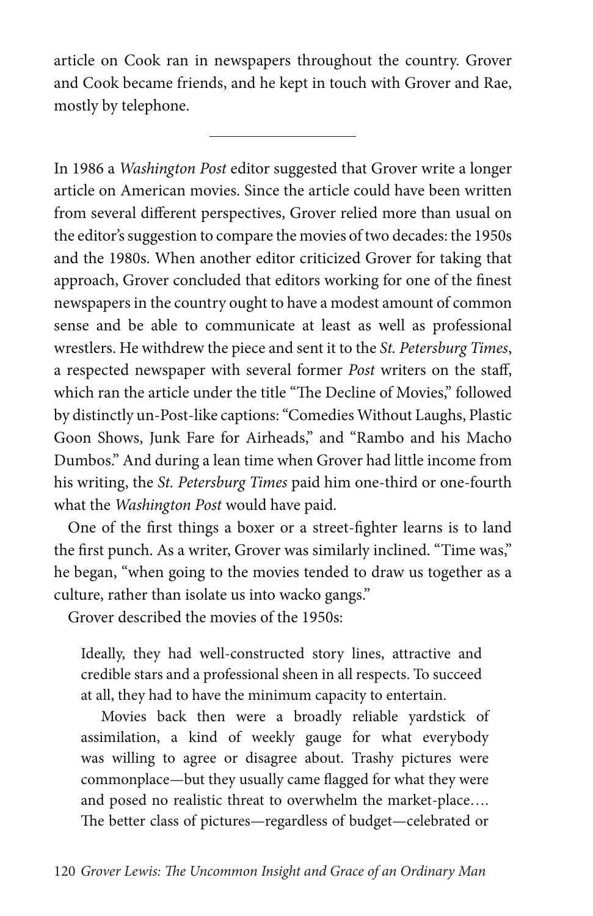article on Cook ran in newspapers throughout the country. Grover and Cook became friends, and he kept in touch with Grover and Rae, mostly by telephone.

---

In 1986 a *Washington Post* editor suggested that Grover write a longer article on American movies. Since the article could have been written from several different perspectives, Grover relied more than usual on the editor's suggestion to compare the movies of two decades: the 1950s and the 1980s. When another editor criticized Grover for taking that approach, Grover concluded that editors working for one of the finest newspapers in the country ought to have a modest amount of common sense and be able to communicate at least as well as professional wrestlers. He withdrew the piece and sent it to the *St. Petersburg Times*, a respected newspaper with several former *Post* writers on the staff, which ran the article under the title "The Decline of Movies," followed by distinctly un-Post-like captions: "Comedies Without Laughs, Plastic Goon Shows, Junk Fare for Airheads," and "Rambo and his Macho Dumbos." And during a lean time when Grover had little income from his writing, the *St. Petersburg Times* paid him one-third or one-fourth what the *Washington Post* would have paid.

One of the first things a boxer or a street-fighter learns is to land the first punch. As a writer, Grover was similarly inclined. "Time was," he began, "when going to the movies tended to draw us together as a culture, rather than isolate us into wacko gangs."

Grover described the movies of the 1950s:

> Ideally, they had well-constructed story lines, attractive and credible stars and a professional sheen in all respects. To succeed at all, they had to have the minimum capacity to entertain.
>
> Movies back then were a broadly reliable yardstick of assimilation, a kind of weekly gauge for what everybody was willing to agree or disagree about. Trashy pictures were commonplace—but they usually came flagged for what they were and posed no realistic threat to overwhelm the market-place…. The better class of pictures—regardless of budget—celebrated or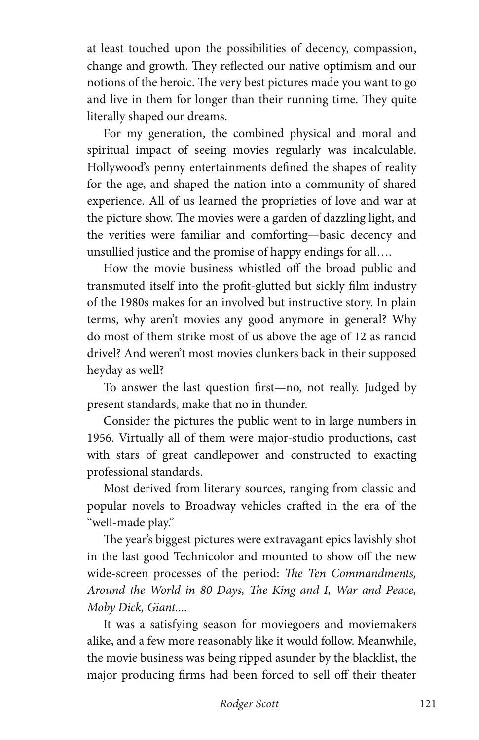at least touched upon the possibilities of decency, compassion, change and growth. They reflected our native optimism and our notions of the heroic. The very best pictures made you want to go and live in them for longer than their running time. They quite literally shaped our dreams.

For my generation, the combined physical and moral and spiritual impact of seeing movies regularly was incalculable. Hollywood's penny entertainments defined the shapes of reality for the age, and shaped the nation into a community of shared experience. All of us learned the proprieties of love and war at the picture show. The movies were a garden of dazzling light, and the verities were familiar and comforting—basic decency and unsullied justice and the promise of happy endings for all….

How the movie business whistled off the broad public and transmuted itself into the profit-glutted but sickly film industry of the 1980s makes for an involved but instructive story. In plain terms, why aren't movies any good anymore in general? Why do most of them strike most of us above the age of 12 as rancid drivel? And weren't most movies clunkers back in their supposed heyday as well?

To answer the last question first—no, not really. Judged by present standards, make that no in thunder.

Consider the pictures the public went to in large numbers in 1956. Virtually all of them were major-studio productions, cast with stars of great candlepower and constructed to exacting professional standards.

Most derived from literary sources, ranging from classic and popular novels to Broadway vehicles crafted in the era of the "well-made play."

The year's biggest pictures were extravagant epics lavishly shot in the last good Technicolor and mounted to show off the new wide-screen processes of the period: *The Ten Commandments, Around the World in 80 Days, The King and I, War and Peace, Moby Dick, Giant....*

It was a satisfying season for moviegoers and moviemakers alike, and a few more reasonably like it would follow. Meanwhile, the movie business was being ripped asunder by the blacklist, the major producing firms had been forced to sell off their theater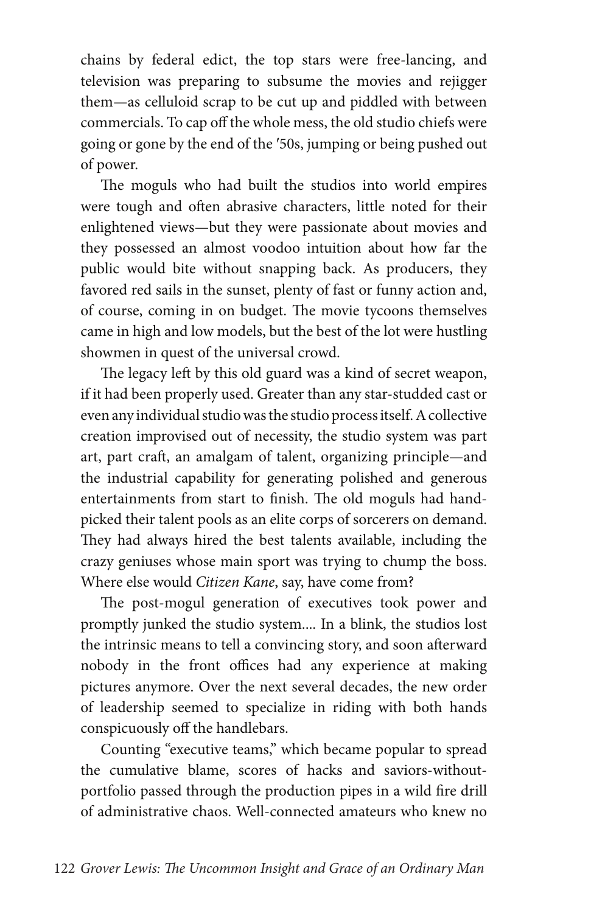chains by federal edict, the top stars were free-lancing, and television was preparing to subsume the movies and rejigger them—as celluloid scrap to be cut up and piddled with between commercials. To cap off the whole mess, the old studio chiefs were going or gone by the end of the ′50s, jumping or being pushed out of power.

The moguls who had built the studios into world empires were tough and often abrasive characters, little noted for their enlightened views—but they were passionate about movies and they possessed an almost voodoo intuition about how far the public would bite without snapping back. As producers, they favored red sails in the sunset, plenty of fast or funny action and, of course, coming in on budget. The movie tycoons themselves came in high and low models, but the best of the lot were hustling showmen in quest of the universal crowd.

The legacy left by this old guard was a kind of secret weapon, if it had been properly used. Greater than any star-studded cast or even any individual studio was the studio process itself. A collective creation improvised out of necessity, the studio system was part art, part craft, an amalgam of talent, organizing principle—and the industrial capability for generating polished and generous entertainments from start to finish. The old moguls had hand-picked their talent pools as an elite corps of sorcerers on demand. They had always hired the best talents available, including the crazy geniuses whose main sport was trying to chump the boss. Where else would *Citizen Kane*, say, have come from?

The post-mogul generation of executives took power and promptly junked the studio system.... In a blink, the studios lost the intrinsic means to tell a convincing story, and soon afterward nobody in the front offices had any experience at making pictures anymore. Over the next several decades, the new order of leadership seemed to specialize in riding with both hands conspicuously off the handlebars.

Counting "executive teams," which became popular to spread the cumulative blame, scores of hacks and saviors-without-portfolio passed through the production pipes in a wild fire drill of administrative chaos. Well-connected amateurs who knew no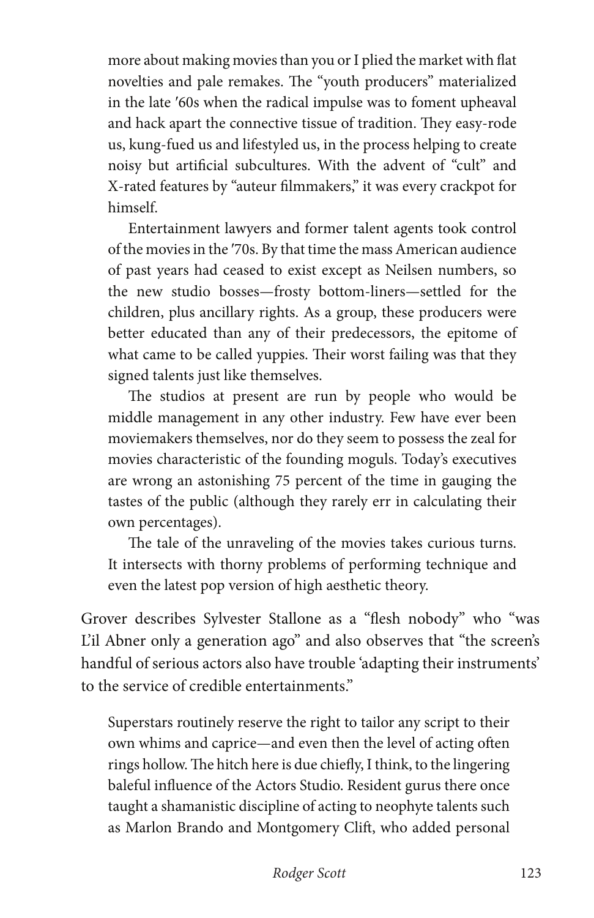> more about making movies than you or I plied the market with flat novelties and pale remakes. The "youth producers" materialized in the late ′60s when the radical impulse was to foment upheaval and hack apart the connective tissue of tradition. They easy-rode us, kung-fued us and lifestyled us, in the process helping to create noisy but artificial subcultures. With the advent of "cult" and X-rated features by "auteur filmmakers," it was every crackpot for himself.
>
> Entertainment lawyers and former talent agents took control of the movies in the ′70s. By that time the mass American audience of past years had ceased to exist except as Neilsen numbers, so the new studio bosses—frosty bottom-liners—settled for the children, plus ancillary rights. As a group, these producers were better educated than any of their predecessors, the epitome of what came to be called yuppies. Their worst failing was that they signed talents just like themselves.
>
> The studios at present are run by people who would be middle management in any other industry. Few have ever been moviemakers themselves, nor do they seem to possess the zeal for movies characteristic of the founding moguls. Today's executives are wrong an astonishing 75 percent of the time in gauging the tastes of the public (although they rarely err in calculating their own percentages).
>
> The tale of the unraveling of the movies takes curious turns. It intersects with thorny problems of performing technique and even the latest pop version of high aesthetic theory.

Grover describes Sylvester Stallone as a "flesh nobody" who "was L'il Abner only a generation ago" and also observes that "the screen's handful of serious actors also have trouble 'adapting their instruments' to the service of credible entertainments."

> Superstars routinely reserve the right to tailor any script to their own whims and caprice—and even then the level of acting often rings hollow. The hitch here is due chiefly, I think, to the lingering baleful influence of the Actors Studio. Resident gurus there once taught a shamanistic discipline of acting to neophyte talents such as Marlon Brando and Montgomery Clift, who added personal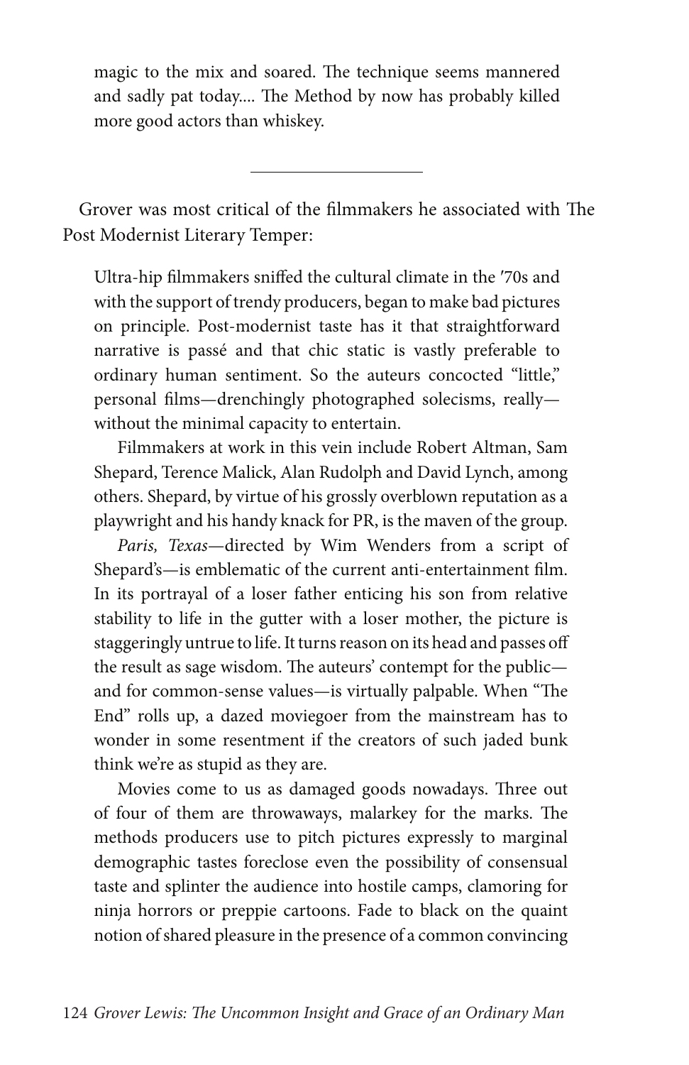> magic to the mix and soared. The technique seems mannered and sadly pat today.... The Method by now has probably killed more good actors than whiskey.

---

Grover was most critical of the filmmakers he associated with The Post Modernist Literary Temper:

> Ultra-hip filmmakers sniffed the cultural climate in the ′70s and with the support of trendy producers, began to make bad pictures on principle. Post-modernist taste has it that straightforward narrative is passé and that chic static is vastly preferable to ordinary human sentiment. So the auteurs concocted "little," personal films—drenchingly photographed solecisms, really—without the minimal capacity to entertain.
>
> Filmmakers at work in this vein include Robert Altman, Sam Shepard, Terence Malick, Alan Rudolph and David Lynch, among others. Shepard, by virtue of his grossly overblown reputation as a playwright and his handy knack for PR, is the maven of the group.
>
> *Paris, Texas*—directed by Wim Wenders from a script of Shepard's—is emblematic of the current anti-entertainment film. In its portrayal of a loser father enticing his son from relative stability to life in the gutter with a loser mother, the picture is staggeringly untrue to life. It turns reason on its head and passes off the result as sage wisdom. The auteurs' contempt for the public—and for common-sense values—is virtually palpable. When "The End" rolls up, a dazed moviegoer from the mainstream has to wonder in some resentment if the creators of such jaded bunk think we're as stupid as they are.
>
> Movies come to us as damaged goods nowadays. Three out of four of them are throwaways, malarkey for the marks. The methods producers use to pitch pictures expressly to marginal demographic tastes foreclose even the possibility of consensual taste and splinter the audience into hostile camps, clamoring for ninja horrors or preppie cartoons. Fade to black on the quaint notion of shared pleasure in the presence of a common convincing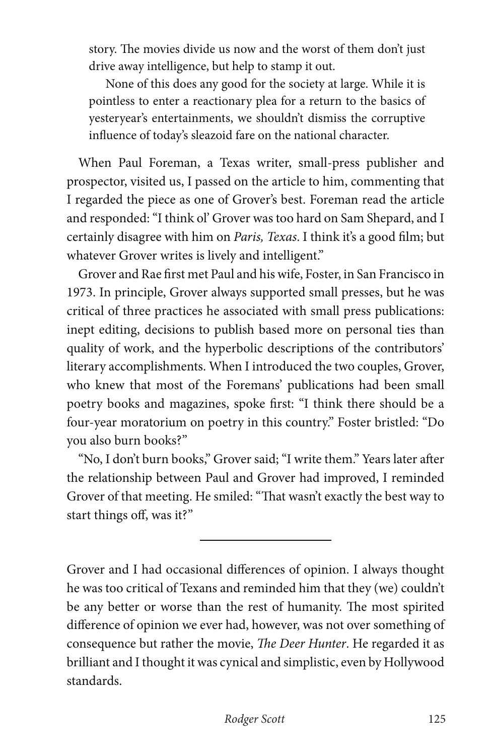> story. The movies divide us now and the worst of them don't just drive away intelligence, but help to stamp it out.
>
> None of this does any good for the society at large. While it is pointless to enter a reactionary plea for a return to the basics of yesteryear's entertainments, we shouldn't dismiss the corruptive influence of today's sleazoid fare on the national character.

When Paul Foreman, a Texas writer, small-press publisher and prospector, visited us, I passed on the article to him, commenting that I regarded the piece as one of Grover's best. Foreman read the article and responded: "I think ol' Grover was too hard on Sam Shepard, and I certainly disagree with him on *Paris, Texas*. I think it's a good film; but whatever Grover writes is lively and intelligent."

Grover and Rae first met Paul and his wife, Foster, in San Francisco in 1973. In principle, Grover always supported small presses, but he was critical of three practices he associated with small press publications: inept editing, decisions to publish based more on personal ties than quality of work, and the hyperbolic descriptions of the contributors' literary accomplishments. When I introduced the two couples, Grover, who knew that most of the Foremans' publications had been small poetry books and magazines, spoke first: "I think there should be a four-year moratorium on poetry in this country." Foster bristled: "Do you also burn books?"

"No, I don't burn books," Grover said; "I write them." Years later after the relationship between Paul and Grover had improved, I reminded Grover of that meeting. He smiled: "That wasn't exactly the best way to start things off, was it?"

---

Grover and I had occasional differences of opinion. I always thought he was too critical of Texans and reminded him that they (we) couldn't be any better or worse than the rest of humanity. The most spirited difference of opinion we ever had, however, was not over something of consequence but rather the movie, *The Deer Hunter*. He regarded it as brilliant and I thought it was cynical and simplistic, even by Hollywood standards.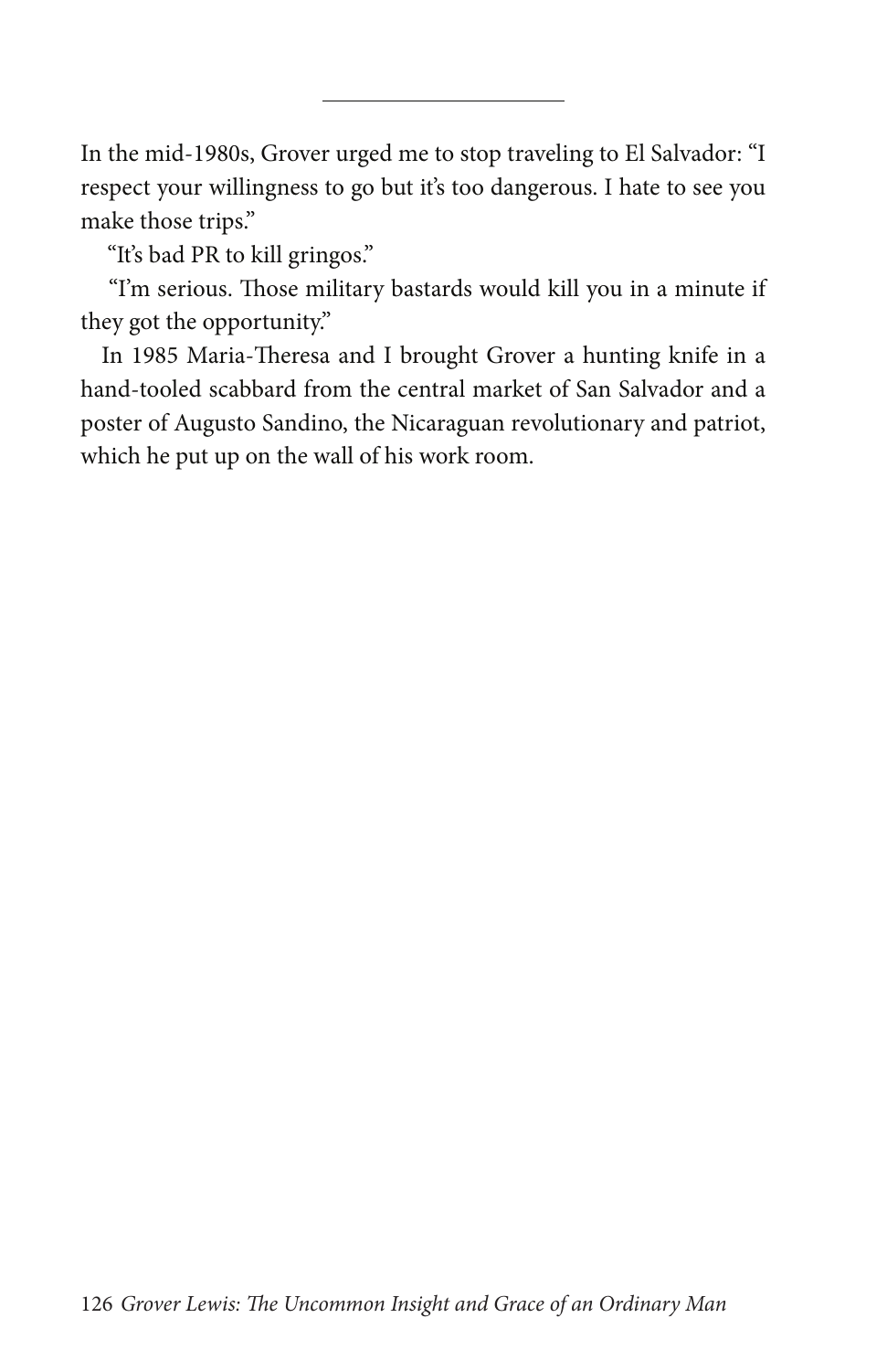---

In the mid-1980s, Grover urged me to stop traveling to El Salvador: "I respect your willingness to go but it's too dangerous. I hate to see you make those trips."

"It's bad PR to kill gringos."

"I'm serious. Those military bastards would kill you in a minute if they got the opportunity."

In 1985 Maria-Theresa and I brought Grover a hunting knife in a hand-tooled scabbard from the central market of San Salvador and a poster of Augusto Sandino, the Nicaraguan revolutionary and patriot, which he put up on the wall of his work room.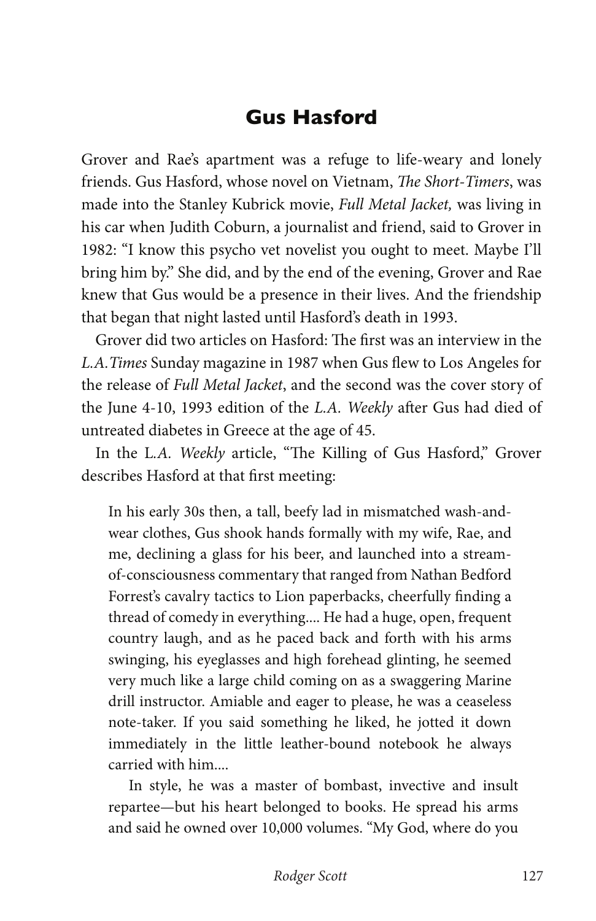## Gus Hasford

Grover and Rae's apartment was a refuge to life-weary and lonely friends. Gus Hasford, whose novel on Vietnam, *The Short-Timers*, was made into the Stanley Kubrick movie, *Full Metal Jacket,* was living in his car when Judith Coburn, a journalist and friend, said to Grover in 1982: "I know this psycho vet novelist you ought to meet. Maybe I'll bring him by." She did, and by the end of the evening, Grover and Rae knew that Gus would be a presence in their lives. And the friendship that began that night lasted until Hasford's death in 1993.

Grover did two articles on Hasford: The first was an interview in the *L.A.Times* Sunday magazine in 1987 when Gus flew to Los Angeles for the release of *Full Metal Jacket*, and the second was the cover story of the June 4-10, 1993 edition of the *L.A. Weekly* after Gus had died of untreated diabetes in Greece at the age of 45.

In the L*.A. Weekly* article, "The Killing of Gus Hasford," Grover describes Hasford at that first meeting:

> In his early 30s then, a tall, beefy lad in mismatched wash-and-wear clothes, Gus shook hands formally with my wife, Rae, and me, declining a glass for his beer, and launched into a stream-of-consciousness commentary that ranged from Nathan Bedford Forrest's cavalry tactics to Lion paperbacks, cheerfully finding a thread of comedy in everything.... He had a huge, open, frequent country laugh, and as he paced back and forth with his arms swinging, his eyeglasses and high forehead glinting, he seemed very much like a large child coming on as a swaggering Marine drill instructor. Amiable and eager to please, he was a ceaseless note-taker. If you said something he liked, he jotted it down immediately in the little leather-bound notebook he always carried with him....
>
> In style, he was a master of bombast, invective and insult repartee—but his heart belonged to books. He spread his arms and said he owned over 10,000 volumes. "My God, where do you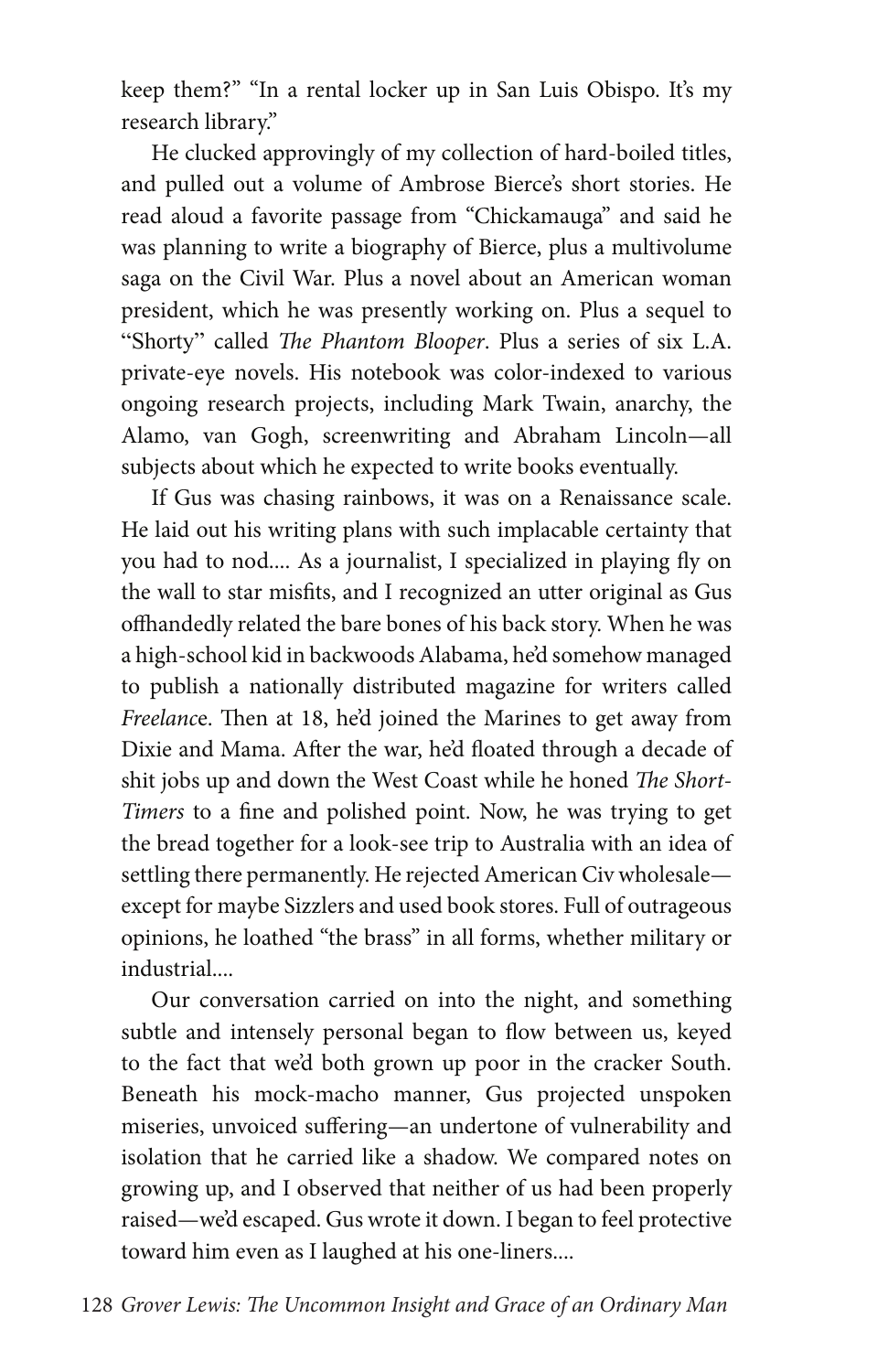keep them?" "In a rental locker up in San Luis Obispo. It's my research library."

He clucked approvingly of my collection of hard-boiled titles, and pulled out a volume of Ambrose Bierce's short stories. He read aloud a favorite passage from "Chickamauga" and said he was planning to write a biography of Bierce, plus a multivolume saga on the Civil War. Plus a novel about an American woman president, which he was presently working on. Plus a sequel to "Shorty" called *The Phantom Blooper*. Plus a series of six L.A. private-eye novels. His notebook was color-indexed to various ongoing research projects, including Mark Twain, anarchy, the Alamo, van Gogh, screenwriting and Abraham Lincoln—all subjects about which he expected to write books eventually.

If Gus was chasing rainbows, it was on a Renaissance scale. He laid out his writing plans with such implacable certainty that you had to nod.... As a journalist, I specialized in playing fly on the wall to star misfits, and I recognized an utter original as Gus offhandedly related the bare bones of his back story. When he was a high-school kid in backwoods Alabama, he'd somehow managed to publish a nationally distributed magazine for writers called *Freelance*. Then at 18, he'd joined the Marines to get away from Dixie and Mama. After the war, he'd floated through a decade of shit jobs up and down the West Coast while he honed *The Short-Timers* to a fine and polished point. Now, he was trying to get the bread together for a look-see trip to Australia with an idea of settling there permanently. He rejected American Civ wholesale—except for maybe Sizzlers and used book stores. Full of outrageous opinions, he loathed "the brass" in all forms, whether military or industrial....

Our conversation carried on into the night, and something subtle and intensely personal began to flow between us, keyed to the fact that we'd both grown up poor in the cracker South. Beneath his mock-macho manner, Gus projected unspoken miseries, unvoiced suffering—an undertone of vulnerability and isolation that he carried like a shadow. We compared notes on growing up, and I observed that neither of us had been properly raised—we'd escaped. Gus wrote it down. I began to feel protective toward him even as I laughed at his one-liners....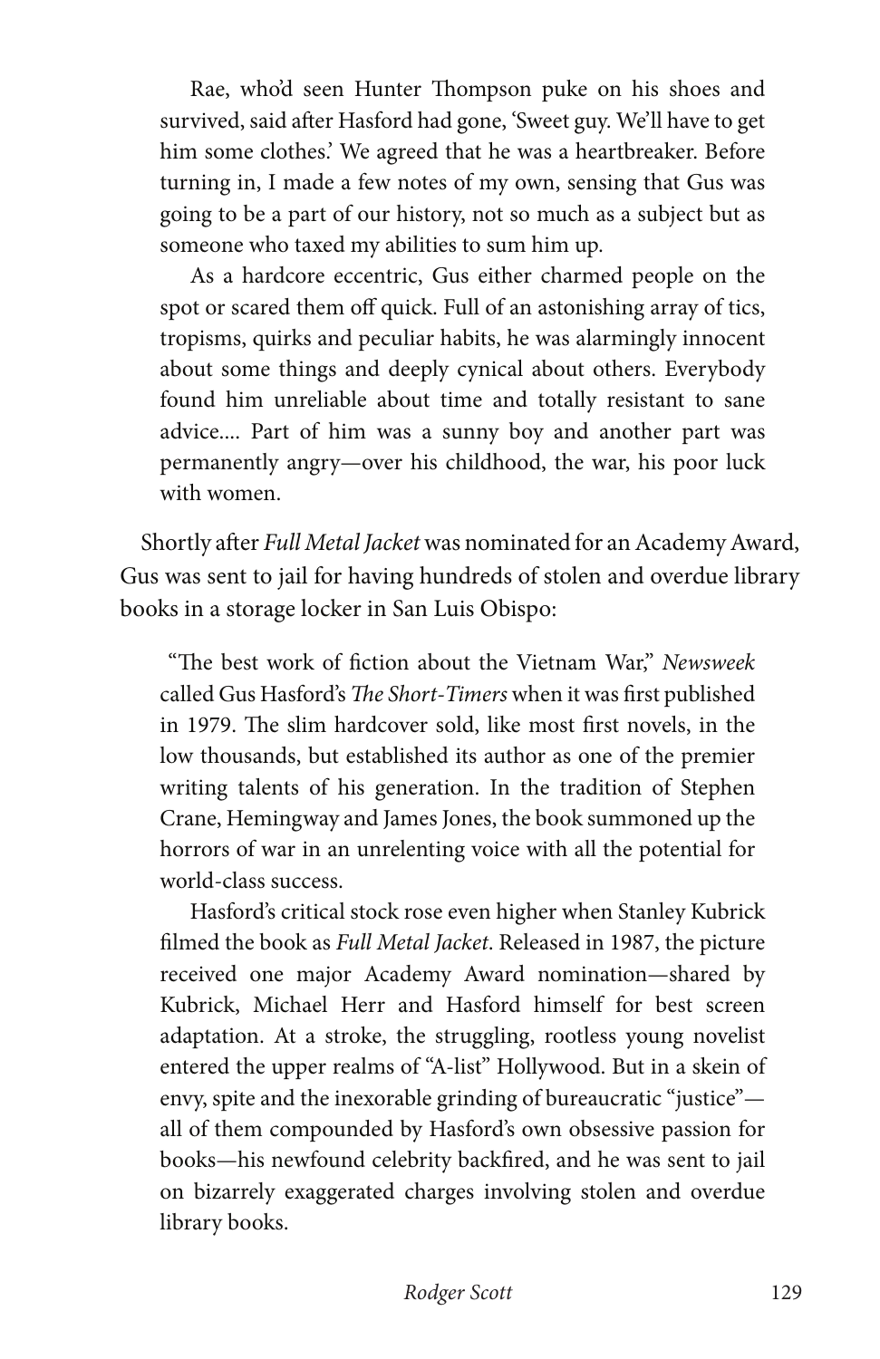> Rae, who'd seen Hunter Thompson puke on his shoes and survived, said after Hasford had gone, 'Sweet guy. We'll have to get him some clothes.' We agreed that he was a heartbreaker. Before turning in, I made a few notes of my own, sensing that Gus was going to be a part of our history, not so much as a subject but as someone who taxed my abilities to sum him up.
>
> As a hardcore eccentric, Gus either charmed people on the spot or scared them off quick. Full of an astonishing array of tics, tropisms, quirks and peculiar habits, he was alarmingly innocent about some things and deeply cynical about others. Everybody found him unreliable about time and totally resistant to sane advice.... Part of him was a sunny boy and another part was permanently angry—over his childhood, the war, his poor luck with women.

Shortly after *Full Metal Jacket* was nominated for an Academy Award, Gus was sent to jail for having hundreds of stolen and overdue library books in a storage locker in San Luis Obispo:

> "The best work of fiction about the Vietnam War," *Newsweek* called Gus Hasford's *The Short-Timers* when it was first published in 1979. The slim hardcover sold, like most first novels, in the low thousands, but established its author as one of the premier writing talents of his generation. In the tradition of Stephen Crane, Hemingway and James Jones, the book summoned up the horrors of war in an unrelenting voice with all the potential for world-class success.
>
> Hasford's critical stock rose even higher when Stanley Kubrick filmed the book as *Full Metal Jacket*. Released in 1987, the picture received one major Academy Award nomination—shared by Kubrick, Michael Herr and Hasford himself for best screen adaptation. At a stroke, the struggling, rootless young novelist entered the upper realms of "A-list" Hollywood. But in a skein of envy, spite and the inexorable grinding of bureaucratic "justice"—all of them compounded by Hasford's own obsessive passion for books—his newfound celebrity backfired, and he was sent to jail on bizarrely exaggerated charges involving stolen and overdue library books.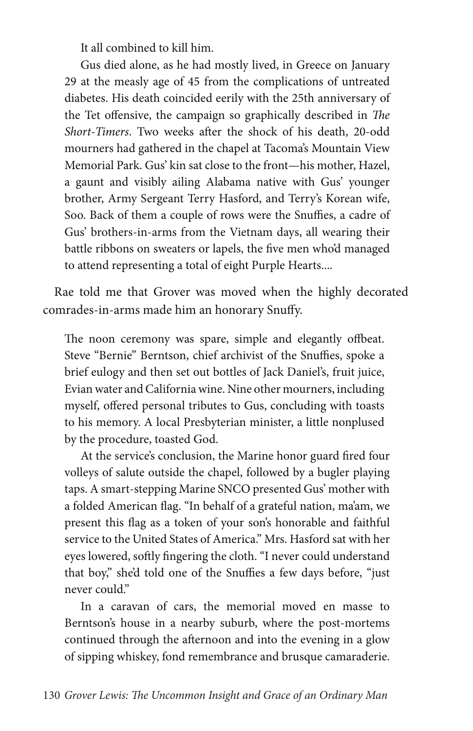It all combined to kill him.

Gus died alone, as he had mostly lived, in Greece on January 29 at the measly age of 45 from the complications of untreated diabetes. His death coincided eerily with the 25th anniversary of the Tet offensive, the campaign so graphically described in *The Short-Timers*. Two weeks after the shock of his death, 20-odd mourners had gathered in the chapel at Tacoma's Mountain View Memorial Park. Gus' kin sat close to the front—his mother, Hazel, a gaunt and visibly ailing Alabama native with Gus' younger brother, Army Sergeant Terry Hasford, and Terry's Korean wife, Soo. Back of them a couple of rows were the Snuffies, a cadre of Gus' brothers-in-arms from the Vietnam days, all wearing their battle ribbons on sweaters or lapels, the five men who'd managed to attend representing a total of eight Purple Hearts....

Rae told me that Grover was moved when the highly decorated comrades-in-arms made him an honorary Snuffy.

> The noon ceremony was spare, simple and elegantly offbeat. Steve "Bernie" Berntson, chief archivist of the Snuffies, spoke a brief eulogy and then set out bottles of Jack Daniel's, fruit juice, Evian water and California wine. Nine other mourners, including myself, offered personal tributes to Gus, concluding with toasts to his memory. A local Presbyterian minister, a little nonplused by the procedure, toasted God.
>
> At the service's conclusion, the Marine honor guard fired four volleys of salute outside the chapel, followed by a bugler playing taps. A smart-stepping Marine SNCO presented Gus' mother with a folded American flag. "In behalf of a grateful nation, ma'am, we present this flag as a token of your son's honorable and faithful service to the United States of America." Mrs. Hasford sat with her eyes lowered, softly fingering the cloth. "I never could understand that boy," she'd told one of the Snuffies a few days before, "just never could."
>
> In a caravan of cars, the memorial moved en masse to Berntson's house in a nearby suburb, where the post-mortems continued through the afternoon and into the evening in a glow of sipping whiskey, fond remembrance and brusque camaraderie.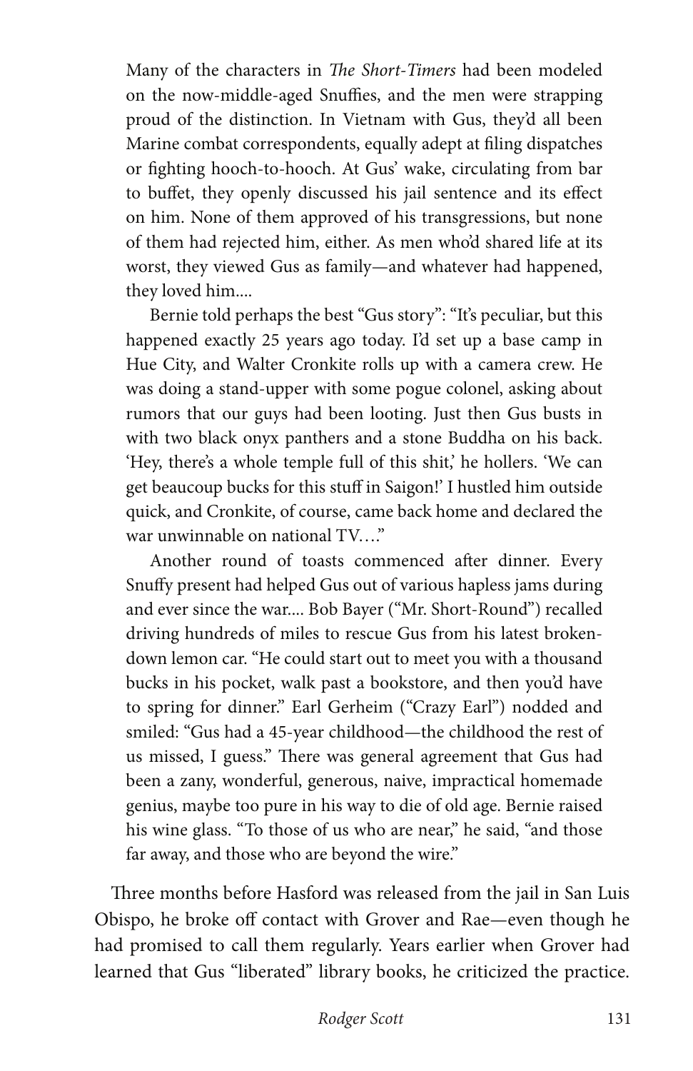> Many of the characters in *The Short-Timers* had been modeled on the now-middle-aged Snuffies, and the men were strapping proud of the distinction. In Vietnam with Gus, they'd all been Marine combat correspondents, equally adept at filing dispatches or fighting hooch-to-hooch. At Gus' wake, circulating from bar to buffet, they openly discussed his jail sentence and its effect on him. None of them approved of his transgressions, but none of them had rejected him, either. As men who'd shared life at its worst, they viewed Gus as family—and whatever had happened, they loved him....
>
> Bernie told perhaps the best "Gus story": "It's peculiar, but this happened exactly 25 years ago today. I'd set up a base camp in Hue City, and Walter Cronkite rolls up with a camera crew. He was doing a stand-upper with some pogue colonel, asking about rumors that our guys had been looting. Just then Gus busts in with two black onyx panthers and a stone Buddha on his back. 'Hey, there's a whole temple full of this shit,' he hollers. 'We can get beaucoup bucks for this stuff in Saigon!' I hustled him outside quick, and Cronkite, of course, came back home and declared the war unwinnable on national TV...."
>
> Another round of toasts commenced after dinner. Every Snuffy present had helped Gus out of various hapless jams during and ever since the war.... Bob Bayer ("Mr. Short-Round") recalled driving hundreds of miles to rescue Gus from his latest broken-down lemon car. "He could start out to meet you with a thousand bucks in his pocket, walk past a bookstore, and then you'd have to spring for dinner." Earl Gerheim ("Crazy Earl") nodded and smiled: "Gus had a 45-year childhood—the childhood the rest of us missed, I guess." There was general agreement that Gus had been a zany, wonderful, generous, naive, impractical homemade genius, maybe too pure in his way to die of old age. Bernie raised his wine glass. "To those of us who are near," he said, "and those far away, and those who are beyond the wire."

Three months before Hasford was released from the jail in San Luis Obispo, he broke off contact with Grover and Rae—even though he had promised to call them regularly. Years earlier when Grover had learned that Gus "liberated" library books, he criticized the practice.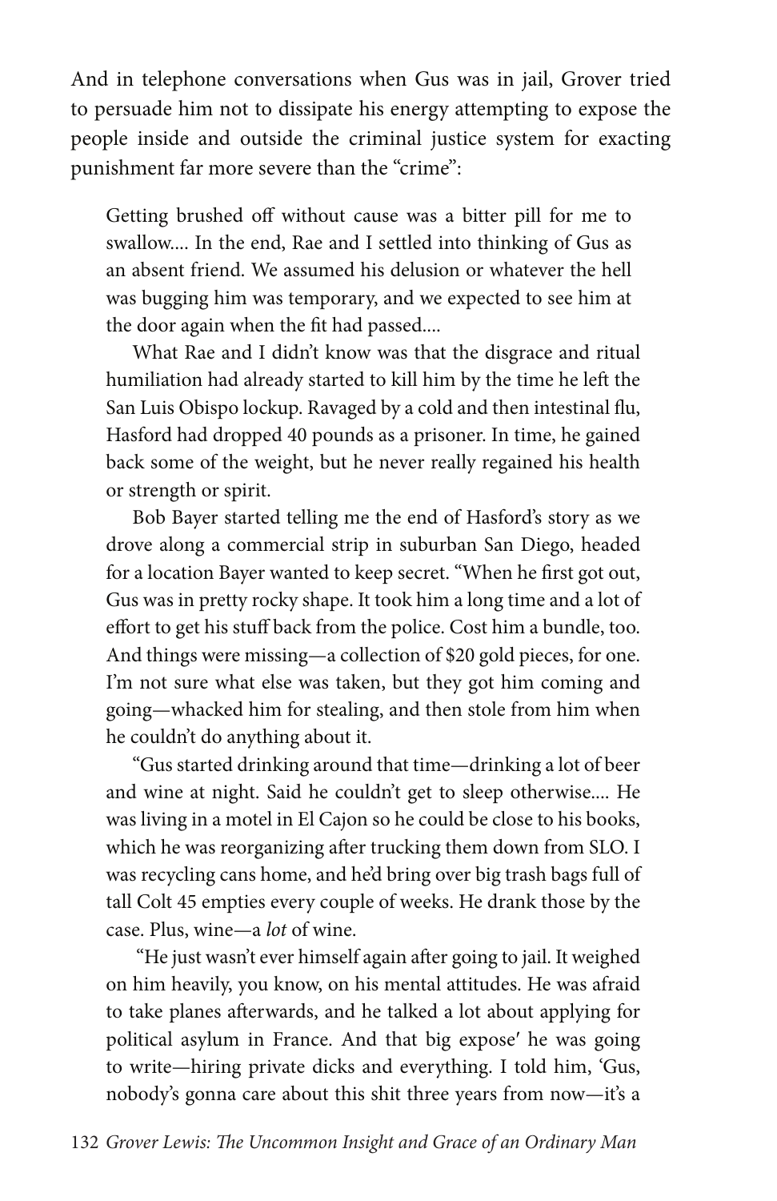And in telephone conversations when Gus was in jail, Grover tried to persuade him not to dissipate his energy attempting to expose the people inside and outside the criminal justice system for exacting punishment far more severe than the "crime":

> Getting brushed off without cause was a bitter pill for me to swallow.... In the end, Rae and I settled into thinking of Gus as an absent friend. We assumed his delusion or whatever the hell was bugging him was temporary, and we expected to see him at the door again when the fit had passed....
>
> What Rae and I didn't know was that the disgrace and ritual humiliation had already started to kill him by the time he left the San Luis Obispo lockup. Ravaged by a cold and then intestinal flu, Hasford had dropped 40 pounds as a prisoner. In time, he gained back some of the weight, but he never really regained his health or strength or spirit.
>
> Bob Bayer started telling me the end of Hasford's story as we drove along a commercial strip in suburban San Diego, headed for a location Bayer wanted to keep secret. "When he first got out, Gus was in pretty rocky shape. It took him a long time and a lot of effort to get his stuff back from the police. Cost him a bundle, too. And things were missing—a collection of $20 gold pieces, for one. I'm not sure what else was taken, but they got him coming and going—whacked him for stealing, and then stole from him when he couldn't do anything about it.
>
> "Gus started drinking around that time—drinking a lot of beer and wine at night. Said he couldn't get to sleep otherwise.... He was living in a motel in El Cajon so he could be close to his books, which he was reorganizing after trucking them down from SLO. I was recycling cans home, and he'd bring over big trash bags full of tall Colt 45 empties every couple of weeks. He drank those by the case. Plus, wine—a *lot* of wine.
>
> "He just wasn't ever himself again after going to jail. It weighed on him heavily, you know, on his mental attitudes. He was afraid to take planes afterwards, and he talked a lot about applying for political asylum in France. And that big expose′ he was going to write—hiring private dicks and everything. I told him, 'Gus, nobody's gonna care about this shit three years from now—it's a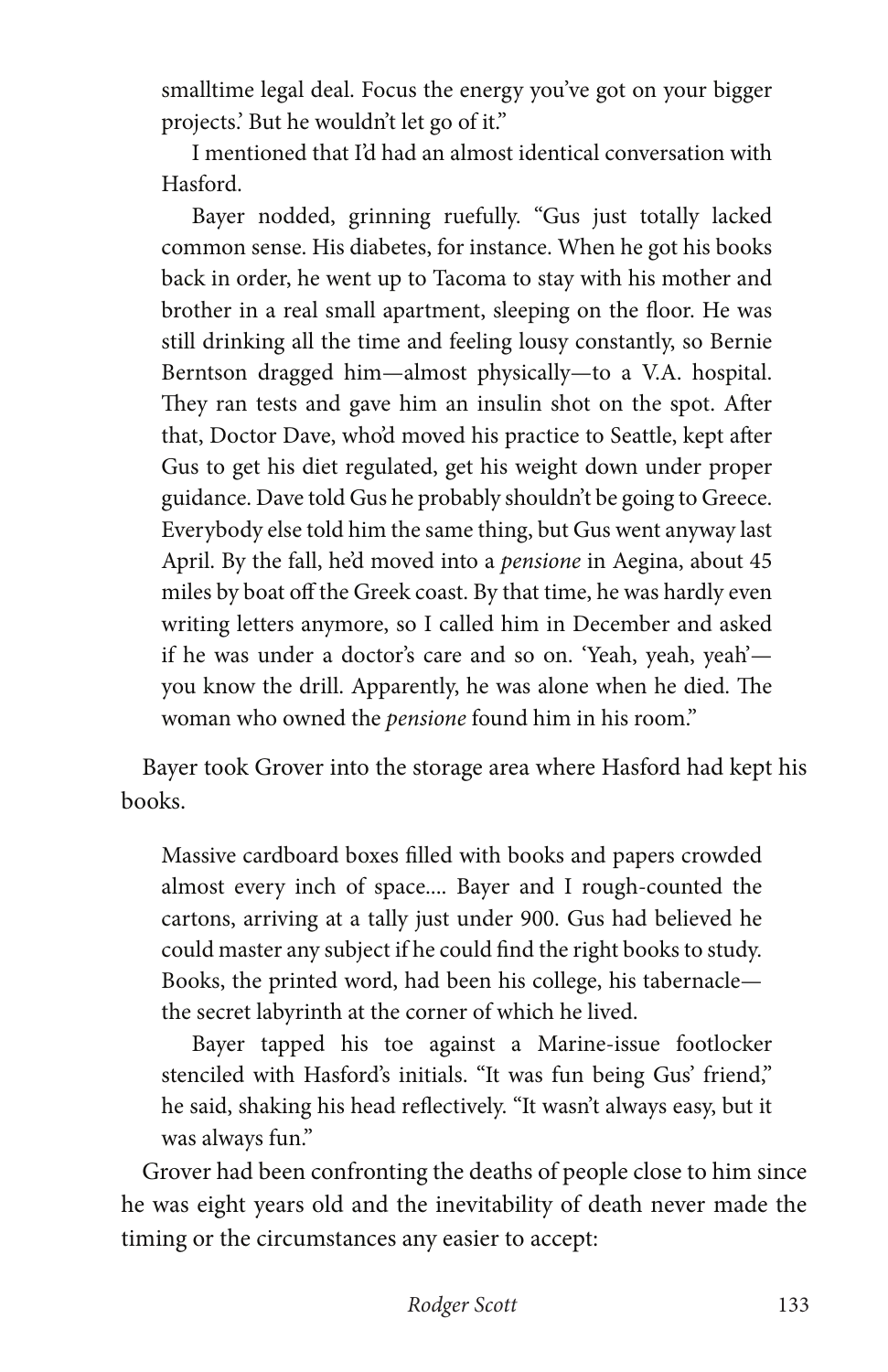> smalltime legal deal. Focus the energy you've got on your bigger projects.' But he wouldn't let go of it."
>
> I mentioned that I'd had an almost identical conversation with Hasford.
>
> Bayer nodded, grinning ruefully. "Gus just totally lacked common sense. His diabetes, for instance. When he got his books back in order, he went up to Tacoma to stay with his mother and brother in a real small apartment, sleeping on the floor. He was still drinking all the time and feeling lousy constantly, so Bernie Berntson dragged him—almost physically—to a V.A. hospital. They ran tests and gave him an insulin shot on the spot. After that, Doctor Dave, who'd moved his practice to Seattle, kept after Gus to get his diet regulated, get his weight down under proper guidance. Dave told Gus he probably shouldn't be going to Greece. Everybody else told him the same thing, but Gus went anyway last April. By the fall, he'd moved into a *pensione* in Aegina, about 45 miles by boat off the Greek coast. By that time, he was hardly even writing letters anymore, so I called him in December and asked if he was under a doctor's care and so on. 'Yeah, yeah, yeah'—you know the drill. Apparently, he was alone when he died. The woman who owned the *pensione* found him in his room."

Bayer took Grover into the storage area where Hasford had kept his books.

> Massive cardboard boxes filled with books and papers crowded almost every inch of space.... Bayer and I rough-counted the cartons, arriving at a tally just under 900. Gus had believed he could master any subject if he could find the right books to study. Books, the printed word, had been his college, his tabernacle—the secret labyrinth at the corner of which he lived.
>
> Bayer tapped his toe against a Marine-issue footlocker stenciled with Hasford's initials. "It was fun being Gus' friend," he said, shaking his head reflectively. "It wasn't always easy, but it was always fun."

Grover had been confronting the deaths of people close to him since he was eight years old and the inevitability of death never made the timing or the circumstances any easier to accept: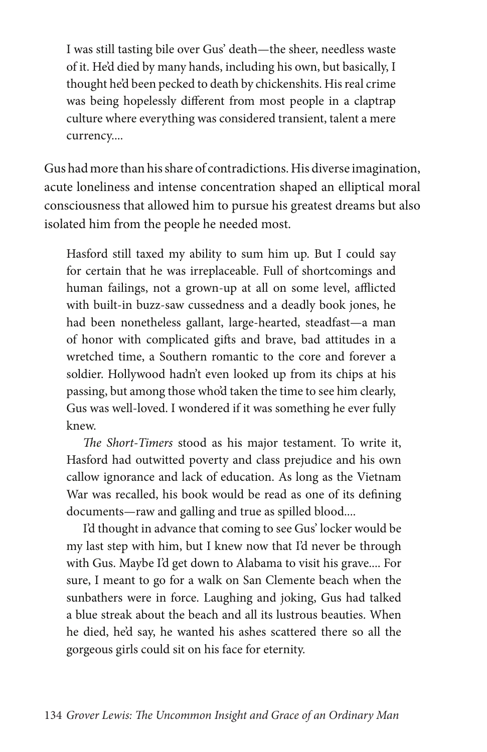> I was still tasting bile over Gus' death—the sheer, needless waste of it. He'd died by many hands, including his own, but basically, I thought he'd been pecked to death by chickenshits. His real crime was being hopelessly different from most people in a claptrap culture where everything was considered transient, talent a mere currency....

Gus had more than his share of contradictions. His diverse imagination, acute loneliness and intense concentration shaped an elliptical moral consciousness that allowed him to pursue his greatest dreams but also isolated him from the people he needed most.

> Hasford still taxed my ability to sum him up. But I could say for certain that he was irreplaceable. Full of shortcomings and human failings, not a grown-up at all on some level, afflicted with built-in buzz-saw cussedness and a deadly book jones, he had been nonetheless gallant, large-hearted, steadfast—a man of honor with complicated gifts and brave, bad attitudes in a wretched time, a Southern romantic to the core and forever a soldier. Hollywood hadn't even looked up from its chips at his passing, but among those who'd taken the time to see him clearly, Gus was well-loved. I wondered if it was something he ever fully knew.
>
> *The Short-Timers* stood as his major testament. To write it, Hasford had outwitted poverty and class prejudice and his own callow ignorance and lack of education. As long as the Vietnam War was recalled, his book would be read as one of its defining documents—raw and galling and true as spilled blood....
>
> I'd thought in advance that coming to see Gus' locker would be my last step with him, but I knew now that I'd never be through with Gus. Maybe I'd get down to Alabama to visit his grave.... For sure, I meant to go for a walk on San Clemente beach when the sunbathers were in force. Laughing and joking, Gus had talked a blue streak about the beach and all its lustrous beauties. When he died, he'd say, he wanted his ashes scattered there so all the gorgeous girls could sit on his face for eternity.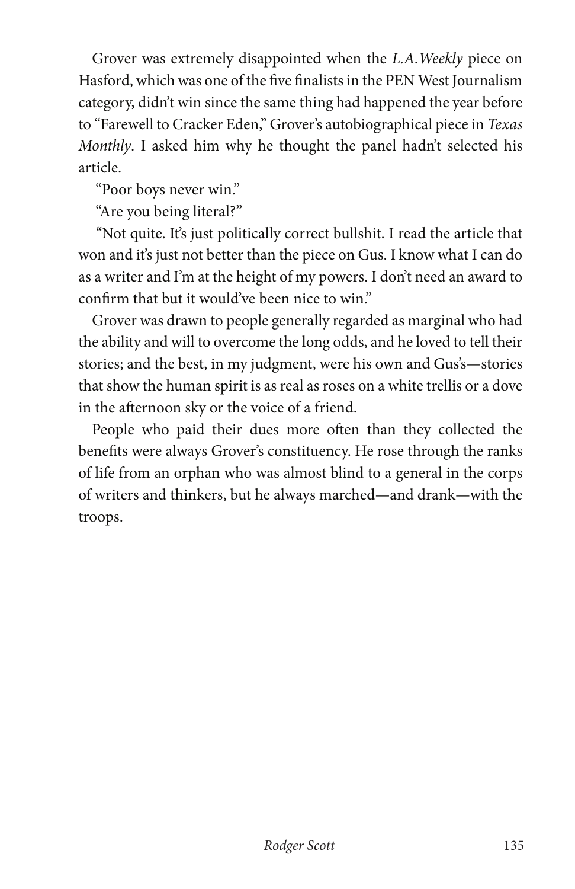Grover was extremely disappointed when the *L.A. Weekly* piece on Hasford, which was one of the five finalists in the PEN West Journalism category, didn't win since the same thing had happened the year before to "Farewell to Cracker Eden," Grover's autobiographical piece in *Texas Monthly*. I asked him why he thought the panel hadn't selected his article.

"Poor boys never win."

"Are you being literal?"

"Not quite. It's just politically correct bullshit. I read the article that won and it's just not better than the piece on Gus. I know what I can do as a writer and I'm at the height of my powers. I don't need an award to confirm that but it would've been nice to win."

Grover was drawn to people generally regarded as marginal who had the ability and will to overcome the long odds, and he loved to tell their stories; and the best, in my judgment, were his own and Gus's—stories that show the human spirit is as real as roses on a white trellis or a dove in the afternoon sky or the voice of a friend.

People who paid their dues more often than they collected the benefits were always Grover's constituency. He rose through the ranks of life from an orphan who was almost blind to a general in the corps of writers and thinkers, but he always marched—and drank—with the troops.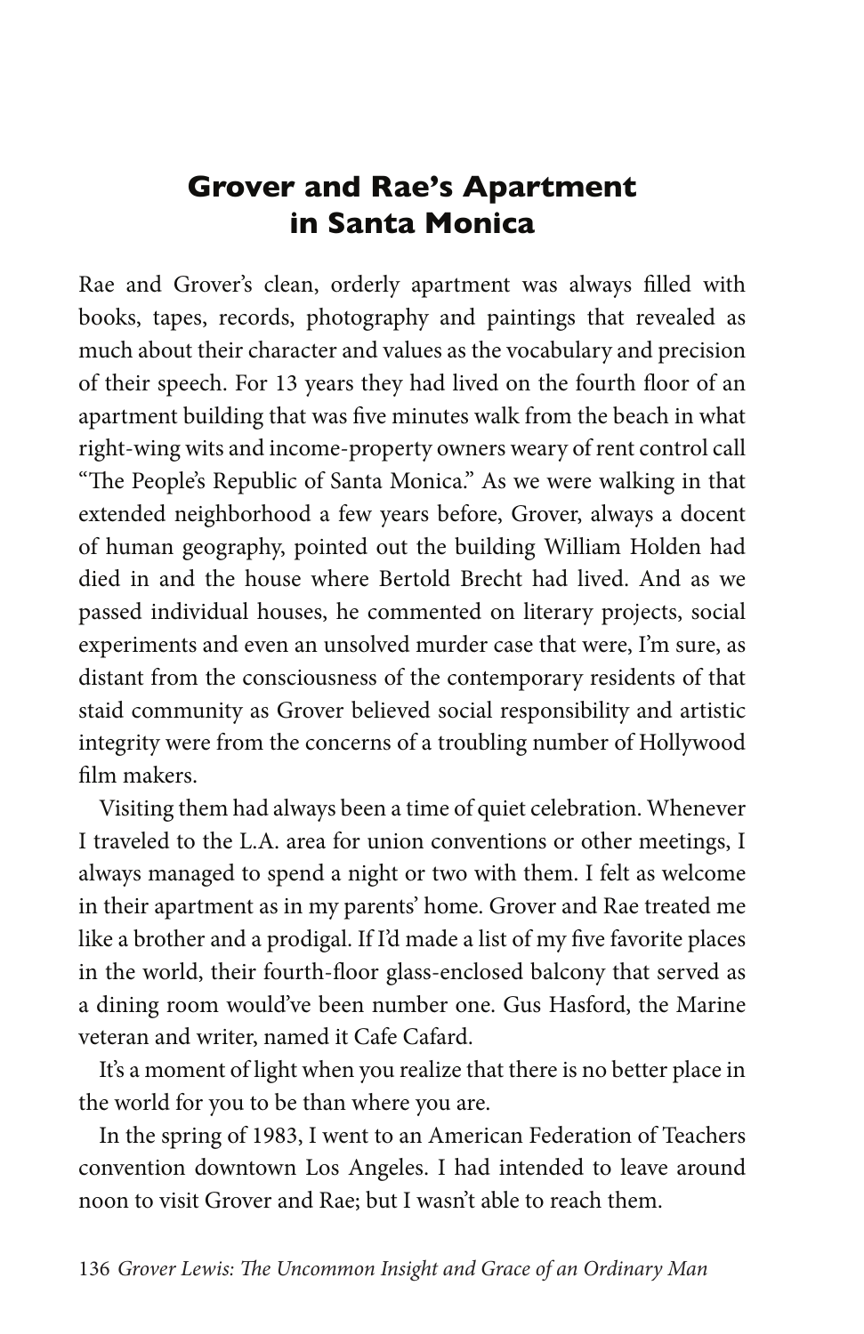# Grover and Rae's Apartment in Santa Monica

Rae and Grover's clean, orderly apartment was always filled with books, tapes, records, photography and paintings that revealed as much about their character and values as the vocabulary and precision of their speech. For 13 years they had lived on the fourth floor of an apartment building that was five minutes walk from the beach in what right-wing wits and income-property owners weary of rent control call "The People's Republic of Santa Monica." As we were walking in that extended neighborhood a few years before, Grover, always a docent of human geography, pointed out the building William Holden had died in and the house where Bertold Brecht had lived. And as we passed individual houses, he commented on literary projects, social experiments and even an unsolved murder case that were, I'm sure, as distant from the consciousness of the contemporary residents of that staid community as Grover believed social responsibility and artistic integrity were from the concerns of a troubling number of Hollywood film makers.

Visiting them had always been a time of quiet celebration. Whenever I traveled to the L.A. area for union conventions or other meetings, I always managed to spend a night or two with them. I felt as welcome in their apartment as in my parents' home. Grover and Rae treated me like a brother and a prodigal. If I'd made a list of my five favorite places in the world, their fourth-floor glass-enclosed balcony that served as a dining room would've been number one. Gus Hasford, the Marine veteran and writer, named it Cafe Cafard.

It's a moment of light when you realize that there is no better place in the world for you to be than where you are.

In the spring of 1983, I went to an American Federation of Teachers convention downtown Los Angeles. I had intended to leave around noon to visit Grover and Rae; but I wasn't able to reach them.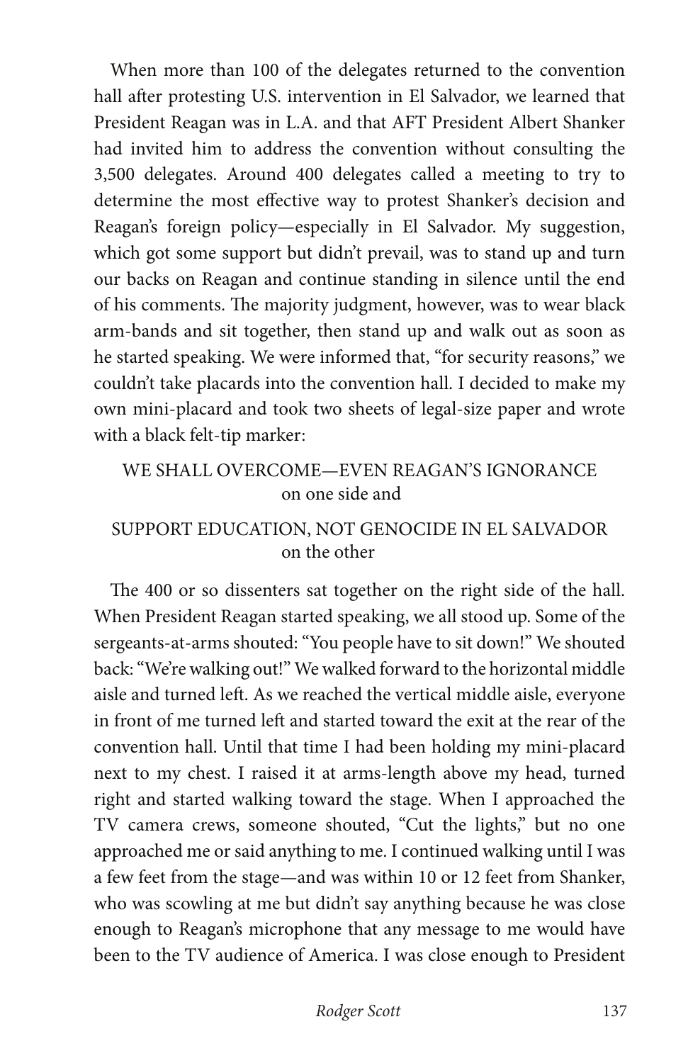When more than 100 of the delegates returned to the convention hall after protesting U.S. intervention in El Salvador, we learned that President Reagan was in L.A. and that AFT President Albert Shanker had invited him to address the convention without consulting the 3,500 delegates. Around 400 delegates called a meeting to try to determine the most effective way to protest Shanker's decision and Reagan's foreign policy—especially in El Salvador. My suggestion, which got some support but didn't prevail, was to stand up and turn our backs on Reagan and continue standing in silence until the end of his comments. The majority judgment, however, was to wear black arm-bands and sit together, then stand up and walk out as soon as he started speaking. We were informed that, "for security reasons," we couldn't take placards into the convention hall. I decided to make my own mini-placard and took two sheets of legal-size paper and wrote with a black felt-tip marker:

WE SHALL OVERCOME—EVEN REAGAN'S IGNORANCE
on one side and

SUPPORT EDUCATION, NOT GENOCIDE IN EL SALVADOR
on the other

The 400 or so dissenters sat together on the right side of the hall. When President Reagan started speaking, we all stood up. Some of the sergeants-at-arms shouted: "You people have to sit down!" We shouted back: "We're walking out!" We walked forward to the horizontal middle aisle and turned left. As we reached the vertical middle aisle, everyone in front of me turned left and started toward the exit at the rear of the convention hall. Until that time I had been holding my mini-placard next to my chest. I raised it at arms-length above my head, turned right and started walking toward the stage. When I approached the TV camera crews, someone shouted, "Cut the lights," but no one approached me or said anything to me. I continued walking until I was a few feet from the stage—and was within 10 or 12 feet from Shanker, who was scowling at me but didn't say anything because he was close enough to Reagan's microphone that any message to me would have been to the TV audience of America. I was close enough to President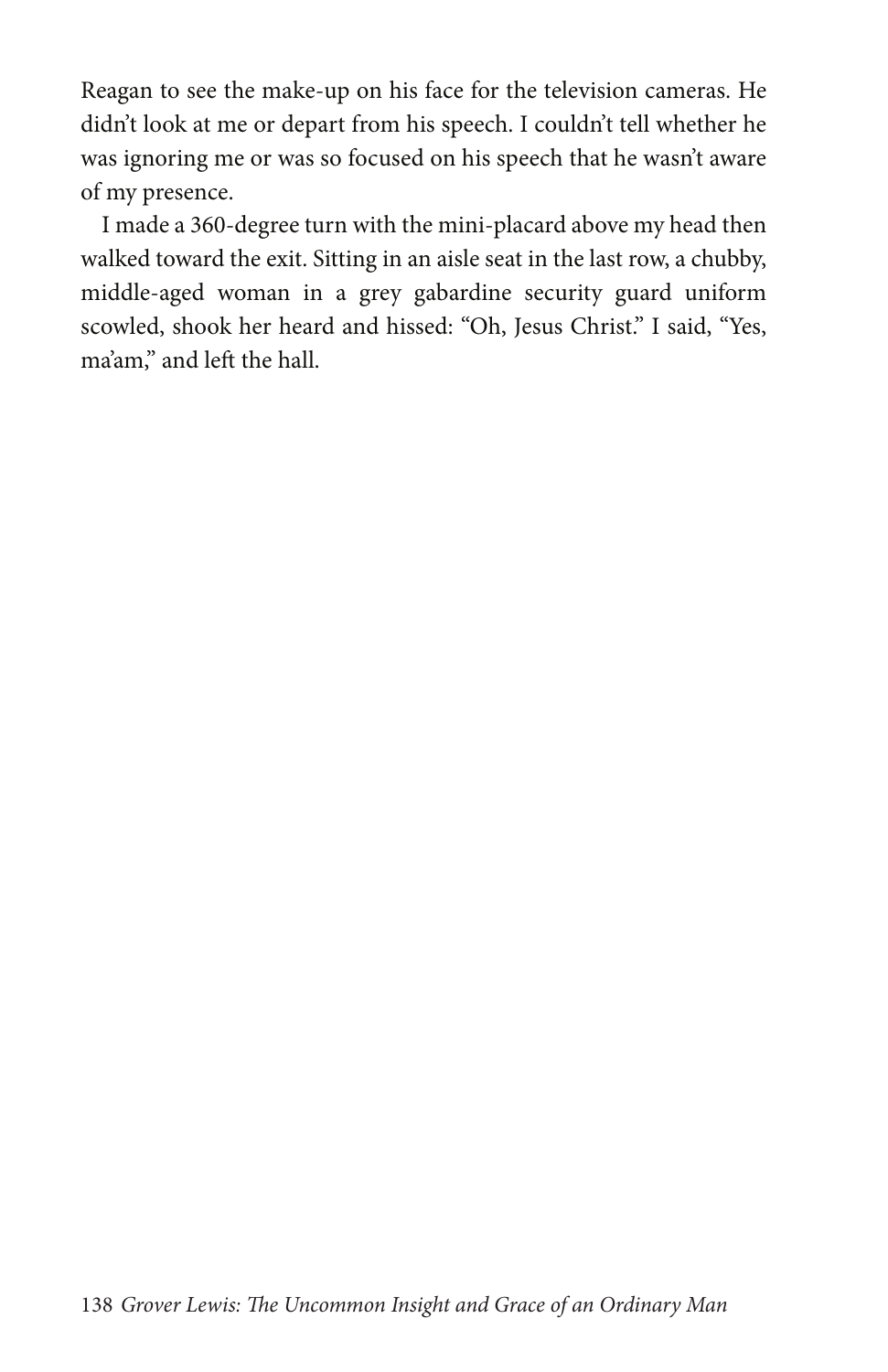Reagan to see the make-up on his face for the television cameras. He didn't look at me or depart from his speech. I couldn't tell whether he was ignoring me or was so focused on his speech that he wasn't aware of my presence.

I made a 360-degree turn with the mini-placard above my head then walked toward the exit. Sitting in an aisle seat in the last row, a chubby, middle-aged woman in a grey gabardine security guard uniform scowled, shook her heard and hissed: "Oh, Jesus Christ." I said, "Yes, ma'am," and left the hall.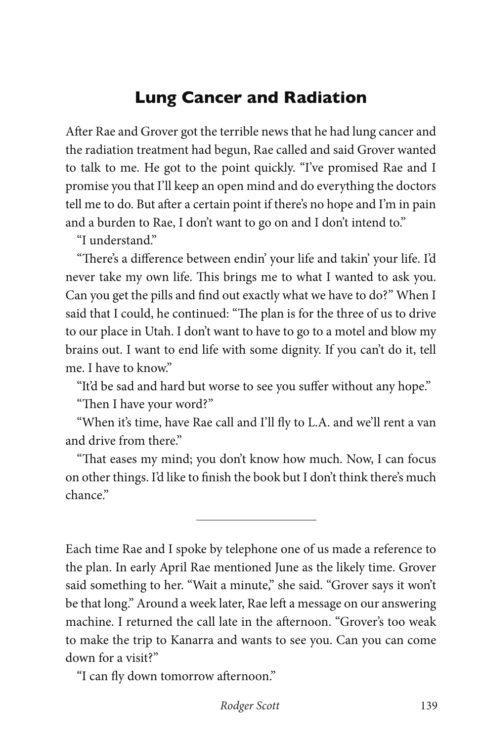## Lung Cancer and Radiation

After Rae and Grover got the terrible news that he had lung cancer and the radiation treatment had begun, Rae called and said Grover wanted to talk to me. He got to the point quickly. "I've promised Rae and I promise you that I'll keep an open mind and do everything the doctors tell me to do. But after a certain point if there's no hope and I'm in pain and a burden to Rae, I don't want to go on and I don't intend to."

"I understand."

"There's a difference between endin' your life and takin' your life. I'd never take my own life. This brings me to what I wanted to ask you. Can you get the pills and find out exactly what we have to do?" When I said that I could, he continued: "The plan is for the three of us to drive to our place in Utah. I don't want to have to go to a motel and blow my brains out. I want to end life with some dignity. If you can't do it, tell me. I have to know."

"It'd be sad and hard but worse to see you suffer without any hope."

"Then I have your word?"

"When it's time, have Rae call and I'll fly to L.A. and we'll rent a van and drive from there."

"That eases my mind; you don't know how much. Now, I can focus on other things. I'd like to finish the book but I don't think there's much chance."

---

Each time Rae and I spoke by telephone one of us made a reference to the plan. In early April Rae mentioned June as the likely time. Grover said something to her. "Wait a minute," she said. "Grover says it won't be that long." Around a week later, Rae left a message on our answering machine. I returned the call late in the afternoon. "Grover's too weak to make the trip to Kanarra and wants to see you. Can you can come down for a visit?"

"I can fly down tomorrow afternoon."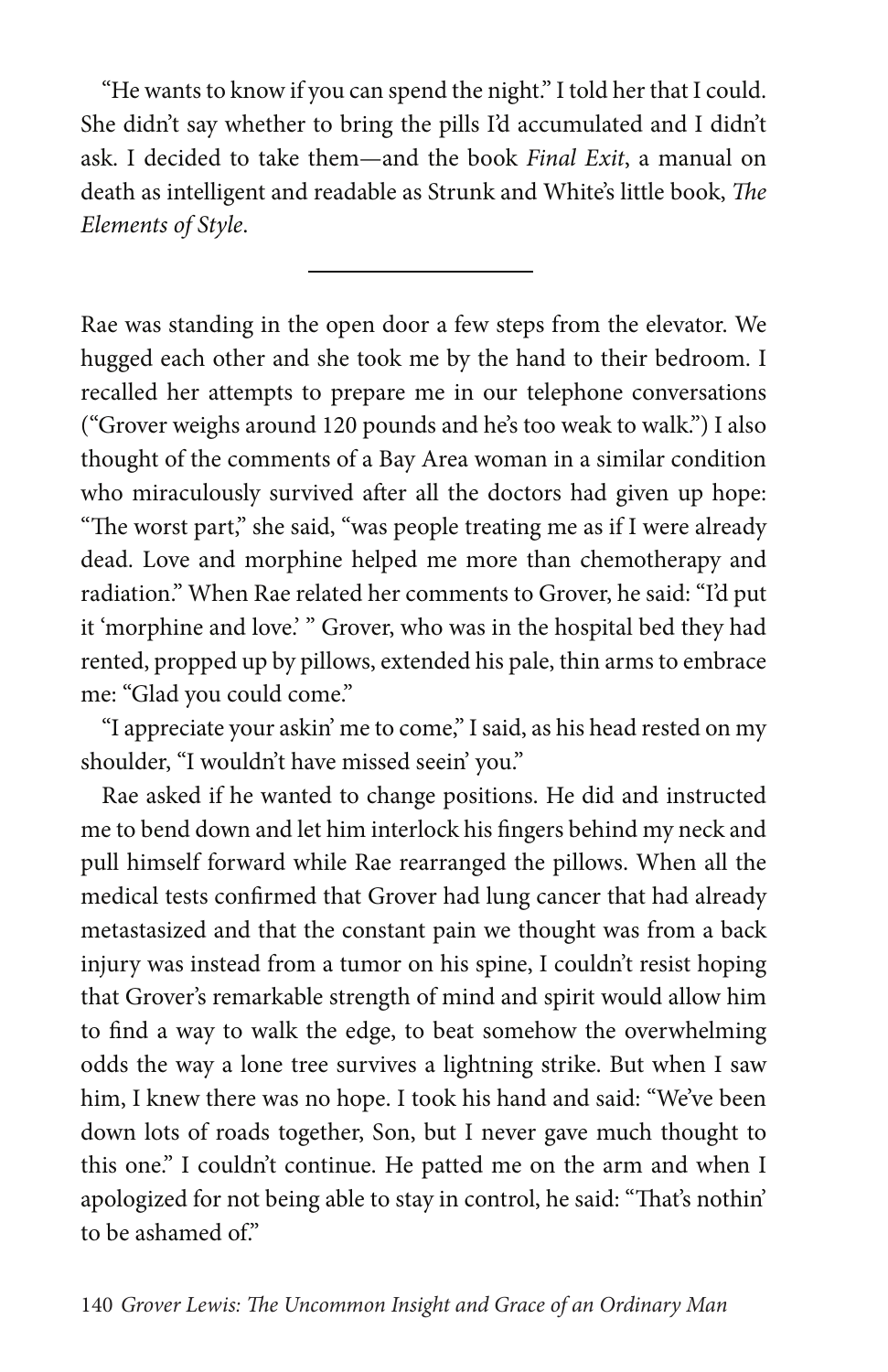"He wants to know if you can spend the night." I told her that I could. She didn't say whether to bring the pills I'd accumulated and I didn't ask. I decided to take them—and the book *Final Exit*, a manual on death as intelligent and readable as Strunk and White's little book, *The Elements of Style*.

---

Rae was standing in the open door a few steps from the elevator. We hugged each other and she took me by the hand to their bedroom. I recalled her attempts to prepare me in our telephone conversations ("Grover weighs around 120 pounds and he's too weak to walk.") I also thought of the comments of a Bay Area woman in a similar condition who miraculously survived after all the doctors had given up hope: "The worst part," she said, "was people treating me as if I were already dead. Love and morphine helped me more than chemotherapy and radiation." When Rae related her comments to Grover, he said: "I'd put it 'morphine and love.' " Grover, who was in the hospital bed they had rented, propped up by pillows, extended his pale, thin arms to embrace me: "Glad you could come."

"I appreciate your askin' me to come," I said, as his head rested on my shoulder, "I wouldn't have missed seein' you."

Rae asked if he wanted to change positions. He did and instructed me to bend down and let him interlock his fingers behind my neck and pull himself forward while Rae rearranged the pillows. When all the medical tests confirmed that Grover had lung cancer that had already metastasized and that the constant pain we thought was from a back injury was instead from a tumor on his spine, I couldn't resist hoping that Grover's remarkable strength of mind and spirit would allow him to find a way to walk the edge, to beat somehow the overwhelming odds the way a lone tree survives a lightning strike. But when I saw him, I knew there was no hope. I took his hand and said: "We've been down lots of roads together, Son, but I never gave much thought to this one." I couldn't continue. He patted me on the arm and when I apologized for not being able to stay in control, he said: "That's nothin' to be ashamed of."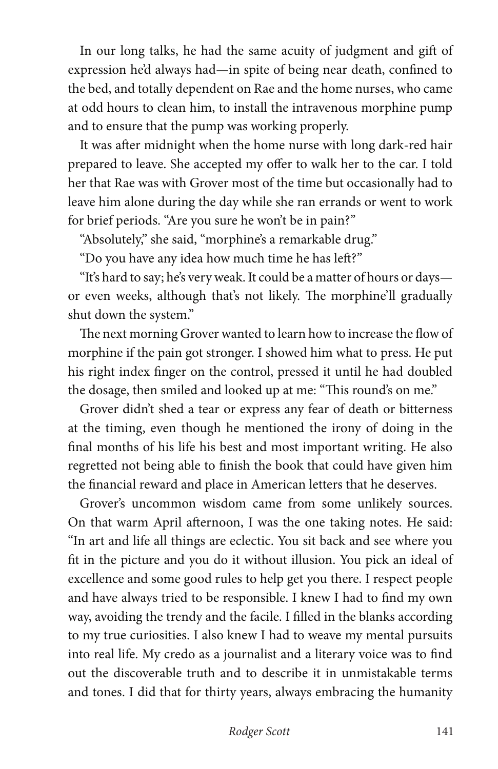In our long talks, he had the same acuity of judgment and gift of expression he'd always had—in spite of being near death, confined to the bed, and totally dependent on Rae and the home nurses, who came at odd hours to clean him, to install the intravenous morphine pump and to ensure that the pump was working properly.

It was after midnight when the home nurse with long dark-red hair prepared to leave. She accepted my offer to walk her to the car. I told her that Rae was with Grover most of the time but occasionally had to leave him alone during the day while she ran errands or went to work for brief periods. "Are you sure he won't be in pain?"

"Absolutely," she said, "morphine's a remarkable drug."

"Do you have any idea how much time he has left?"

"It's hard to say; he's very weak. It could be a matter of hours or days—or even weeks, although that's not likely. The morphine'll gradually shut down the system."

The next morning Grover wanted to learn how to increase the flow of morphine if the pain got stronger. I showed him what to press. He put his right index finger on the control, pressed it until he had doubled the dosage, then smiled and looked up at me: "This round's on me."

Grover didn't shed a tear or express any fear of death or bitterness at the timing, even though he mentioned the irony of doing in the final months of his life his best and most important writing. He also regretted not being able to finish the book that could have given him the financial reward and place in American letters that he deserves.

Grover's uncommon wisdom came from some unlikely sources. On that warm April afternoon, I was the one taking notes. He said: "In art and life all things are eclectic. You sit back and see where you fit in the picture and you do it without illusion. You pick an ideal of excellence and some good rules to help get you there. I respect people and have always tried to be responsible. I knew I had to find my own way, avoiding the trendy and the facile. I filled in the blanks according to my true curiosities. I also knew I had to weave my mental pursuits into real life. My credo as a journalist and a literary voice was to find out the discoverable truth and to describe it in unmistakable terms and tones. I did that for thirty years, always embracing the humanity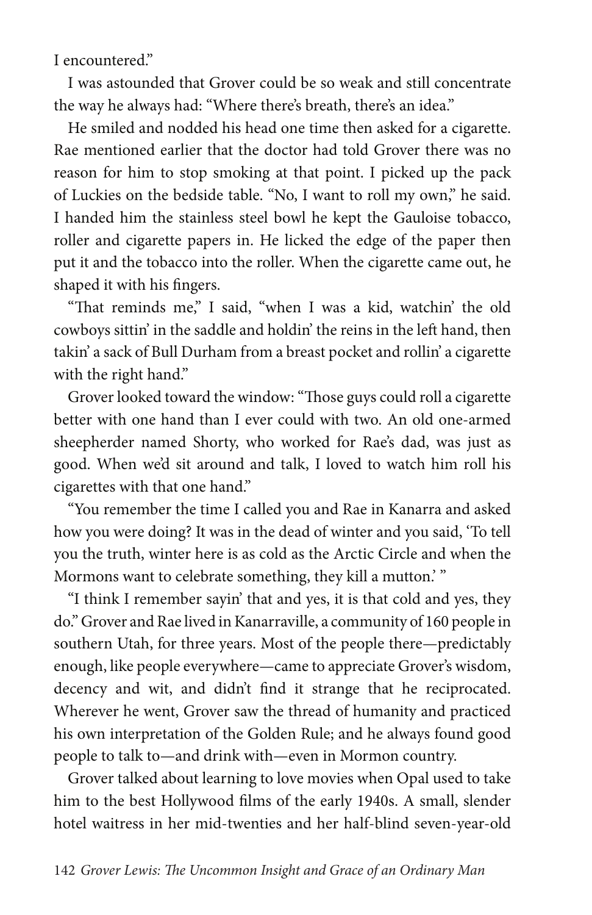I encountered."

I was astounded that Grover could be so weak and still concentrate the way he always had: "Where there's breath, there's an idea."

He smiled and nodded his head one time then asked for a cigarette. Rae mentioned earlier that the doctor had told Grover there was no reason for him to stop smoking at that point. I picked up the pack of Luckies on the bedside table. "No, I want to roll my own," he said. I handed him the stainless steel bowl he kept the Gauloise tobacco, roller and cigarette papers in. He licked the edge of the paper then put it and the tobacco into the roller. When the cigarette came out, he shaped it with his fingers.

"That reminds me," I said, "when I was a kid, watchin' the old cowboys sittin' in the saddle and holdin' the reins in the left hand, then takin' a sack of Bull Durham from a breast pocket and rollin' a cigarette with the right hand."

Grover looked toward the window: "Those guys could roll a cigarette better with one hand than I ever could with two. An old one-armed sheepherder named Shorty, who worked for Rae's dad, was just as good. When we'd sit around and talk, I loved to watch him roll his cigarettes with that one hand."

"You remember the time I called you and Rae in Kanarra and asked how you were doing? It was in the dead of winter and you said, 'To tell you the truth, winter here is as cold as the Arctic Circle and when the Mormons want to celebrate something, they kill a mutton.' "

"I think I remember sayin' that and yes, it is that cold and yes, they do." Grover and Rae lived in Kanarraville, a community of 160 people in southern Utah, for three years. Most of the people there—predictably enough, like people everywhere—came to appreciate Grover's wisdom, decency and wit, and didn't find it strange that he reciprocated. Wherever he went, Grover saw the thread of humanity and practiced his own interpretation of the Golden Rule; and he always found good people to talk to—and drink with—even in Mormon country.

Grover talked about learning to love movies when Opal used to take him to the best Hollywood films of the early 1940s. A small, slender hotel waitress in her mid-twenties and her half-blind seven-year-old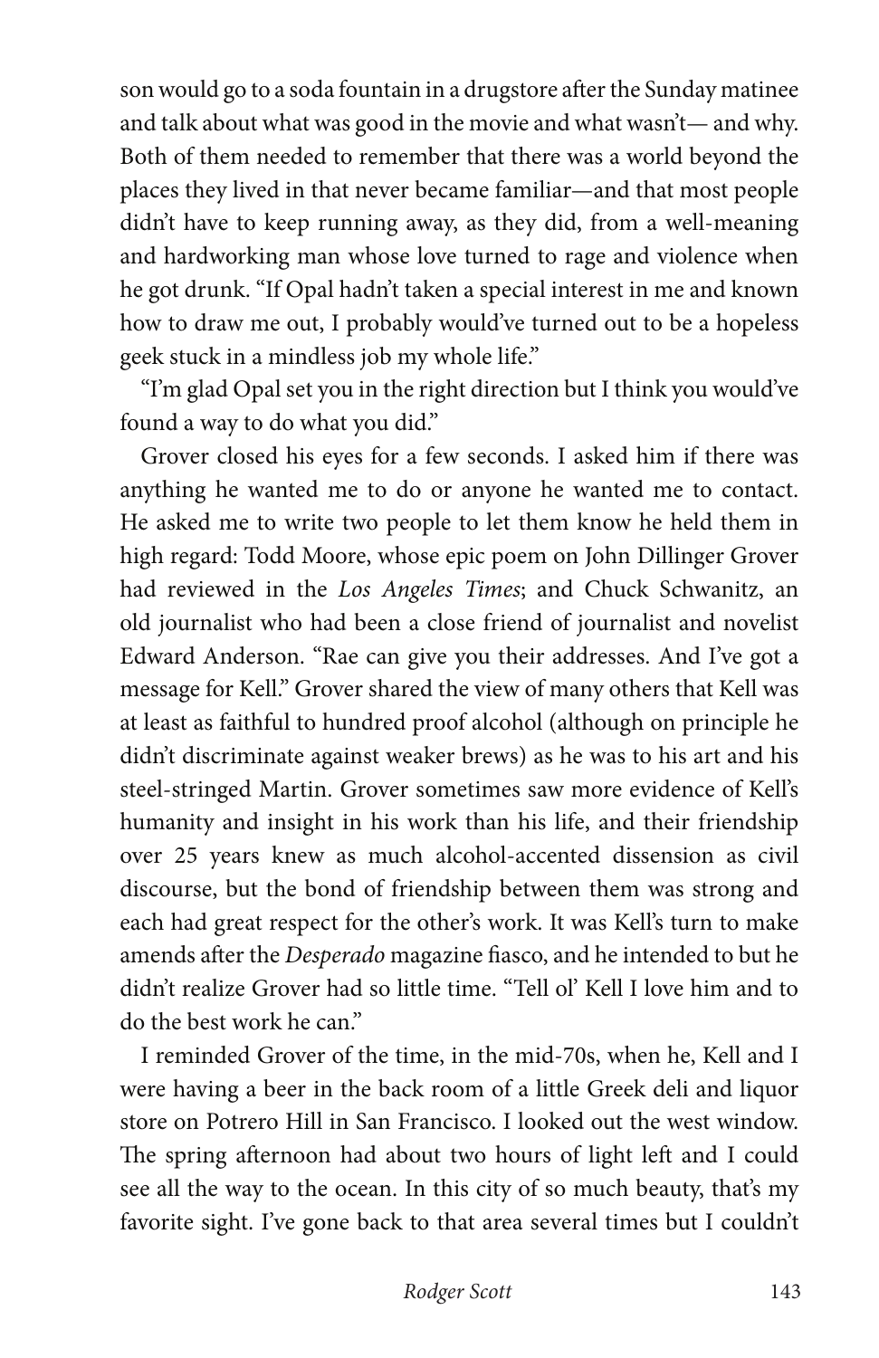son would go to a soda fountain in a drugstore after the Sunday matinee and talk about what was good in the movie and what wasn't— and why. Both of them needed to remember that there was a world beyond the places they lived in that never became familiar—and that most people didn't have to keep running away, as they did, from a well-meaning and hardworking man whose love turned to rage and violence when he got drunk. "If Opal hadn't taken a special interest in me and known how to draw me out, I probably would've turned out to be a hopeless geek stuck in a mindless job my whole life."

"I'm glad Opal set you in the right direction but I think you would've found a way to do what you did."

Grover closed his eyes for a few seconds. I asked him if there was anything he wanted me to do or anyone he wanted me to contact. He asked me to write two people to let them know he held them in high regard: Todd Moore, whose epic poem on John Dillinger Grover had reviewed in the *Los Angeles Times*; and Chuck Schwanitz, an old journalist who had been a close friend of journalist and novelist Edward Anderson. "Rae can give you their addresses. And I've got a message for Kell." Grover shared the view of many others that Kell was at least as faithful to hundred proof alcohol (although on principle he didn't discriminate against weaker brews) as he was to his art and his steel-stringed Martin. Grover sometimes saw more evidence of Kell's humanity and insight in his work than his life, and their friendship over 25 years knew as much alcohol-accented dissension as civil discourse, but the bond of friendship between them was strong and each had great respect for the other's work. It was Kell's turn to make amends after the *Desperado* magazine fiasco, and he intended to but he didn't realize Grover had so little time. "Tell ol' Kell I love him and to do the best work he can."

I reminded Grover of the time, in the mid-70s, when he, Kell and I were having a beer in the back room of a little Greek deli and liquor store on Potrero Hill in San Francisco. I looked out the west window. The spring afternoon had about two hours of light left and I could see all the way to the ocean. In this city of so much beauty, that's my favorite sight. I've gone back to that area several times but I couldn't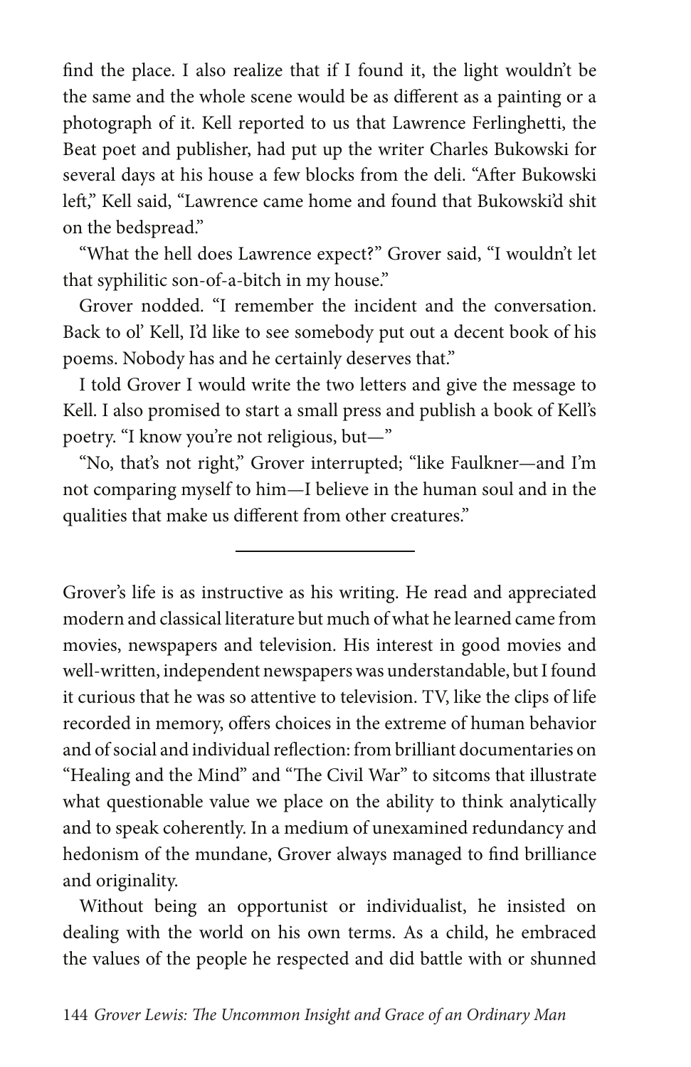find the place. I also realize that if I found it, the light wouldn't be the same and the whole scene would be as different as a painting or a photograph of it. Kell reported to us that Lawrence Ferlinghetti, the Beat poet and publisher, had put up the writer Charles Bukowski for several days at his house a few blocks from the deli. "After Bukowski left," Kell said, "Lawrence came home and found that Bukowski'd shit on the bedspread."

"What the hell does Lawrence expect?" Grover said, "I wouldn't let that syphilitic son-of-a-bitch in my house."

Grover nodded. "I remember the incident and the conversation. Back to ol' Kell, I'd like to see somebody put out a decent book of his poems. Nobody has and he certainly deserves that."

I told Grover I would write the two letters and give the message to Kell. I also promised to start a small press and publish a book of Kell's poetry. "I know you're not religious, but—"

"No, that's not right," Grover interrupted; "like Faulkner—and I'm not comparing myself to him—I believe in the human soul and in the qualities that make us different from other creatures."

---

Grover's life is as instructive as his writing. He read and appreciated modern and classical literature but much of what he learned came from movies, newspapers and television. His interest in good movies and well-written, independent newspapers was understandable, but I found it curious that he was so attentive to television. TV, like the clips of life recorded in memory, offers choices in the extreme of human behavior and of social and individual reflection: from brilliant documentaries on "Healing and the Mind" and "The Civil War" to sitcoms that illustrate what questionable value we place on the ability to think analytically and to speak coherently. In a medium of unexamined redundancy and hedonism of the mundane, Grover always managed to find brilliance and originality.

Without being an opportunist or individualist, he insisted on dealing with the world on his own terms. As a child, he embraced the values of the people he respected and did battle with or shunned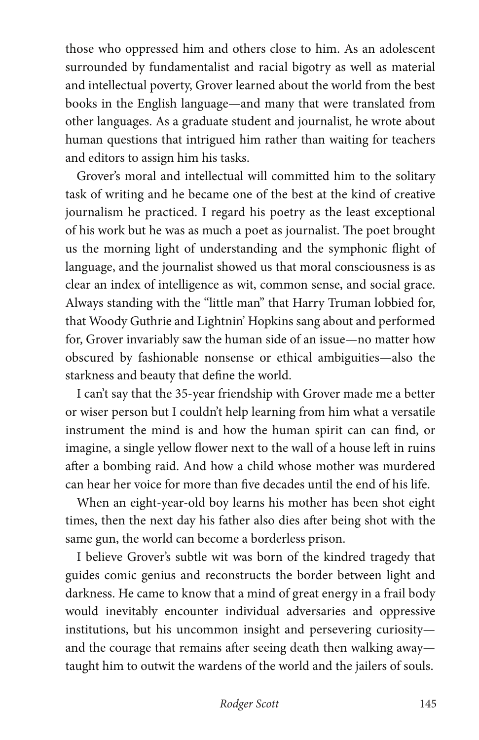those who oppressed him and others close to him. As an adolescent surrounded by fundamentalist and racial bigotry as well as material and intellectual poverty, Grover learned about the world from the best books in the English language—and many that were translated from other languages. As a graduate student and journalist, he wrote about human questions that intrigued him rather than waiting for teachers and editors to assign him his tasks.

Grover's moral and intellectual will committed him to the solitary task of writing and he became one of the best at the kind of creative journalism he practiced. I regard his poetry as the least exceptional of his work but he was as much a poet as journalist. The poet brought us the morning light of understanding and the symphonic flight of language, and the journalist showed us that moral consciousness is as clear an index of intelligence as wit, common sense, and social grace. Always standing with the "little man" that Harry Truman lobbied for, that Woody Guthrie and Lightnin' Hopkins sang about and performed for, Grover invariably saw the human side of an issue—no matter how obscured by fashionable nonsense or ethical ambiguities—also the starkness and beauty that define the world.

I can't say that the 35-year friendship with Grover made me a better or wiser person but I couldn't help learning from him what a versatile instrument the mind is and how the human spirit can can find, or imagine, a single yellow flower next to the wall of a house left in ruins after a bombing raid. And how a child whose mother was murdered can hear her voice for more than five decades until the end of his life.

When an eight-year-old boy learns his mother has been shot eight times, then the next day his father also dies after being shot with the same gun, the world can become a borderless prison.

I believe Grover's subtle wit was born of the kindred tragedy that guides comic genius and reconstructs the border between light and darkness. He came to know that a mind of great energy in a frail body would inevitably encounter individual adversaries and oppressive institutions, but his uncommon insight and persevering curiosity—and the courage that remains after seeing death then walking away—taught him to outwit the wardens of the world and the jailers of souls.

*Rodger Scott*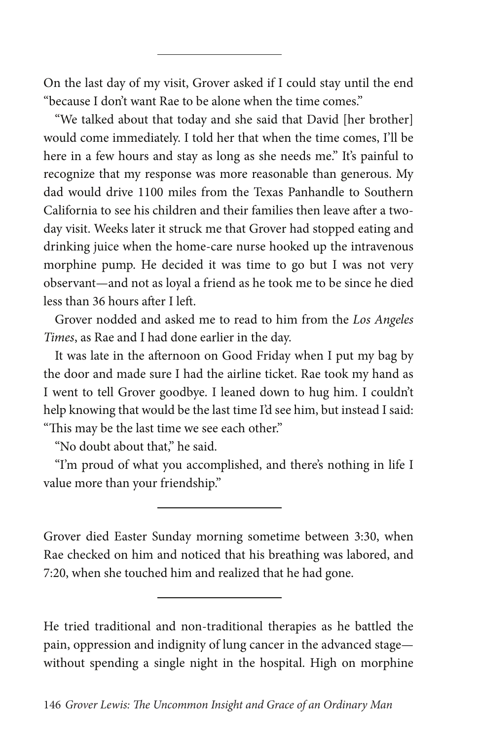---

On the last day of my visit, Grover asked if I could stay until the end "because I don't want Rae to be alone when the time comes."

"We talked about that today and she said that David [her brother] would come immediately. I told her that when the time comes, I'll be here in a few hours and stay as long as she needs me." It's painful to recognize that my response was more reasonable than generous. My dad would drive 1100 miles from the Texas Panhandle to Southern California to see his children and their families then leave after a two-day visit. Weeks later it struck me that Grover had stopped eating and drinking juice when the home-care nurse hooked up the intravenous morphine pump. He decided it was time to go but I was not very observant—and not as loyal a friend as he took me to be since he died less than 36 hours after I left.

Grover nodded and asked me to read to him from the *Los Angeles Times*, as Rae and I had done earlier in the day.

It was late in the afternoon on Good Friday when I put my bag by the door and made sure I had the airline ticket. Rae took my hand as I went to tell Grover goodbye. I leaned down to hug him. I couldn't help knowing that would be the last time I'd see him, but instead I said: "This may be the last time we see each other."

"No doubt about that," he said.

"I'm proud of what you accomplished, and there's nothing in life I value more than your friendship."

---

Grover died Easter Sunday morning sometime between 3:30, when Rae checked on him and noticed that his breathing was labored, and 7:20, when she touched him and realized that he had gone.

---

He tried traditional and non-traditional therapies as he battled the pain, oppression and indignity of lung cancer in the advanced stage—without spending a single night in the hospital. High on morphine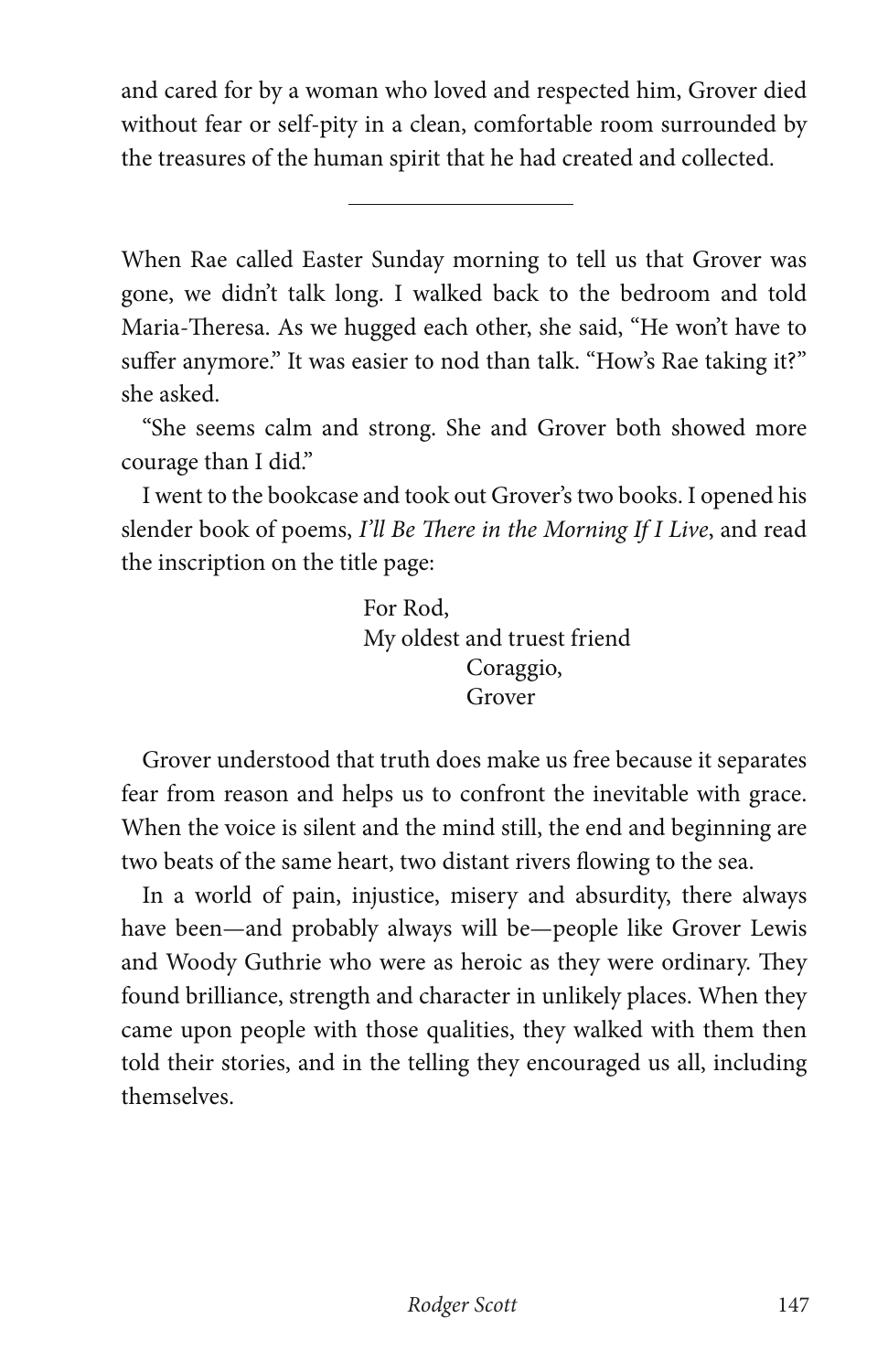and cared for by a woman who loved and respected him, Grover died without fear or self-pity in a clean, comfortable room surrounded by the treasures of the human spirit that he had created and collected.

---

When Rae called Easter Sunday morning to tell us that Grover was gone, we didn't talk long. I walked back to the bedroom and told Maria-Theresa. As we hugged each other, she said, "He won't have to suffer anymore." It was easier to nod than talk. "How's Rae taking it?" she asked.

"She seems calm and strong. She and Grover both showed more courage than I did."

I went to the bookcase and took out Grover's two books. I opened his slender book of poems, *I'll Be There in the Morning If I Live*, and read the inscription on the title page:

> For Rod,
> My oldest and truest friend
> Coraggio,
> Grover

Grover understood that truth does make us free because it separates fear from reason and helps us to confront the inevitable with grace. When the voice is silent and the mind still, the end and beginning are two beats of the same heart, two distant rivers flowing to the sea.

In a world of pain, injustice, misery and absurdity, there always have been—and probably always will be—people like Grover Lewis and Woody Guthrie who were as heroic as they were ordinary. They found brilliance, strength and character in unlikely places. When they came upon people with those qualities, they walked with them then told their stories, and in the telling they encouraged us all, including themselves.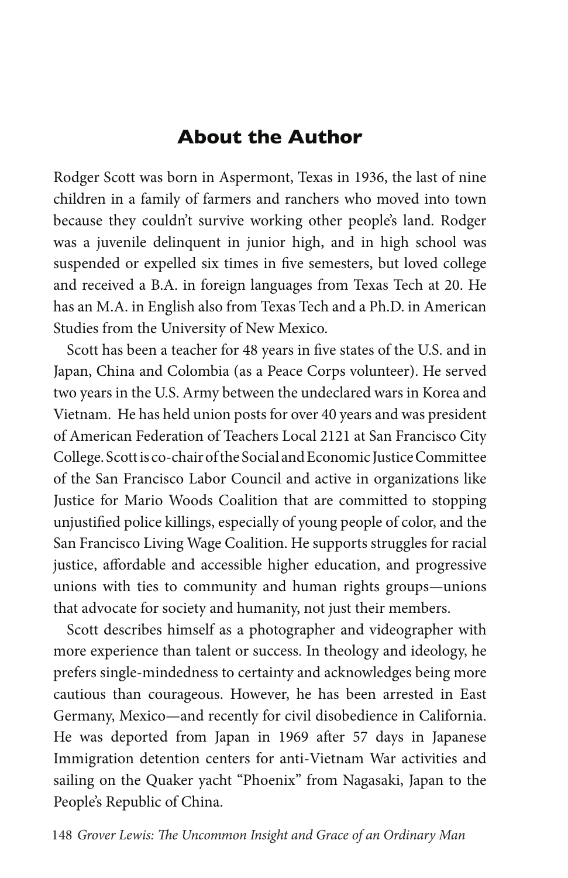## About the Author

Rodger Scott was born in Aspermont, Texas in 1936, the last of nine children in a family of farmers and ranchers who moved into town because they couldn't survive working other people's land. Rodger was a juvenile delinquent in junior high, and in high school was suspended or expelled six times in five semesters, but loved college and received a B.A. in foreign languages from Texas Tech at 20. He has an M.A. in English also from Texas Tech and a Ph.D. in American Studies from the University of New Mexico.

Scott has been a teacher for 48 years in five states of the U.S. and in Japan, China and Colombia (as a Peace Corps volunteer). He served two years in the U.S. Army between the undeclared wars in Korea and Vietnam. He has held union posts for over 40 years and was president of American Federation of Teachers Local 2121 at San Francisco City College. Scott is co-chair of the Social and Economic Justice Committee of the San Francisco Labor Council and active in organizations like Justice for Mario Woods Coalition that are committed to stopping unjustified police killings, especially of young people of color, and the San Francisco Living Wage Coalition. He supports struggles for racial justice, affordable and accessible higher education, and progressive unions with ties to community and human rights groups—unions that advocate for society and humanity, not just their members.

Scott describes himself as a photographer and videographer with more experience than talent or success. In theology and ideology, he prefers single-mindedness to certainty and acknowledges being more cautious than courageous. However, he has been arrested in East Germany, Mexico—and recently for civil disobedience in California. He was deported from Japan in 1969 after 57 days in Japanese Immigration detention centers for anti-Vietnam War activities and sailing on the Quaker yacht "Phoenix" from Nagasaki, Japan to the People's Republic of China.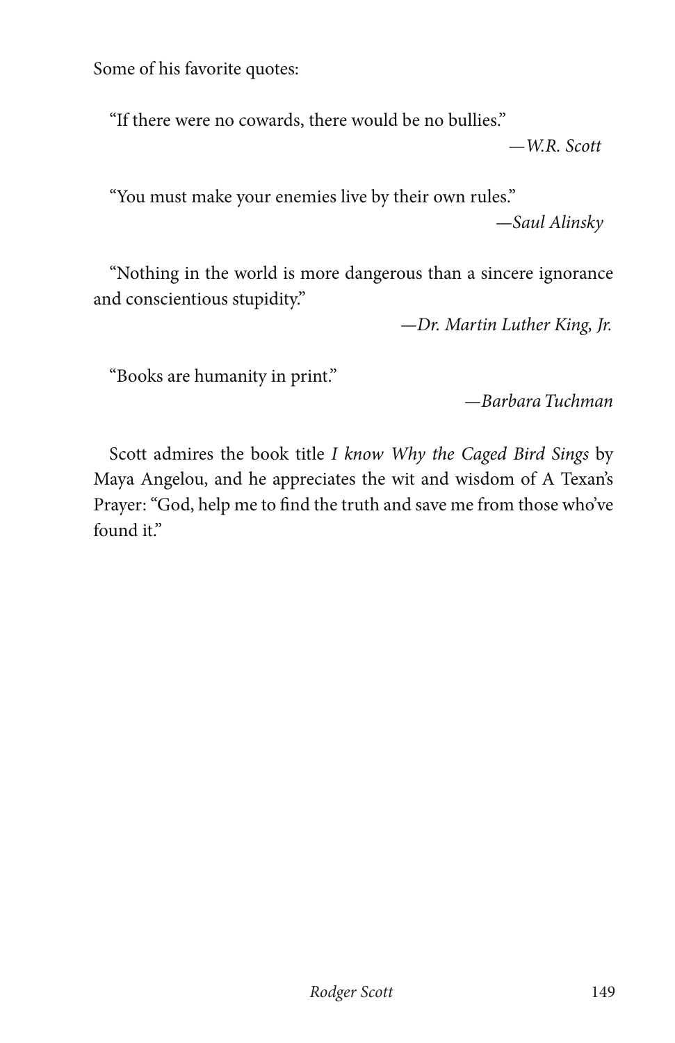Some of his favorite quotes:

"If there were no cowards, there would be no bullies."

—*W.R. Scott*

"You must make your enemies live by their own rules."

—*Saul Alinsky*

"Nothing in the world is more dangerous than a sincere ignorance and conscientious stupidity."

—*Dr. Martin Luther King, Jr.*

"Books are humanity in print."

—*Barbara Tuchman*

Scott admires the book title *I know Why the Caged Bird Sings* by Maya Angelou, and he appreciates the wit and wisdom of A Texan's Prayer: "God, help me to find the truth and save me from those who've found it."